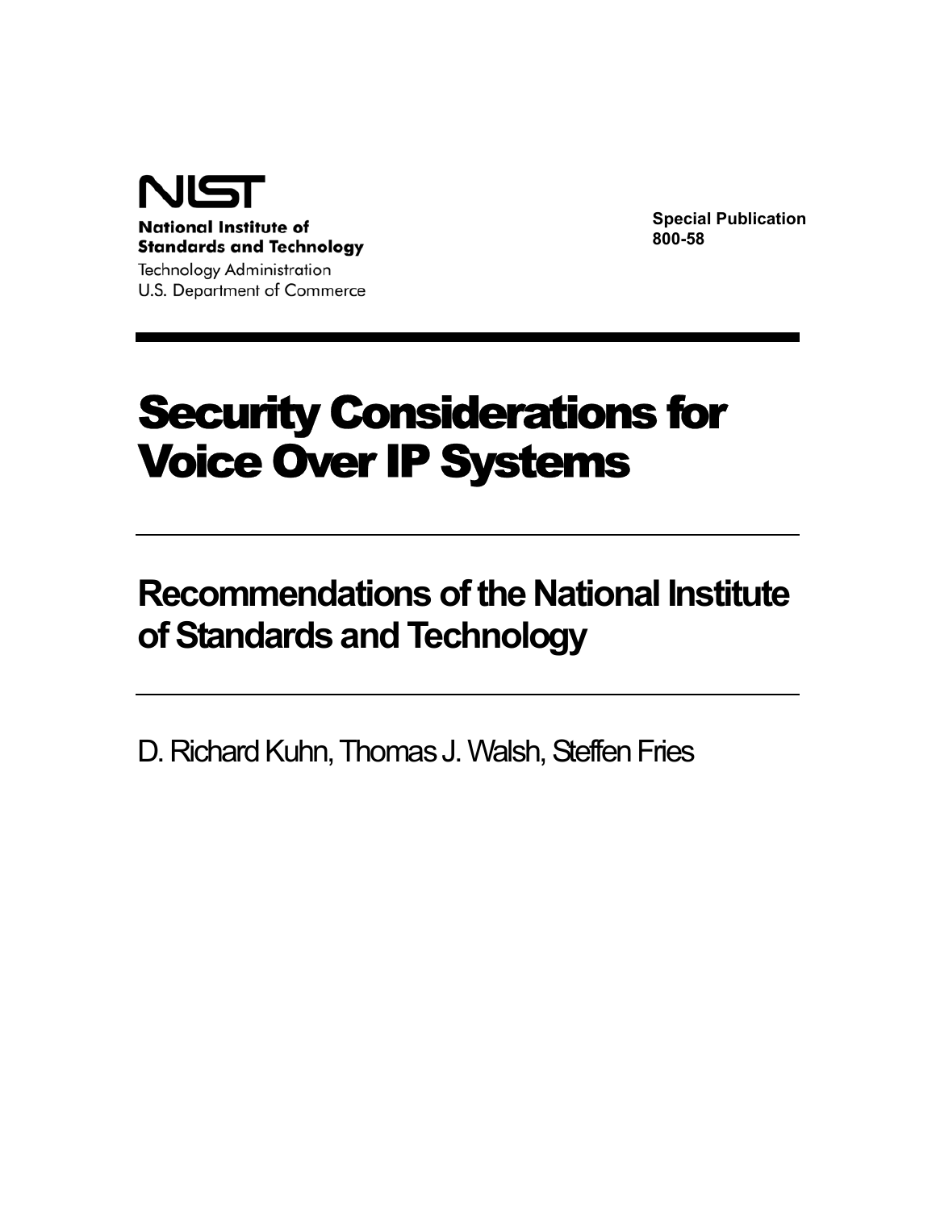NIST

**National Institute of Standards and Technology**

Technology Administration

U.S. Department of Commerce

**Special Publication 800-58**

# Security Considerations for Voice Over IP Systems

## Recommendations of the National Institute of Standards and Technology

D. Richard Kuhn, Thomas J. Walsh, Steffen Fries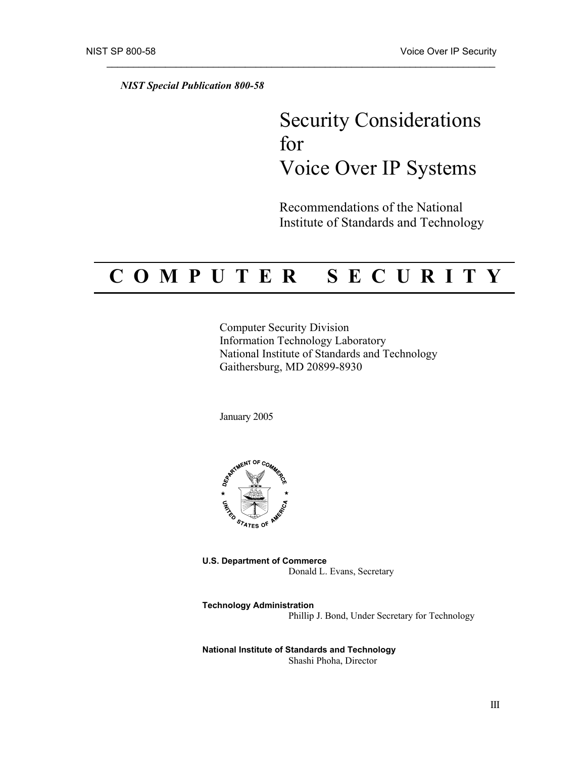*NIST Special Publication 800-58*

# Security Considerations for Voice Over IP Systems

Recommendations of the National Institute of Standards and Technology

## C O M P U T E R   S E C U R I T Y

Computer Security Division
Information Technology Laboratory
National Institute of Standards and Technology
Gaithersburg, MD 20899-8930

January 2005

**U.S. Department of Commerce**
Donald L. Evans, Secretary

**Technology Administration**
Phillip J. Bond, Under Secretary for Technology

**National Institute of Standards and Technology**
Shashi Phoha, Director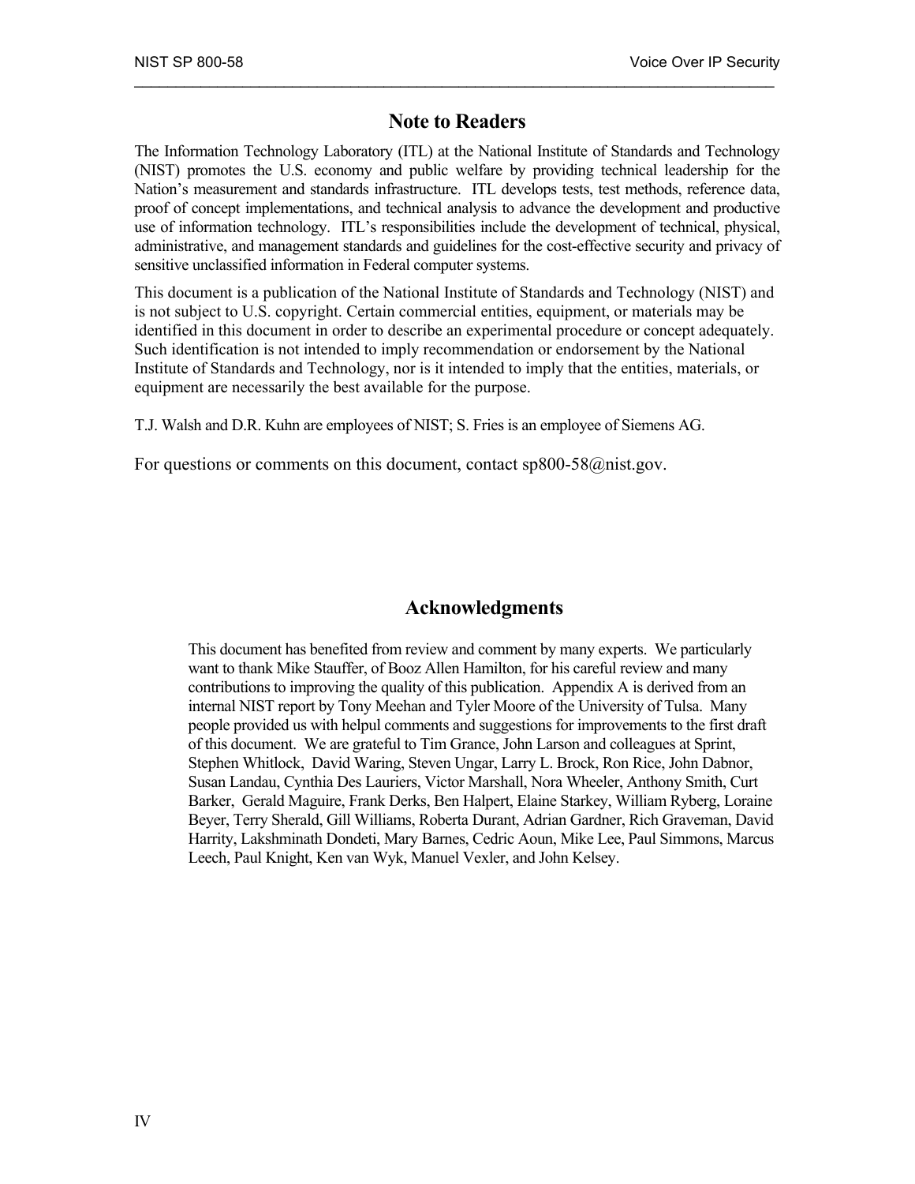## Note to Readers

The Information Technology Laboratory (ITL) at the National Institute of Standards and Technology (NIST) promotes the U.S. economy and public welfare by providing technical leadership for the Nation's measurement and standards infrastructure. ITL develops tests, test methods, reference data, proof of concept implementations, and technical analysis to advance the development and productive use of information technology. ITL's responsibilities include the development of technical, physical, administrative, and management standards and guidelines for the cost-effective security and privacy of sensitive unclassified information in Federal computer systems.

This document is a publication of the National Institute of Standards and Technology (NIST) and is not subject to U.S. copyright. Certain commercial entities, equipment, or materials may be identified in this document in order to describe an experimental procedure or concept adequately. Such identification is not intended to imply recommendation or endorsement by the National Institute of Standards and Technology, nor is it intended to imply that the entities, materials, or equipment are necessarily the best available for the purpose.

T.J. Walsh and D.R. Kuhn are employees of NIST; S. Fries is an employee of Siemens AG.

For questions or comments on this document, contact sp800-58@nist.gov.

## Acknowledgments

This document has benefited from review and comment by many experts. We particularly want to thank Mike Stauffer, of Booz Allen Hamilton, for his careful review and many contributions to improving the quality of this publication. Appendix A is derived from an internal NIST report by Tony Meehan and Tyler Moore of the University of Tulsa. Many people provided us with helpul comments and suggestions for improvements to the first draft of this document. We are grateful to Tim Grance, John Larson and colleagues at Sprint, Stephen Whitlock, David Waring, Steven Ungar, Larry L. Brock, Ron Rice, John Dabnor, Susan Landau, Cynthia Des Lauriers, Victor Marshall, Nora Wheeler, Anthony Smith, Curt Barker, Gerald Maguire, Frank Derks, Ben Halpert, Elaine Starkey, William Ryberg, Loraine Beyer, Terry Sherald, Gill Williams, Roberta Durant, Adrian Gardner, Rich Graveman, David Harrity, Lakshminath Dondeti, Mary Barnes, Cedric Aoun, Mike Lee, Paul Simmons, Marcus Leech, Paul Knight, Ken van Wyk, Manuel Vexler, and John Kelsey.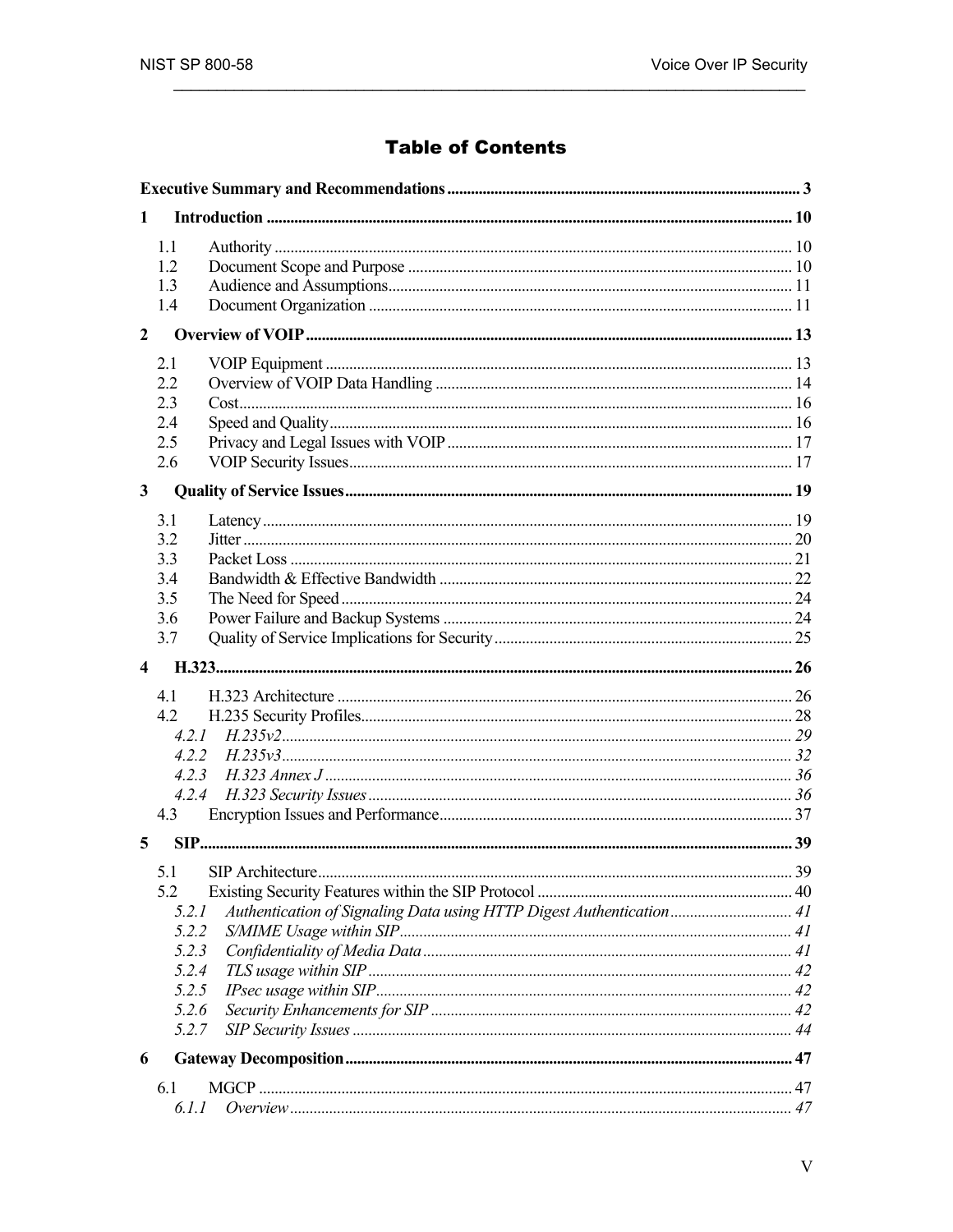# Table of Contents

**Executive Summary and Recommendations** .......... 3

**1 Introduction** .......... 10

- 1.1 Authority .......... 10
- 1.2 Document Scope and Purpose .......... 10
- 1.3 Audience and Assumptions .......... 11
- 1.4 Document Organization .......... 11

**2 Overview of VOIP** .......... 13

- 2.1 VOIP Equipment .......... 13
- 2.2 Overview of VOIP Data Handling .......... 14
- 2.3 Cost .......... 16
- 2.4 Speed and Quality .......... 16
- 2.5 Privacy and Legal Issues with VOIP .......... 17
- 2.6 VOIP Security Issues .......... 17

**3 Quality of Service Issues** .......... 19

- 3.1 Latency .......... 19
- 3.2 Jitter .......... 20
- 3.3 Packet Loss .......... 21
- 3.4 Bandwidth & Effective Bandwidth .......... 22
- 3.5 The Need for Speed .......... 24
- 3.6 Power Failure and Backup Systems .......... 24
- 3.7 Quality of Service Implications for Security .......... 25

**4 H.323** .......... 26

- 4.1 H.323 Architecture .......... 26
- 4.2 H.235 Security Profiles .......... 28
  - *4.2.1 H.235v2* .......... 29
  - *4.2.2 H.235v3* .......... 32
  - *4.2.3 H.323 Annex J* .......... 36
  - *4.2.4 H.323 Security Issues* .......... 36
- 4.3 Encryption Issues and Performance .......... 37

**5 SIP** .......... 39

- 5.1 SIP Architecture .......... 39
- 5.2 Existing Security Features within the SIP Protocol .......... 40
  - *5.2.1 Authentication of Signaling Data using HTTP Digest Authentication* .......... 41
  - *5.2.2 S/MIME Usage within SIP* .......... 41
  - *5.2.3 Confidentiality of Media Data* .......... 41
  - *5.2.4 TLS usage within SIP* .......... 42
  - *5.2.5 IPsec usage within SIP* .......... 42
  - *5.2.6 Security Enhancements for SIP* .......... 42
  - *5.2.7 SIP Security Issues* .......... 44

**6 Gateway Decomposition** .......... 47

- 6.1 MGCP .......... 47
  - *6.1.1 Overview* .......... 47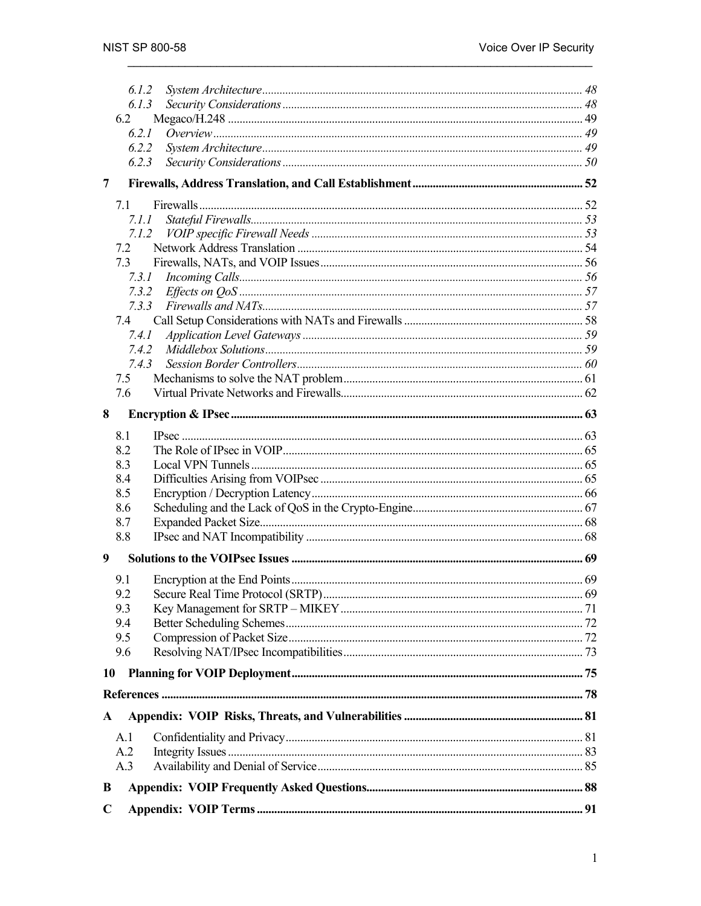*6.1.2 System Architecture* .......... 48
*6.1.3 Security Considerations* .......... 48
6.2 Megaco/H.248 .......... 49
*6.2.1 Overview* .......... 49
*6.2.2 System Architecture* .......... 49
*6.2.3 Security Considerations* .......... 50

**7 Firewalls, Address Translation, and Call Establishment .......... 52**

7.1 Firewalls .......... 52
*7.1.1 Stateful Firewalls* .......... 53
*7.1.2 VOIP specific Firewall Needs* .......... 53
7.2 Network Address Translation .......... 54
7.3 Firewalls, NATs, and VOIP Issues .......... 56
*7.3.1 Incoming Calls* .......... 56
*7.3.2 Effects on QoS* .......... 57
*7.3.3 Firewalls and NATs* .......... 57
7.4 Call Setup Considerations with NATs and Firewalls .......... 58
*7.4.1 Application Level Gateways* .......... 59
*7.4.2 Middlebox Solutions* .......... 59
*7.4.3 Session Border Controllers* .......... 60
7.5 Mechanisms to solve the NAT problem .......... 61
7.6 Virtual Private Networks and Firewalls .......... 62

**8 Encryption & IPsec .......... 63**

8.1 IPsec .......... 63
8.2 The Role of IPsec in VOIP .......... 65
8.3 Local VPN Tunnels .......... 65
8.4 Difficulties Arising from VOIPsec .......... 65
8.5 Encryption / Decryption Latency .......... 66
8.6 Scheduling and the Lack of QoS in the Crypto-Engine .......... 67
8.7 Expanded Packet Size .......... 68
8.8 IPsec and NAT Incompatibility .......... 68

**9 Solutions to the VOIPsec Issues .......... 69**

9.1 Encryption at the End Points .......... 69
9.2 Secure Real Time Protocol (SRTP) .......... 69
9.3 Key Management for SRTP – MIKEY .......... 71
9.4 Better Scheduling Schemes .......... 72
9.5 Compression of Packet Size .......... 72
9.6 Resolving NAT/IPsec Incompatibilities .......... 73

**10 Planning for VOIP Deployment .......... 75**

**References .......... 78**

**A Appendix: VOIP Risks, Threats, and Vulnerabilities .......... 81**

A.1 Confidentiality and Privacy .......... 81
A.2 Integrity Issues .......... 83
A.3 Availability and Denial of Service .......... 85

**B Appendix: VOIP Frequently Asked Questions .......... 88**

**C Appendix: VOIP Terms .......... 91**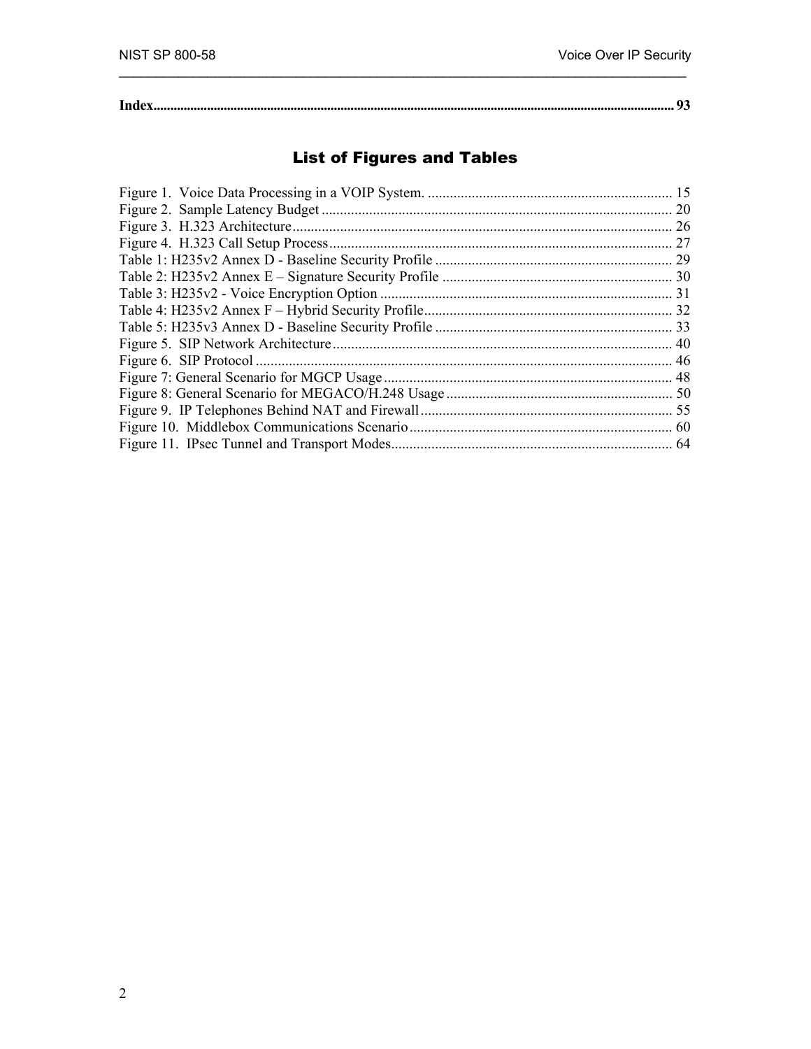**Index** ........................................................................................................................................................ **93**

## List of Figures and Tables

Figure 1. Voice Data Processing in a VOIP System. ................................................................... 15
Figure 2. Sample Latency Budget ................................................................................................ 20
Figure 3. H.323 Architecture ........................................................................................................ 26
Figure 4. H.323 Call Setup Process .............................................................................................. 27
Table 1: H235v2 Annex D - Baseline Security Profile ................................................................. 29
Table 2: H235v2 Annex E – Signature Security Profile ............................................................... 30
Table 3: H235v2 - Voice Encryption Option ................................................................................ 31
Table 4: H235v2 Annex F – Hybrid Security Profile .................................................................... 32
Table 5: H235v3 Annex D - Baseline Security Profile ................................................................. 33
Figure 5. SIP Network Architecture ............................................................................................. 40
Figure 6. SIP Protocol .................................................................................................................. 46
Figure 7: General Scenario for MGCP Usage ............................................................................... 48
Figure 8: General Scenario for MEGACO/H.248 Usage .............................................................. 50
Figure 9. IP Telephones Behind NAT and Firewall ..................................................................... 55
Figure 10. Middlebox Communications Scenario ........................................................................ 60
Figure 11. IPsec Tunnel and Transport Modes ............................................................................. 64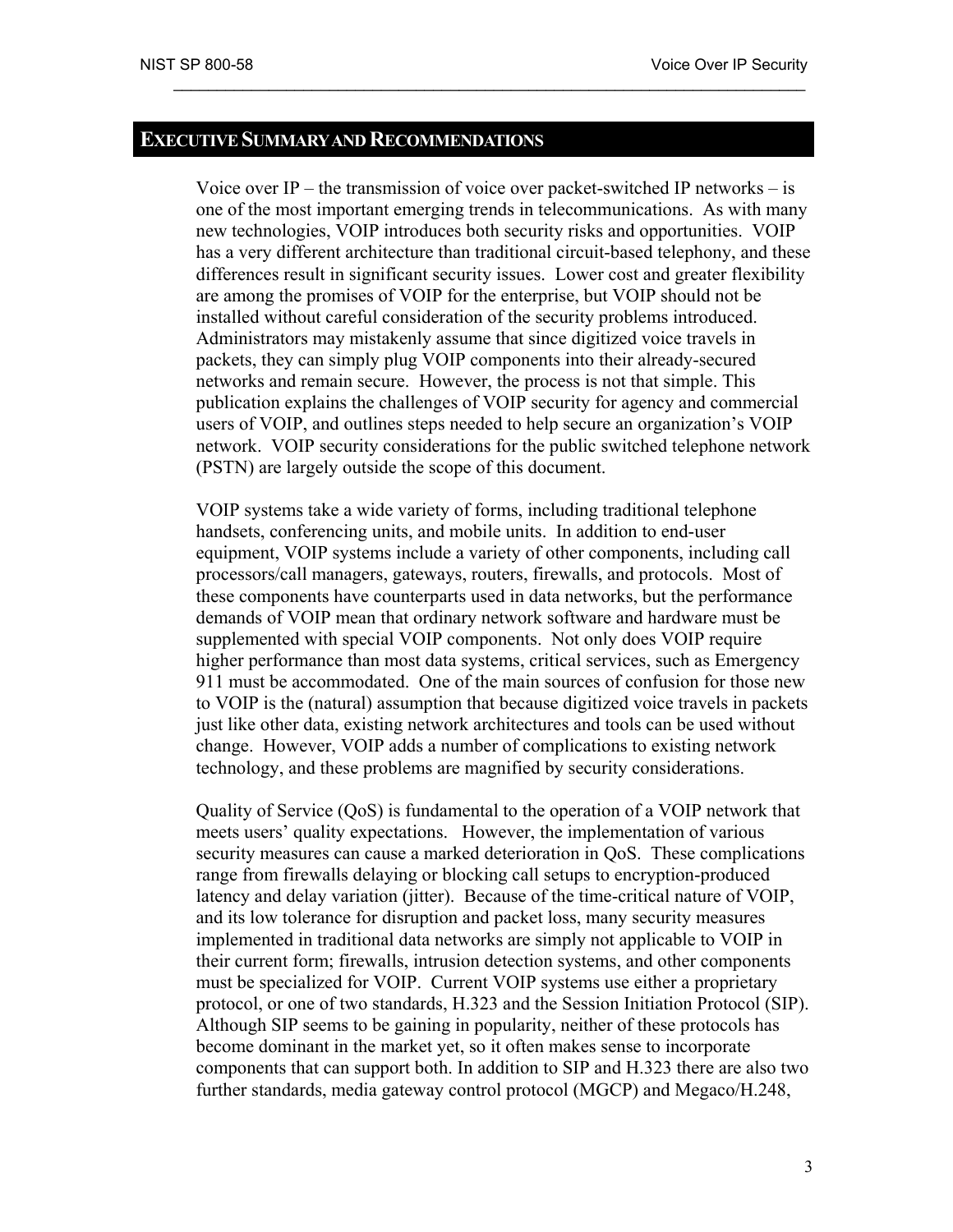## EXECUTIVE SUMMARY AND RECOMMENDATIONS

Voice over IP – the transmission of voice over packet-switched IP networks – is one of the most important emerging trends in telecommunications. As with many new technologies, VOIP introduces both security risks and opportunities. VOIP has a very different architecture than traditional circuit-based telephony, and these differences result in significant security issues. Lower cost and greater flexibility are among the promises of VOIP for the enterprise, but VOIP should not be installed without careful consideration of the security problems introduced. Administrators may mistakenly assume that since digitized voice travels in packets, they can simply plug VOIP components into their already-secured networks and remain secure. However, the process is not that simple. This publication explains the challenges of VOIP security for agency and commercial users of VOIP, and outlines steps needed to help secure an organization's VOIP network. VOIP security considerations for the public switched telephone network (PSTN) are largely outside the scope of this document.

VOIP systems take a wide variety of forms, including traditional telephone handsets, conferencing units, and mobile units. In addition to end-user equipment, VOIP systems include a variety of other components, including call processors/call managers, gateways, routers, firewalls, and protocols. Most of these components have counterparts used in data networks, but the performance demands of VOIP mean that ordinary network software and hardware must be supplemented with special VOIP components. Not only does VOIP require higher performance than most data systems, critical services, such as Emergency 911 must be accommodated. One of the main sources of confusion for those new to VOIP is the (natural) assumption that because digitized voice travels in packets just like other data, existing network architectures and tools can be used without change. However, VOIP adds a number of complications to existing network technology, and these problems are magnified by security considerations.

Quality of Service (QoS) is fundamental to the operation of a VOIP network that meets users' quality expectations. However, the implementation of various security measures can cause a marked deterioration in QoS. These complications range from firewalls delaying or blocking call setups to encryption-produced latency and delay variation (jitter). Because of the time-critical nature of VOIP, and its low tolerance for disruption and packet loss, many security measures implemented in traditional data networks are simply not applicable to VOIP in their current form; firewalls, intrusion detection systems, and other components must be specialized for VOIP. Current VOIP systems use either a proprietary protocol, or one of two standards, H.323 and the Session Initiation Protocol (SIP). Although SIP seems to be gaining in popularity, neither of these protocols has become dominant in the market yet, so it often makes sense to incorporate components that can support both. In addition to SIP and H.323 there are also two further standards, media gateway control protocol (MGCP) and Megaco/H.248,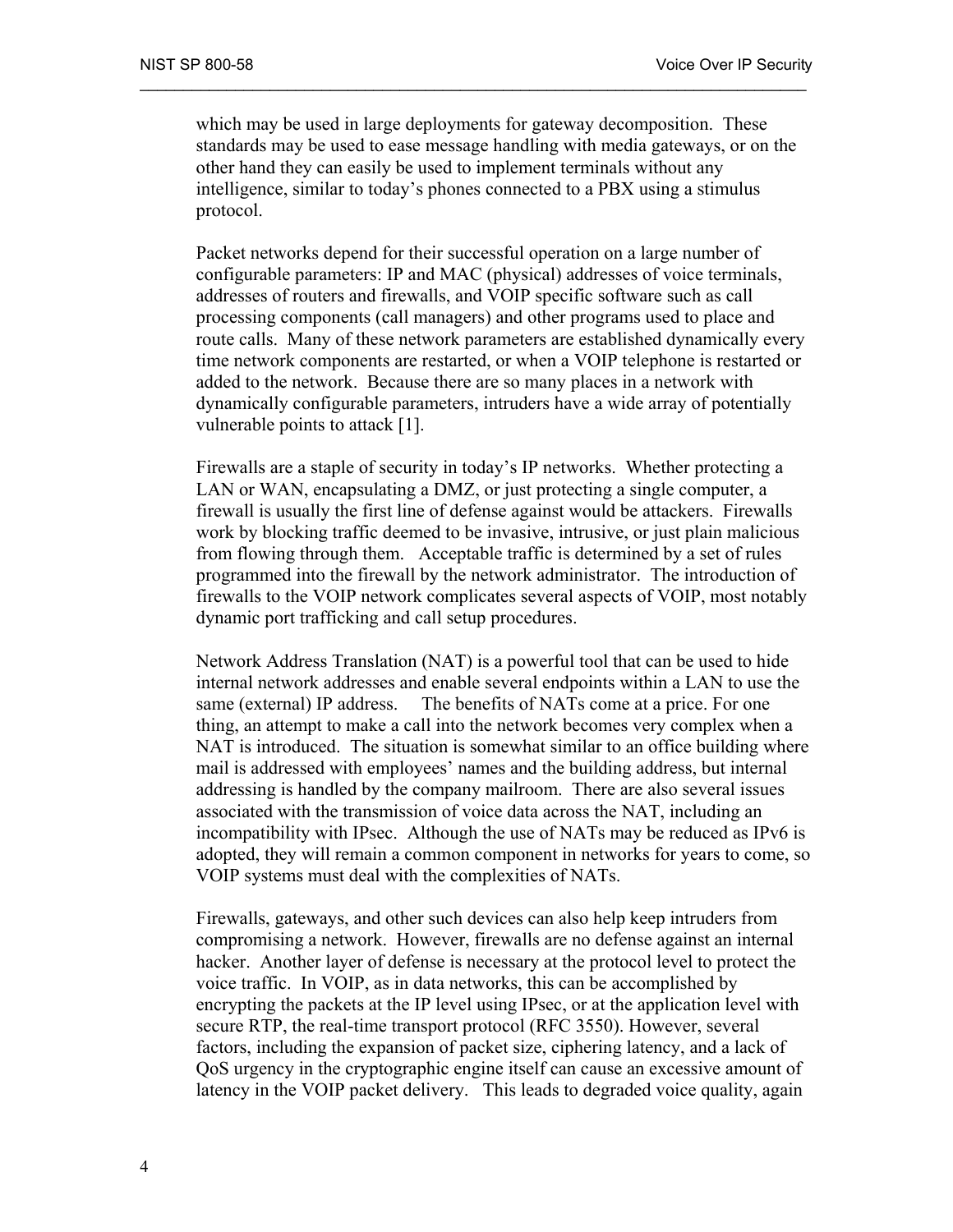which may be used in large deployments for gateway decomposition. These standards may be used to ease message handling with media gateways, or on the other hand they can easily be used to implement terminals without any intelligence, similar to today's phones connected to a PBX using a stimulus protocol.

Packet networks depend for their successful operation on a large number of configurable parameters: IP and MAC (physical) addresses of voice terminals, addresses of routers and firewalls, and VOIP specific software such as call processing components (call managers) and other programs used to place and route calls. Many of these network parameters are established dynamically every time network components are restarted, or when a VOIP telephone is restarted or added to the network. Because there are so many places in a network with dynamically configurable parameters, intruders have a wide array of potentially vulnerable points to attack [1].

Firewalls are a staple of security in today's IP networks. Whether protecting a LAN or WAN, encapsulating a DMZ, or just protecting a single computer, a firewall is usually the first line of defense against would be attackers. Firewalls work by blocking traffic deemed to be invasive, intrusive, or just plain malicious from flowing through them. Acceptable traffic is determined by a set of rules programmed into the firewall by the network administrator. The introduction of firewalls to the VOIP network complicates several aspects of VOIP, most notably dynamic port trafficking and call setup procedures.

Network Address Translation (NAT) is a powerful tool that can be used to hide internal network addresses and enable several endpoints within a LAN to use the same (external) IP address. The benefits of NATs come at a price. For one thing, an attempt to make a call into the network becomes very complex when a NAT is introduced. The situation is somewhat similar to an office building where mail is addressed with employees' names and the building address, but internal addressing is handled by the company mailroom. There are also several issues associated with the transmission of voice data across the NAT, including an incompatibility with IPsec. Although the use of NATs may be reduced as IPv6 is adopted, they will remain a common component in networks for years to come, so VOIP systems must deal with the complexities of NATs.

Firewalls, gateways, and other such devices can also help keep intruders from compromising a network. However, firewalls are no defense against an internal hacker. Another layer of defense is necessary at the protocol level to protect the voice traffic. In VOIP, as in data networks, this can be accomplished by encrypting the packets at the IP level using IPsec, or at the application level with secure RTP, the real-time transport protocol (RFC 3550). However, several factors, including the expansion of packet size, ciphering latency, and a lack of QoS urgency in the cryptographic engine itself can cause an excessive amount of latency in the VOIP packet delivery. This leads to degraded voice quality, again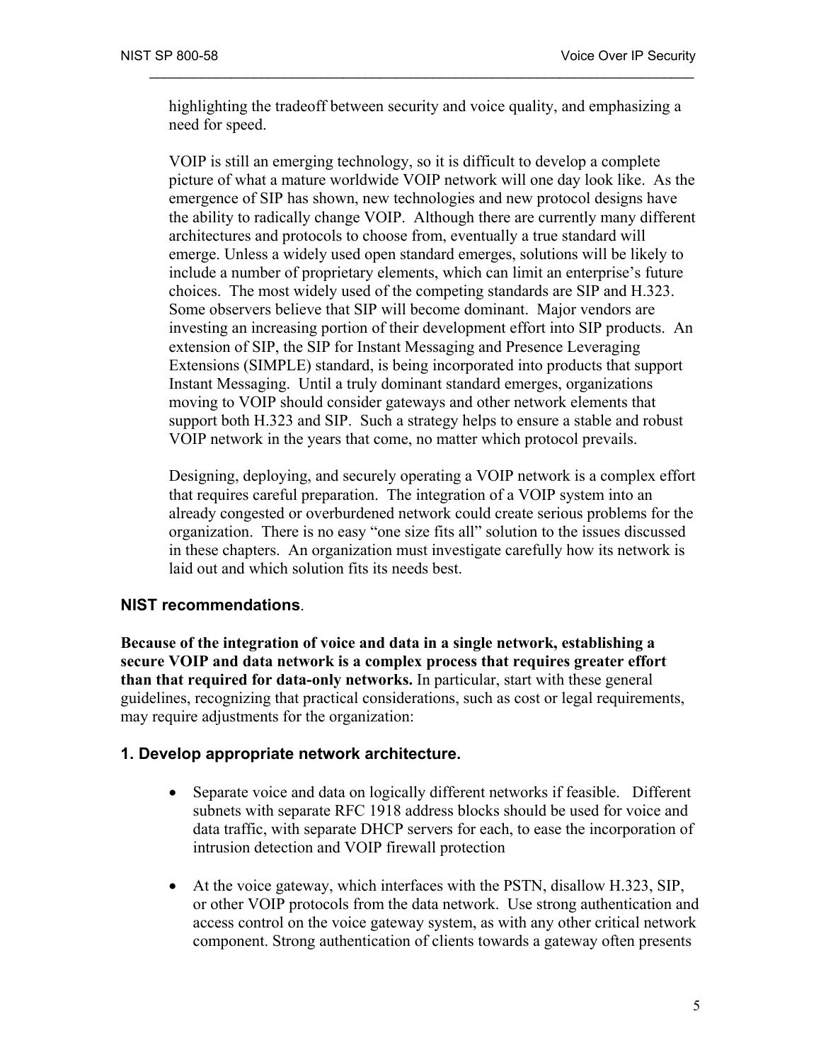highlighting the tradeoff between security and voice quality, and emphasizing a need for speed.

VOIP is still an emerging technology, so it is difficult to develop a complete picture of what a mature worldwide VOIP network will one day look like. As the emergence of SIP has shown, new technologies and new protocol designs have the ability to radically change VOIP. Although there are currently many different architectures and protocols to choose from, eventually a true standard will emerge. Unless a widely used open standard emerges, solutions will be likely to include a number of proprietary elements, which can limit an enterprise's future choices. The most widely used of the competing standards are SIP and H.323. Some observers believe that SIP will become dominant. Major vendors are investing an increasing portion of their development effort into SIP products. An extension of SIP, the SIP for Instant Messaging and Presence Leveraging Extensions (SIMPLE) standard, is being incorporated into products that support Instant Messaging. Until a truly dominant standard emerges, organizations moving to VOIP should consider gateways and other network elements that support both H.323 and SIP. Such a strategy helps to ensure a stable and robust VOIP network in the years that come, no matter which protocol prevails.

Designing, deploying, and securely operating a VOIP network is a complex effort that requires careful preparation. The integration of a VOIP system into an already congested or overburdened network could create serious problems for the organization. There is no easy "one size fits all" solution to the issues discussed in these chapters. An organization must investigate carefully how its network is laid out and which solution fits its needs best.

### NIST recommendations.

**Because of the integration of voice and data in a single network, establishing a secure VOIP and data network is a complex process that requires greater effort than that required for data-only networks.** In particular, start with these general guidelines, recognizing that practical considerations, such as cost or legal requirements, may require adjustments for the organization:

### 1. Develop appropriate network architecture.

- Separate voice and data on logically different networks if feasible. Different subnets with separate RFC 1918 address blocks should be used for voice and data traffic, with separate DHCP servers for each, to ease the incorporation of intrusion detection and VOIP firewall protection

- At the voice gateway, which interfaces with the PSTN, disallow H.323, SIP, or other VOIP protocols from the data network. Use strong authentication and access control on the voice gateway system, as with any other critical network component. Strong authentication of clients towards a gateway often presents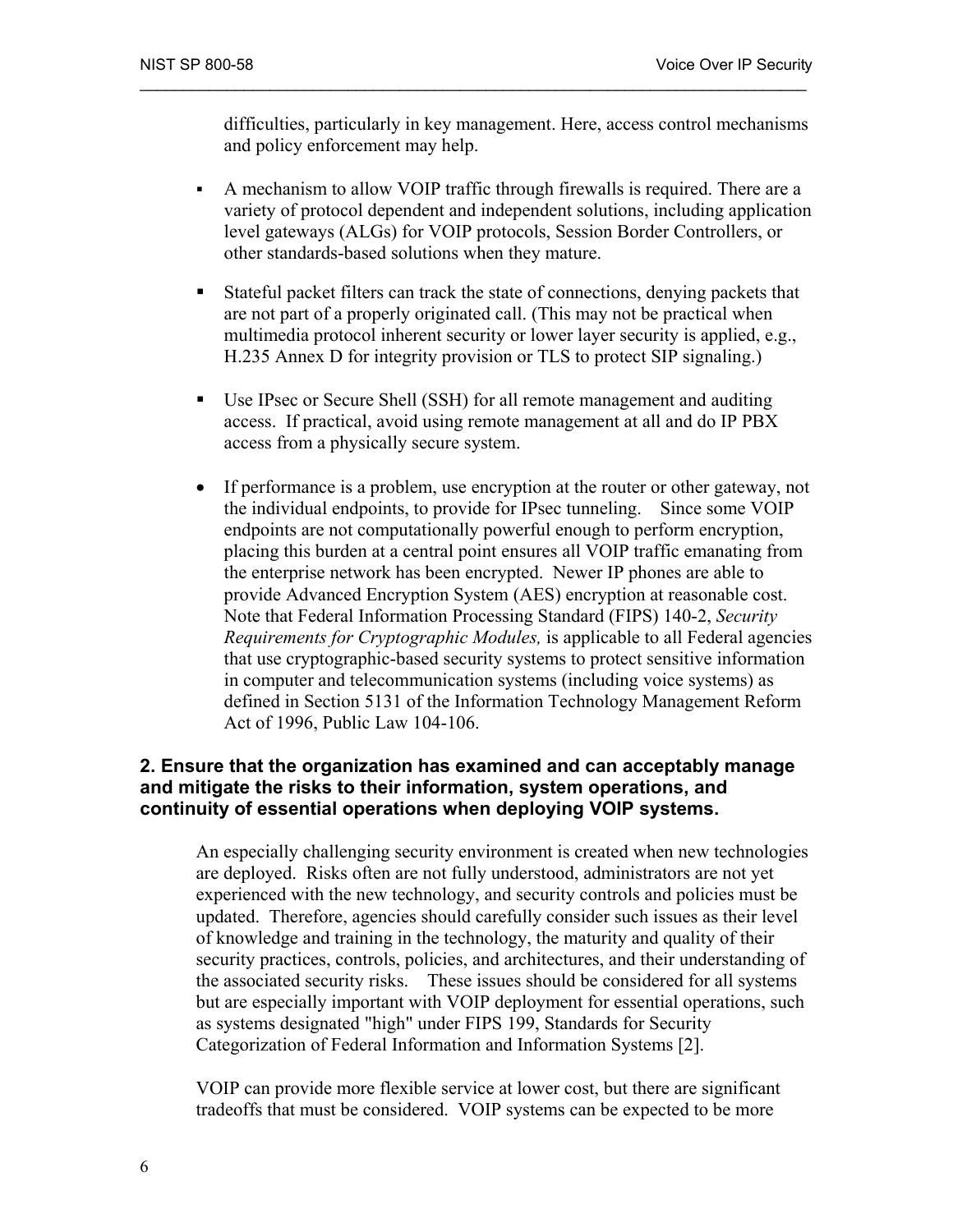difficulties, particularly in key management. Here, access control mechanisms and policy enforcement may help.

- A mechanism to allow VOIP traffic through firewalls is required. There are a variety of protocol dependent and independent solutions, including application level gateways (ALGs) for VOIP protocols, Session Border Controllers, or other standards-based solutions when they mature.

- Stateful packet filters can track the state of connections, denying packets that are not part of a properly originated call. (This may not be practical when multimedia protocol inherent security or lower layer security is applied, e.g., H.235 Annex D for integrity provision or TLS to protect SIP signaling.)

- Use IPsec or Secure Shell (SSH) for all remote management and auditing access. If practical, avoid using remote management at all and do IP PBX access from a physically secure system.

- If performance is a problem, use encryption at the router or other gateway, not the individual endpoints, to provide for IPsec tunneling. Since some VOIP endpoints are not computationally powerful enough to perform encryption, placing this burden at a central point ensures all VOIP traffic emanating from the enterprise network has been encrypted. Newer IP phones are able to provide Advanced Encryption System (AES) encryption at reasonable cost. Note that Federal Information Processing Standard (FIPS) 140-2, *Security Requirements for Cryptographic Modules,* is applicable to all Federal agencies that use cryptographic-based security systems to protect sensitive information in computer and telecommunication systems (including voice systems) as defined in Section 5131 of the Information Technology Management Reform Act of 1996, Public Law 104-106.

### 2. Ensure that the organization has examined and can acceptably manage and mitigate the risks to their information, system operations, and continuity of essential operations when deploying VOIP systems.

An especially challenging security environment is created when new technologies are deployed. Risks often are not fully understood, administrators are not yet experienced with the new technology, and security controls and policies must be updated. Therefore, agencies should carefully consider such issues as their level of knowledge and training in the technology, the maturity and quality of their security practices, controls, policies, and architectures, and their understanding of the associated security risks. These issues should be considered for all systems but are especially important with VOIP deployment for essential operations, such as systems designated "high" under FIPS 199, Standards for Security Categorization of Federal Information and Information Systems [2].

VOIP can provide more flexible service at lower cost, but there are significant tradeoffs that must be considered. VOIP systems can be expected to be more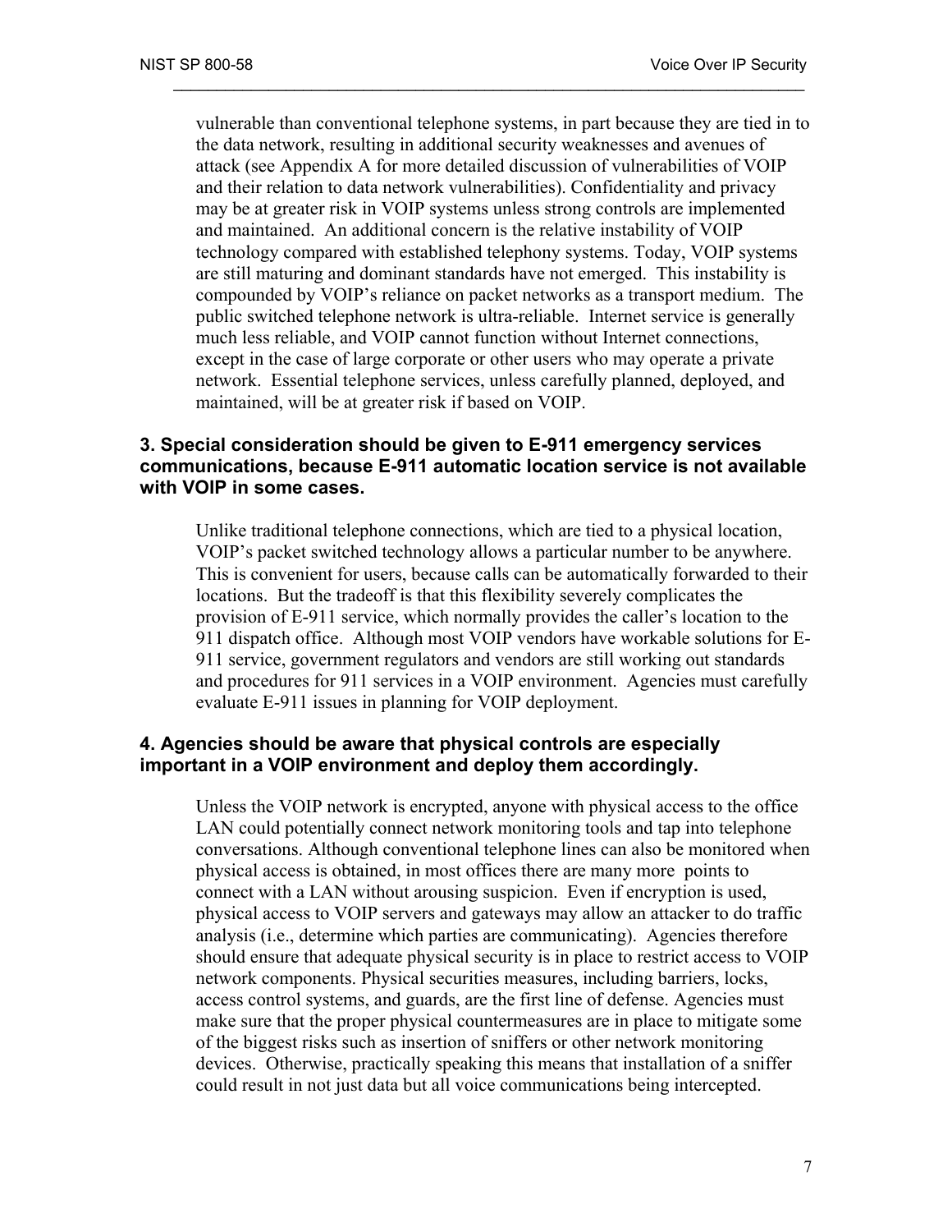vulnerable than conventional telephone systems, in part because they are tied in to the data network, resulting in additional security weaknesses and avenues of attack (see Appendix A for more detailed discussion of vulnerabilities of VOIP and their relation to data network vulnerabilities). Confidentiality and privacy may be at greater risk in VOIP systems unless strong controls are implemented and maintained. An additional concern is the relative instability of VOIP technology compared with established telephony systems. Today, VOIP systems are still maturing and dominant standards have not emerged. This instability is compounded by VOIP's reliance on packet networks as a transport medium. The public switched telephone network is ultra-reliable. Internet service is generally much less reliable, and VOIP cannot function without Internet connections, except in the case of large corporate or other users who may operate a private network. Essential telephone services, unless carefully planned, deployed, and maintained, will be at greater risk if based on VOIP.

### 3. Special consideration should be given to E-911 emergency services communications, because E-911 automatic location service is not available with VOIP in some cases.

Unlike traditional telephone connections, which are tied to a physical location, VOIP's packet switched technology allows a particular number to be anywhere. This is convenient for users, because calls can be automatically forwarded to their locations. But the tradeoff is that this flexibility severely complicates the provision of E-911 service, which normally provides the caller's location to the 911 dispatch office. Although most VOIP vendors have workable solutions for E-911 service, government regulators and vendors are still working out standards and procedures for 911 services in a VOIP environment. Agencies must carefully evaluate E-911 issues in planning for VOIP deployment.

### 4. Agencies should be aware that physical controls are especially important in a VOIP environment and deploy them accordingly.

Unless the VOIP network is encrypted, anyone with physical access to the office LAN could potentially connect network monitoring tools and tap into telephone conversations. Although conventional telephone lines can also be monitored when physical access is obtained, in most offices there are many more points to connect with a LAN without arousing suspicion. Even if encryption is used, physical access to VOIP servers and gateways may allow an attacker to do traffic analysis (i.e., determine which parties are communicating). Agencies therefore should ensure that adequate physical security is in place to restrict access to VOIP network components. Physical securities measures, including barriers, locks, access control systems, and guards, are the first line of defense. Agencies must make sure that the proper physical countermeasures are in place to mitigate some of the biggest risks such as insertion of sniffers or other network monitoring devices. Otherwise, practically speaking this means that installation of a sniffer could result in not just data but all voice communications being intercepted.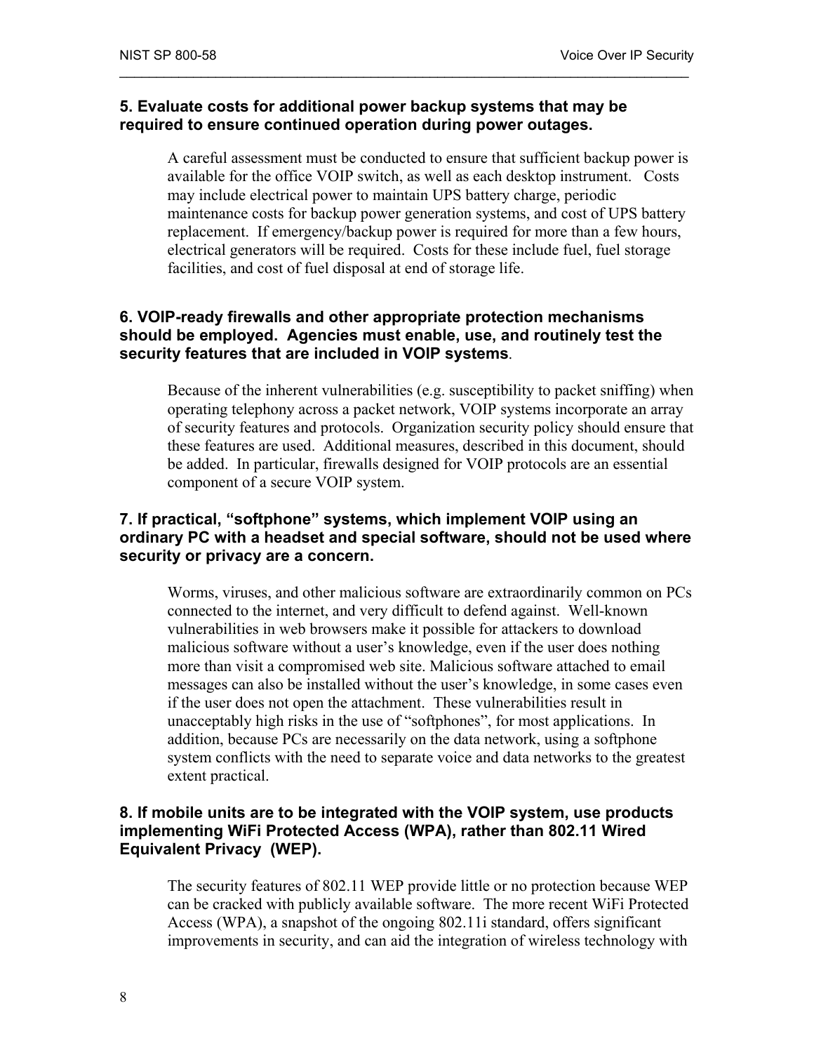**5. Evaluate costs for additional power backup systems that may be required to ensure continued operation during power outages.**

A careful assessment must be conducted to ensure that sufficient backup power is available for the office VOIP switch, as well as each desktop instrument. Costs may include electrical power to maintain UPS battery charge, periodic maintenance costs for backup power generation systems, and cost of UPS battery replacement. If emergency/backup power is required for more than a few hours, electrical generators will be required. Costs for these include fuel, fuel storage facilities, and cost of fuel disposal at end of storage life.

**6. VOIP-ready firewalls and other appropriate protection mechanisms should be employed. Agencies must enable, use, and routinely test the security features that are included in VOIP systems**.

Because of the inherent vulnerabilities (e.g. susceptibility to packet sniffing) when operating telephony across a packet network, VOIP systems incorporate an array of security features and protocols. Organization security policy should ensure that these features are used. Additional measures, described in this document, should be added. In particular, firewalls designed for VOIP protocols are an essential component of a secure VOIP system.

**7. If practical, "softphone" systems, which implement VOIP using an ordinary PC with a headset and special software, should not be used where security or privacy are a concern.**

Worms, viruses, and other malicious software are extraordinarily common on PCs connected to the internet, and very difficult to defend against. Well-known vulnerabilities in web browsers make it possible for attackers to download malicious software without a user's knowledge, even if the user does nothing more than visit a compromised web site. Malicious software attached to email messages can also be installed without the user's knowledge, in some cases even if the user does not open the attachment. These vulnerabilities result in unacceptably high risks in the use of "softphones", for most applications. In addition, because PCs are necessarily on the data network, using a softphone system conflicts with the need to separate voice and data networks to the greatest extent practical.

**8. If mobile units are to be integrated with the VOIP system, use products implementing WiFi Protected Access (WPA), rather than 802.11 Wired Equivalent Privacy (WEP).**

The security features of 802.11 WEP provide little or no protection because WEP can be cracked with publicly available software. The more recent WiFi Protected Access (WPA), a snapshot of the ongoing 802.11i standard, offers significant improvements in security, and can aid the integration of wireless technology with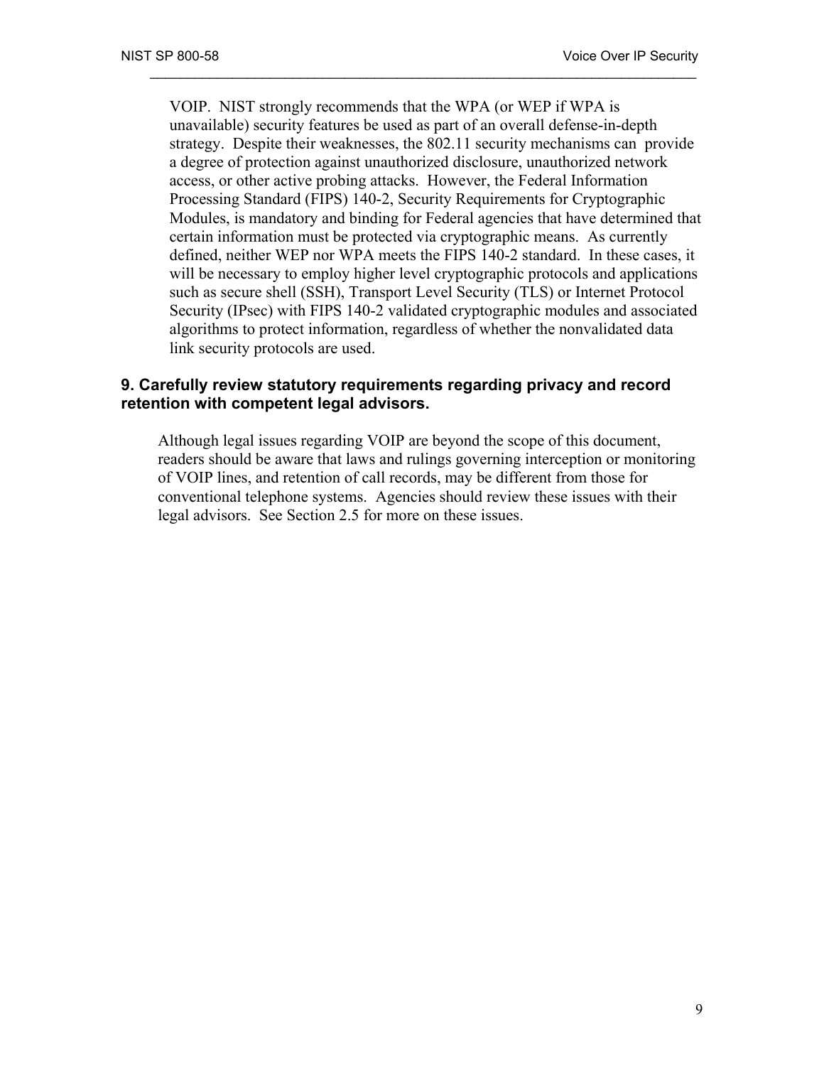VOIP. NIST strongly recommends that the WPA (or WEP if WPA is unavailable) security features be used as part of an overall defense-in-depth strategy. Despite their weaknesses, the 802.11 security mechanisms can provide a degree of protection against unauthorized disclosure, unauthorized network access, or other active probing attacks. However, the Federal Information Processing Standard (FIPS) 140-2, Security Requirements for Cryptographic Modules, is mandatory and binding for Federal agencies that have determined that certain information must be protected via cryptographic means. As currently defined, neither WEP nor WPA meets the FIPS 140-2 standard. In these cases, it will be necessary to employ higher level cryptographic protocols and applications such as secure shell (SSH), Transport Level Security (TLS) or Internet Protocol Security (IPsec) with FIPS 140-2 validated cryptographic modules and associated algorithms to protect information, regardless of whether the nonvalidated data link security protocols are used.

### 9. Carefully review statutory requirements regarding privacy and record retention with competent legal advisors.

Although legal issues regarding VOIP are beyond the scope of this document, readers should be aware that laws and rulings governing interception or monitoring of VOIP lines, and retention of call records, may be different from those for conventional telephone systems. Agencies should review these issues with their legal advisors. See Section 2.5 for more on these issues.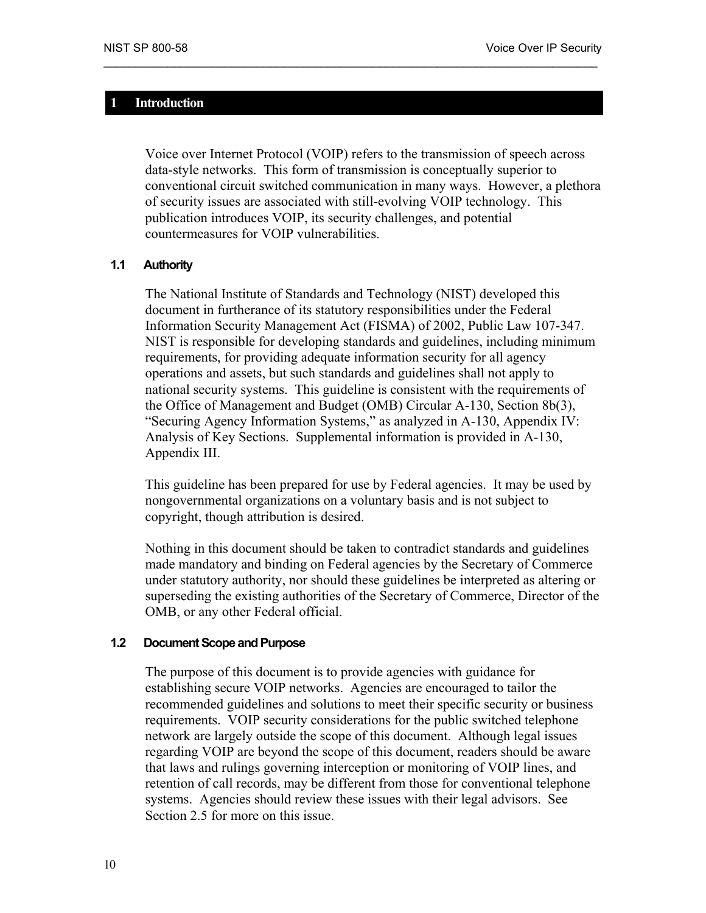# 1 Introduction

Voice over Internet Protocol (VOIP) refers to the transmission of speech across data-style networks. This form of transmission is conceptually superior to conventional circuit switched communication in many ways. However, a plethora of security issues are associated with still-evolving VOIP technology. This publication introduces VOIP, its security challenges, and potential countermeasures for VOIP vulnerabilities.

## 1.1 Authority

The National Institute of Standards and Technology (NIST) developed this document in furtherance of its statutory responsibilities under the Federal Information Security Management Act (FISMA) of 2002, Public Law 107-347. NIST is responsible for developing standards and guidelines, including minimum requirements, for providing adequate information security for all agency operations and assets, but such standards and guidelines shall not apply to national security systems. This guideline is consistent with the requirements of the Office of Management and Budget (OMB) Circular A-130, Section 8b(3), "Securing Agency Information Systems," as analyzed in A-130, Appendix IV: Analysis of Key Sections. Supplemental information is provided in A-130, Appendix III.

This guideline has been prepared for use by Federal agencies. It may be used by nongovernmental organizations on a voluntary basis and is not subject to copyright, though attribution is desired.

Nothing in this document should be taken to contradict standards and guidelines made mandatory and binding on Federal agencies by the Secretary of Commerce under statutory authority, nor should these guidelines be interpreted as altering or superseding the existing authorities of the Secretary of Commerce, Director of the OMB, or any other Federal official.

## 1.2 Document Scope and Purpose

The purpose of this document is to provide agencies with guidance for establishing secure VOIP networks. Agencies are encouraged to tailor the recommended guidelines and solutions to meet their specific security or business requirements. VOIP security considerations for the public switched telephone network are largely outside the scope of this document. Although legal issues regarding VOIP are beyond the scope of this document, readers should be aware that laws and rulings governing interception or monitoring of VOIP lines, and retention of call records, may be different from those for conventional telephone systems. Agencies should review these issues with their legal advisors. See Section 2.5 for more on this issue.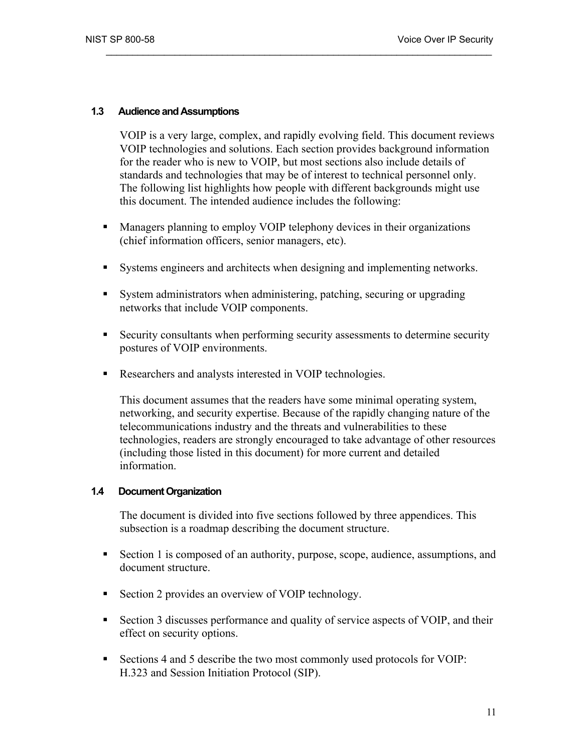### 1.3 Audience and Assumptions

VOIP is a very large, complex, and rapidly evolving field. This document reviews VOIP technologies and solutions. Each section provides background information for the reader who is new to VOIP, but most sections also include details of standards and technologies that may be of interest to technical personnel only. The following list highlights how people with different backgrounds might use this document. The intended audience includes the following:

- Managers planning to employ VOIP telephony devices in their organizations (chief information officers, senior managers, etc).
- Systems engineers and architects when designing and implementing networks.
- System administrators when administering, patching, securing or upgrading networks that include VOIP components.
- Security consultants when performing security assessments to determine security postures of VOIP environments.
- Researchers and analysts interested in VOIP technologies.

This document assumes that the readers have some minimal operating system, networking, and security expertise. Because of the rapidly changing nature of the telecommunications industry and the threats and vulnerabilities to these technologies, readers are strongly encouraged to take advantage of other resources (including those listed in this document) for more current and detailed information.

### 1.4 Document Organization

The document is divided into five sections followed by three appendices. This subsection is a roadmap describing the document structure.

- Section 1 is composed of an authority, purpose, scope, audience, assumptions, and document structure.
- Section 2 provides an overview of VOIP technology.
- Section 3 discusses performance and quality of service aspects of VOIP, and their effect on security options.
- Sections 4 and 5 describe the two most commonly used protocols for VOIP: H.323 and Session Initiation Protocol (SIP).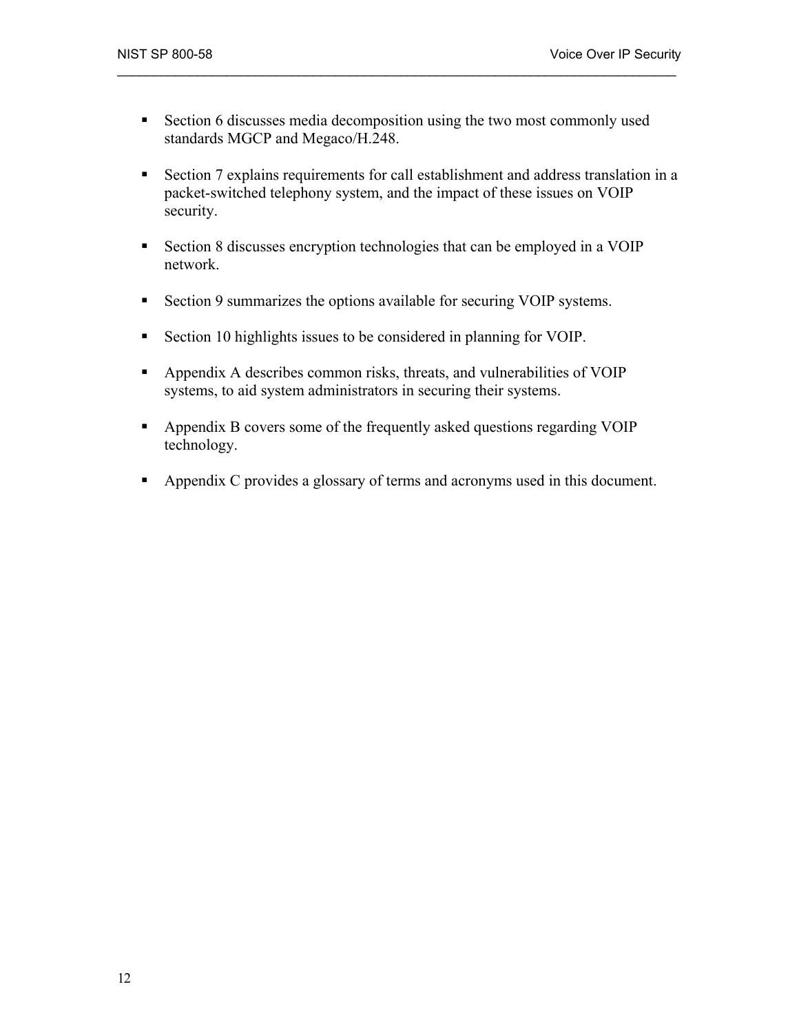- Section 6 discusses media decomposition using the two most commonly used standards MGCP and Megaco/H.248.

- Section 7 explains requirements for call establishment and address translation in a packet-switched telephony system, and the impact of these issues on VOIP security.

- Section 8 discusses encryption technologies that can be employed in a VOIP network.

- Section 9 summarizes the options available for securing VOIP systems.

- Section 10 highlights issues to be considered in planning for VOIP.

- Appendix A describes common risks, threats, and vulnerabilities of VOIP systems, to aid system administrators in securing their systems.

- Appendix B covers some of the frequently asked questions regarding VOIP technology.

- Appendix C provides a glossary of terms and acronyms used in this document.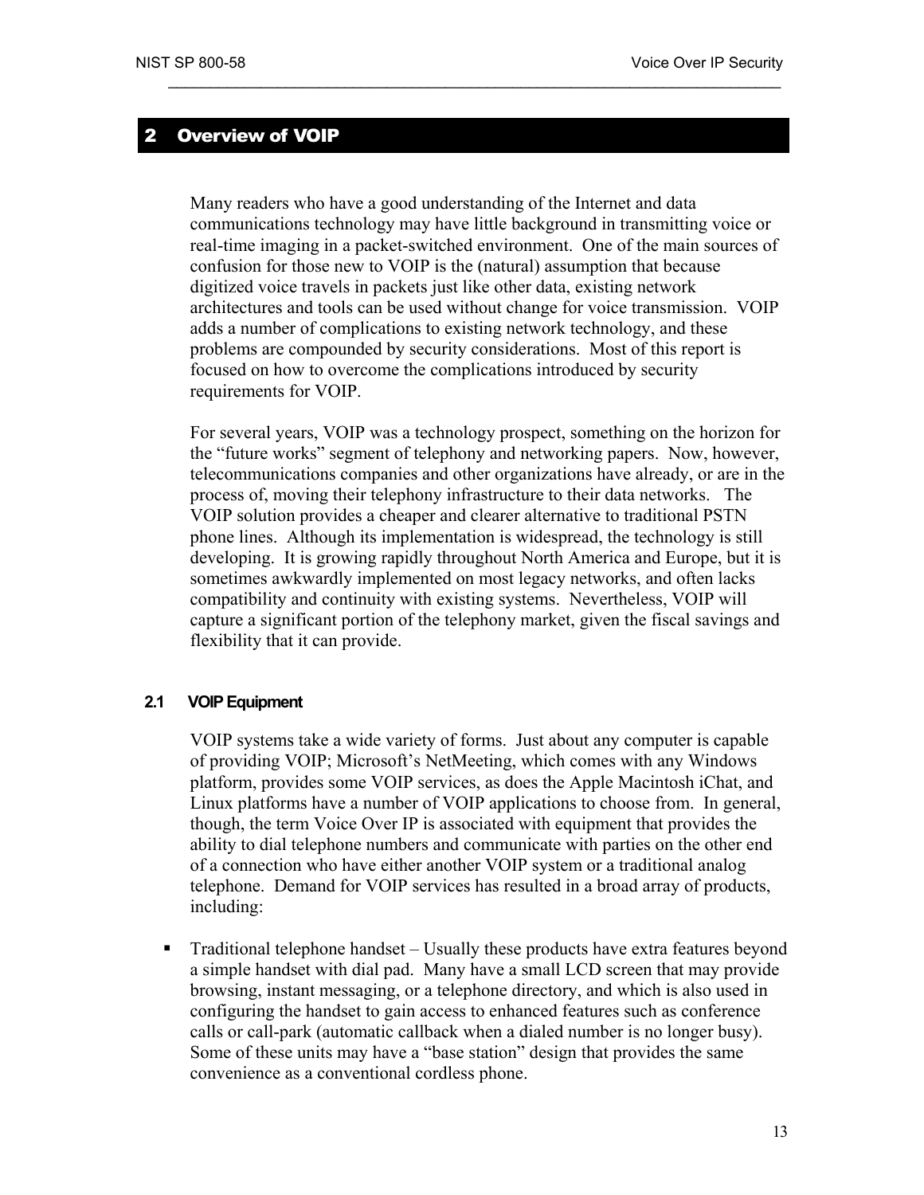# 2 Overview of VOIP

Many readers who have a good understanding of the Internet and data communications technology may have little background in transmitting voice or real-time imaging in a packet-switched environment. One of the main sources of confusion for those new to VOIP is the (natural) assumption that because digitized voice travels in packets just like other data, existing network architectures and tools can be used without change for voice transmission. VOIP adds a number of complications to existing network technology, and these problems are compounded by security considerations. Most of this report is focused on how to overcome the complications introduced by security requirements for VOIP.

For several years, VOIP was a technology prospect, something on the horizon for the "future works" segment of telephony and networking papers. Now, however, telecommunications companies and other organizations have already, or are in the process of, moving their telephony infrastructure to their data networks. The VOIP solution provides a cheaper and clearer alternative to traditional PSTN phone lines. Although its implementation is widespread, the technology is still developing. It is growing rapidly throughout North America and Europe, but it is sometimes awkwardly implemented on most legacy networks, and often lacks compatibility and continuity with existing systems. Nevertheless, VOIP will capture a significant portion of the telephony market, given the fiscal savings and flexibility that it can provide.

## 2.1 VOIP Equipment

VOIP systems take a wide variety of forms. Just about any computer is capable of providing VOIP; Microsoft's NetMeeting, which comes with any Windows platform, provides some VOIP services, as does the Apple Macintosh iChat, and Linux platforms have a number of VOIP applications to choose from. In general, though, the term Voice Over IP is associated with equipment that provides the ability to dial telephone numbers and communicate with parties on the other end of a connection who have either another VOIP system or a traditional analog telephone. Demand for VOIP services has resulted in a broad array of products, including:

- Traditional telephone handset – Usually these products have extra features beyond a simple handset with dial pad. Many have a small LCD screen that may provide browsing, instant messaging, or a telephone directory, and which is also used in configuring the handset to gain access to enhanced features such as conference calls or call-park (automatic callback when a dialed number is no longer busy). Some of these units may have a "base station" design that provides the same convenience as a conventional cordless phone.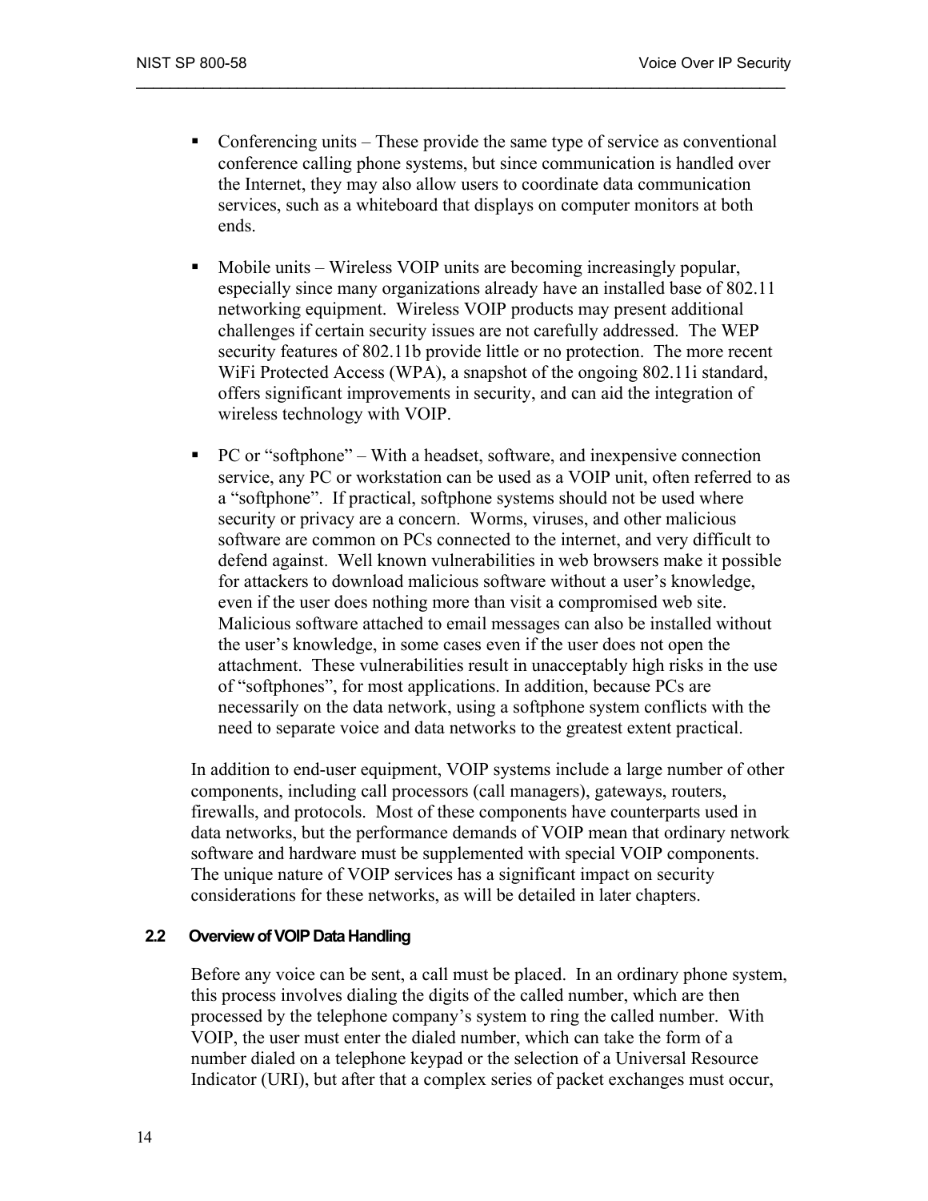- Conferencing units – These provide the same type of service as conventional conference calling phone systems, but since communication is handled over the Internet, they may also allow users to coordinate data communication services, such as a whiteboard that displays on computer monitors at both ends.

- Mobile units – Wireless VOIP units are becoming increasingly popular, especially since many organizations already have an installed base of 802.11 networking equipment. Wireless VOIP products may present additional challenges if certain security issues are not carefully addressed. The WEP security features of 802.11b provide little or no protection. The more recent WiFi Protected Access (WPA), a snapshot of the ongoing 802.11i standard, offers significant improvements in security, and can aid the integration of wireless technology with VOIP.

- PC or "softphone" – With a headset, software, and inexpensive connection service, any PC or workstation can be used as a VOIP unit, often referred to as a "softphone". If practical, softphone systems should not be used where security or privacy are a concern. Worms, viruses, and other malicious software are common on PCs connected to the internet, and very difficult to defend against. Well known vulnerabilities in web browsers make it possible for attackers to download malicious software without a user's knowledge, even if the user does nothing more than visit a compromised web site. Malicious software attached to email messages can also be installed without the user's knowledge, in some cases even if the user does not open the attachment. These vulnerabilities result in unacceptably high risks in the use of "softphones", for most applications. In addition, because PCs are necessarily on the data network, using a softphone system conflicts with the need to separate voice and data networks to the greatest extent practical.

In addition to end-user equipment, VOIP systems include a large number of other components, including call processors (call managers), gateways, routers, firewalls, and protocols. Most of these components have counterparts used in data networks, but the performance demands of VOIP mean that ordinary network software and hardware must be supplemented with special VOIP components. The unique nature of VOIP services has a significant impact on security considerations for these networks, as will be detailed in later chapters.

### 2.2 Overview of VOIP Data Handling

Before any voice can be sent, a call must be placed. In an ordinary phone system, this process involves dialing the digits of the called number, which are then processed by the telephone company's system to ring the called number. With VOIP, the user must enter the dialed number, which can take the form of a number dialed on a telephone keypad or the selection of a Universal Resource Indicator (URI), but after that a complex series of packet exchanges must occur,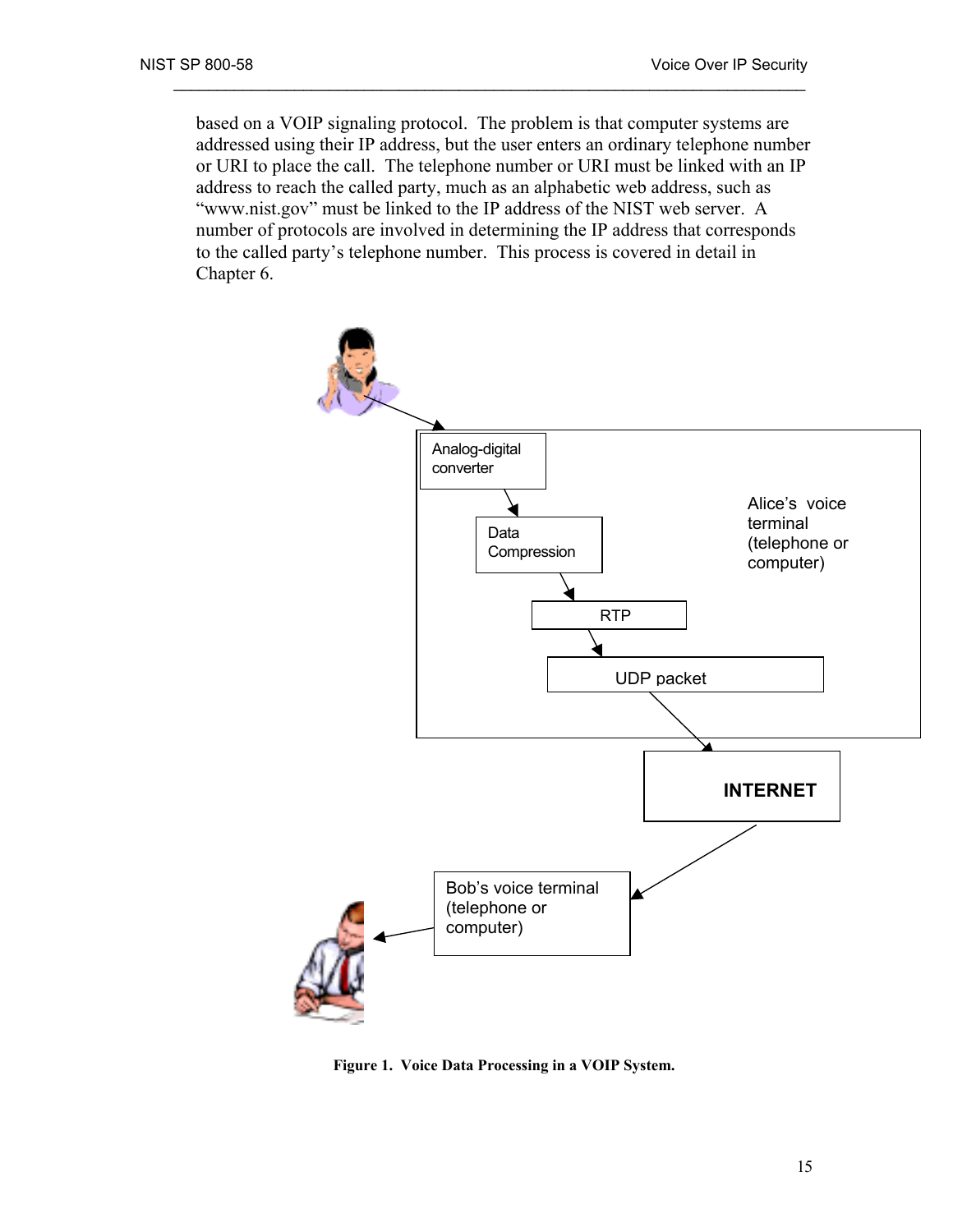based on a VOIP signaling protocol. The problem is that computer systems are addressed using their IP address, but the user enters an ordinary telephone number or URI to place the call. The telephone number or URI must be linked with an IP address to reach the called party, much as an alphabetic web address, such as "www.nist.gov" must be linked to the IP address of the NIST web server. A number of protocols are involved in determining the IP address that corresponds to the called party's telephone number. This process is covered in detail in Chapter 6.

Analog-digital converter → Data Compression → RTP → UDP packet

Alice's voice terminal (telephone or computer)

INTERNET

Bob's voice terminal (telephone or computer)

**Figure 1. Voice Data Processing in a VOIP System.**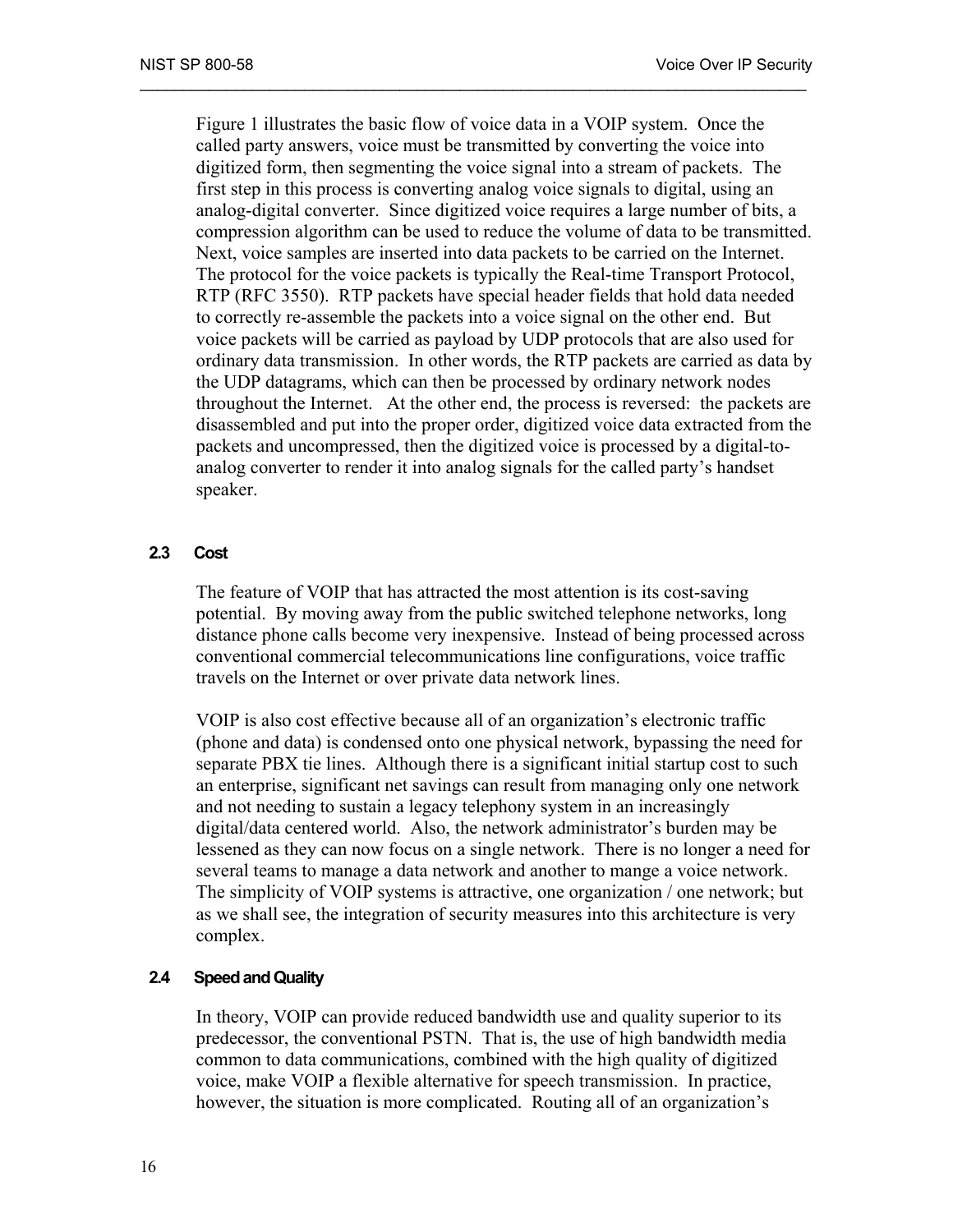Figure 1 illustrates the basic flow of voice data in a VOIP system. Once the called party answers, voice must be transmitted by converting the voice into digitized form, then segmenting the voice signal into a stream of packets. The first step in this process is converting analog voice signals to digital, using an analog-digital converter. Since digitized voice requires a large number of bits, a compression algorithm can be used to reduce the volume of data to be transmitted. Next, voice samples are inserted into data packets to be carried on the Internet. The protocol for the voice packets is typically the Real-time Transport Protocol, RTP (RFC 3550). RTP packets have special header fields that hold data needed to correctly re-assemble the packets into a voice signal on the other end. But voice packets will be carried as payload by UDP protocols that are also used for ordinary data transmission. In other words, the RTP packets are carried as data by the UDP datagrams, which can then be processed by ordinary network nodes throughout the Internet. At the other end, the process is reversed: the packets are disassembled and put into the proper order, digitized voice data extracted from the packets and uncompressed, then the digitized voice is processed by a digital-to-analog converter to render it into analog signals for the called party's handset speaker.

### 2.3 Cost

The feature of VOIP that has attracted the most attention is its cost-saving potential. By moving away from the public switched telephone networks, long distance phone calls become very inexpensive. Instead of being processed across conventional commercial telecommunications line configurations, voice traffic travels on the Internet or over private data network lines.

VOIP is also cost effective because all of an organization's electronic traffic (phone and data) is condensed onto one physical network, bypassing the need for separate PBX tie lines. Although there is a significant initial startup cost to such an enterprise, significant net savings can result from managing only one network and not needing to sustain a legacy telephony system in an increasingly digital/data centered world. Also, the network administrator's burden may be lessened as they can now focus on a single network. There is no longer a need for several teams to manage a data network and another to mange a voice network. The simplicity of VOIP systems is attractive, one organization / one network; but as we shall see, the integration of security measures into this architecture is very complex.

### 2.4 Speed and Quality

In theory, VOIP can provide reduced bandwidth use and quality superior to its predecessor, the conventional PSTN. That is, the use of high bandwidth media common to data communications, combined with the high quality of digitized voice, make VOIP a flexible alternative for speech transmission. In practice, however, the situation is more complicated. Routing all of an organization's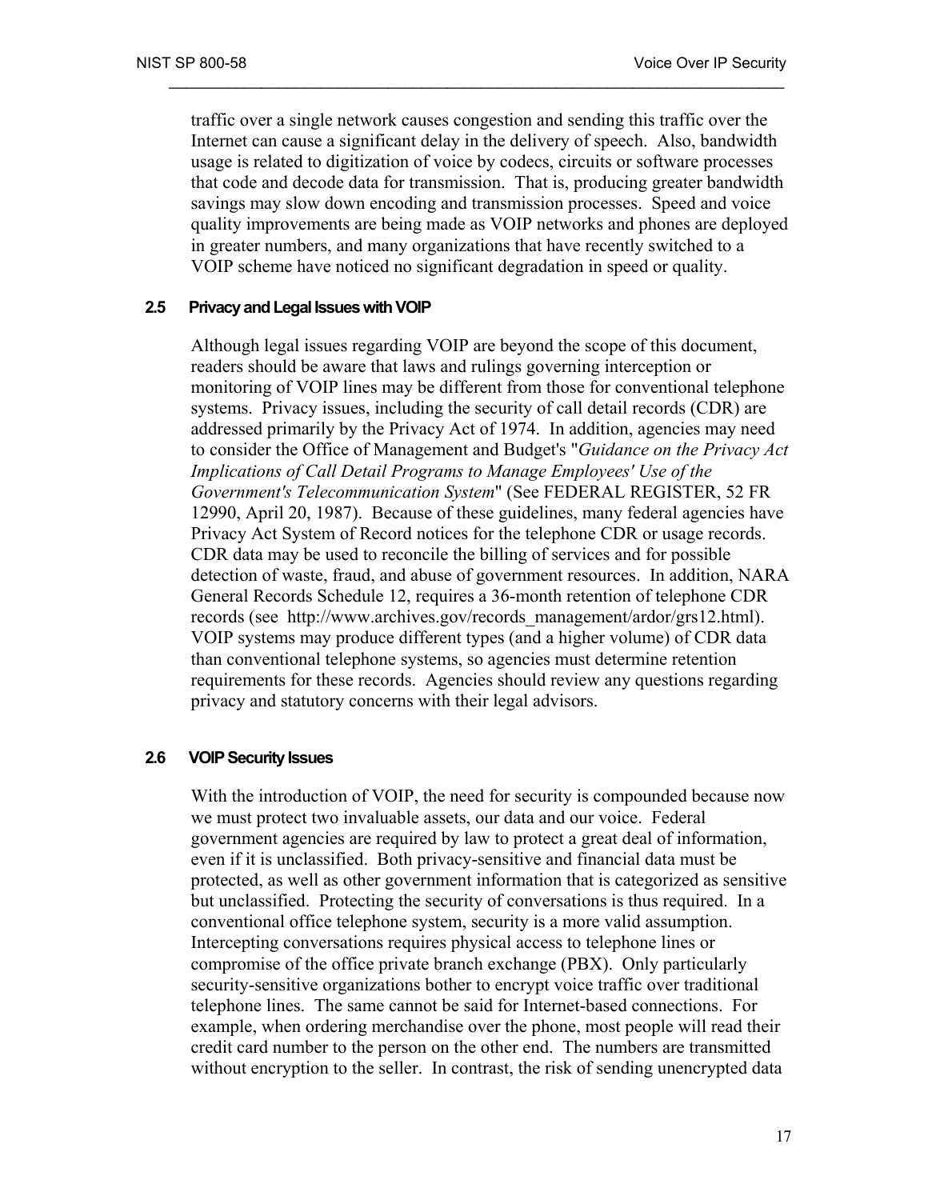traffic over a single network causes congestion and sending this traffic over the Internet can cause a significant delay in the delivery of speech. Also, bandwidth usage is related to digitization of voice by codecs, circuits or software processes that code and decode data for transmission. That is, producing greater bandwidth savings may slow down encoding and transmission processes. Speed and voice quality improvements are being made as VOIP networks and phones are deployed in greater numbers, and many organizations that have recently switched to a VOIP scheme have noticed no significant degradation in speed or quality.

### 2.5 Privacy and Legal Issues with VOIP

Although legal issues regarding VOIP are beyond the scope of this document, readers should be aware that laws and rulings governing interception or monitoring of VOIP lines may be different from those for conventional telephone systems. Privacy issues, including the security of call detail records (CDR) are addressed primarily by the Privacy Act of 1974. In addition, agencies may need to consider the Office of Management and Budget's "*Guidance on the Privacy Act Implications of Call Detail Programs to Manage Employees' Use of the Government's Telecommunication System*" (See FEDERAL REGISTER, 52 FR 12990, April 20, 1987). Because of these guidelines, many federal agencies have Privacy Act System of Record notices for the telephone CDR or usage records. CDR data may be used to reconcile the billing of services and for possible detection of waste, fraud, and abuse of government resources. In addition, NARA General Records Schedule 12, requires a 36-month retention of telephone CDR records (see http://www.archives.gov/records_management/ardor/grs12.html). VOIP systems may produce different types (and a higher volume) of CDR data than conventional telephone systems, so agencies must determine retention requirements for these records. Agencies should review any questions regarding privacy and statutory concerns with their legal advisors.

### 2.6 VOIP Security Issues

With the introduction of VOIP, the need for security is compounded because now we must protect two invaluable assets, our data and our voice. Federal government agencies are required by law to protect a great deal of information, even if it is unclassified. Both privacy-sensitive and financial data must be protected, as well as other government information that is categorized as sensitive but unclassified. Protecting the security of conversations is thus required. In a conventional office telephone system, security is a more valid assumption. Intercepting conversations requires physical access to telephone lines or compromise of the office private branch exchange (PBX). Only particularly security-sensitive organizations bother to encrypt voice traffic over traditional telephone lines. The same cannot be said for Internet-based connections. For example, when ordering merchandise over the phone, most people will read their credit card number to the person on the other end. The numbers are transmitted without encryption to the seller. In contrast, the risk of sending unencrypted data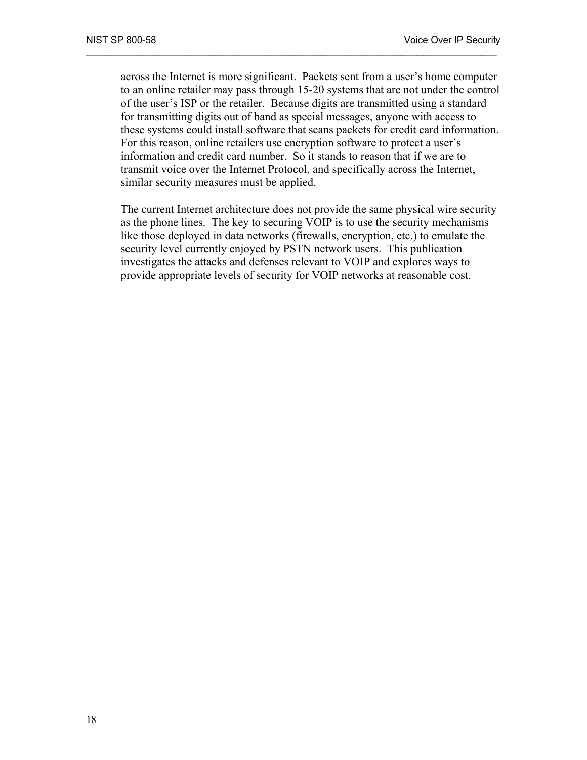across the Internet is more significant. Packets sent from a user's home computer to an online retailer may pass through 15-20 systems that are not under the control of the user's ISP or the retailer. Because digits are transmitted using a standard for transmitting digits out of band as special messages, anyone with access to these systems could install software that scans packets for credit card information. For this reason, online retailers use encryption software to protect a user's information and credit card number. So it stands to reason that if we are to transmit voice over the Internet Protocol, and specifically across the Internet, similar security measures must be applied.

The current Internet architecture does not provide the same physical wire security as the phone lines. The key to securing VOIP is to use the security mechanisms like those deployed in data networks (firewalls, encryption, etc.) to emulate the security level currently enjoyed by PSTN network users. This publication investigates the attacks and defenses relevant to VOIP and explores ways to provide appropriate levels of security for VOIP networks at reasonable cost.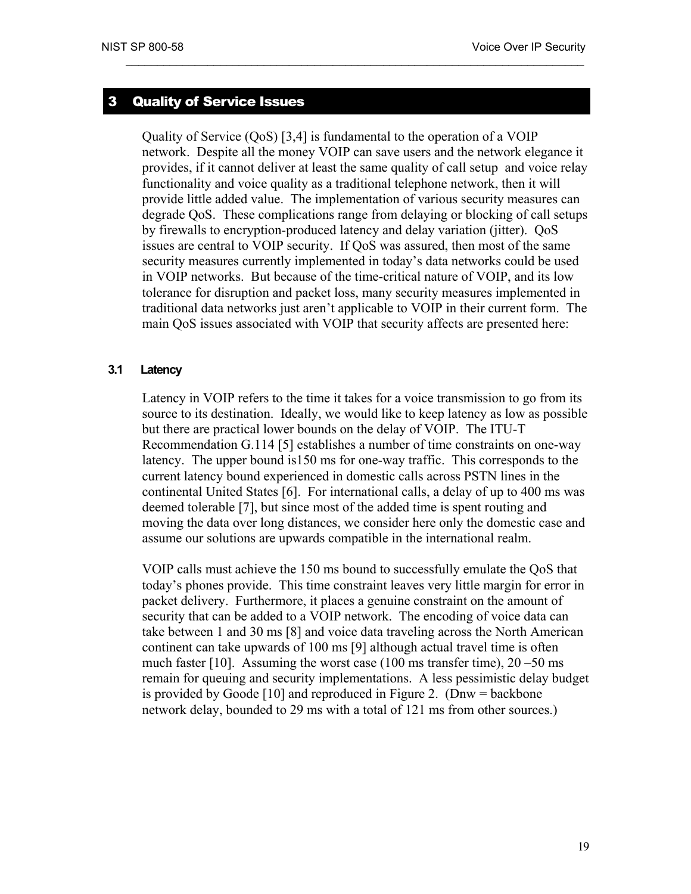# 3 Quality of Service Issues

Quality of Service (QoS) [3,4] is fundamental to the operation of a VOIP network. Despite all the money VOIP can save users and the network elegance it provides, if it cannot deliver at least the same quality of call setup and voice relay functionality and voice quality as a traditional telephone network, then it will provide little added value. The implementation of various security measures can degrade QoS. These complications range from delaying or blocking of call setups by firewalls to encryption-produced latency and delay variation (jitter). QoS issues are central to VOIP security. If QoS was assured, then most of the same security measures currently implemented in today's data networks could be used in VOIP networks. But because of the time-critical nature of VOIP, and its low tolerance for disruption and packet loss, many security measures implemented in traditional data networks just aren't applicable to VOIP in their current form. The main QoS issues associated with VOIP that security affects are presented here:

## 3.1 Latency

Latency in VOIP refers to the time it takes for a voice transmission to go from its source to its destination. Ideally, we would like to keep latency as low as possible but there are practical lower bounds on the delay of VOIP. The ITU-T Recommendation G.114 [5] establishes a number of time constraints on one-way latency. The upper bound is150 ms for one-way traffic. This corresponds to the current latency bound experienced in domestic calls across PSTN lines in the continental United States [6]. For international calls, a delay of up to 400 ms was deemed tolerable [7], but since most of the added time is spent routing and moving the data over long distances, we consider here only the domestic case and assume our solutions are upwards compatible in the international realm.

VOIP calls must achieve the 150 ms bound to successfully emulate the QoS that today's phones provide. This time constraint leaves very little margin for error in packet delivery. Furthermore, it places a genuine constraint on the amount of security that can be added to a VOIP network. The encoding of voice data can take between 1 and 30 ms [8] and voice data traveling across the North American continent can take upwards of 100 ms [9] although actual travel time is often much faster [10]. Assuming the worst case (100 ms transfer time), 20 –50 ms remain for queuing and security implementations. A less pessimistic delay budget is provided by Goode [10] and reproduced in Figure 2. (Dnw = backbone network delay, bounded to 29 ms with a total of 121 ms from other sources.)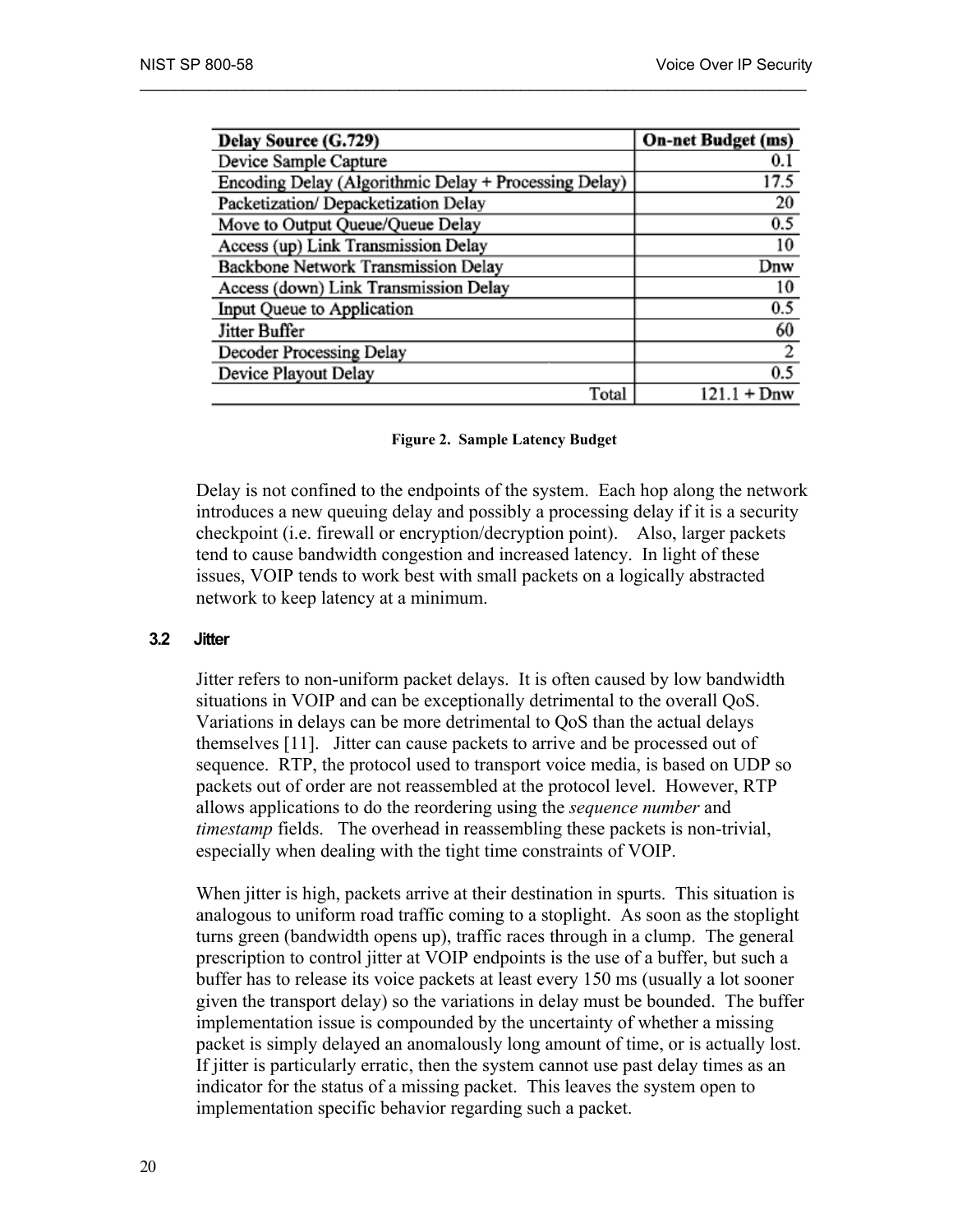| Delay Source (G.729) | On-net Budget (ms) |
|---|---|
| Device Sample Capture | 0.1 |
| Encoding Delay (Algorithmic Delay + Processing Delay) | 17.5 |
| Packetization/ Depacketization Delay | 20 |
| Move to Output Queue/Queue Delay | 0.5 |
| Access (up) Link Transmission Delay | 10 |
| Backbone Network Transmission Delay | Dnw |
| Access (down) Link Transmission Delay | 10 |
| Input Queue to Application | 0.5 |
| Jitter Buffer | 60 |
| Decoder Processing Delay | 2 |
| Device Playout Delay | 0.5 |
| Total | 121.1 + Dnw |

**Figure 2. Sample Latency Budget**

Delay is not confined to the endpoints of the system. Each hop along the network introduces a new queuing delay and possibly a processing delay if it is a security checkpoint (i.e. firewall or encryption/decryption point). Also, larger packets tend to cause bandwidth congestion and increased latency. In light of these issues, VOIP tends to work best with small packets on a logically abstracted network to keep latency at a minimum.

### 3.2 Jitter

Jitter refers to non-uniform packet delays. It is often caused by low bandwidth situations in VOIP and can be exceptionally detrimental to the overall QoS. Variations in delays can be more detrimental to QoS than the actual delays themselves [11]. Jitter can cause packets to arrive and be processed out of sequence. RTP, the protocol used to transport voice media, is based on UDP so packets out of order are not reassembled at the protocol level. However, RTP allows applications to do the reordering using the *sequence number* and *timestamp* fields. The overhead in reassembling these packets is non-trivial, especially when dealing with the tight time constraints of VOIP.

When jitter is high, packets arrive at their destination in spurts. This situation is analogous to uniform road traffic coming to a stoplight. As soon as the stoplight turns green (bandwidth opens up), traffic races through in a clump. The general prescription to control jitter at VOIP endpoints is the use of a buffer, but such a buffer has to release its voice packets at least every 150 ms (usually a lot sooner given the transport delay) so the variations in delay must be bounded. The buffer implementation issue is compounded by the uncertainty of whether a missing packet is simply delayed an anomalously long amount of time, or is actually lost. If jitter is particularly erratic, then the system cannot use past delay times as an indicator for the status of a missing packet. This leaves the system open to implementation specific behavior regarding such a packet.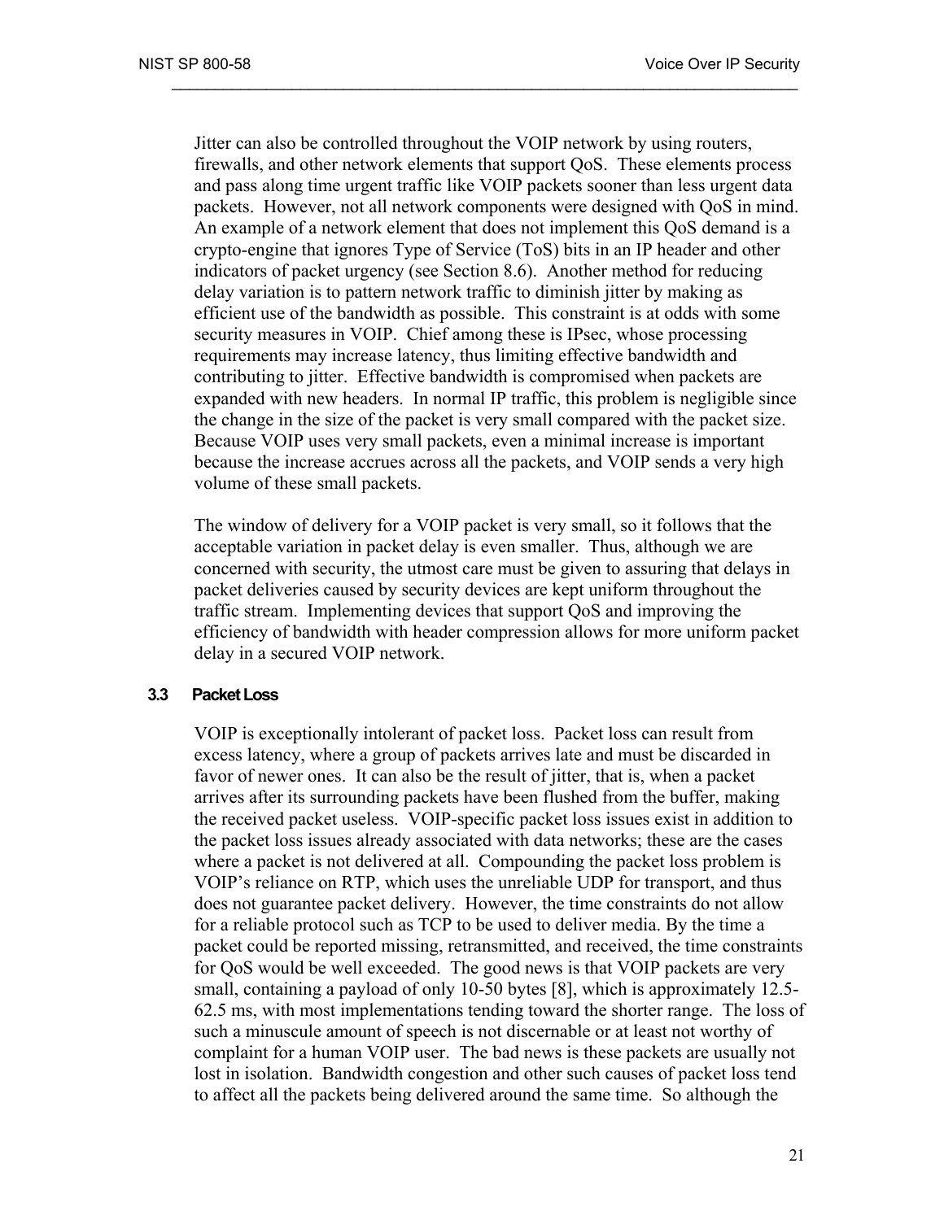Jitter can also be controlled throughout the VOIP network by using routers, firewalls, and other network elements that support QoS. These elements process and pass along time urgent traffic like VOIP packets sooner than less urgent data packets. However, not all network components were designed with QoS in mind. An example of a network element that does not implement this QoS demand is a crypto-engine that ignores Type of Service (ToS) bits in an IP header and other indicators of packet urgency (see Section 8.6). Another method for reducing delay variation is to pattern network traffic to diminish jitter by making as efficient use of the bandwidth as possible. This constraint is at odds with some security measures in VOIP. Chief among these is IPsec, whose processing requirements may increase latency, thus limiting effective bandwidth and contributing to jitter. Effective bandwidth is compromised when packets are expanded with new headers. In normal IP traffic, this problem is negligible since the change in the size of the packet is very small compared with the packet size. Because VOIP uses very small packets, even a minimal increase is important because the increase accrues across all the packets, and VOIP sends a very high volume of these small packets.

The window of delivery for a VOIP packet is very small, so it follows that the acceptable variation in packet delay is even smaller. Thus, although we are concerned with security, the utmost care must be given to assuring that delays in packet deliveries caused by security devices are kept uniform throughout the traffic stream. Implementing devices that support QoS and improving the efficiency of bandwidth with header compression allows for more uniform packet delay in a secured VOIP network.

### 3.3 Packet Loss

VOIP is exceptionally intolerant of packet loss. Packet loss can result from excess latency, where a group of packets arrives late and must be discarded in favor of newer ones. It can also be the result of jitter, that is, when a packet arrives after its surrounding packets have been flushed from the buffer, making the received packet useless. VOIP-specific packet loss issues exist in addition to the packet loss issues already associated with data networks; these are the cases where a packet is not delivered at all. Compounding the packet loss problem is VOIP's reliance on RTP, which uses the unreliable UDP for transport, and thus does not guarantee packet delivery. However, the time constraints do not allow for a reliable protocol such as TCP to be used to deliver media. By the time a packet could be reported missing, retransmitted, and received, the time constraints for QoS would be well exceeded. The good news is that VOIP packets are very small, containing a payload of only 10-50 bytes [8], which is approximately 12.5-62.5 ms, with most implementations tending toward the shorter range. The loss of such a minuscule amount of speech is not discernable or at least not worthy of complaint for a human VOIP user. The bad news is these packets are usually not lost in isolation. Bandwidth congestion and other such causes of packet loss tend to affect all the packets being delivered around the same time. So although the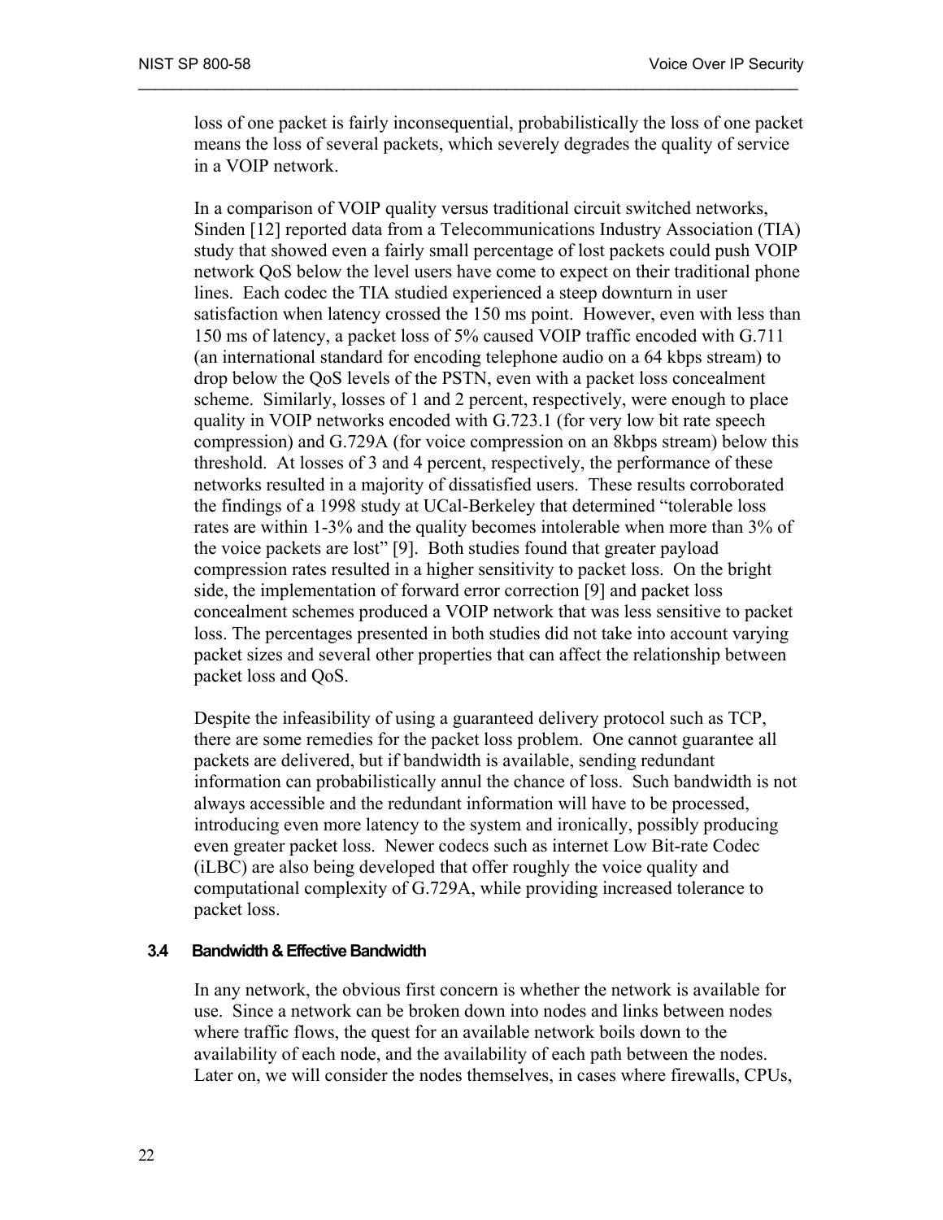loss of one packet is fairly inconsequential, probabilistically the loss of one packet means the loss of several packets, which severely degrades the quality of service in a VOIP network.

In a comparison of VOIP quality versus traditional circuit switched networks, Sinden [12] reported data from a Telecommunications Industry Association (TIA) study that showed even a fairly small percentage of lost packets could push VOIP network QoS below the level users have come to expect on their traditional phone lines. Each codec the TIA studied experienced a steep downturn in user satisfaction when latency crossed the 150 ms point. However, even with less than 150 ms of latency, a packet loss of 5% caused VOIP traffic encoded with G.711 (an international standard for encoding telephone audio on a 64 kbps stream) to drop below the QoS levels of the PSTN, even with a packet loss concealment scheme. Similarly, losses of 1 and 2 percent, respectively, were enough to place quality in VOIP networks encoded with G.723.1 (for very low bit rate speech compression) and G.729A (for voice compression on an 8kbps stream) below this threshold. At losses of 3 and 4 percent, respectively, the performance of these networks resulted in a majority of dissatisfied users. These results corroborated the findings of a 1998 study at UCal-Berkeley that determined "tolerable loss rates are within 1-3% and the quality becomes intolerable when more than 3% of the voice packets are lost" [9]. Both studies found that greater payload compression rates resulted in a higher sensitivity to packet loss. On the bright side, the implementation of forward error correction [9] and packet loss concealment schemes produced a VOIP network that was less sensitive to packet loss. The percentages presented in both studies did not take into account varying packet sizes and several other properties that can affect the relationship between packet loss and QoS.

Despite the infeasibility of using a guaranteed delivery protocol such as TCP, there are some remedies for the packet loss problem. One cannot guarantee all packets are delivered, but if bandwidth is available, sending redundant information can probabilistically annul the chance of loss. Such bandwidth is not always accessible and the redundant information will have to be processed, introducing even more latency to the system and ironically, possibly producing even greater packet loss. Newer codecs such as internet Low Bit-rate Codec (iLBC) are also being developed that offer roughly the voice quality and computational complexity of G.729A, while providing increased tolerance to packet loss.

### 3.4 Bandwidth & Effective Bandwidth

In any network, the obvious first concern is whether the network is available for use. Since a network can be broken down into nodes and links between nodes where traffic flows, the quest for an available network boils down to the availability of each node, and the availability of each path between the nodes. Later on, we will consider the nodes themselves, in cases where firewalls, CPUs,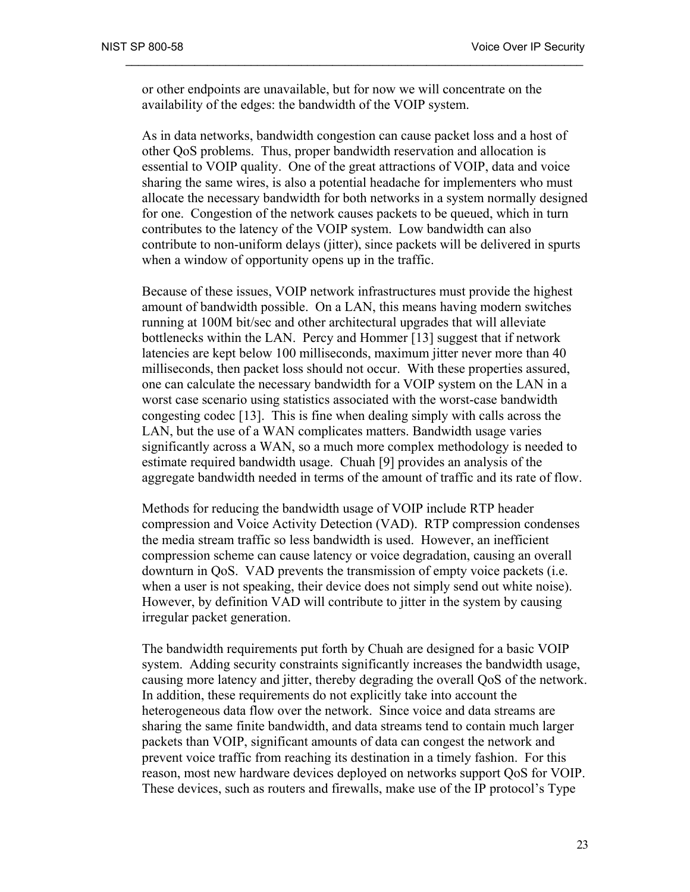or other endpoints are unavailable, but for now we will concentrate on the availability of the edges: the bandwidth of the VOIP system.

As in data networks, bandwidth congestion can cause packet loss and a host of other QoS problems. Thus, proper bandwidth reservation and allocation is essential to VOIP quality. One of the great attractions of VOIP, data and voice sharing the same wires, is also a potential headache for implementers who must allocate the necessary bandwidth for both networks in a system normally designed for one. Congestion of the network causes packets to be queued, which in turn contributes to the latency of the VOIP system. Low bandwidth can also contribute to non-uniform delays (jitter), since packets will be delivered in spurts when a window of opportunity opens up in the traffic.

Because of these issues, VOIP network infrastructures must provide the highest amount of bandwidth possible. On a LAN, this means having modern switches running at 100M bit/sec and other architectural upgrades that will alleviate bottlenecks within the LAN. Percy and Hommer [13] suggest that if network latencies are kept below 100 milliseconds, maximum jitter never more than 40 milliseconds, then packet loss should not occur. With these properties assured, one can calculate the necessary bandwidth for a VOIP system on the LAN in a worst case scenario using statistics associated with the worst-case bandwidth congesting codec [13]. This is fine when dealing simply with calls across the LAN, but the use of a WAN complicates matters. Bandwidth usage varies significantly across a WAN, so a much more complex methodology is needed to estimate required bandwidth usage. Chuah [9] provides an analysis of the aggregate bandwidth needed in terms of the amount of traffic and its rate of flow.

Methods for reducing the bandwidth usage of VOIP include RTP header compression and Voice Activity Detection (VAD). RTP compression condenses the media stream traffic so less bandwidth is used. However, an inefficient compression scheme can cause latency or voice degradation, causing an overall downturn in QoS. VAD prevents the transmission of empty voice packets (i.e. when a user is not speaking, their device does not simply send out white noise). However, by definition VAD will contribute to jitter in the system by causing irregular packet generation.

The bandwidth requirements put forth by Chuah are designed for a basic VOIP system. Adding security constraints significantly increases the bandwidth usage, causing more latency and jitter, thereby degrading the overall QoS of the network. In addition, these requirements do not explicitly take into account the heterogeneous data flow over the network. Since voice and data streams are sharing the same finite bandwidth, and data streams tend to contain much larger packets than VOIP, significant amounts of data can congest the network and prevent voice traffic from reaching its destination in a timely fashion. For this reason, most new hardware devices deployed on networks support QoS for VOIP. These devices, such as routers and firewalls, make use of the IP protocol's Type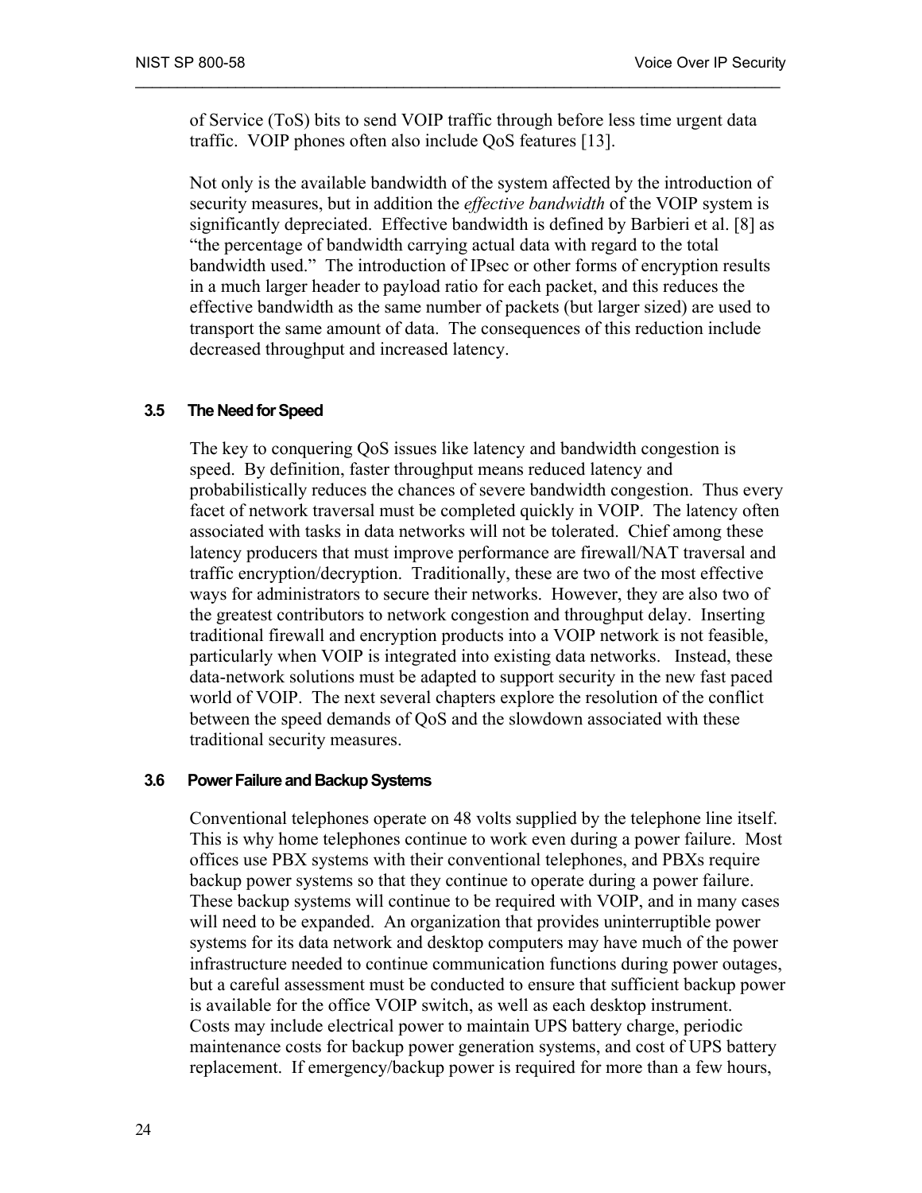of Service (ToS) bits to send VOIP traffic through before less time urgent data traffic. VOIP phones often also include QoS features [13].

Not only is the available bandwidth of the system affected by the introduction of security measures, but in addition the *effective bandwidth* of the VOIP system is significantly depreciated. Effective bandwidth is defined by Barbieri et al. [8] as "the percentage of bandwidth carrying actual data with regard to the total bandwidth used." The introduction of IPsec or other forms of encryption results in a much larger header to payload ratio for each packet, and this reduces the effective bandwidth as the same number of packets (but larger sized) are used to transport the same amount of data. The consequences of this reduction include decreased throughput and increased latency.

### 3.5 The Need for Speed

The key to conquering QoS issues like latency and bandwidth congestion is speed. By definition, faster throughput means reduced latency and probabilistically reduces the chances of severe bandwidth congestion. Thus every facet of network traversal must be completed quickly in VOIP. The latency often associated with tasks in data networks will not be tolerated. Chief among these latency producers that must improve performance are firewall/NAT traversal and traffic encryption/decryption. Traditionally, these are two of the most effective ways for administrators to secure their networks. However, they are also two of the greatest contributors to network congestion and throughput delay. Inserting traditional firewall and encryption products into a VOIP network is not feasible, particularly when VOIP is integrated into existing data networks. Instead, these data-network solutions must be adapted to support security in the new fast paced world of VOIP. The next several chapters explore the resolution of the conflict between the speed demands of QoS and the slowdown associated with these traditional security measures.

### 3.6 Power Failure and Backup Systems

Conventional telephones operate on 48 volts supplied by the telephone line itself. This is why home telephones continue to work even during a power failure. Most offices use PBX systems with their conventional telephones, and PBXs require backup power systems so that they continue to operate during a power failure. These backup systems will continue to be required with VOIP, and in many cases will need to be expanded. An organization that provides uninterruptible power systems for its data network and desktop computers may have much of the power infrastructure needed to continue communication functions during power outages, but a careful assessment must be conducted to ensure that sufficient backup power is available for the office VOIP switch, as well as each desktop instrument. Costs may include electrical power to maintain UPS battery charge, periodic maintenance costs for backup power generation systems, and cost of UPS battery replacement. If emergency/backup power is required for more than a few hours,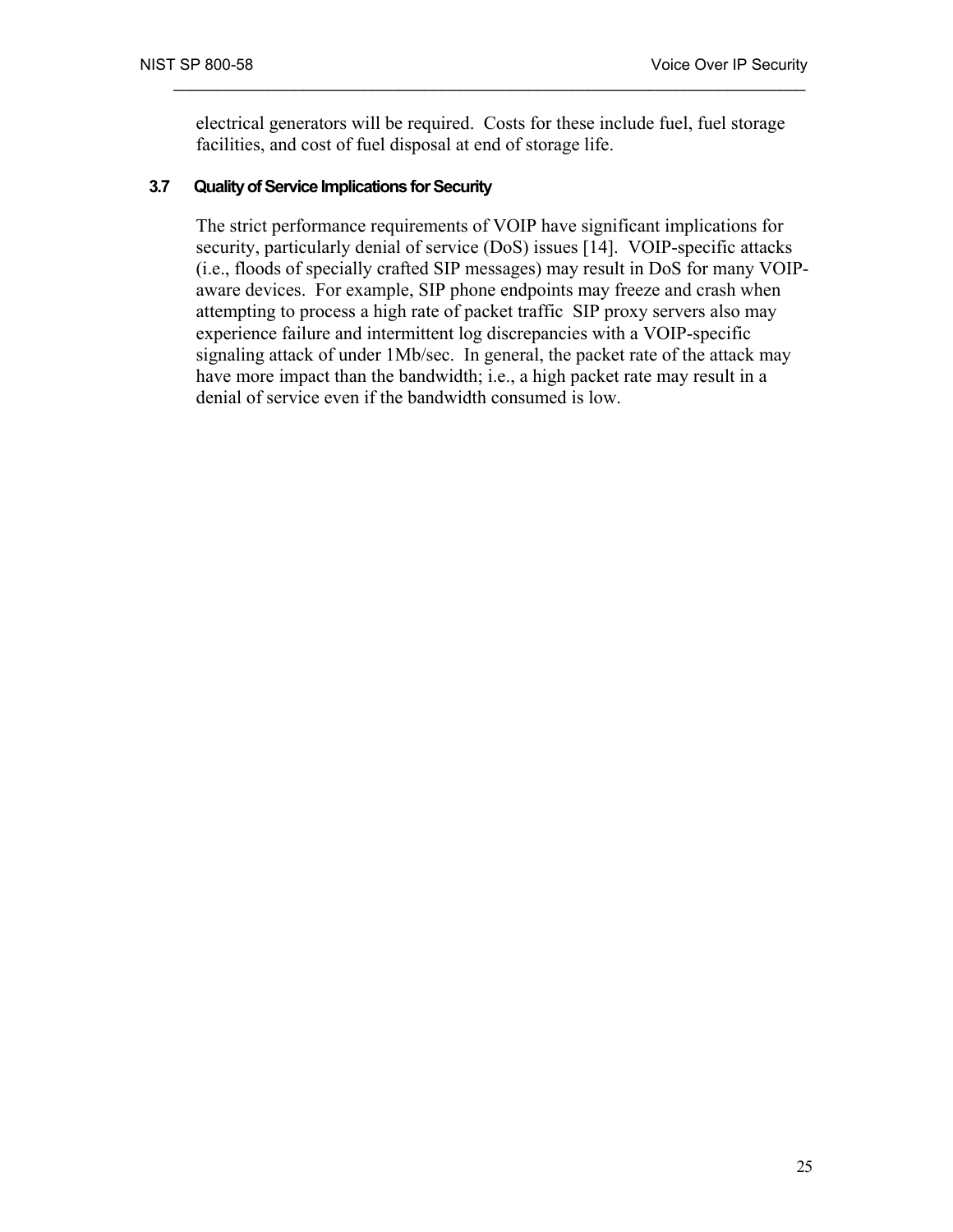electrical generators will be required. Costs for these include fuel, fuel storage facilities, and cost of fuel disposal at end of storage life.

### 3.7 Quality of Service Implications for Security

The strict performance requirements of VOIP have significant implications for security, particularly denial of service (DoS) issues [14]. VOIP-specific attacks (i.e., floods of specially crafted SIP messages) may result in DoS for many VOIP-aware devices. For example, SIP phone endpoints may freeze and crash when attempting to process a high rate of packet traffic SIP proxy servers also may experience failure and intermittent log discrepancies with a VOIP-specific signaling attack of under 1Mb/sec. In general, the packet rate of the attack may have more impact than the bandwidth; i.e., a high packet rate may result in a denial of service even if the bandwidth consumed is low.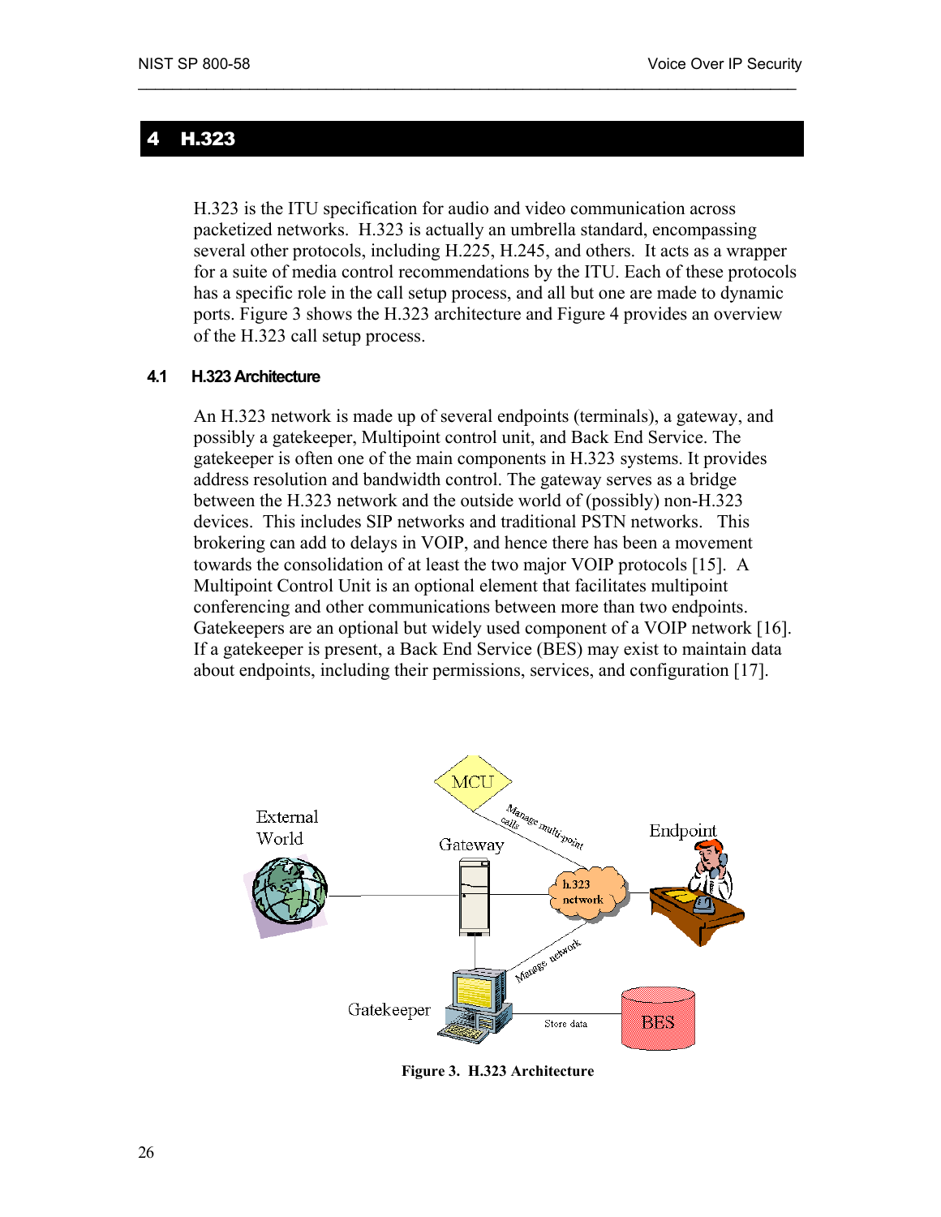# 4 H.323

H.323 is the ITU specification for audio and video communication across packetized networks. H.323 is actually an umbrella standard, encompassing several other protocols, including H.225, H.245, and others. It acts as a wrapper for a suite of media control recommendations by the ITU. Each of these protocols has a specific role in the call setup process, and all but one are made to dynamic ports. Figure 3 shows the H.323 architecture and Figure 4 provides an overview of the H.323 call setup process.

## 4.1 H.323 Architecture

An H.323 network is made up of several endpoints (terminals), a gateway, and possibly a gatekeeper, Multipoint control unit, and Back End Service. The gatekeeper is often one of the main components in H.323 systems. It provides address resolution and bandwidth control. The gateway serves as a bridge between the H.323 network and the outside world of (possibly) non-H.323 devices. This includes SIP networks and traditional PSTN networks. This brokering can add to delays in VOIP, and hence there has been a movement towards the consolidation of at least the two major VOIP protocols [15]. A Multipoint Control Unit is an optional element that facilitates multipoint conferencing and other communications between more than two endpoints. Gatekeepers are an optional but widely used component of a VOIP network [16]. If a gatekeeper is present, a Back End Service (BES) may exist to maintain data about endpoints, including their permissions, services, and configuration [17].

**Figure 3. H.323 Architecture**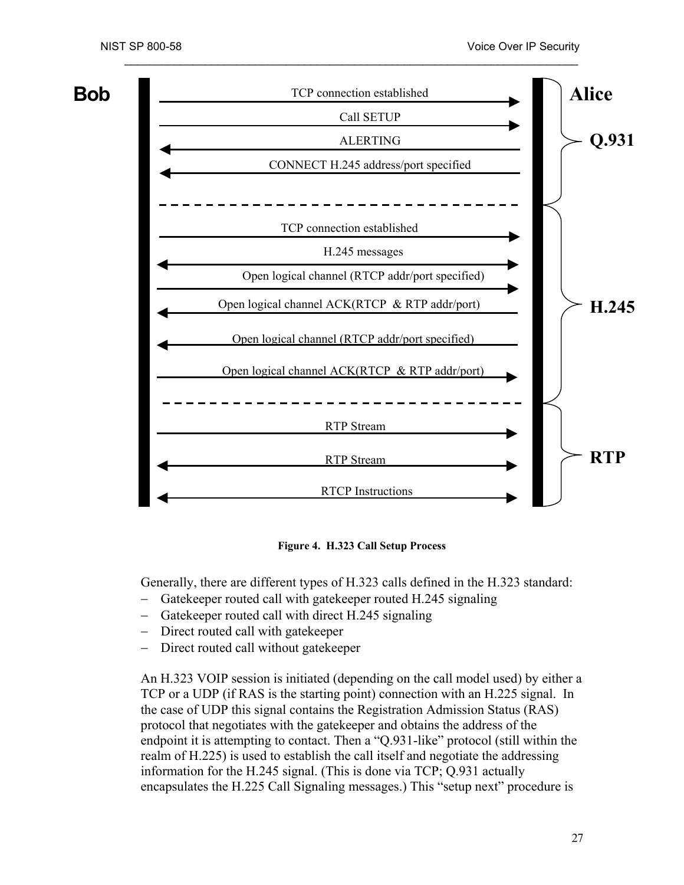Bob

Alice

TCP connection established

Call SETUP

ALERTING

CONNECT H.245 address/port specified

Q.931

TCP connection established

H.245 messages

Open logical channel (RTCP addr/port specified)

Open logical channel ACK(RTCP & RTP addr/port)

Open logical channel (RTCP addr/port specified)

Open logical channel ACK(RTCP & RTP addr/port)

H.245

RTP Stream

RTP Stream

RTCP Instructions

RTP

**Figure 4. H.323 Call Setup Process**

Generally, there are different types of H.323 calls defined in the H.323 standard:

- Gatekeeper routed call with gatekeeper routed H.245 signaling
- Gatekeeper routed call with direct H.245 signaling
- Direct routed call with gatekeeper
- Direct routed call without gatekeeper

An H.323 VOIP session is initiated (depending on the call model used) by either a TCP or a UDP (if RAS is the starting point) connection with an H.225 signal. In the case of UDP this signal contains the Registration Admission Status (RAS) protocol that negotiates with the gatekeeper and obtains the address of the endpoint it is attempting to contact. Then a "Q.931-like" protocol (still within the realm of H.225) is used to establish the call itself and negotiate the addressing information for the H.245 signal. (This is done via TCP; Q.931 actually encapsulates the H.225 Call Signaling messages.) This "setup next" procedure is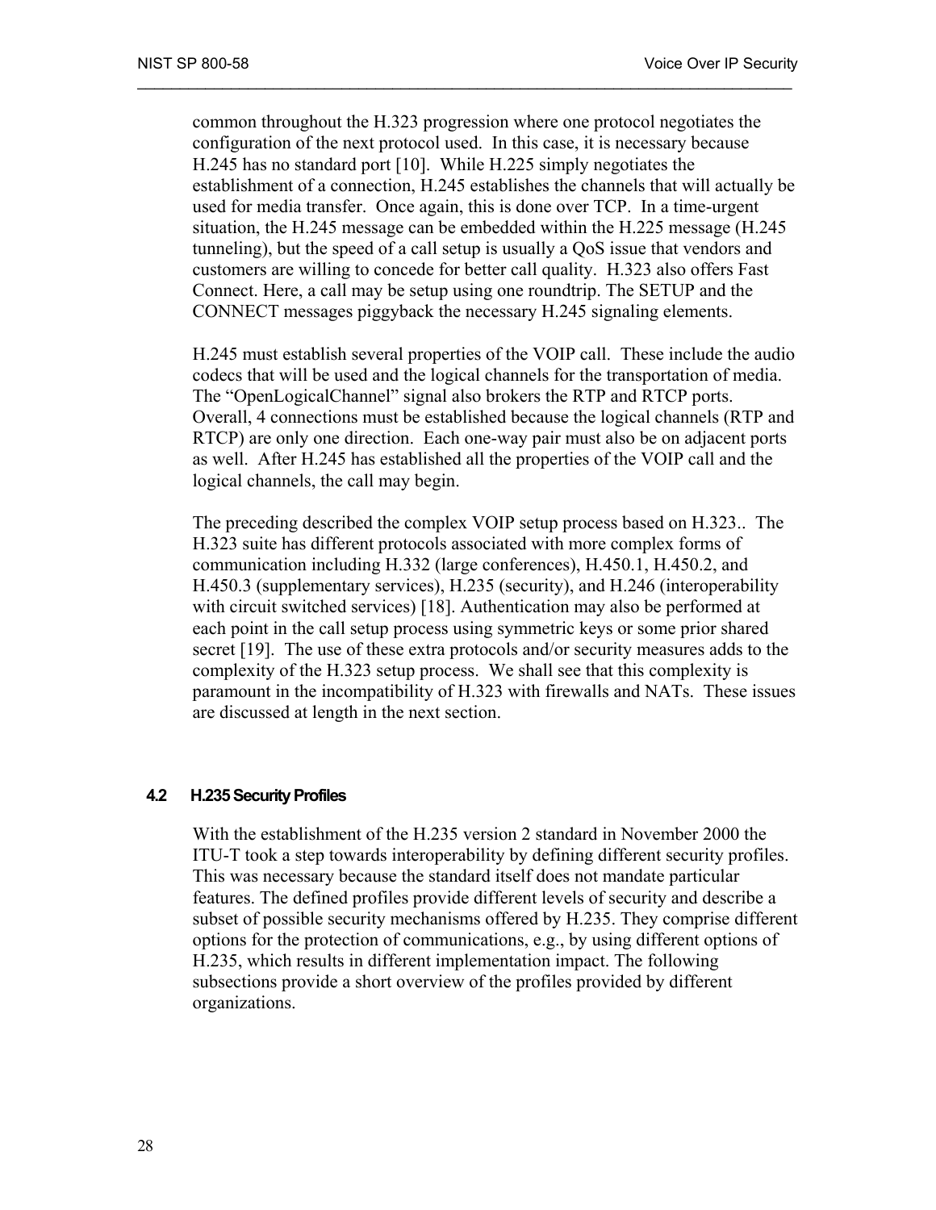common throughout the H.323 progression where one protocol negotiates the configuration of the next protocol used. In this case, it is necessary because H.245 has no standard port [10]. While H.225 simply negotiates the establishment of a connection, H.245 establishes the channels that will actually be used for media transfer. Once again, this is done over TCP. In a time-urgent situation, the H.245 message can be embedded within the H.225 message (H.245 tunneling), but the speed of a call setup is usually a QoS issue that vendors and customers are willing to concede for better call quality. H.323 also offers Fast Connect. Here, a call may be setup using one roundtrip. The SETUP and the CONNECT messages piggyback the necessary H.245 signaling elements.

H.245 must establish several properties of the VOIP call. These include the audio codecs that will be used and the logical channels for the transportation of media. The "OpenLogicalChannel" signal also brokers the RTP and RTCP ports. Overall, 4 connections must be established because the logical channels (RTP and RTCP) are only one direction. Each one-way pair must also be on adjacent ports as well. After H.245 has established all the properties of the VOIP call and the logical channels, the call may begin.

The preceding described the complex VOIP setup process based on H.323.. The H.323 suite has different protocols associated with more complex forms of communication including H.332 (large conferences), H.450.1, H.450.2, and H.450.3 (supplementary services), H.235 (security), and H.246 (interoperability with circuit switched services) [18]. Authentication may also be performed at each point in the call setup process using symmetric keys or some prior shared secret [19]. The use of these extra protocols and/or security measures adds to the complexity of the H.323 setup process. We shall see that this complexity is paramount in the incompatibility of H.323 with firewalls and NATs. These issues are discussed at length in the next section.

### 4.2 H.235 Security Profiles

With the establishment of the H.235 version 2 standard in November 2000 the ITU-T took a step towards interoperability by defining different security profiles. This was necessary because the standard itself does not mandate particular features. The defined profiles provide different levels of security and describe a subset of possible security mechanisms offered by H.235. They comprise different options for the protection of communications, e.g., by using different options of H.235, which results in different implementation impact. The following subsections provide a short overview of the profiles provided by different organizations.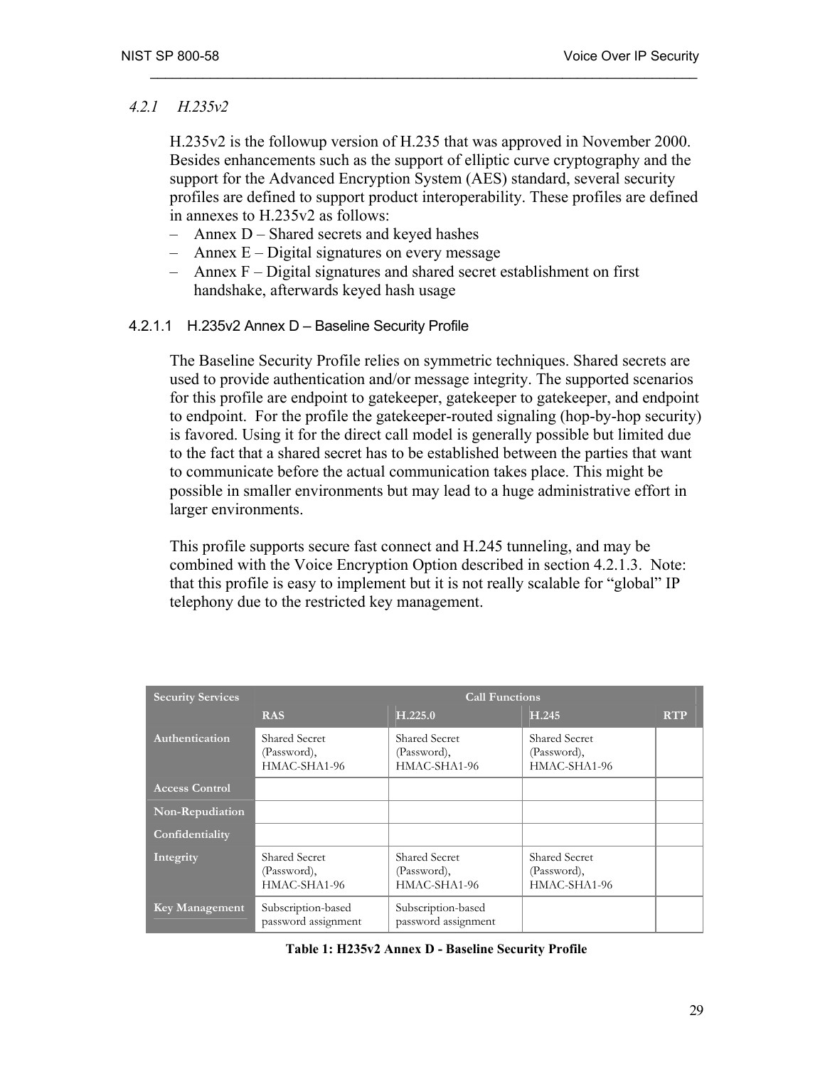### 4.2.1 H.235v2

H.235v2 is the followup version of H.235 that was approved in November 2000. Besides enhancements such as the support of elliptic curve cryptography and the support for the Advanced Encryption System (AES) standard, several security profiles are defined to support product interoperability. These profiles are defined in annexes to H.235v2 as follows:

- Annex D – Shared secrets and keyed hashes
- Annex E – Digital signatures on every message
- Annex F – Digital signatures and shared secret establishment on first handshake, afterwards keyed hash usage

#### 4.2.1.1 H.235v2 Annex D – Baseline Security Profile

The Baseline Security Profile relies on symmetric techniques. Shared secrets are used to provide authentication and/or message integrity. The supported scenarios for this profile are endpoint to gatekeeper, gatekeeper to gatekeeper, and endpoint to endpoint. For the profile the gatekeeper-routed signaling (hop-by-hop security) is favored. Using it for the direct call model is generally possible but limited due to the fact that a shared secret has to be established between the parties that want to communicate before the actual communication takes place. This might be possible in smaller environments but may lead to a huge administrative effort in larger environments.

This profile supports secure fast connect and H.245 tunneling, and may be combined with the Voice Encryption Option described in section 4.2.1.3. Note: that this profile is easy to implement but it is not really scalable for “global” IP telephony due to the restricted key management.

| Security Services | Call Functions | | | |
|---|---|---|---|---|
| | RAS | H.225.0 | H.245 | RTP |
| Authentication | Shared Secret (Password), HMAC-SHA1-96 | Shared Secret (Password), HMAC-SHA1-96 | Shared Secret (Password), HMAC-SHA1-96 | |
| Access Control | | | | |
| Non-Repudiation | | | | |
| Confidentiality | | | | |
| Integrity | Shared Secret (Password), HMAC-SHA1-96 | Shared Secret (Password), HMAC-SHA1-96 | Shared Secret (Password), HMAC-SHA1-96 | |
| Key Management | Subscription-based password assignment | Subscription-based password assignment | | |

**Table 1: H235v2 Annex D - Baseline Security Profile**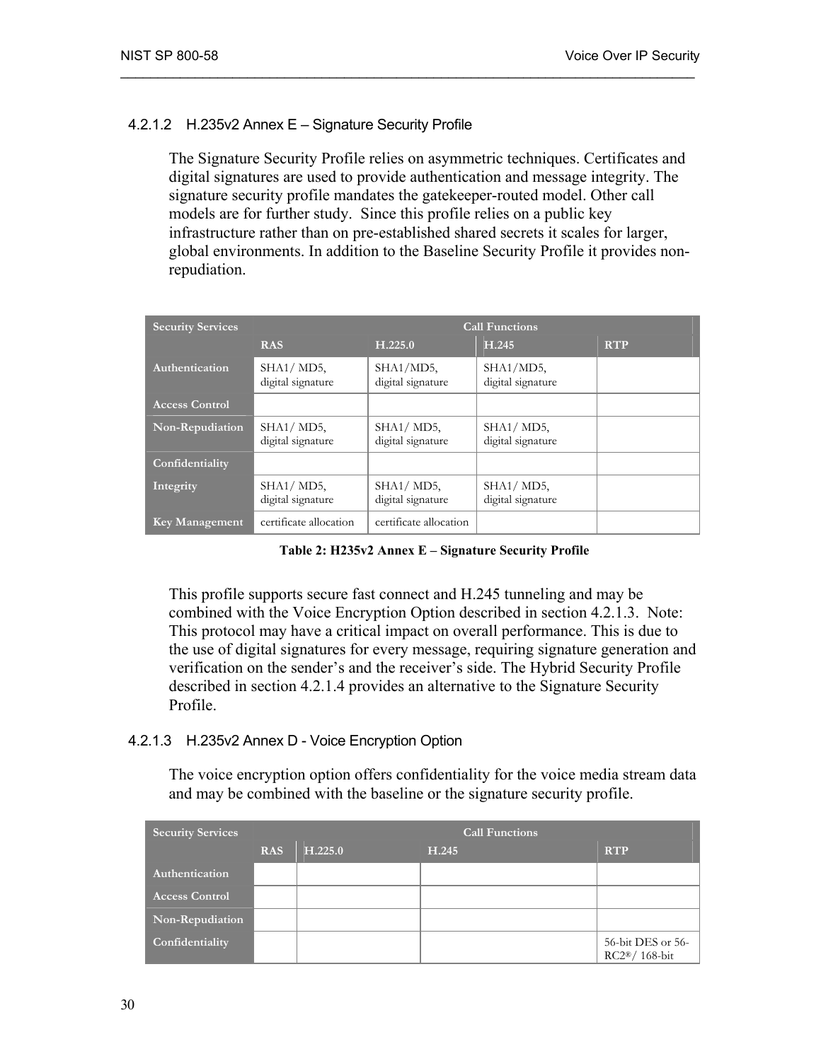#### 4.2.1.2 H.235v2 Annex E – Signature Security Profile

The Signature Security Profile relies on asymmetric techniques. Certificates and digital signatures are used to provide authentication and message integrity. The signature security profile mandates the gatekeeper-routed model. Other call models are for further study. Since this profile relies on a public key infrastructure rather than on pre-established shared secrets it scales for larger, global environments. In addition to the Baseline Security Profile it provides non-repudiation.

| Security Services | Call Functions | | | |
|---|---|---|---|---|
| | RAS | H.225.0 | H.245 | RTP |
| Authentication | SHA1/ MD5, digital signature | SHA1/MD5, digital signature | SHA1/MD5, digital signature | |
| Access Control | | | | |
| Non-Repudiation | SHA1/ MD5, digital signature | SHA1/ MD5, digital signature | SHA1/ MD5, digital signature | |
| Confidentiality | | | | |
| Integrity | SHA1/ MD5, digital signature | SHA1/ MD5, digital signature | SHA1/ MD5, digital signature | |
| Key Management | certificate allocation | certificate allocation | | |

**Table 2: H235v2 Annex E – Signature Security Profile**

This profile supports secure fast connect and H.245 tunneling and may be combined with the Voice Encryption Option described in section 4.2.1.3. Note: This protocol may have a critical impact on overall performance. This is due to the use of digital signatures for every message, requiring signature generation and verification on the sender's and the receiver's side. The Hybrid Security Profile described in section 4.2.1.4 provides an alternative to the Signature Security Profile.

#### 4.2.1.3 H.235v2 Annex D - Voice Encryption Option

The voice encryption option offers confidentiality for the voice media stream data and may be combined with the baseline or the signature security profile.

| Security Services | Call Functions | | | |
|---|---|---|---|---|
| | RAS | H.225.0 | H.245 | RTP |
| Authentication | | | | |
| Access Control | | | | |
| Non-Repudiation | | | | |
| Confidentiality | | | | 56-bit DES or 56-RC2®/ 168-bit |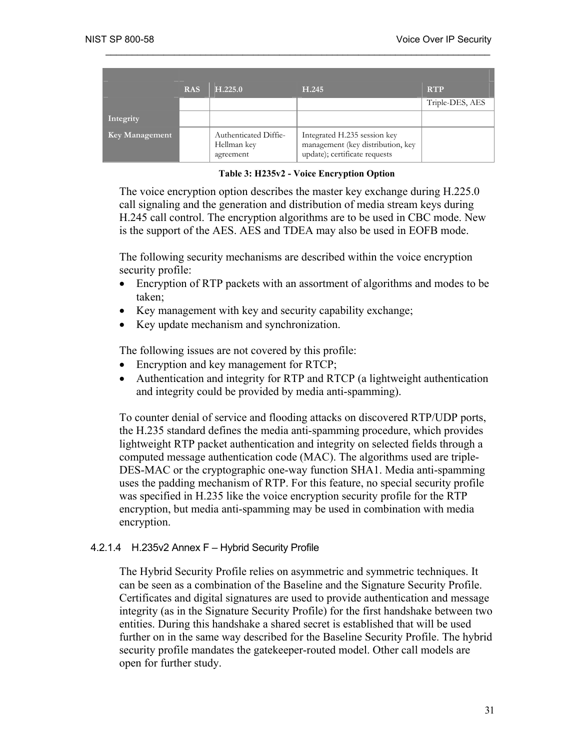| | RAS | H.225.0 | H.245 | RTP |
|---|---|---|---|---|
| | | | | Triple-DES, AES |
| Integrity | | | | |
| Key Management | | Authenticated Diffie-Hellman key agreement | Integrated H.235 session key management (key distribution, key update); certificate requests | |

**Table 3: H235v2 - Voice Encryption Option**

The voice encryption option describes the master key exchange during H.225.0 call signaling and the generation and distribution of media stream keys during H.245 call control. The encryption algorithms are to be used in CBC mode. New is the support of the AES. AES and TDEA may also be used in EOFB mode.

The following security mechanisms are described within the voice encryption security profile:

- Encryption of RTP packets with an assortment of algorithms and modes to be taken;
- Key management with key and security capability exchange;
- Key update mechanism and synchronization.

The following issues are not covered by this profile:

- Encryption and key management for RTCP;
- Authentication and integrity for RTP and RTCP (a lightweight authentication and integrity could be provided by media anti-spamming).

To counter denial of service and flooding attacks on discovered RTP/UDP ports, the H.235 standard defines the media anti-spamming procedure, which provides lightweight RTP packet authentication and integrity on selected fields through a computed message authentication code (MAC). The algorithms used are triple-DES-MAC or the cryptographic one-way function SHA1. Media anti-spamming uses the padding mechanism of RTP. For this feature, no special security profile was specified in H.235 like the voice encryption security profile for the RTP encryption, but media anti-spamming may be used in combination with media encryption.

#### 4.2.1.4 H.235v2 Annex F – Hybrid Security Profile

The Hybrid Security Profile relies on asymmetric and symmetric techniques. It can be seen as a combination of the Baseline and the Signature Security Profile. Certificates and digital signatures are used to provide authentication and message integrity (as in the Signature Security Profile) for the first handshake between two entities. During this handshake a shared secret is established that will be used further on in the same way described for the Baseline Security Profile. The hybrid security profile mandates the gatekeeper-routed model. Other call models are open for further study.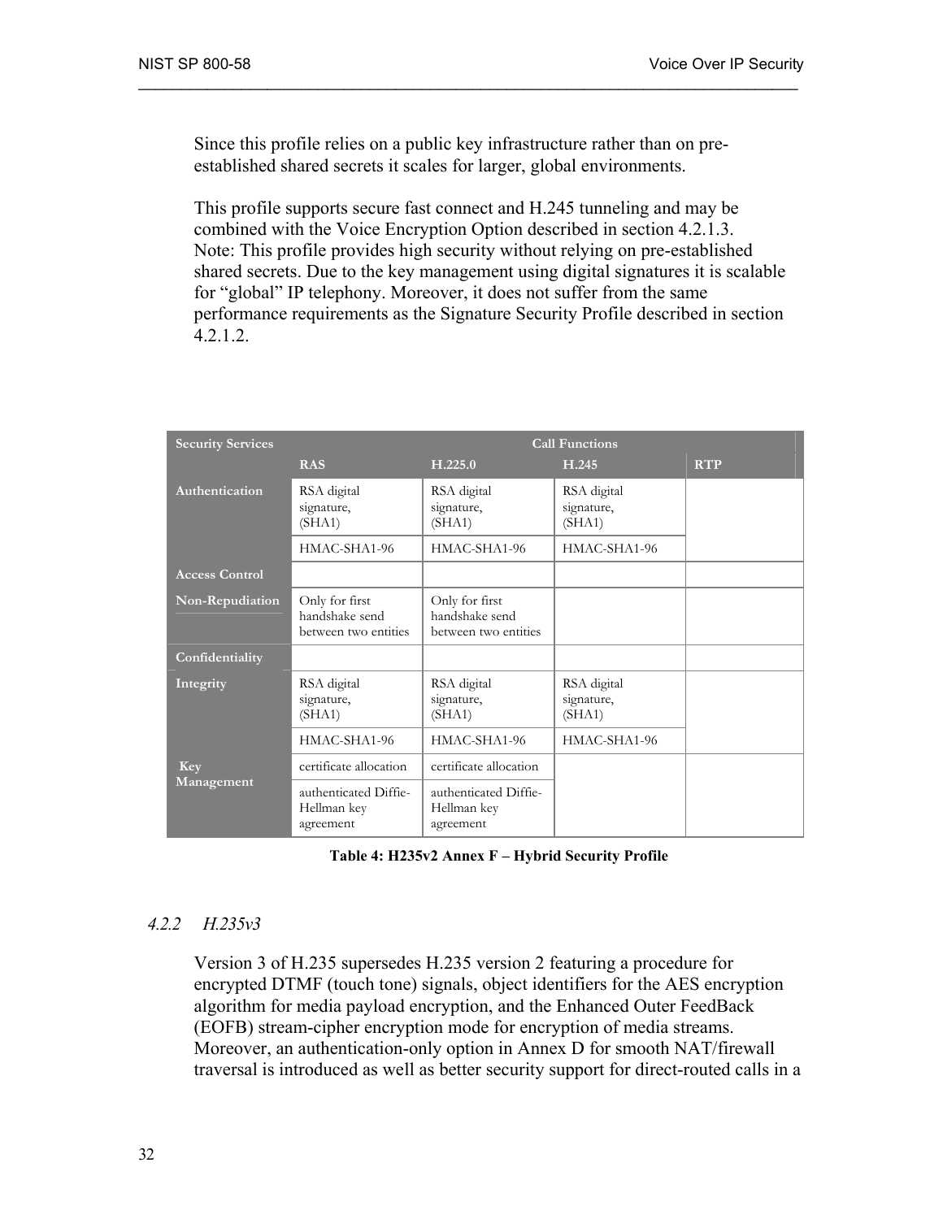Since this profile relies on a public key infrastructure rather than on pre-established shared secrets it scales for larger, global environments.

This profile supports secure fast connect and H.245 tunneling and may be combined with the Voice Encryption Option described in section 4.2.1.3. Note: This profile provides high security without relying on pre-established shared secrets. Due to the key management using digital signatures it is scalable for "global" IP telephony. Moreover, it does not suffer from the same performance requirements as the Signature Security Profile described in section 4.2.1.2.

| Security Services | Call Functions | | | |
|---|---|---|---|---|
| | RAS | H.225.0 | H.245 | RTP |
| Authentication | RSA digital signature, (SHA1) | RSA digital signature, (SHA1) | RSA digital signature, (SHA1) | |
| | HMAC-SHA1-96 | HMAC-SHA1-96 | HMAC-SHA1-96 | |
| Access Control | | | | |
| Non-Repudiation | Only for first handshake send between two entities | Only for first handshake send between two entities | | |
| Confidentiality | | | | |
| Integrity | RSA digital signature, (SHA1) | RSA digital signature, (SHA1) | RSA digital signature, (SHA1) | |
| | HMAC-SHA1-96 | HMAC-SHA1-96 | HMAC-SHA1-96 | |
| Key Management | certificate allocation | certificate allocation | | |
| | authenticated Diffie-Hellman key agreement | authenticated Diffie-Hellman key agreement | | |

**Table 4: H235v2 Annex F – Hybrid Security Profile**

### *4.2.2 H.235v3*

Version 3 of H.235 supersedes H.235 version 2 featuring a procedure for encrypted DTMF (touch tone) signals, object identifiers for the AES encryption algorithm for media payload encryption, and the Enhanced Outer FeedBack (EOFB) stream-cipher encryption mode for encryption of media streams. Moreover, an authentication-only option in Annex D for smooth NAT/firewall traversal is introduced as well as better security support for direct-routed calls in a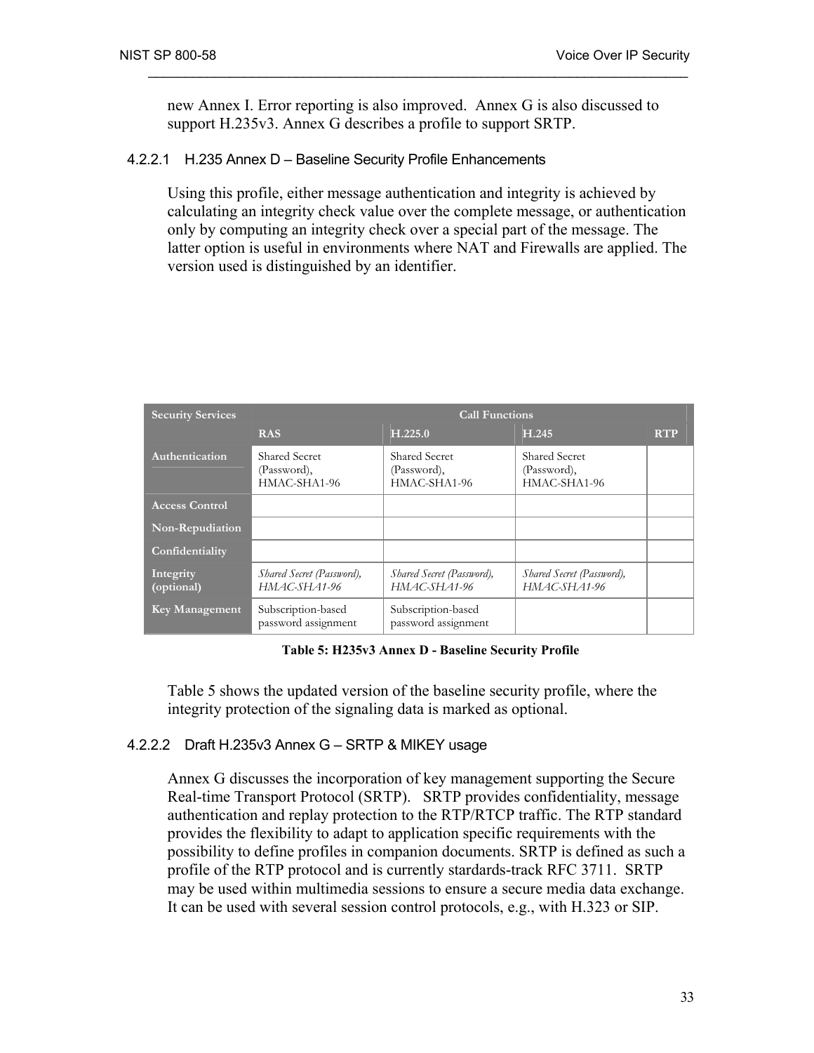new Annex I. Error reporting is also improved. Annex G is also discussed to support H.235v3. Annex G describes a profile to support SRTP.

#### 4.2.2.1 H.235 Annex D – Baseline Security Profile Enhancements

Using this profile, either message authentication and integrity is achieved by calculating an integrity check value over the complete message, or authentication only by computing an integrity check over a special part of the message. The latter option is useful in environments where NAT and Firewalls are applied. The version used is distinguished by an identifier.

| Security Services | Call Functions | | | |
|---|---|---|---|---|
| | RAS | H.225.0 | H.245 | RTP |
| Authentication | Shared Secret (Password), HMAC-SHA1-96 | Shared Secret (Password), HMAC-SHA1-96 | Shared Secret (Password), HMAC-SHA1-96 | |
| Access Control | | | | |
| Non-Repudiation | | | | |
| Confidentiality | | | | |
| Integrity (optional) | *Shared Secret (Password), HMAC-SHA1-96* | *Shared Secret (Password), HMAC-SHA1-96* | *Shared Secret (Password), HMAC-SHA1-96* | |
| Key Management | Subscription-based password assignment | Subscription-based password assignment | | |

**Table 5: H235v3 Annex D - Baseline Security Profile**

Table 5 shows the updated version of the baseline security profile, where the integrity protection of the signaling data is marked as optional.

#### 4.2.2.2 Draft H.235v3 Annex G – SRTP & MIKEY usage

Annex G discusses the incorporation of key management supporting the Secure Real-time Transport Protocol (SRTP). SRTP provides confidentiality, message authentication and replay protection to the RTP/RTCP traffic. The RTP standard provides the flexibility to adapt to application specific requirements with the possibility to define profiles in companion documents. SRTP is defined as such a profile of the RTP protocol and is currently standards-track RFC 3711. SRTP may be used within multimedia sessions to ensure a secure media data exchange. It can be used with several session control protocols, e.g., with H.323 or SIP.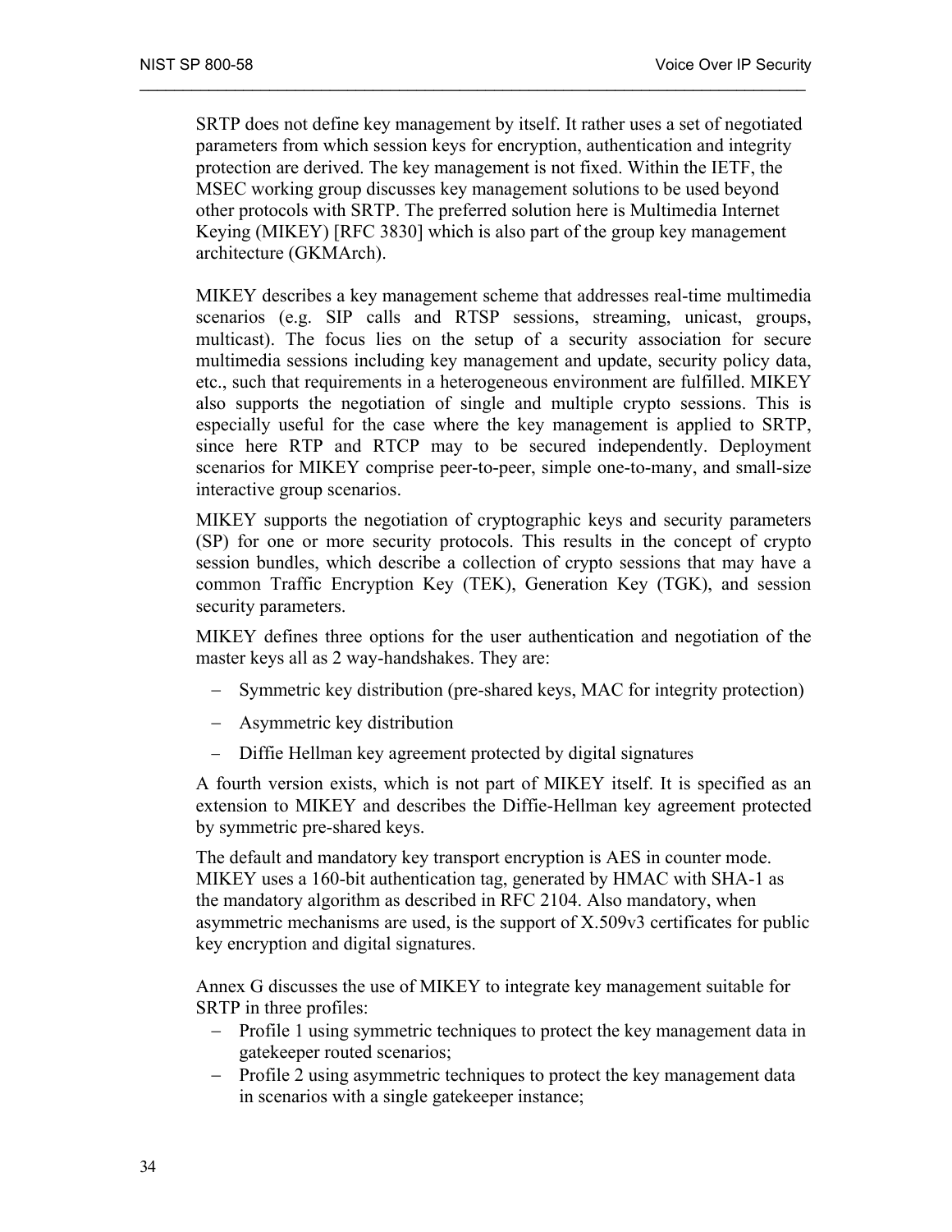SRTP does not define key management by itself. It rather uses a set of negotiated parameters from which session keys for encryption, authentication and integrity protection are derived. The key management is not fixed. Within the IETF, the MSEC working group discusses key management solutions to be used beyond other protocols with SRTP. The preferred solution here is Multimedia Internet Keying (MIKEY) [RFC 3830] which is also part of the group key management architecture (GKMArch).

MIKEY describes a key management scheme that addresses real-time multimedia scenarios (e.g. SIP calls and RTSP sessions, streaming, unicast, groups, multicast). The focus lies on the setup of a security association for secure multimedia sessions including key management and update, security policy data, etc., such that requirements in a heterogeneous environment are fulfilled. MIKEY also supports the negotiation of single and multiple crypto sessions. This is especially useful for the case where the key management is applied to SRTP, since here RTP and RTCP may to be secured independently. Deployment scenarios for MIKEY comprise peer-to-peer, simple one-to-many, and small-size interactive group scenarios.

MIKEY supports the negotiation of cryptographic keys and security parameters (SP) for one or more security protocols. This results in the concept of crypto session bundles, which describe a collection of crypto sessions that may have a common Traffic Encryption Key (TEK), Generation Key (TGK), and session security parameters.

MIKEY defines three options for the user authentication and negotiation of the master keys all as 2 way-handshakes. They are:

- Symmetric key distribution (pre-shared keys, MAC for integrity protection)
- Asymmetric key distribution
- Diffie Hellman key agreement protected by digital signatures

A fourth version exists, which is not part of MIKEY itself. It is specified as an extension to MIKEY and describes the Diffie-Hellman key agreement protected by symmetric pre-shared keys.

The default and mandatory key transport encryption is AES in counter mode. MIKEY uses a 160-bit authentication tag, generated by HMAC with SHA-1 as the mandatory algorithm as described in RFC 2104. Also mandatory, when asymmetric mechanisms are used, is the support of X.509v3 certificates for public key encryption and digital signatures.

Annex G discusses the use of MIKEY to integrate key management suitable for SRTP in three profiles:

- Profile 1 using symmetric techniques to protect the key management data in gatekeeper routed scenarios;
- Profile 2 using asymmetric techniques to protect the key management data in scenarios with a single gatekeeper instance;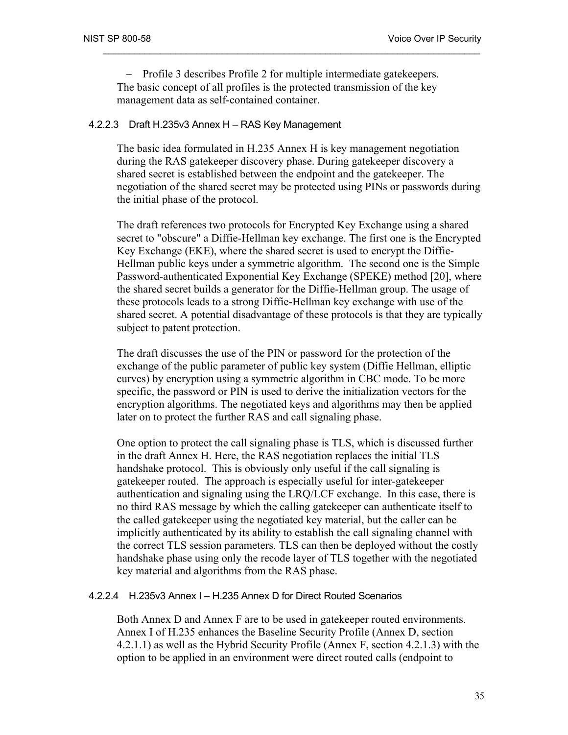– Profile 3 describes Profile 2 for multiple intermediate gatekeepers.

The basic concept of all profiles is the protected transmission of the key management data as self-contained container.

#### 4.2.2.3 Draft H.235v3 Annex H – RAS Key Management

The basic idea formulated in H.235 Annex H is key management negotiation during the RAS gatekeeper discovery phase. During gatekeeper discovery a shared secret is established between the endpoint and the gatekeeper. The negotiation of the shared secret may be protected using PINs or passwords during the initial phase of the protocol.

The draft references two protocols for Encrypted Key Exchange using a shared secret to "obscure" a Diffie-Hellman key exchange. The first one is the Encrypted Key Exchange (EKE), where the shared secret is used to encrypt the Diffie-Hellman public keys under a symmetric algorithm. The second one is the Simple Password-authenticated Exponential Key Exchange (SPEKE) method [20], where the shared secret builds a generator for the Diffie-Hellman group. The usage of these protocols leads to a strong Diffie-Hellman key exchange with use of the shared secret. A potential disadvantage of these protocols is that they are typically subject to patent protection.

The draft discusses the use of the PIN or password for the protection of the exchange of the public parameter of public key system (Diffie Hellman, elliptic curves) by encryption using a symmetric algorithm in CBC mode. To be more specific, the password or PIN is used to derive the initialization vectors for the encryption algorithms. The negotiated keys and algorithms may then be applied later on to protect the further RAS and call signaling phase.

One option to protect the call signaling phase is TLS, which is discussed further in the draft Annex H. Here, the RAS negotiation replaces the initial TLS handshake protocol. This is obviously only useful if the call signaling is gatekeeper routed. The approach is especially useful for inter-gatekeeper authentication and signaling using the LRQ/LCF exchange. In this case, there is no third RAS message by which the calling gatekeeper can authenticate itself to the called gatekeeper using the negotiated key material, but the caller can be implicitly authenticated by its ability to establish the call signaling channel with the correct TLS session parameters. TLS can then be deployed without the costly handshake phase using only the recode layer of TLS together with the negotiated key material and algorithms from the RAS phase.

#### 4.2.2.4 H.235v3 Annex I – H.235 Annex D for Direct Routed Scenarios

Both Annex D and Annex F are to be used in gatekeeper routed environments. Annex I of H.235 enhances the Baseline Security Profile (Annex D, section 4.2.1.1) as well as the Hybrid Security Profile (Annex F, section 4.2.1.3) with the option to be applied in an environment were direct routed calls (endpoint to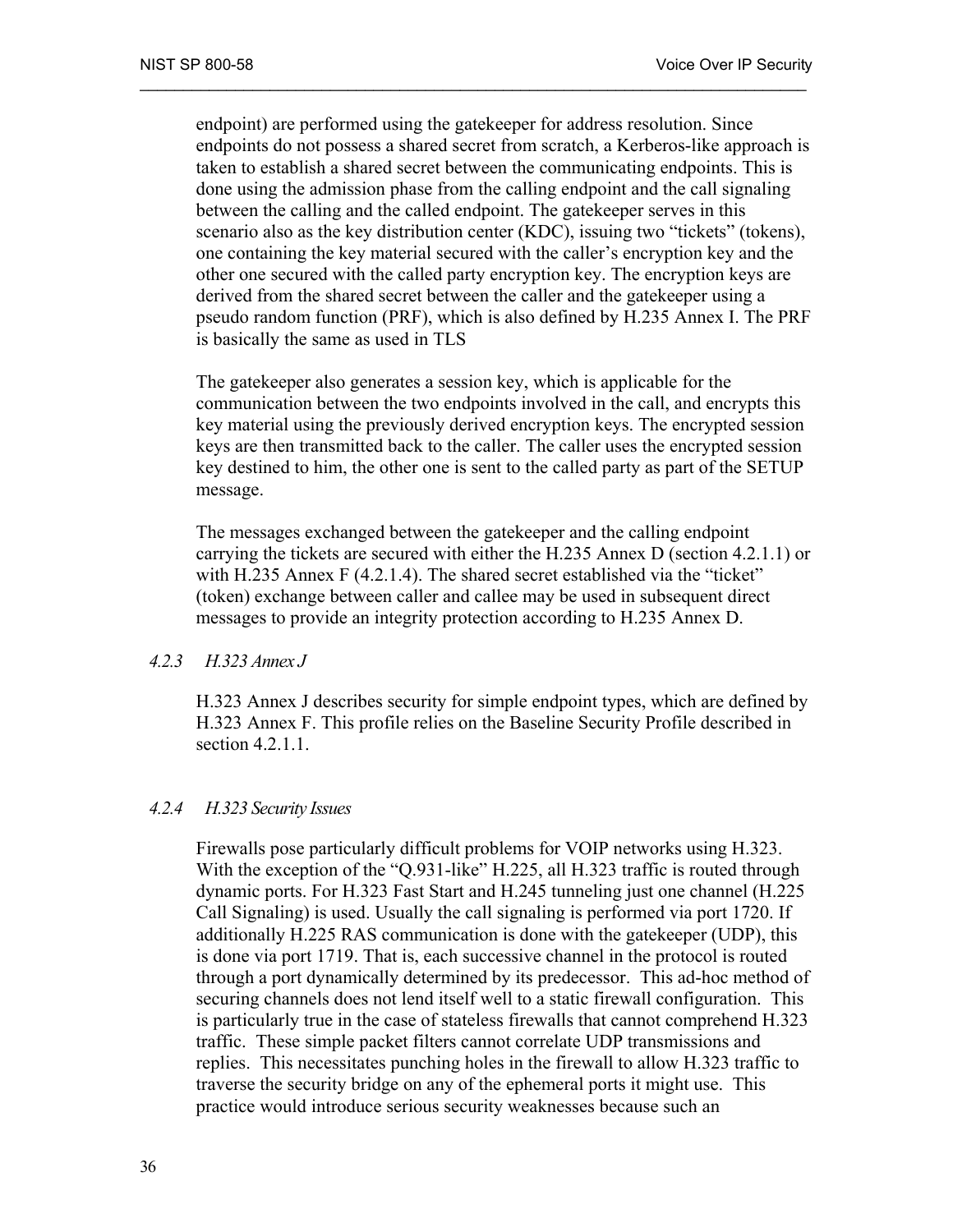endpoint) are performed using the gatekeeper for address resolution. Since endpoints do not possess a shared secret from scratch, a Kerberos-like approach is taken to establish a shared secret between the communicating endpoints. This is done using the admission phase from the calling endpoint and the call signaling between the calling and the called endpoint. The gatekeeper serves in this scenario also as the key distribution center (KDC), issuing two "tickets" (tokens), one containing the key material secured with the caller's encryption key and the other one secured with the called party encryption key. The encryption keys are derived from the shared secret between the caller and the gatekeeper using a pseudo random function (PRF), which is also defined by H.235 Annex I. The PRF is basically the same as used in TLS

The gatekeeper also generates a session key, which is applicable for the communication between the two endpoints involved in the call, and encrypts this key material using the previously derived encryption keys. The encrypted session keys are then transmitted back to the caller. The caller uses the encrypted session key destined to him, the other one is sent to the called party as part of the SETUP message.

The messages exchanged between the gatekeeper and the calling endpoint carrying the tickets are secured with either the H.235 Annex D (section 4.2.1.1) or with H.235 Annex F (4.2.1.4). The shared secret established via the "ticket" (token) exchange between caller and callee may be used in subsequent direct messages to provide an integrity protection according to H.235 Annex D.

### *4.2.3 H.323 Annex J*

H.323 Annex J describes security for simple endpoint types, which are defined by H.323 Annex F. This profile relies on the Baseline Security Profile described in section 4.2.1.1.

### *4.2.4 H.323 Security Issues*

Firewalls pose particularly difficult problems for VOIP networks using H.323. With the exception of the "Q.931-like" H.225, all H.323 traffic is routed through dynamic ports. For H.323 Fast Start and H.245 tunneling just one channel (H.225 Call Signaling) is used. Usually the call signaling is performed via port 1720. If additionally H.225 RAS communication is done with the gatekeeper (UDP), this is done via port 1719. That is, each successive channel in the protocol is routed through a port dynamically determined by its predecessor. This ad-hoc method of securing channels does not lend itself well to a static firewall configuration. This is particularly true in the case of stateless firewalls that cannot comprehend H.323 traffic. These simple packet filters cannot correlate UDP transmissions and replies. This necessitates punching holes in the firewall to allow H.323 traffic to traverse the security bridge on any of the ephemeral ports it might use. This practice would introduce serious security weaknesses because such an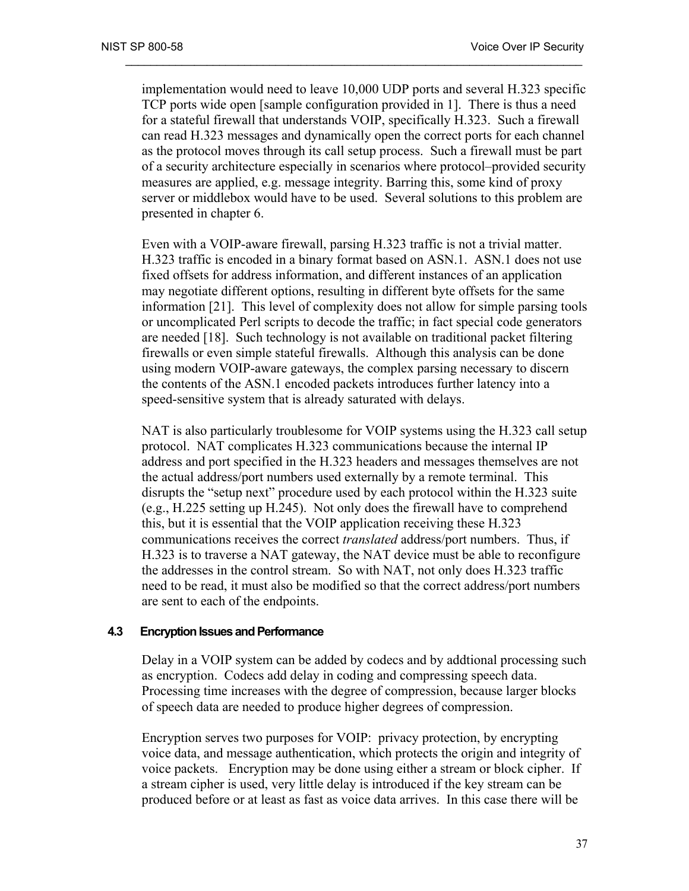implementation would need to leave 10,000 UDP ports and several H.323 specific TCP ports wide open [sample configuration provided in 1]. There is thus a need for a stateful firewall that understands VOIP, specifically H.323. Such a firewall can read H.323 messages and dynamically open the correct ports for each channel as the protocol moves through its call setup process. Such a firewall must be part of a security architecture especially in scenarios where protocol–provided security measures are applied, e.g. message integrity. Barring this, some kind of proxy server or middlebox would have to be used. Several solutions to this problem are presented in chapter 6.

Even with a VOIP-aware firewall, parsing H.323 traffic is not a trivial matter. H.323 traffic is encoded in a binary format based on ASN.1. ASN.1 does not use fixed offsets for address information, and different instances of an application may negotiate different options, resulting in different byte offsets for the same information [21]. This level of complexity does not allow for simple parsing tools or uncomplicated Perl scripts to decode the traffic; in fact special code generators are needed [18]. Such technology is not available on traditional packet filtering firewalls or even simple stateful firewalls. Although this analysis can be done using modern VOIP-aware gateways, the complex parsing necessary to discern the contents of the ASN.1 encoded packets introduces further latency into a speed-sensitive system that is already saturated with delays.

NAT is also particularly troublesome for VOIP systems using the H.323 call setup protocol. NAT complicates H.323 communications because the internal IP address and port specified in the H.323 headers and messages themselves are not the actual address/port numbers used externally by a remote terminal. This disrupts the "setup next" procedure used by each protocol within the H.323 suite (e.g., H.225 setting up H.245). Not only does the firewall have to comprehend this, but it is essential that the VOIP application receiving these H.323 communications receives the correct *translated* address/port numbers. Thus, if H.323 is to traverse a NAT gateway, the NAT device must be able to reconfigure the addresses in the control stream. So with NAT, not only does H.323 traffic need to be read, it must also be modified so that the correct address/port numbers are sent to each of the endpoints.

### 4.3 Encryption Issues and Performance

Delay in a VOIP system can be added by codecs and by addtional processing such as encryption. Codecs add delay in coding and compressing speech data. Processing time increases with the degree of compression, because larger blocks of speech data are needed to produce higher degrees of compression.

Encryption serves two purposes for VOIP: privacy protection, by encrypting voice data, and message authentication, which protects the origin and integrity of voice packets. Encryption may be done using either a stream or block cipher. If a stream cipher is used, very little delay is introduced if the key stream can be produced before or at least as fast as voice data arrives. In this case there will be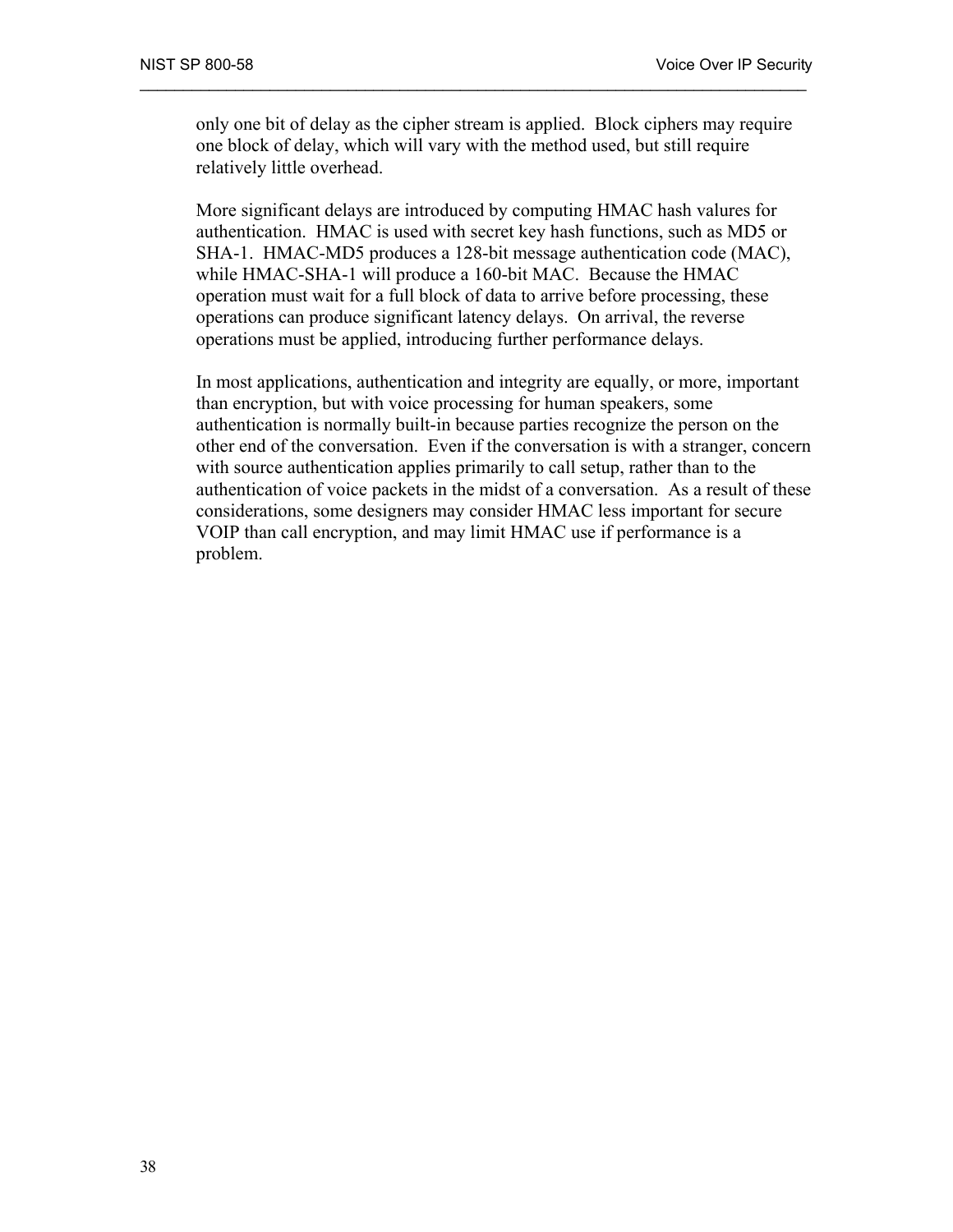only one bit of delay as the cipher stream is applied. Block ciphers may require one block of delay, which will vary with the method used, but still require relatively little overhead.

More significant delays are introduced by computing HMAC hash values for authentication. HMAC is used with secret key hash functions, such as MD5 or SHA-1. HMAC-MD5 produces a 128-bit message authentication code (MAC), while HMAC-SHA-1 will produce a 160-bit MAC. Because the HMAC operation must wait for a full block of data to arrive before processing, these operations can produce significant latency delays. On arrival, the reverse operations must be applied, introducing further performance delays.

In most applications, authentication and integrity are equally, or more, important than encryption, but with voice processing for human speakers, some authentication is normally built-in because parties recognize the person on the other end of the conversation. Even if the conversation is with a stranger, concern with source authentication applies primarily to call setup, rather than to the authentication of voice packets in the midst of a conversation. As a result of these considerations, some designers may consider HMAC less important for secure VOIP than call encryption, and may limit HMAC use if performance is a problem.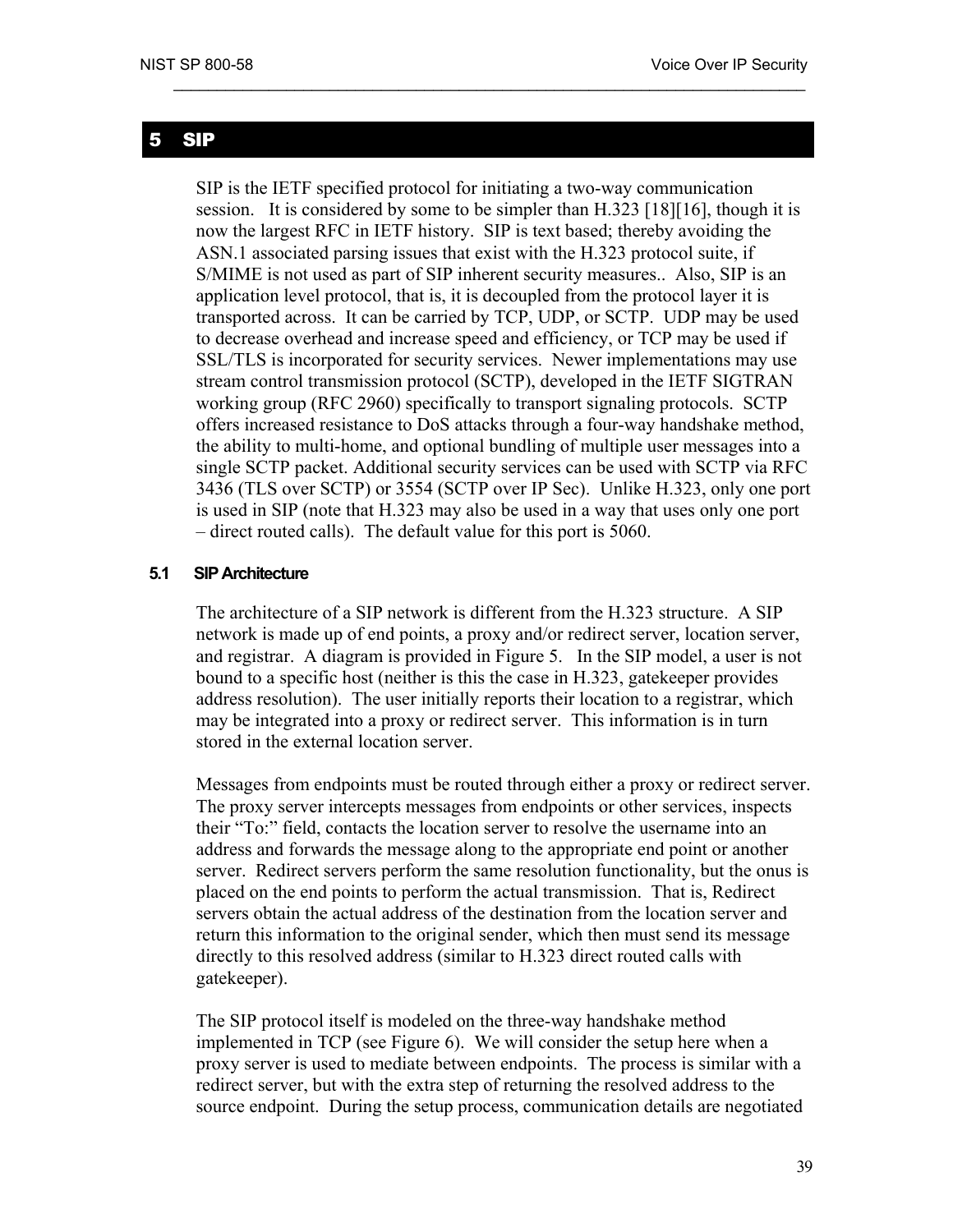# 5 SIP

SIP is the IETF specified protocol for initiating a two-way communication session. It is considered by some to be simpler than H.323 [18][16], though it is now the largest RFC in IETF history. SIP is text based; thereby avoiding the ASN.1 associated parsing issues that exist with the H.323 protocol suite, if S/MIME is not used as part of SIP inherent security measures.. Also, SIP is an application level protocol, that is, it is decoupled from the protocol layer it is transported across. It can be carried by TCP, UDP, or SCTP. UDP may be used to decrease overhead and increase speed and efficiency, or TCP may be used if SSL/TLS is incorporated for security services. Newer implementations may use stream control transmission protocol (SCTP), developed in the IETF SIGTRAN working group (RFC 2960) specifically to transport signaling protocols. SCTP offers increased resistance to DoS attacks through a four-way handshake method, the ability to multi-home, and optional bundling of multiple user messages into a single SCTP packet. Additional security services can be used with SCTP via RFC 3436 (TLS over SCTP) or 3554 (SCTP over IP Sec). Unlike H.323, only one port is used in SIP (note that H.323 may also be used in a way that uses only one port – direct routed calls). The default value for this port is 5060.

## 5.1 SIP Architecture

The architecture of a SIP network is different from the H.323 structure. A SIP network is made up of end points, a proxy and/or redirect server, location server, and registrar. A diagram is provided in Figure 5. In the SIP model, a user is not bound to a specific host (neither is this the case in H.323, gatekeeper provides address resolution). The user initially reports their location to a registrar, which may be integrated into a proxy or redirect server. This information is in turn stored in the external location server.

Messages from endpoints must be routed through either a proxy or redirect server. The proxy server intercepts messages from endpoints or other services, inspects their "To:" field, contacts the location server to resolve the username into an address and forwards the message along to the appropriate end point or another server. Redirect servers perform the same resolution functionality, but the onus is placed on the end points to perform the actual transmission. That is, Redirect servers obtain the actual address of the destination from the location server and return this information to the original sender, which then must send its message directly to this resolved address (similar to H.323 direct routed calls with gatekeeper).

The SIP protocol itself is modeled on the three-way handshake method implemented in TCP (see Figure 6). We will consider the setup here when a proxy server is used to mediate between endpoints. The process is similar with a redirect server, but with the extra step of returning the resolved address to the source endpoint. During the setup process, communication details are negotiated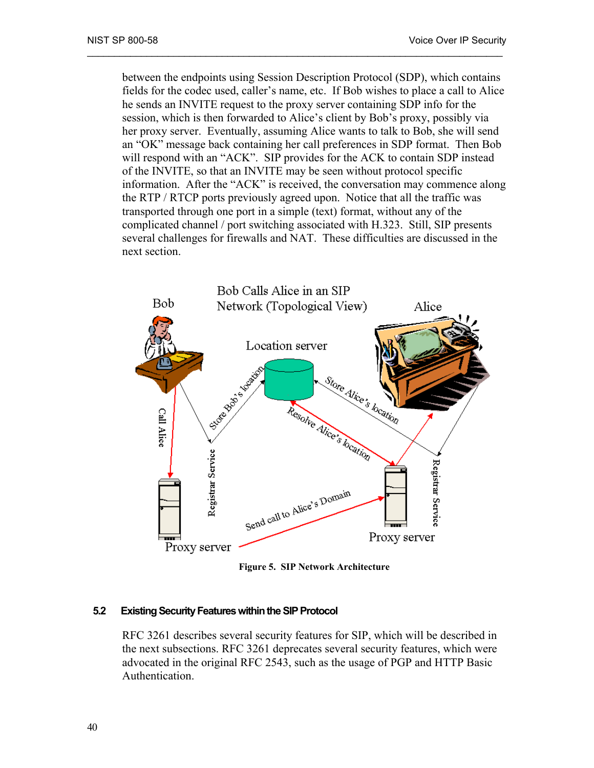between the endpoints using Session Description Protocol (SDP), which contains fields for the codec used, caller's name, etc. If Bob wishes to place a call to Alice he sends an INVITE request to the proxy server containing SDP info for the session, which is then forwarded to Alice's client by Bob's proxy, possibly via her proxy server. Eventually, assuming Alice wants to talk to Bob, she will send an "OK" message back containing her call preferences in SDP format. Then Bob will respond with an "ACK". SIP provides for the ACK to contain SDP instead of the INVITE, so that an INVITE may be seen without protocol specific information. After the "ACK" is received, the conversation may commence along the RTP / RTCP ports previously agreed upon. Notice that all the traffic was transported through one port in a simple (text) format, without any of the complicated channel / port switching associated with H.323. Still, SIP presents several challenges for firewalls and NAT. These difficulties are discussed in the next section.

**Figure 5. SIP Network Architecture**

### 5.2 Existing Security Features within the SIP Protocol

RFC 3261 describes several security features for SIP, which will be described in the next subsections. RFC 3261 deprecates several security features, which were advocated in the original RFC 2543, such as the usage of PGP and HTTP Basic Authentication.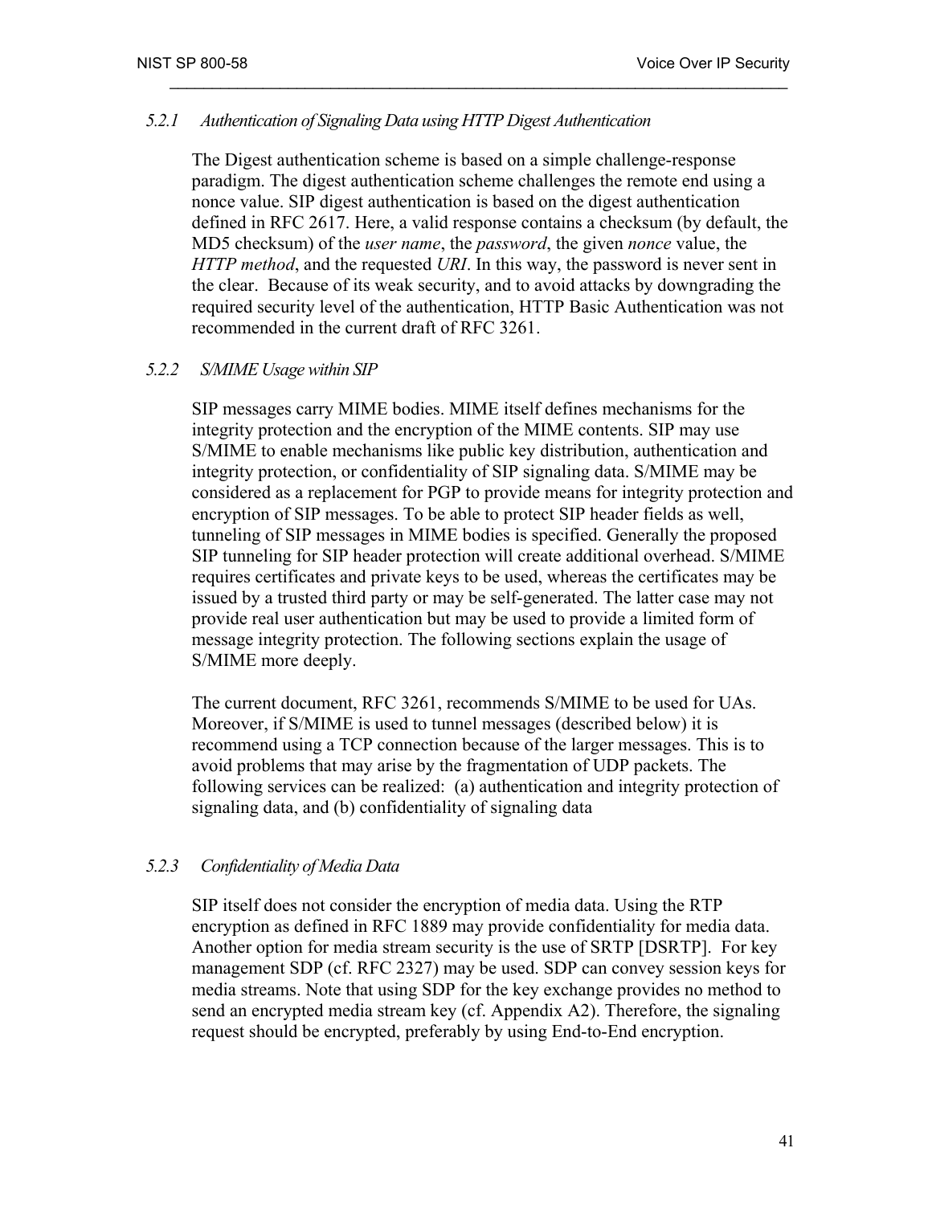#### *5.2.1 Authentication of Signaling Data using HTTP Digest Authentication*

The Digest authentication scheme is based on a simple challenge-response paradigm. The digest authentication scheme challenges the remote end using a nonce value. SIP digest authentication is based on the digest authentication defined in RFC 2617. Here, a valid response contains a checksum (by default, the MD5 checksum) of the *user name*, the *password*, the given *nonce* value, the *HTTP method*, and the requested *URI*. In this way, the password is never sent in the clear. Because of its weak security, and to avoid attacks by downgrading the required security level of the authentication, HTTP Basic Authentication was not recommended in the current draft of RFC 3261.

#### *5.2.2 S/MIME Usage within SIP*

SIP messages carry MIME bodies. MIME itself defines mechanisms for the integrity protection and the encryption of the MIME contents. SIP may use S/MIME to enable mechanisms like public key distribution, authentication and integrity protection, or confidentiality of SIP signaling data. S/MIME may be considered as a replacement for PGP to provide means for integrity protection and encryption of SIP messages. To be able to protect SIP header fields as well, tunneling of SIP messages in MIME bodies is specified. Generally the proposed SIP tunneling for SIP header protection will create additional overhead. S/MIME requires certificates and private keys to be used, whereas the certificates may be issued by a trusted third party or may be self-generated. The latter case may not provide real user authentication but may be used to provide a limited form of message integrity protection. The following sections explain the usage of S/MIME more deeply.

The current document, RFC 3261, recommends S/MIME to be used for UAs. Moreover, if S/MIME is used to tunnel messages (described below) it is recommend using a TCP connection because of the larger messages. This is to avoid problems that may arise by the fragmentation of UDP packets. The following services can be realized: (a) authentication and integrity protection of signaling data, and (b) confidentiality of signaling data

#### *5.2.3 Confidentiality of Media Data*

SIP itself does not consider the encryption of media data. Using the RTP encryption as defined in RFC 1889 may provide confidentiality for media data. Another option for media stream security is the use of SRTP [DSRTP]. For key management SDP (cf. RFC 2327) may be used. SDP can convey session keys for media streams. Note that using SDP for the key exchange provides no method to send an encrypted media stream key (cf. Appendix A2). Therefore, the signaling request should be encrypted, preferably by using End-to-End encryption.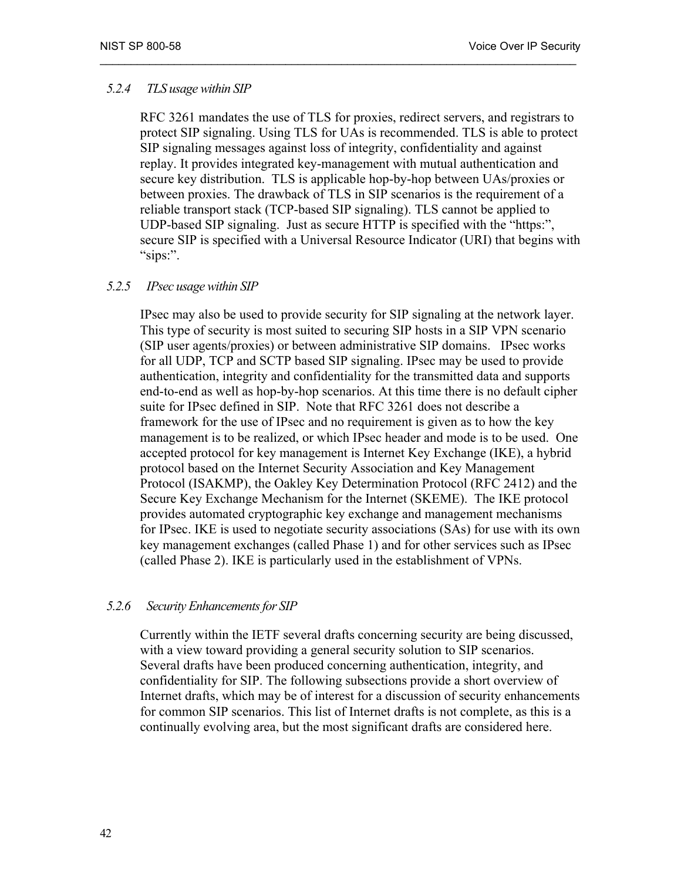### 5.2.4 TLS usage within SIP

RFC 3261 mandates the use of TLS for proxies, redirect servers, and registrars to protect SIP signaling. Using TLS for UAs is recommended. TLS is able to protect SIP signaling messages against loss of integrity, confidentiality and against replay. It provides integrated key-management with mutual authentication and secure key distribution. TLS is applicable hop-by-hop between UAs/proxies or between proxies. The drawback of TLS in SIP scenarios is the requirement of a reliable transport stack (TCP-based SIP signaling). TLS cannot be applied to UDP-based SIP signaling. Just as secure HTTP is specified with the "https:", secure SIP is specified with a Universal Resource Indicator (URI) that begins with "sips:".

### 5.2.5 IPsec usage within SIP

IPsec may also be used to provide security for SIP signaling at the network layer. This type of security is most suited to securing SIP hosts in a SIP VPN scenario (SIP user agents/proxies) or between administrative SIP domains. IPsec works for all UDP, TCP and SCTP based SIP signaling. IPsec may be used to provide authentication, integrity and confidentiality for the transmitted data and supports end-to-end as well as hop-by-hop scenarios. At this time there is no default cipher suite for IPsec defined in SIP. Note that RFC 3261 does not describe a framework for the use of IPsec and no requirement is given as to how the key management is to be realized, or which IPsec header and mode is to be used. One accepted protocol for key management is Internet Key Exchange (IKE), a hybrid protocol based on the Internet Security Association and Key Management Protocol (ISAKMP), the Oakley Key Determination Protocol (RFC 2412) and the Secure Key Exchange Mechanism for the Internet (SKEME). The IKE protocol provides automated cryptographic key exchange and management mechanisms for IPsec. IKE is used to negotiate security associations (SAs) for use with its own key management exchanges (called Phase 1) and for other services such as IPsec (called Phase 2). IKE is particularly used in the establishment of VPNs.

### 5.2.6 Security Enhancements for SIP

Currently within the IETF several drafts concerning security are being discussed, with a view toward providing a general security solution to SIP scenarios. Several drafts have been produced concerning authentication, integrity, and confidentiality for SIP. The following subsections provide a short overview of Internet drafts, which may be of interest for a discussion of security enhancements for common SIP scenarios. This list of Internet drafts is not complete, as this is a continually evolving area, but the most significant drafts are considered here.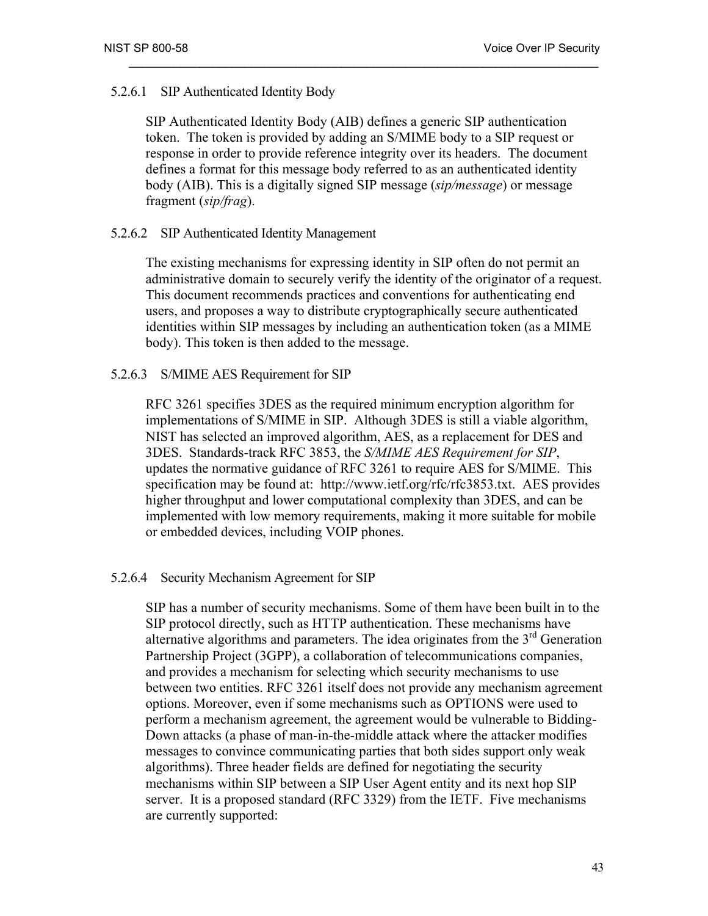#### 5.2.6.1 SIP Authenticated Identity Body

SIP Authenticated Identity Body (AIB) defines a generic SIP authentication token. The token is provided by adding an S/MIME body to a SIP request or response in order to provide reference integrity over its headers. The document defines a format for this message body referred to as an authenticated identity body (AIB). This is a digitally signed SIP message (*sip/message*) or message fragment (*sip/frag*).

#### 5.2.6.2 SIP Authenticated Identity Management

The existing mechanisms for expressing identity in SIP often do not permit an administrative domain to securely verify the identity of the originator of a request. This document recommends practices and conventions for authenticating end users, and proposes a way to distribute cryptographically secure authenticated identities within SIP messages by including an authentication token (as a MIME body). This token is then added to the message.

#### 5.2.6.3 S/MIME AES Requirement for SIP

RFC 3261 specifies 3DES as the required minimum encryption algorithm for implementations of S/MIME in SIP. Although 3DES is still a viable algorithm, NIST has selected an improved algorithm, AES, as a replacement for DES and 3DES. Standards-track RFC 3853, the *S/MIME AES Requirement for SIP*, updates the normative guidance of RFC 3261 to require AES for S/MIME. This specification may be found at: http://www.ietf.org/rfc/rfc3853.txt. AES provides higher throughput and lower computational complexity than 3DES, and can be implemented with low memory requirements, making it more suitable for mobile or embedded devices, including VOIP phones.

#### 5.2.6.4 Security Mechanism Agreement for SIP

SIP has a number of security mechanisms. Some of them have been built in to the SIP protocol directly, such as HTTP authentication. These mechanisms have alternative algorithms and parameters. The idea originates from the 3rd Generation Partnership Project (3GPP), a collaboration of telecommunications companies, and provides a mechanism for selecting which security mechanisms to use between two entities. RFC 3261 itself does not provide any mechanism agreement options. Moreover, even if some mechanisms such as OPTIONS were used to perform a mechanism agreement, the agreement would be vulnerable to Bidding-Down attacks (a phase of man-in-the-middle attack where the attacker modifies messages to convince communicating parties that both sides support only weak algorithms). Three header fields are defined for negotiating the security mechanisms within SIP between a SIP User Agent entity and its next hop SIP server. It is a proposed standard (RFC 3329) from the IETF. Five mechanisms are currently supported: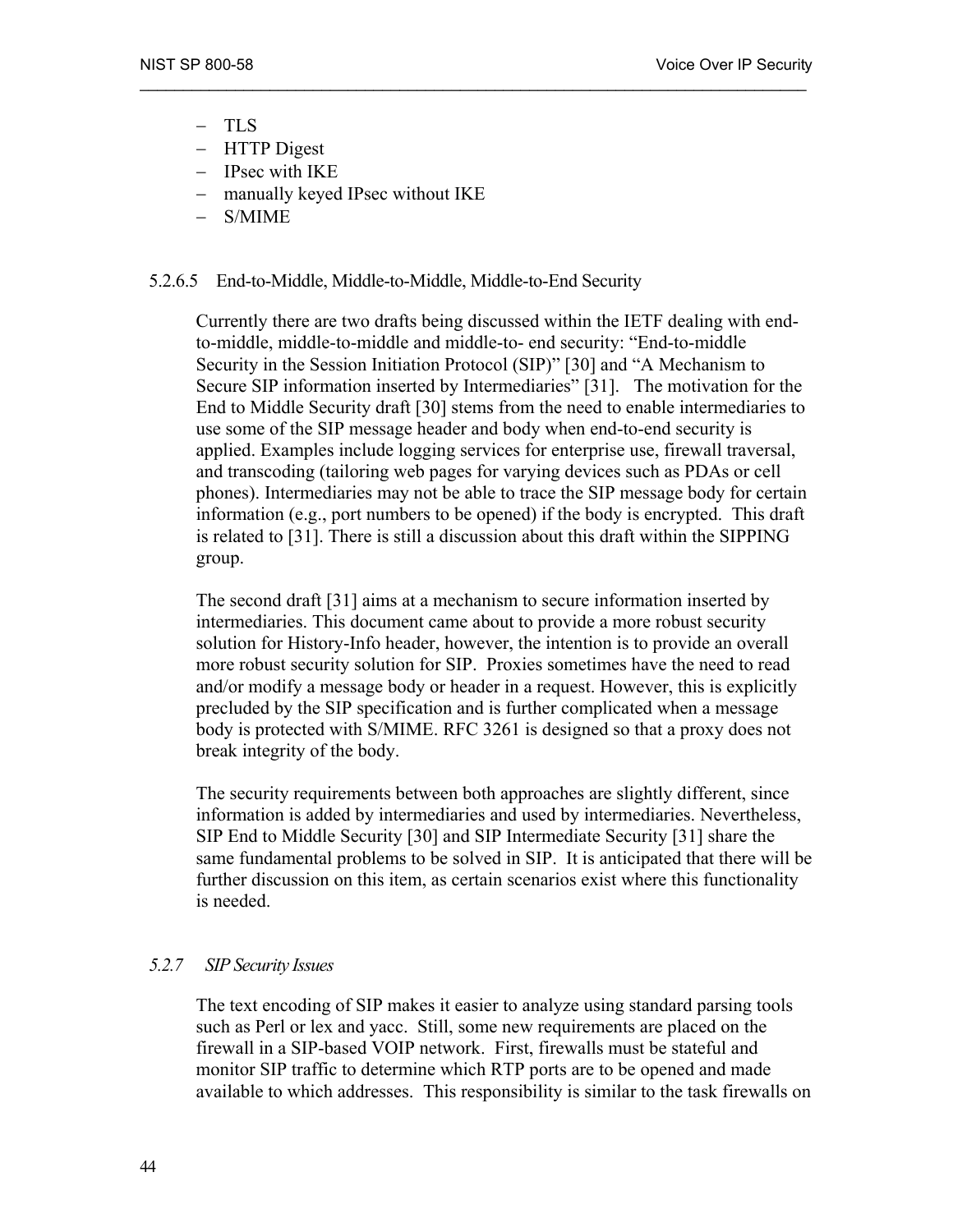- TLS
- HTTP Digest
- IPsec with IKE
- manually keyed IPsec without IKE
- S/MIME

#### 5.2.6.5 End-to-Middle, Middle-to-Middle, Middle-to-End Security

Currently there are two drafts being discussed within the IETF dealing with end-to-middle, middle-to-middle and middle-to- end security: "End-to-middle Security in the Session Initiation Protocol (SIP)" [30] and "A Mechanism to Secure SIP information inserted by Intermediaries" [31]. The motivation for the End to Middle Security draft [30] stems from the need to enable intermediaries to use some of the SIP message header and body when end-to-end security is applied. Examples include logging services for enterprise use, firewall traversal, and transcoding (tailoring web pages for varying devices such as PDAs or cell phones). Intermediaries may not be able to trace the SIP message body for certain information (e.g., port numbers to be opened) if the body is encrypted. This draft is related to [31]. There is still a discussion about this draft within the SIPPING group.

The second draft [31] aims at a mechanism to secure information inserted by intermediaries. This document came about to provide a more robust security solution for History-Info header, however, the intention is to provide an overall more robust security solution for SIP. Proxies sometimes have the need to read and/or modify a message body or header in a request. However, this is explicitly precluded by the SIP specification and is further complicated when a message body is protected with S/MIME. RFC 3261 is designed so that a proxy does not break integrity of the body.

The security requirements between both approaches are slightly different, since information is added by intermediaries and used by intermediaries. Nevertheless, SIP End to Middle Security [30] and SIP Intermediate Security [31] share the same fundamental problems to be solved in SIP. It is anticipated that there will be further discussion on this item, as certain scenarios exist where this functionality is needed.

### *5.2.7 SIP Security Issues*

The text encoding of SIP makes it easier to analyze using standard parsing tools such as Perl or lex and yacc. Still, some new requirements are placed on the firewall in a SIP-based VOIP network. First, firewalls must be stateful and monitor SIP traffic to determine which RTP ports are to be opened and made available to which addresses. This responsibility is similar to the task firewalls on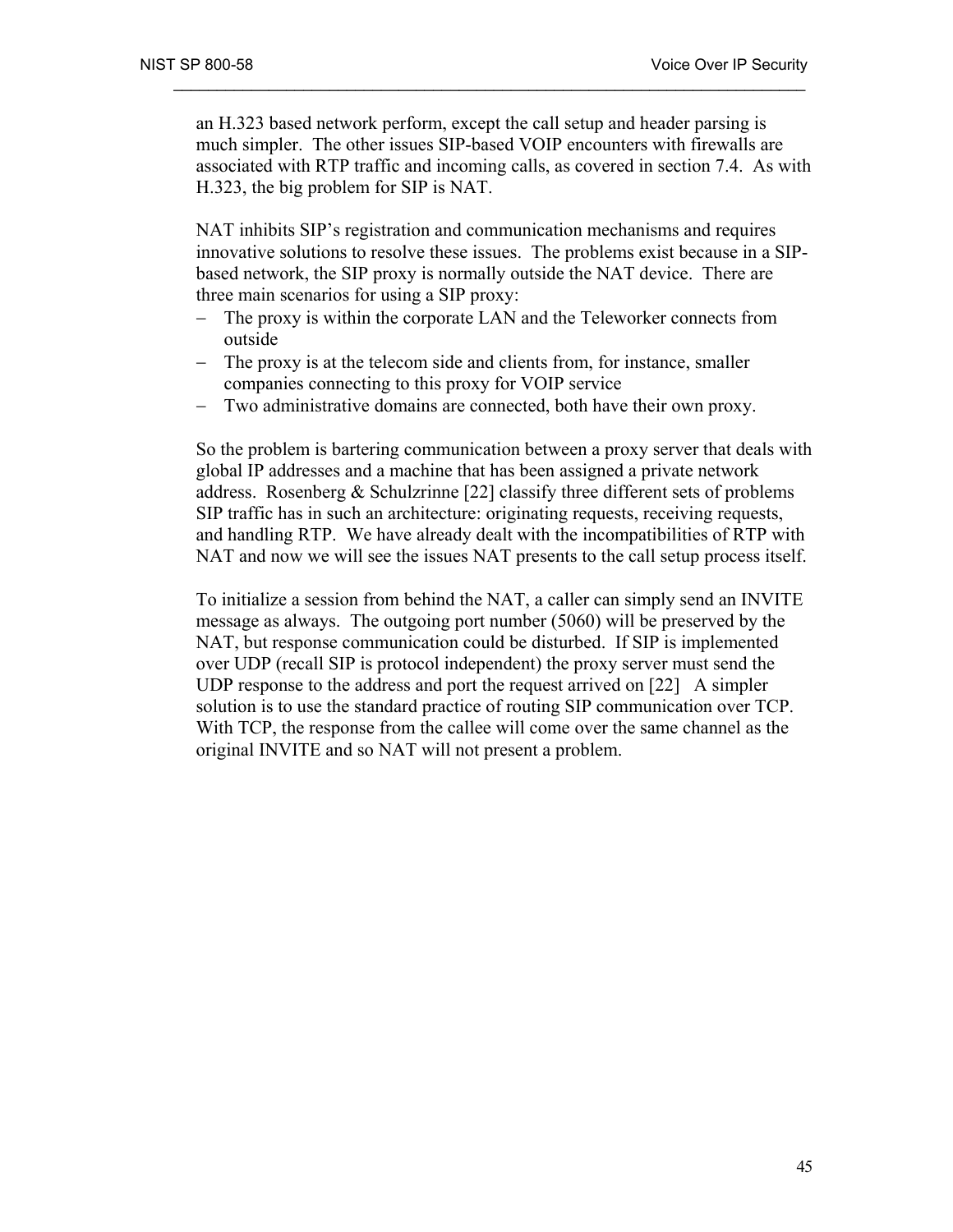an H.323 based network perform, except the call setup and header parsing is much simpler. The other issues SIP-based VOIP encounters with firewalls are associated with RTP traffic and incoming calls, as covered in section 7.4. As with H.323, the big problem for SIP is NAT.

NAT inhibits SIP's registration and communication mechanisms and requires innovative solutions to resolve these issues. The problems exist because in a SIP-based network, the SIP proxy is normally outside the NAT device. There are three main scenarios for using a SIP proxy:

- The proxy is within the corporate LAN and the Teleworker connects from outside
- The proxy is at the telecom side and clients from, for instance, smaller companies connecting to this proxy for VOIP service
- Two administrative domains are connected, both have their own proxy.

So the problem is bartering communication between a proxy server that deals with global IP addresses and a machine that has been assigned a private network address. Rosenberg & Schulzrinne [22] classify three different sets of problems SIP traffic has in such an architecture: originating requests, receiving requests, and handling RTP. We have already dealt with the incompatibilities of RTP with NAT and now we will see the issues NAT presents to the call setup process itself.

To initialize a session from behind the NAT, a caller can simply send an INVITE message as always. The outgoing port number (5060) will be preserved by the NAT, but response communication could be disturbed. If SIP is implemented over UDP (recall SIP is protocol independent) the proxy server must send the UDP response to the address and port the request arrived on [22] A simpler solution is to use the standard practice of routing SIP communication over TCP. With TCP, the response from the callee will come over the same channel as the original INVITE and so NAT will not present a problem.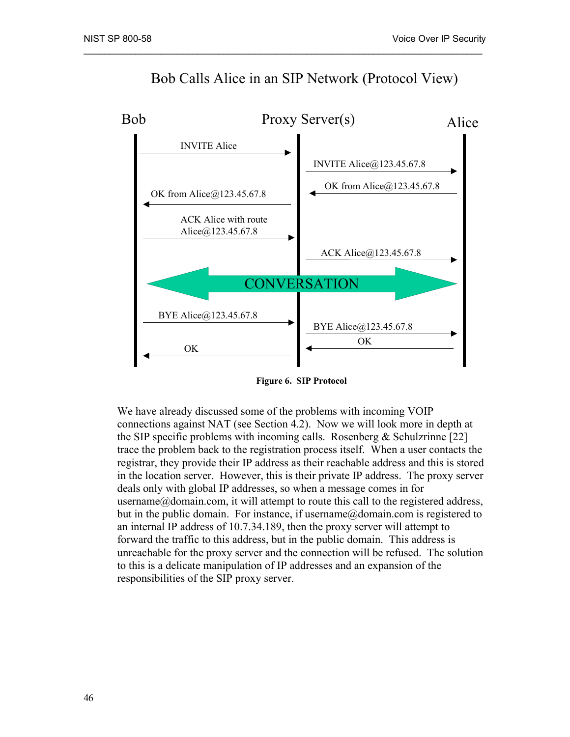Bob Calls Alice in an SIP Network (Protocol View)

**Figure 6. SIP Protocol**

We have already discussed some of the problems with incoming VOIP connections against NAT (see Section 4.2). Now we will look more in depth at the SIP specific problems with incoming calls. Rosenberg & Schulzrinne [22] trace the problem back to the registration process itself. When a user contacts the registrar, they provide their IP address as their reachable address and this is stored in the location server. However, this is their private IP address. The proxy server deals only with global IP addresses, so when a message comes in for username@domain.com, it will attempt to route this call to the registered address, but in the public domain. For instance, if username@domain.com is registered to an internal IP address of 10.7.34.189, then the proxy server will attempt to forward the traffic to this address, but in the public domain. This address is unreachable for the proxy server and the connection will be refused. The solution to this is a delicate manipulation of IP addresses and an expansion of the responsibilities of the SIP proxy server.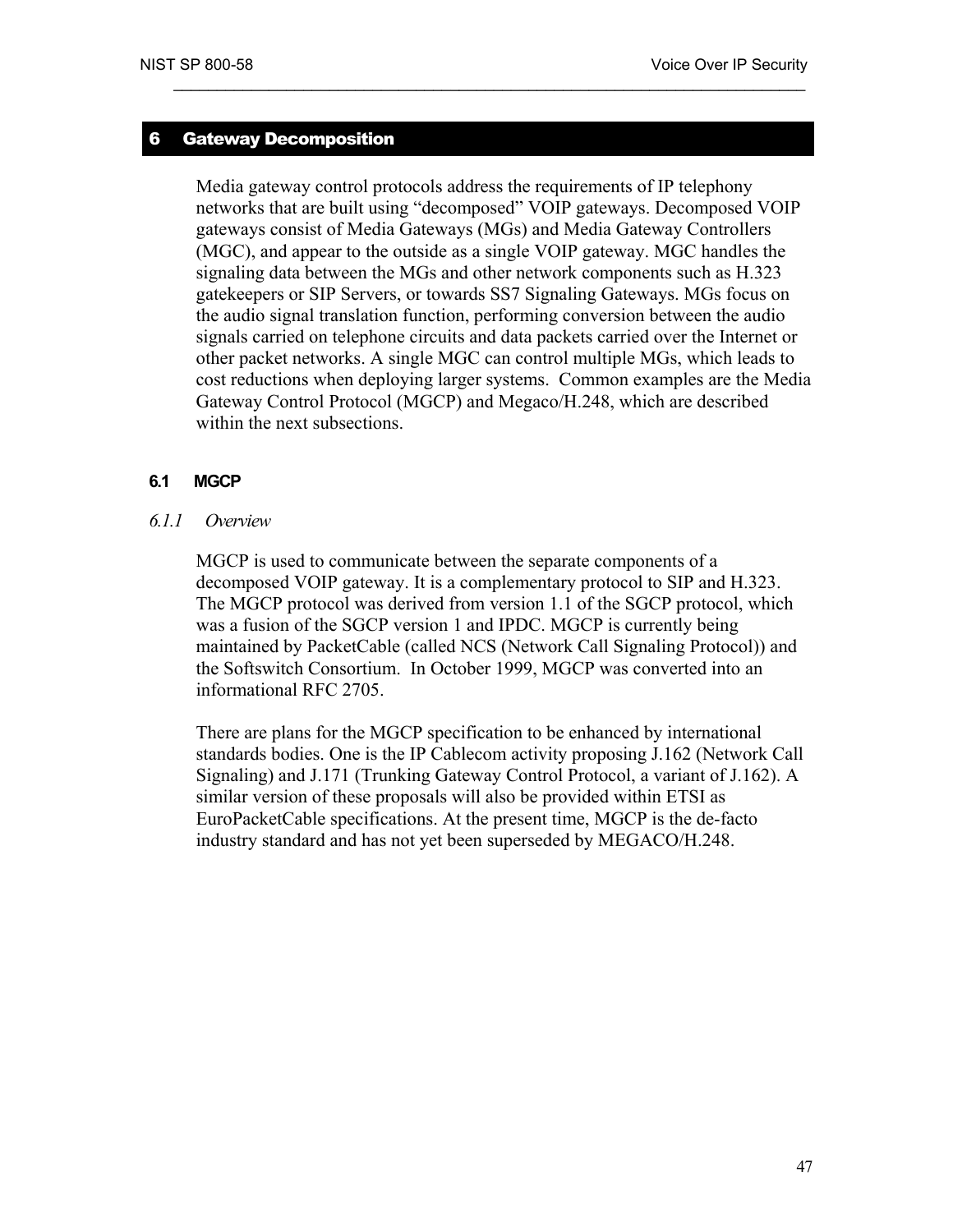# 6 Gateway Decomposition

Media gateway control protocols address the requirements of IP telephony networks that are built using “decomposed” VOIP gateways. Decomposed VOIP gateways consist of Media Gateways (MGs) and Media Gateway Controllers (MGC), and appear to the outside as a single VOIP gateway. MGC handles the signaling data between the MGs and other network components such as H.323 gatekeepers or SIP Servers, or towards SS7 Signaling Gateways. MGs focus on the audio signal translation function, performing conversion between the audio signals carried on telephone circuits and data packets carried over the Internet or other packet networks. A single MGC can control multiple MGs, which leads to cost reductions when deploying larger systems.  Common examples are the Media Gateway Control Protocol (MGCP) and Megaco/H.248, which are described within the next subsections.

## 6.1 MGCP

### *6.1.1 Overview*

MGCP is used to communicate between the separate components of a decomposed VOIP gateway. It is a complementary protocol to SIP and H.323. The MGCP protocol was derived from version 1.1 of the SGCP protocol, which was a fusion of the SGCP version 1 and IPDC. MGCP is currently being maintained by PacketCable (called NCS (Network Call Signaling Protocol)) and the Softswitch Consortium.  In October 1999, MGCP was converted into an informational RFC 2705.

There are plans for the MGCP specification to be enhanced by international standards bodies. One is the IP Cablecom activity proposing J.162 (Network Call Signaling) and J.171 (Trunking Gateway Control Protocol, a variant of J.162). A similar version of these proposals will also be provided within ETSI as EuroPacketCable specifications. At the present time, MGCP is the de-facto industry standard and has not yet been superseded by MEGACO/H.248.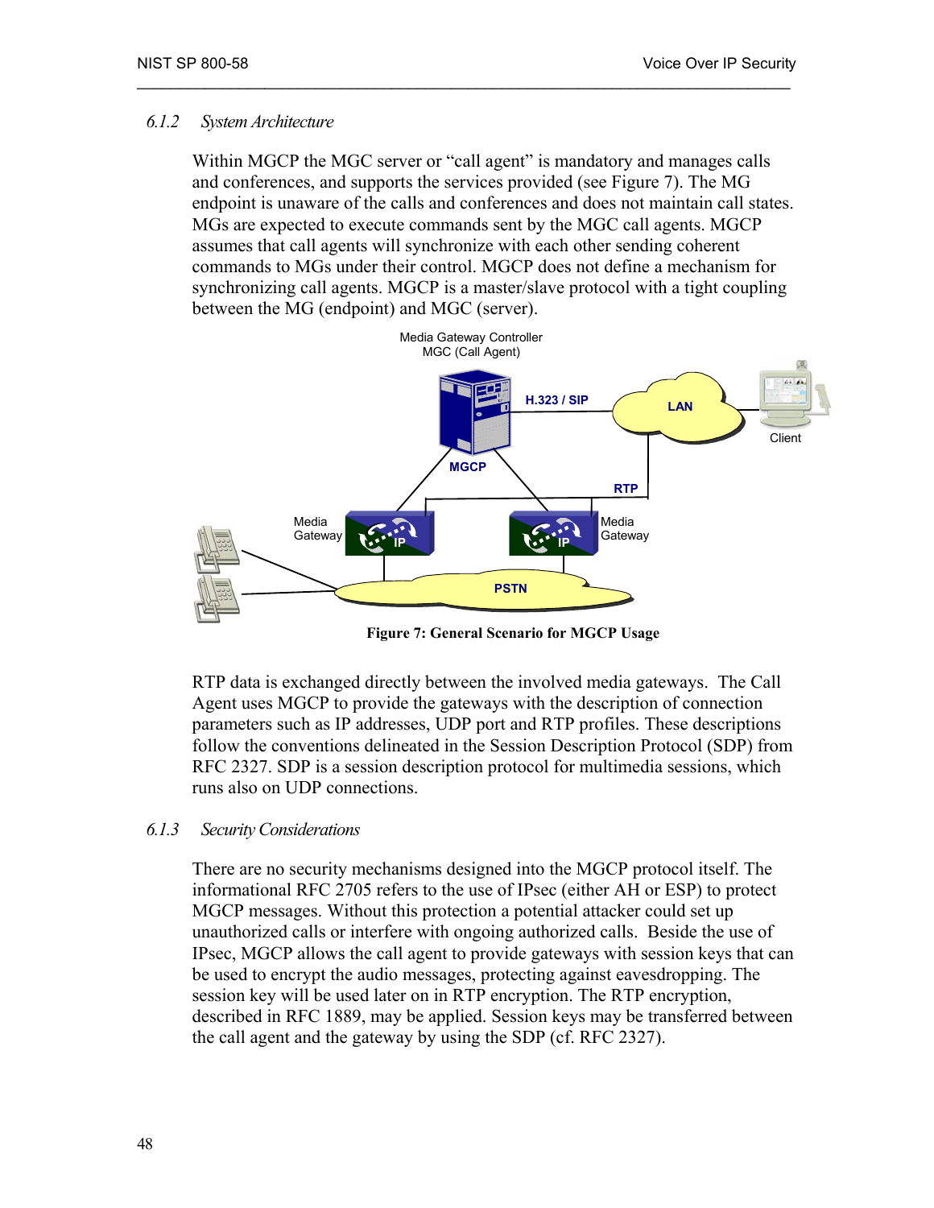### 6.1.2 *System Architecture*

Within MGCP the MGC server or "call agent" is mandatory and manages calls and conferences, and supports the services provided (see Figure 7). The MG endpoint is unaware of the calls and conferences and does not maintain call states. MGs are expected to execute commands sent by the MGC call agents. MGCP assumes that call agents will synchronize with each other sending coherent commands to MGs under their control. MGCP does not define a mechanism for synchronizing call agents. MGCP is a master/slave protocol with a tight coupling between the MG (endpoint) and MGC (server).

**Figure 7: General Scenario for MGCP Usage**

RTP data is exchanged directly between the involved media gateways. The Call Agent uses MGCP to provide the gateways with the description of connection parameters such as IP addresses, UDP port and RTP profiles. These descriptions follow the conventions delineated in the Session Description Protocol (SDP) from RFC 2327. SDP is a session description protocol for multimedia sessions, which runs also on UDP connections.

### 6.1.3 *Security Considerations*

There are no security mechanisms designed into the MGCP protocol itself. The informational RFC 2705 refers to the use of IPsec (either AH or ESP) to protect MGCP messages. Without this protection a potential attacker could set up unauthorized calls or interfere with ongoing authorized calls. Beside the use of IPsec, MGCP allows the call agent to provide gateways with session keys that can be used to encrypt the audio messages, protecting against eavesdropping. The session key will be used later on in RTP encryption. The RTP encryption, described in RFC 1889, may be applied. Session keys may be transferred between the call agent and the gateway by using the SDP (cf. RFC 2327).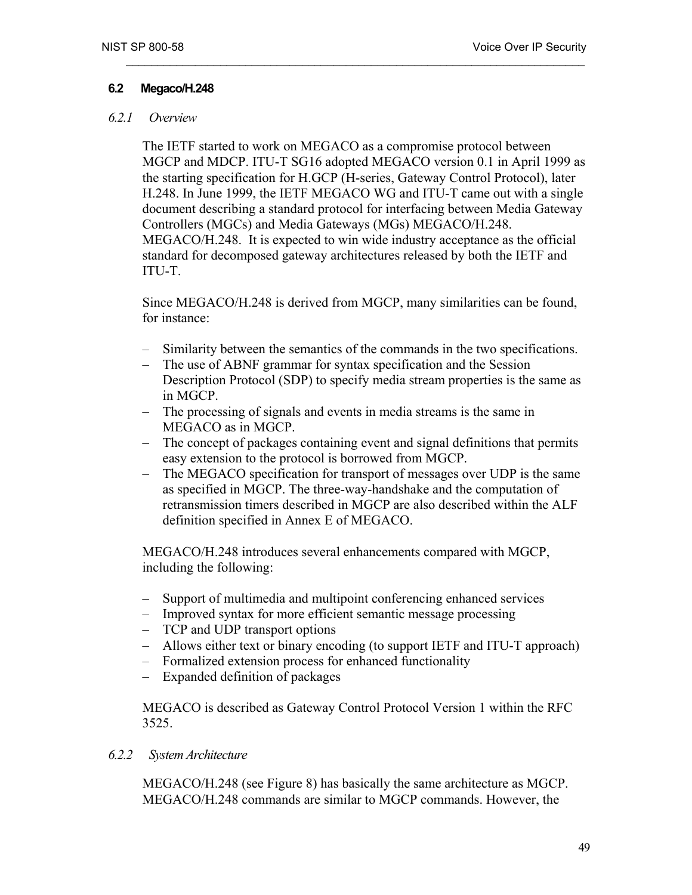## 6.2 Megaco/H.248

### 6.2.1 Overview

The IETF started to work on MEGACO as a compromise protocol between MGCP and MDCP. ITU-T SG16 adopted MEGACO version 0.1 in April 1999 as the starting specification for H.GCP (H-series, Gateway Control Protocol), later H.248. In June 1999, the IETF MEGACO WG and ITU-T came out with a single document describing a standard protocol for interfacing between Media Gateway Controllers (MGCs) and Media Gateways (MGs) MEGACO/H.248. MEGACO/H.248. It is expected to win wide industry acceptance as the official standard for decomposed gateway architectures released by both the IETF and ITU-T.

Since MEGACO/H.248 is derived from MGCP, many similarities can be found, for instance:

- Similarity between the semantics of the commands in the two specifications.
- The use of ABNF grammar for syntax specification and the Session Description Protocol (SDP) to specify media stream properties is the same as in MGCP.
- The processing of signals and events in media streams is the same in MEGACO as in MGCP.
- The concept of packages containing event and signal definitions that permits easy extension to the protocol is borrowed from MGCP.
- The MEGACO specification for transport of messages over UDP is the same as specified in MGCP. The three-way-handshake and the computation of retransmission timers described in MGCP are also described within the ALF definition specified in Annex E of MEGACO.

MEGACO/H.248 introduces several enhancements compared with MGCP, including the following:

- Support of multimedia and multipoint conferencing enhanced services
- Improved syntax for more efficient semantic message processing
- TCP and UDP transport options
- Allows either text or binary encoding (to support IETF and ITU-T approach)
- Formalized extension process for enhanced functionality
- Expanded definition of packages

MEGACO is described as Gateway Control Protocol Version 1 within the RFC 3525.

### 6.2.2 System Architecture

MEGACO/H.248 (see Figure 8) has basically the same architecture as MGCP. MEGACO/H.248 commands are similar to MGCP commands. However, the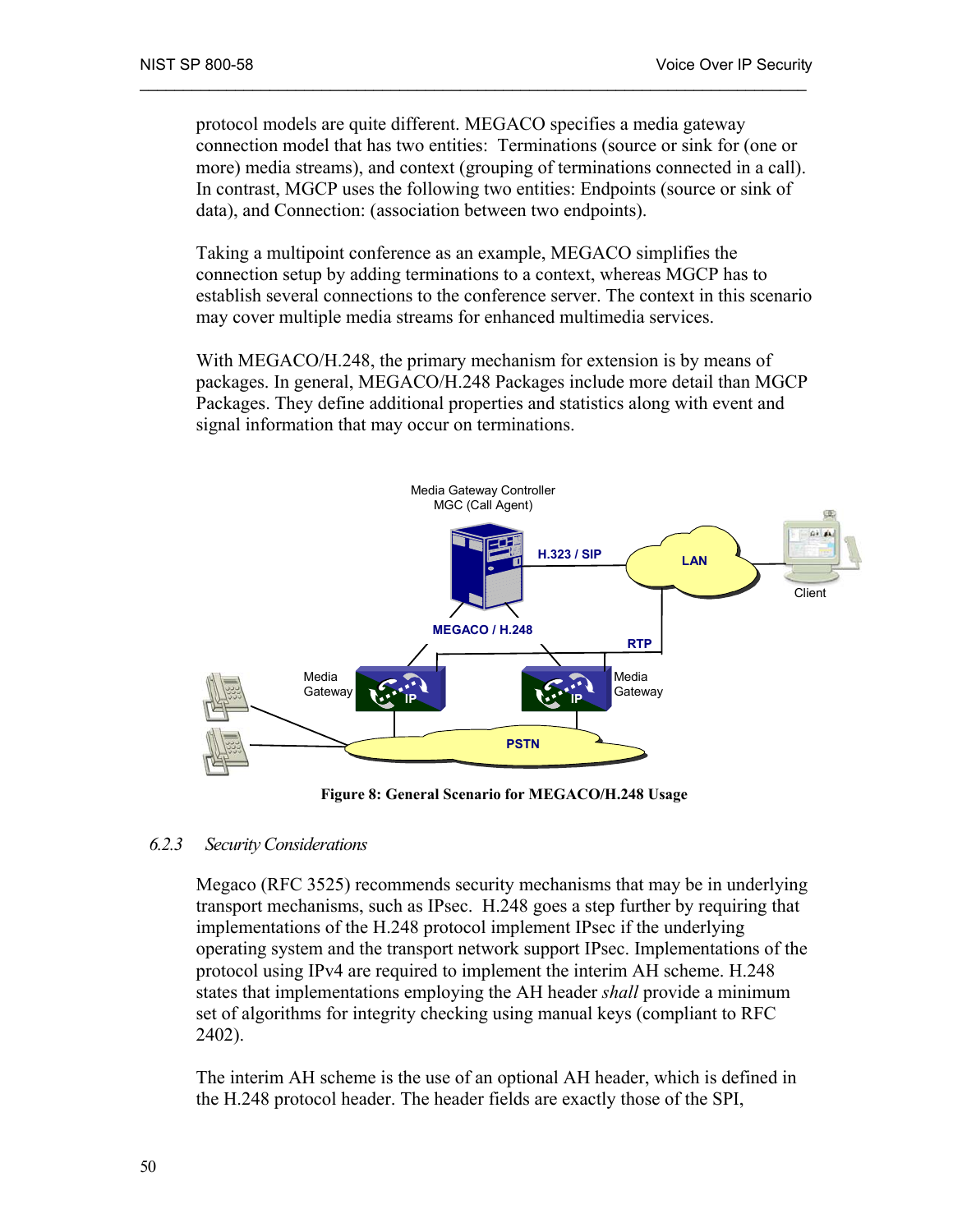protocol models are quite different. MEGACO specifies a media gateway connection model that has two entities: Terminations (source or sink for (one or more) media streams), and context (grouping of terminations connected in a call). In contrast, MGCP uses the following two entities: Endpoints (source or sink of data), and Connection: (association between two endpoints).

Taking a multipoint conference as an example, MEGACO simplifies the connection setup by adding terminations to a context, whereas MGCP has to establish several connections to the conference server. The context in this scenario may cover multiple media streams for enhanced multimedia services.

With MEGACO/H.248, the primary mechanism for extension is by means of packages. In general, MEGACO/H.248 Packages include more detail than MGCP Packages. They define additional properties and statistics along with event and signal information that may occur on terminations.

**Figure 8: General Scenario for MEGACO/H.248 Usage**

### 6.2.3 *Security Considerations*

Megaco (RFC 3525) recommends security mechanisms that may be in underlying transport mechanisms, such as IPsec. H.248 goes a step further by requiring that implementations of the H.248 protocol implement IPsec if the underlying operating system and the transport network support IPsec. Implementations of the protocol using IPv4 are required to implement the interim AH scheme. H.248 states that implementations employing the AH header *shall* provide a minimum set of algorithms for integrity checking using manual keys (compliant to RFC 2402).

The interim AH scheme is the use of an optional AH header, which is defined in the H.248 protocol header. The header fields are exactly those of the SPI,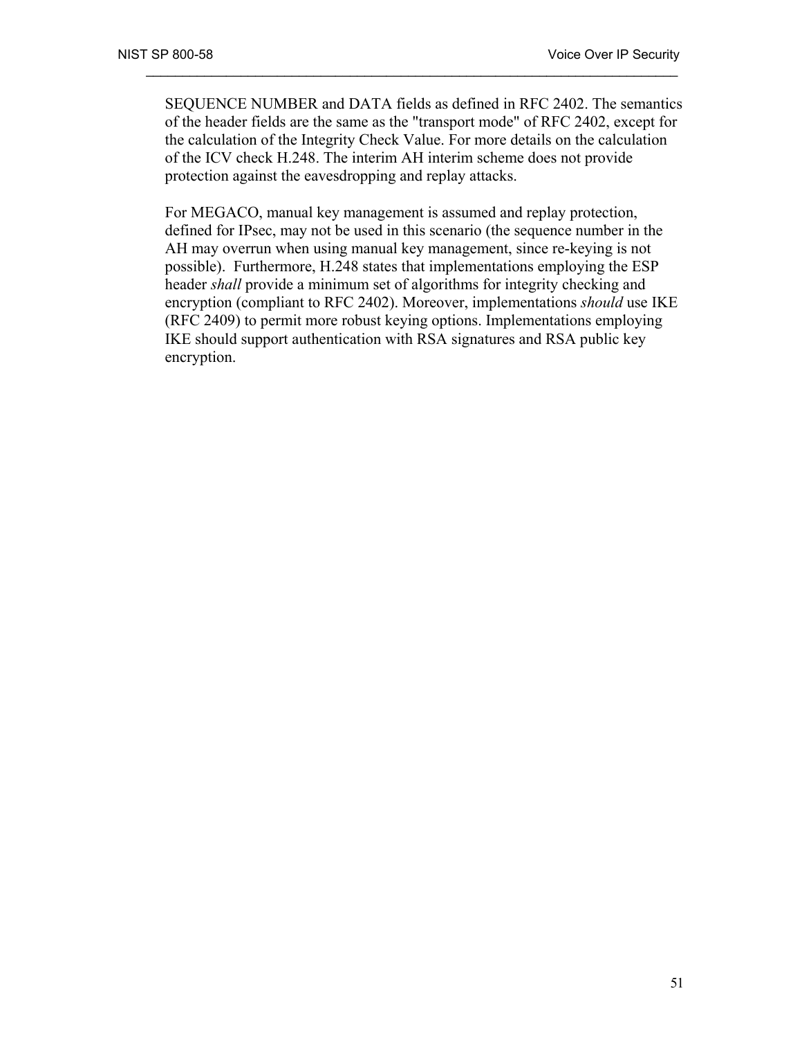SEQUENCE NUMBER and DATA fields as defined in RFC 2402. The semantics of the header fields are the same as the "transport mode" of RFC 2402, except for the calculation of the Integrity Check Value. For more details on the calculation of the ICV check H.248. The interim AH interim scheme does not provide protection against the eavesdropping and replay attacks.

For MEGACO, manual key management is assumed and replay protection, defined for IPsec, may not be used in this scenario (the sequence number in the AH may overrun when using manual key management, since re-keying is not possible). Furthermore, H.248 states that implementations employing the ESP header *shall* provide a minimum set of algorithms for integrity checking and encryption (compliant to RFC 2402). Moreover, implementations *should* use IKE (RFC 2409) to permit more robust keying options. Implementations employing IKE should support authentication with RSA signatures and RSA public key encryption.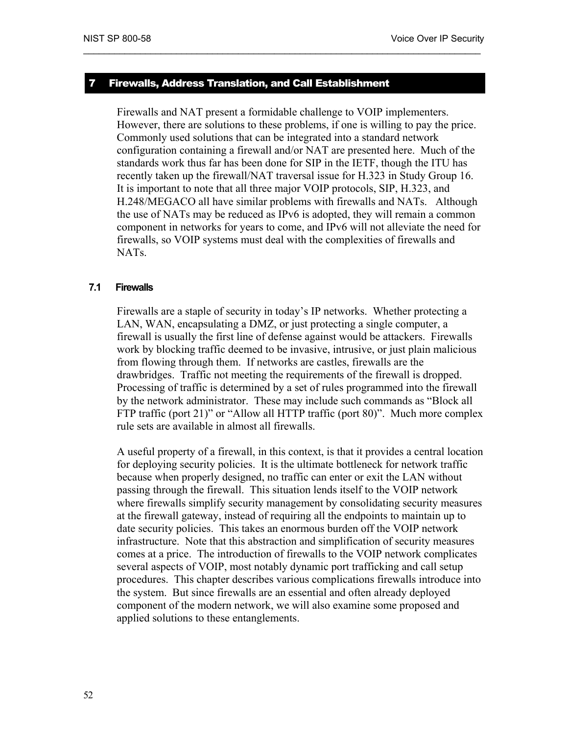# 7 Firewalls, Address Translation, and Call Establishment

Firewalls and NAT present a formidable challenge to VOIP implementers. However, there are solutions to these problems, if one is willing to pay the price. Commonly used solutions that can be integrated into a standard network configuration containing a firewall and/or NAT are presented here. Much of the standards work thus far has been done for SIP in the IETF, though the ITU has recently taken up the firewall/NAT traversal issue for H.323 in Study Group 16. It is important to note that all three major VOIP protocols, SIP, H.323, and H.248/MEGACO all have similar problems with firewalls and NATs. Although the use of NATs may be reduced as IPv6 is adopted, they will remain a common component in networks for years to come, and IPv6 will not alleviate the need for firewalls, so VOIP systems must deal with the complexities of firewalls and NATs.

## 7.1 Firewalls

Firewalls are a staple of security in today's IP networks. Whether protecting a LAN, WAN, encapsulating a DMZ, or just protecting a single computer, a firewall is usually the first line of defense against would be attackers. Firewalls work by blocking traffic deemed to be invasive, intrusive, or just plain malicious from flowing through them. If networks are castles, firewalls are the drawbridges. Traffic not meeting the requirements of the firewall is dropped. Processing of traffic is determined by a set of rules programmed into the firewall by the network administrator. These may include such commands as "Block all FTP traffic (port 21)" or "Allow all HTTP traffic (port 80)". Much more complex rule sets are available in almost all firewalls.

A useful property of a firewall, in this context, is that it provides a central location for deploying security policies. It is the ultimate bottleneck for network traffic because when properly designed, no traffic can enter or exit the LAN without passing through the firewall. This situation lends itself to the VOIP network where firewalls simplify security management by consolidating security measures at the firewall gateway, instead of requiring all the endpoints to maintain up to date security policies. This takes an enormous burden off the VOIP network infrastructure. Note that this abstraction and simplification of security measures comes at a price. The introduction of firewalls to the VOIP network complicates several aspects of VOIP, most notably dynamic port trafficking and call setup procedures. This chapter describes various complications firewalls introduce into the system. But since firewalls are an essential and often already deployed component of the modern network, we will also examine some proposed and applied solutions to these entanglements.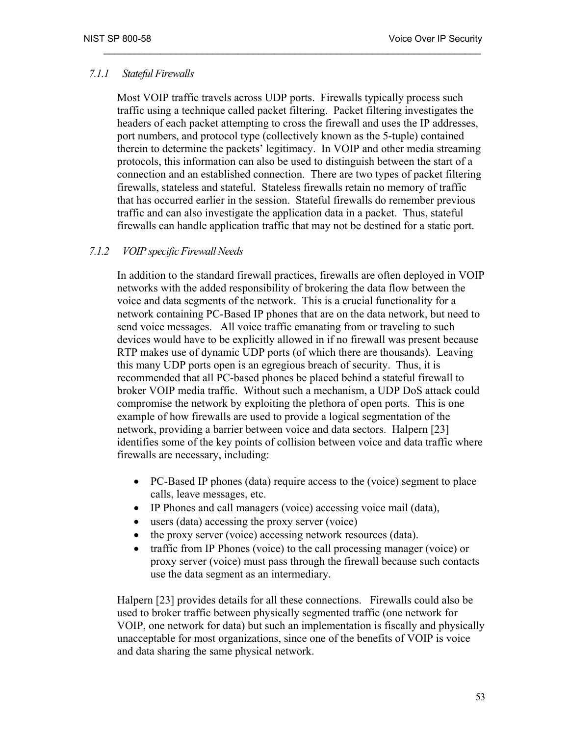### *7.1.1 Stateful Firewalls*

Most VOIP traffic travels across UDP ports. Firewalls typically process such traffic using a technique called packet filtering. Packet filtering investigates the headers of each packet attempting to cross the firewall and uses the IP addresses, port numbers, and protocol type (collectively known as the 5-tuple) contained therein to determine the packets' legitimacy. In VOIP and other media streaming protocols, this information can also be used to distinguish between the start of a connection and an established connection. There are two types of packet filtering firewalls, stateless and stateful. Stateless firewalls retain no memory of traffic that has occurred earlier in the session. Stateful firewalls do remember previous traffic and can also investigate the application data in a packet. Thus, stateful firewalls can handle application traffic that may not be destined for a static port.

### *7.1.2 VOIP specific Firewall Needs*

In addition to the standard firewall practices, firewalls are often deployed in VOIP networks with the added responsibility of brokering the data flow between the voice and data segments of the network. This is a crucial functionality for a network containing PC-Based IP phones that are on the data network, but need to send voice messages. All voice traffic emanating from or traveling to such devices would have to be explicitly allowed in if no firewall was present because RTP makes use of dynamic UDP ports (of which there are thousands). Leaving this many UDP ports open is an egregious breach of security. Thus, it is recommended that all PC-based phones be placed behind a stateful firewall to broker VOIP media traffic. Without such a mechanism, a UDP DoS attack could compromise the network by exploiting the plethora of open ports. This is one example of how firewalls are used to provide a logical segmentation of the network, providing a barrier between voice and data sectors. Halpern [23] identifies some of the key points of collision between voice and data traffic where firewalls are necessary, including:

- PC-Based IP phones (data) require access to the (voice) segment to place calls, leave messages, etc.
- IP Phones and call managers (voice) accessing voice mail (data),
- users (data) accessing the proxy server (voice)
- the proxy server (voice) accessing network resources (data).
- traffic from IP Phones (voice) to the call processing manager (voice) or proxy server (voice) must pass through the firewall because such contacts use the data segment as an intermediary.

Halpern [23] provides details for all these connections. Firewalls could also be used to broker traffic between physically segmented traffic (one network for VOIP, one network for data) but such an implementation is fiscally and physically unacceptable for most organizations, since one of the benefits of VOIP is voice and data sharing the same physical network.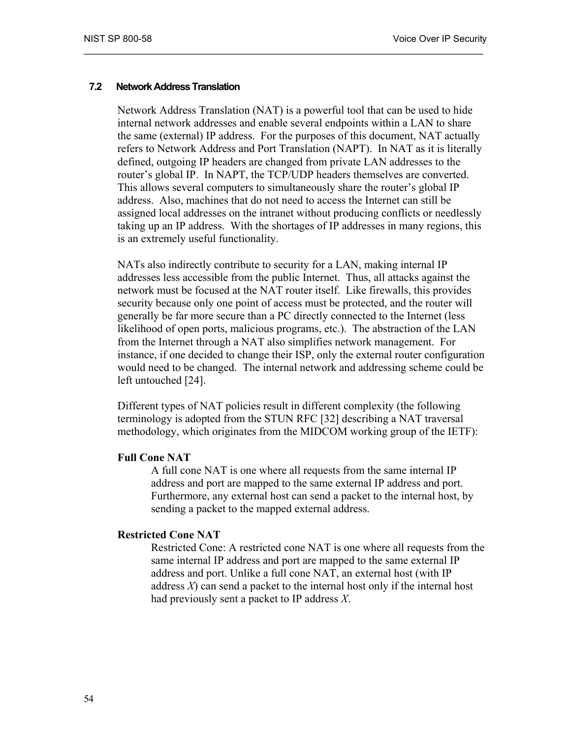### 7.2 Network Address Translation

Network Address Translation (NAT) is a powerful tool that can be used to hide internal network addresses and enable several endpoints within a LAN to share the same (external) IP address. For the purposes of this document, NAT actually refers to Network Address and Port Translation (NAPT). In NAT as it is literally defined, outgoing IP headers are changed from private LAN addresses to the router's global IP. In NAPT, the TCP/UDP headers themselves are converted. This allows several computers to simultaneously share the router's global IP address. Also, machines that do not need to access the Internet can still be assigned local addresses on the intranet without producing conflicts or needlessly taking up an IP address. With the shortages of IP addresses in many regions, this is an extremely useful functionality.

NATs also indirectly contribute to security for a LAN, making internal IP addresses less accessible from the public Internet. Thus, all attacks against the network must be focused at the NAT router itself. Like firewalls, this provides security because only one point of access must be protected, and the router will generally be far more secure than a PC directly connected to the Internet (less likelihood of open ports, malicious programs, etc.). The abstraction of the LAN from the Internet through a NAT also simplifies network management. For instance, if one decided to change their ISP, only the external router configuration would need to be changed. The internal network and addressing scheme could be left untouched [24].

Different types of NAT policies result in different complexity (the following terminology is adopted from the STUN RFC [32] describing a NAT traversal methodology, which originates from the MIDCOM working group of the IETF):

**Full Cone NAT**

A full cone NAT is one where all requests from the same internal IP address and port are mapped to the same external IP address and port. Furthermore, any external host can send a packet to the internal host, by sending a packet to the mapped external address.

**Restricted Cone NAT**

Restricted Cone: A restricted cone NAT is one where all requests from the same internal IP address and port are mapped to the same external IP address and port. Unlike a full cone NAT, an external host (with IP address *X*) can send a packet to the internal host only if the internal host had previously sent a packet to IP address *X*.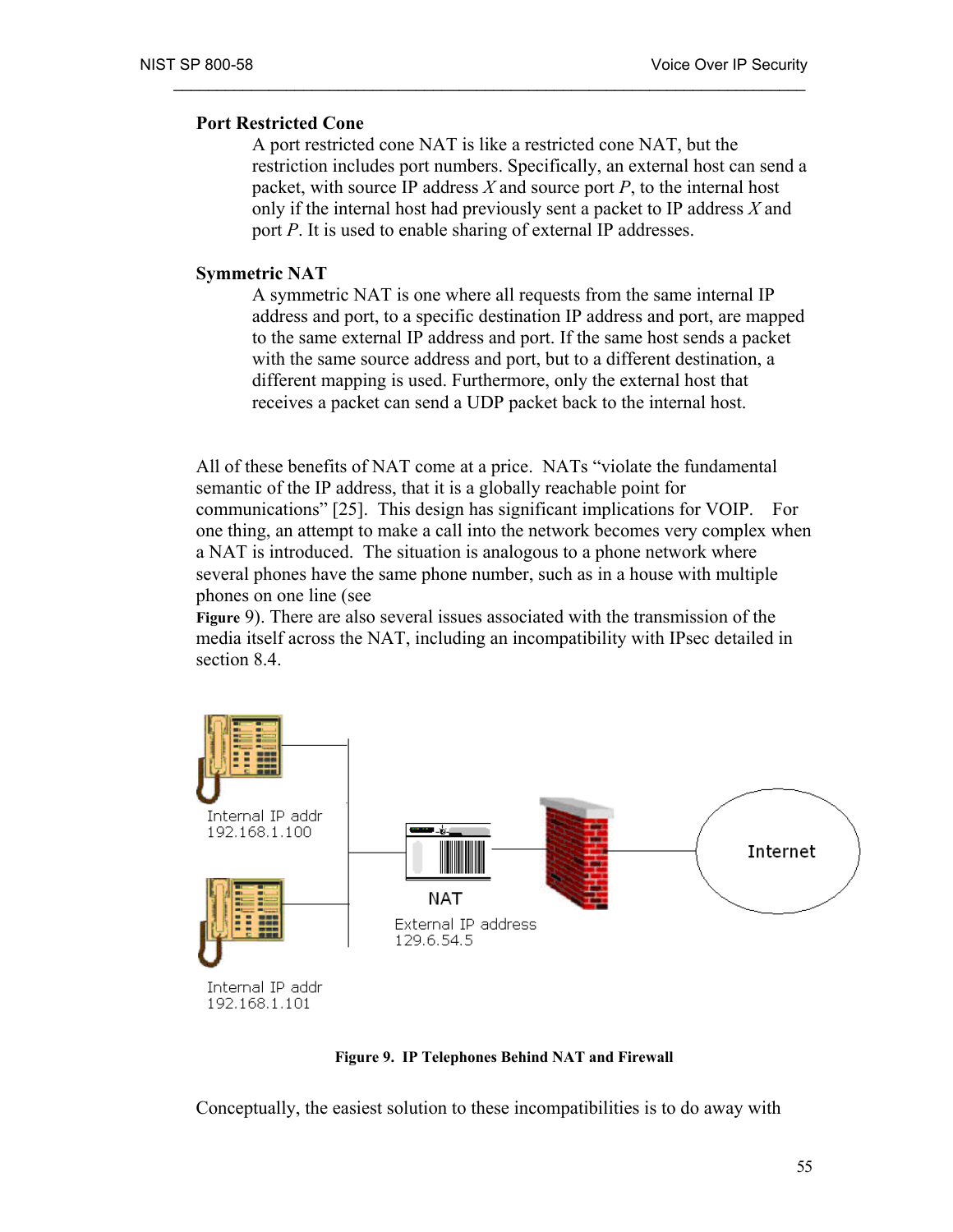**Port Restricted Cone**

A port restricted cone NAT is like a restricted cone NAT, but the restriction includes port numbers. Specifically, an external host can send a packet, with source IP address *X* and source port *P*, to the internal host only if the internal host had previously sent a packet to IP address *X* and port *P*. It is used to enable sharing of external IP addresses.

**Symmetric NAT**

A symmetric NAT is one where all requests from the same internal IP address and port, to a specific destination IP address and port, are mapped to the same external IP address and port. If the same host sends a packet with the same source address and port, but to a different destination, a different mapping is used. Furthermore, only the external host that receives a packet can send a UDP packet back to the internal host.

All of these benefits of NAT come at a price. NATs "violate the fundamental semantic of the IP address, that it is a globally reachable point for communications" [25]. This design has significant implications for VOIP. For one thing, an attempt to make a call into the network becomes very complex when a NAT is introduced. The situation is analogous to a phone network where several phones have the same phone number, such as in a house with multiple phones on one line (see Figure 9). There are also several issues associated with the transmission of the media itself across the NAT, including an incompatibility with IPsec detailed in section 8.4.

**Figure 9. IP Telephones Behind NAT and Firewall**

Conceptually, the easiest solution to these incompatibilities is to do away with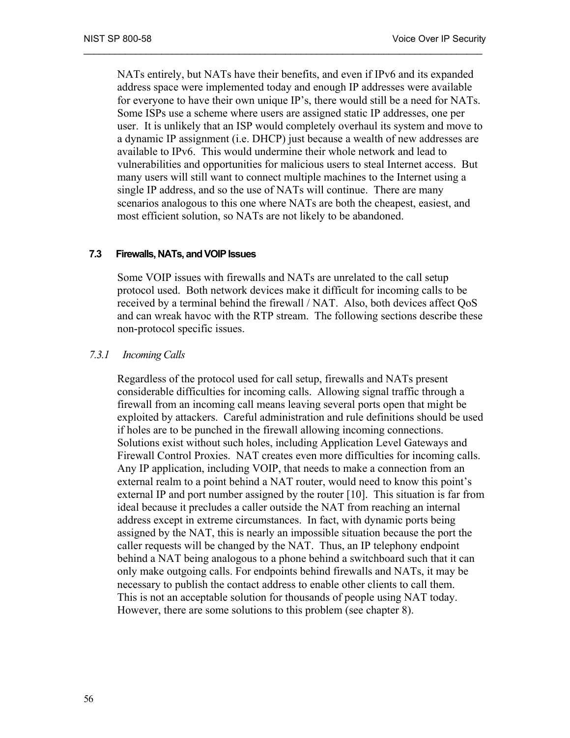NATs entirely, but NATs have their benefits, and even if IPv6 and its expanded address space were implemented today and enough IP addresses were available for everyone to have their own unique IP's, there would still be a need for NATs. Some ISPs use a scheme where users are assigned static IP addresses, one per user. It is unlikely that an ISP would completely overhaul its system and move to a dynamic IP assignment (i.e. DHCP) just because a wealth of new addresses are available to IPv6. This would undermine their whole network and lead to vulnerabilities and opportunities for malicious users to steal Internet access. But many users will still want to connect multiple machines to the Internet using a single IP address, and so the use of NATs will continue. There are many scenarios analogous to this one where NATs are both the cheapest, easiest, and most efficient solution, so NATs are not likely to be abandoned.

## 7.3 Firewalls, NATs, and VOIP Issues

Some VOIP issues with firewalls and NATs are unrelated to the call setup protocol used. Both network devices make it difficult for incoming calls to be received by a terminal behind the firewall / NAT. Also, both devices affect QoS and can wreak havoc with the RTP stream. The following sections describe these non-protocol specific issues.

### *7.3.1 Incoming Calls*

Regardless of the protocol used for call setup, firewalls and NATs present considerable difficulties for incoming calls. Allowing signal traffic through a firewall from an incoming call means leaving several ports open that might be exploited by attackers. Careful administration and rule definitions should be used if holes are to be punched in the firewall allowing incoming connections. Solutions exist without such holes, including Application Level Gateways and Firewall Control Proxies. NAT creates even more difficulties for incoming calls. Any IP application, including VOIP, that needs to make a connection from an external realm to a point behind a NAT router, would need to know this point's external IP and port number assigned by the router [10]. This situation is far from ideal because it precludes a caller outside the NAT from reaching an internal address except in extreme circumstances. In fact, with dynamic ports being assigned by the NAT, this is nearly an impossible situation because the port the caller requests will be changed by the NAT. Thus, an IP telephony endpoint behind a NAT being analogous to a phone behind a switchboard such that it can only make outgoing calls. For endpoints behind firewalls and NATs, it may be necessary to publish the contact address to enable other clients to call them. This is not an acceptable solution for thousands of people using NAT today. However, there are some solutions to this problem (see chapter 8).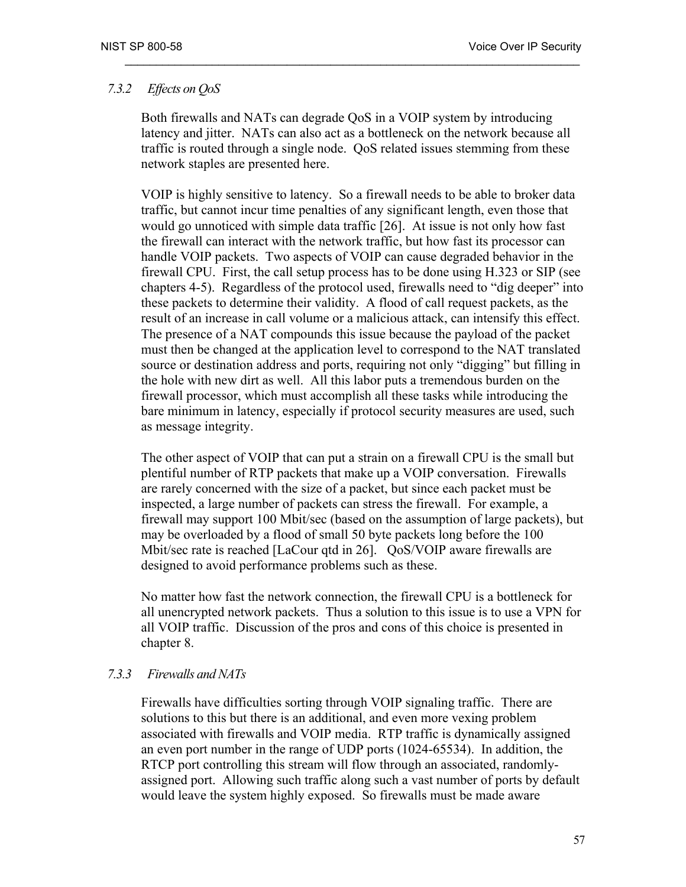### 7.3.2 *Effects on QoS*

Both firewalls and NATs can degrade QoS in a VOIP system by introducing latency and jitter. NATs can also act as a bottleneck on the network because all traffic is routed through a single node. QoS related issues stemming from these network staples are presented here.

VOIP is highly sensitive to latency. So a firewall needs to be able to broker data traffic, but cannot incur time penalties of any significant length, even those that would go unnoticed with simple data traffic [26]. At issue is not only how fast the firewall can interact with the network traffic, but how fast its processor can handle VOIP packets. Two aspects of VOIP can cause degraded behavior in the firewall CPU. First, the call setup process has to be done using H.323 or SIP (see chapters 4-5). Regardless of the protocol used, firewalls need to "dig deeper" into these packets to determine their validity. A flood of call request packets, as the result of an increase in call volume or a malicious attack, can intensify this effect. The presence of a NAT compounds this issue because the payload of the packet must then be changed at the application level to correspond to the NAT translated source or destination address and ports, requiring not only "digging" but filling in the hole with new dirt as well. All this labor puts a tremendous burden on the firewall processor, which must accomplish all these tasks while introducing the bare minimum in latency, especially if protocol security measures are used, such as message integrity.

The other aspect of VOIP that can put a strain on a firewall CPU is the small but plentiful number of RTP packets that make up a VOIP conversation. Firewalls are rarely concerned with the size of a packet, but since each packet must be inspected, a large number of packets can stress the firewall. For example, a firewall may support 100 Mbit/sec (based on the assumption of large packets), but may be overloaded by a flood of small 50 byte packets long before the 100 Mbit/sec rate is reached [LaCour qtd in 26]. QoS/VOIP aware firewalls are designed to avoid performance problems such as these.

No matter how fast the network connection, the firewall CPU is a bottleneck for all unencrypted network packets. Thus a solution to this issue is to use a VPN for all VOIP traffic. Discussion of the pros and cons of this choice is presented in chapter 8.

### 7.3.3 *Firewalls and NATs*

Firewalls have difficulties sorting through VOIP signaling traffic. There are solutions to this but there is an additional, and even more vexing problem associated with firewalls and VOIP media. RTP traffic is dynamically assigned an even port number in the range of UDP ports (1024-65534). In addition, the RTCP port controlling this stream will flow through an associated, randomly-assigned port. Allowing such traffic along such a vast number of ports by default would leave the system highly exposed. So firewalls must be made aware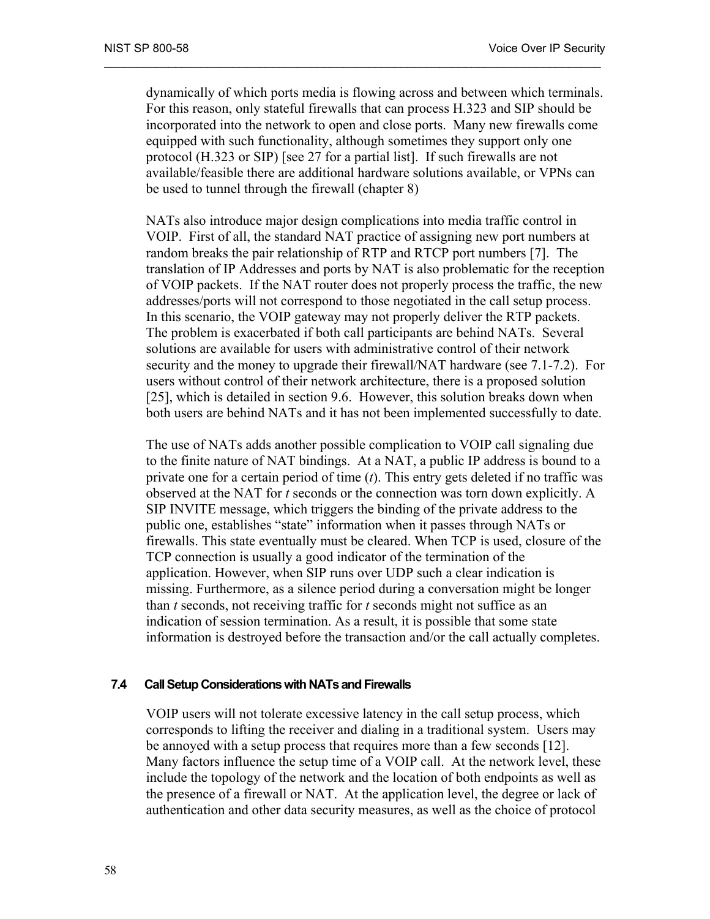dynamically of which ports media is flowing across and between which terminals. For this reason, only stateful firewalls that can process H.323 and SIP should be incorporated into the network to open and close ports. Many new firewalls come equipped with such functionality, although sometimes they support only one protocol (H.323 or SIP) [see 27 for a partial list]. If such firewalls are not available/feasible there are additional hardware solutions available, or VPNs can be used to tunnel through the firewall (chapter 8)

NATs also introduce major design complications into media traffic control in VOIP. First of all, the standard NAT practice of assigning new port numbers at random breaks the pair relationship of RTP and RTCP port numbers [7]. The translation of IP Addresses and ports by NAT is also problematic for the reception of VOIP packets. If the NAT router does not properly process the traffic, the new addresses/ports will not correspond to those negotiated in the call setup process. In this scenario, the VOIP gateway may not properly deliver the RTP packets. The problem is exacerbated if both call participants are behind NATs. Several solutions are available for users with administrative control of their network security and the money to upgrade their firewall/NAT hardware (see 7.1-7.2). For users without control of their network architecture, there is a proposed solution [25], which is detailed in section 9.6. However, this solution breaks down when both users are behind NATs and it has not been implemented successfully to date.

The use of NATs adds another possible complication to VOIP call signaling due to the finite nature of NAT bindings. At a NAT, a public IP address is bound to a private one for a certain period of time (*t*). This entry gets deleted if no traffic was observed at the NAT for *t* seconds or the connection was torn down explicitly. A SIP INVITE message, which triggers the binding of the private address to the public one, establishes "state" information when it passes through NATs or firewalls. This state eventually must be cleared. When TCP is used, closure of the TCP connection is usually a good indicator of the termination of the application. However, when SIP runs over UDP such a clear indication is missing. Furthermore, as a silence period during a conversation might be longer than *t* seconds, not receiving traffic for *t* seconds might not suffice as an indication of session termination. As a result, it is possible that some state information is destroyed before the transaction and/or the call actually completes.

### 7.4 Call Setup Considerations with NATs and Firewalls

VOIP users will not tolerate excessive latency in the call setup process, which corresponds to lifting the receiver and dialing in a traditional system. Users may be annoyed with a setup process that requires more than a few seconds [12]. Many factors influence the setup time of a VOIP call. At the network level, these include the topology of the network and the location of both endpoints as well as the presence of a firewall or NAT. At the application level, the degree or lack of authentication and other data security measures, as well as the choice of protocol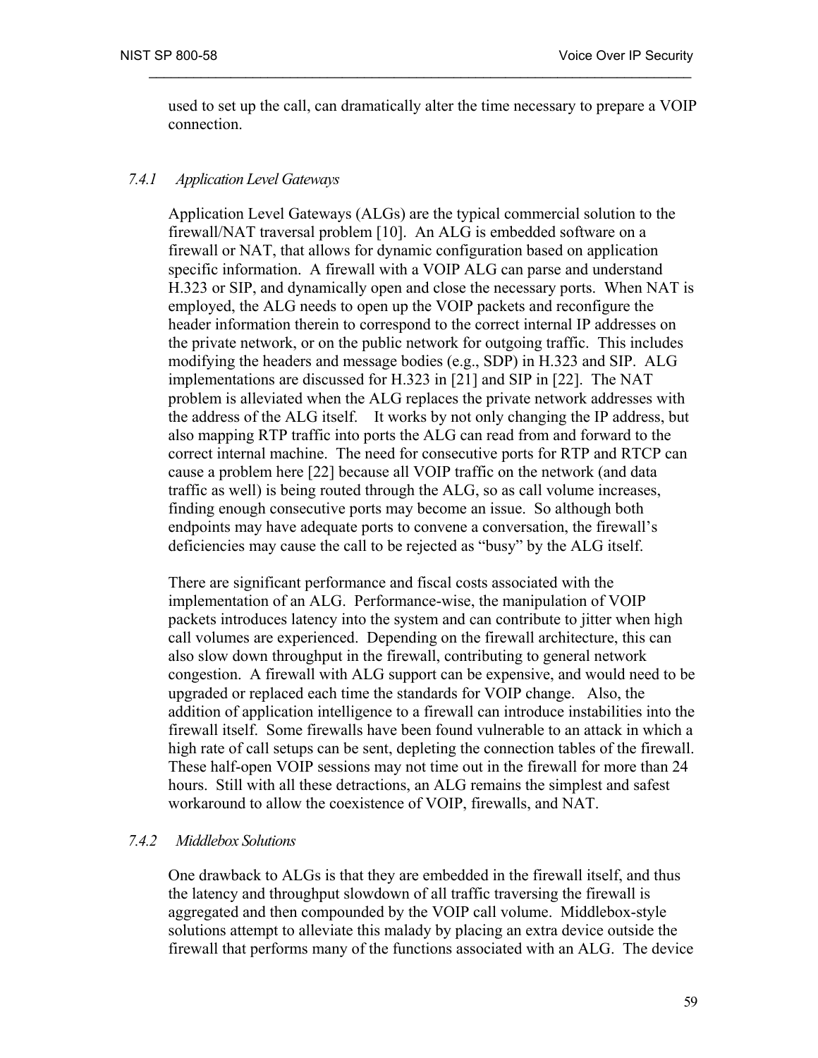used to set up the call, can dramatically alter the time necessary to prepare a VOIP connection.

### *7.4.1 Application Level Gateways*

Application Level Gateways (ALGs) are the typical commercial solution to the firewall/NAT traversal problem [10]. An ALG is embedded software on a firewall or NAT, that allows for dynamic configuration based on application specific information. A firewall with a VOIP ALG can parse and understand H.323 or SIP, and dynamically open and close the necessary ports. When NAT is employed, the ALG needs to open up the VOIP packets and reconfigure the header information therein to correspond to the correct internal IP addresses on the private network, or on the public network for outgoing traffic. This includes modifying the headers and message bodies (e.g., SDP) in H.323 and SIP. ALG implementations are discussed for H.323 in [21] and SIP in [22]. The NAT problem is alleviated when the ALG replaces the private network addresses with the address of the ALG itself. It works by not only changing the IP address, but also mapping RTP traffic into ports the ALG can read from and forward to the correct internal machine. The need for consecutive ports for RTP and RTCP can cause a problem here [22] because all VOIP traffic on the network (and data traffic as well) is being routed through the ALG, so as call volume increases, finding enough consecutive ports may become an issue. So although both endpoints may have adequate ports to convene a conversation, the firewall's deficiencies may cause the call to be rejected as "busy" by the ALG itself.

There are significant performance and fiscal costs associated with the implementation of an ALG. Performance-wise, the manipulation of VOIP packets introduces latency into the system and can contribute to jitter when high call volumes are experienced. Depending on the firewall architecture, this can also slow down throughput in the firewall, contributing to general network congestion. A firewall with ALG support can be expensive, and would need to be upgraded or replaced each time the standards for VOIP change. Also, the addition of application intelligence to a firewall can introduce instabilities into the firewall itself. Some firewalls have been found vulnerable to an attack in which a high rate of call setups can be sent, depleting the connection tables of the firewall. These half-open VOIP sessions may not time out in the firewall for more than 24 hours. Still with all these detractions, an ALG remains the simplest and safest workaround to allow the coexistence of VOIP, firewalls, and NAT.

### *7.4.2 Middlebox Solutions*

One drawback to ALGs is that they are embedded in the firewall itself, and thus the latency and throughput slowdown of all traffic traversing the firewall is aggregated and then compounded by the VOIP call volume. Middlebox-style solutions attempt to alleviate this malady by placing an extra device outside the firewall that performs many of the functions associated with an ALG. The device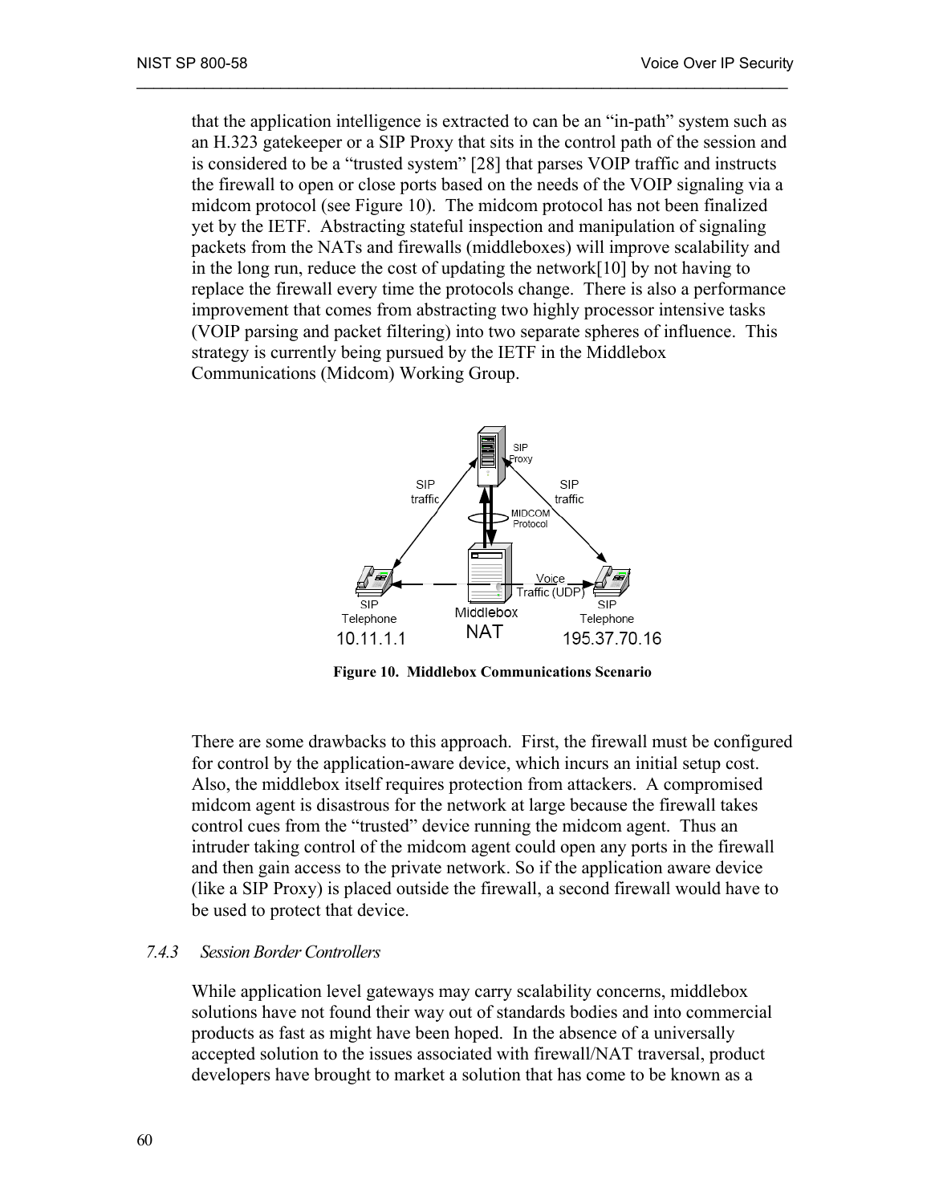that the application intelligence is extracted to can be an "in-path" system such as an H.323 gatekeeper or a SIP Proxy that sits in the control path of the session and is considered to be a "trusted system" [28] that parses VOIP traffic and instructs the firewall to open or close ports based on the needs of the VOIP signaling via a midcom protocol (see Figure 10). The midcom protocol has not been finalized yet by the IETF. Abstracting stateful inspection and manipulation of signaling packets from the NATs and firewalls (middleboxes) will improve scalability and in the long run, reduce the cost of updating the network[10] by not having to replace the firewall every time the protocols change. There is also a performance improvement that comes from abstracting two highly processor intensive tasks (VOIP parsing and packet filtering) into two separate spheres of influence. This strategy is currently being pursued by the IETF in the Middlebox Communications (Midcom) Working Group.

**Figure 10. Middlebox Communications Scenario**

There are some drawbacks to this approach. First, the firewall must be configured for control by the application-aware device, which incurs an initial setup cost. Also, the middlebox itself requires protection from attackers. A compromised midcom agent is disastrous for the network at large because the firewall takes control cues from the "trusted" device running the midcom agent. Thus an intruder taking control of the midcom agent could open any ports in the firewall and then gain access to the private network. So if the application aware device (like a SIP Proxy) is placed outside the firewall, a second firewall would have to be used to protect that device.

### *7.4.3 Session Border Controllers*

While application level gateways may carry scalability concerns, middlebox solutions have not found their way out of standards bodies and into commercial products as fast as might have been hoped. In the absence of a universally accepted solution to the issues associated with firewall/NAT traversal, product developers have brought to market a solution that has come to be known as a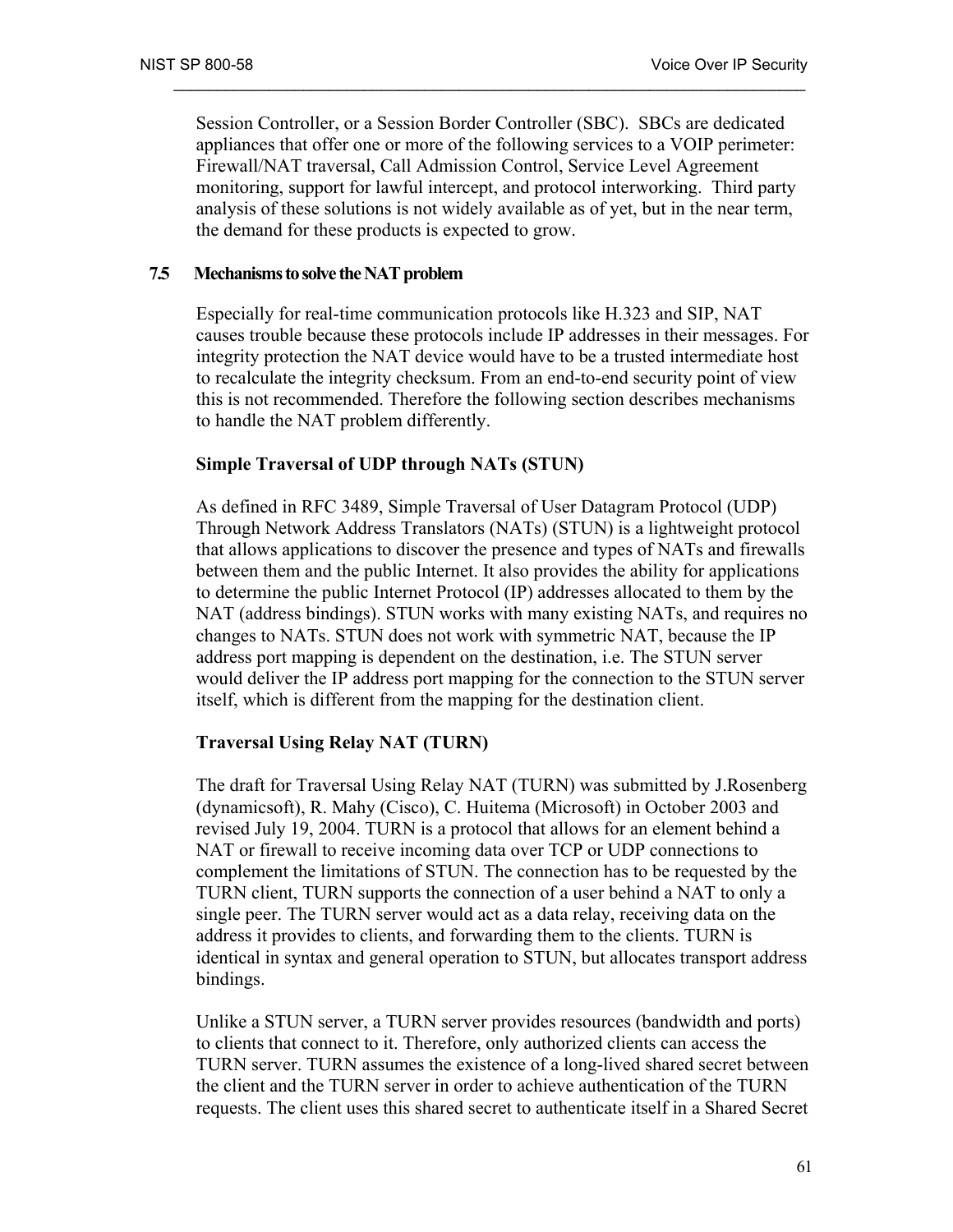Session Controller, or a Session Border Controller (SBC). SBCs are dedicated appliances that offer one or more of the following services to a VOIP perimeter: Firewall/NAT traversal, Call Admission Control, Service Level Agreement monitoring, support for lawful intercept, and protocol interworking. Third party analysis of these solutions is not widely available as of yet, but in the near term, the demand for these products is expected to grow.

## 7.5 Mechanisms to solve the NAT problem

Especially for real-time communication protocols like H.323 and SIP, NAT causes trouble because these protocols include IP addresses in their messages. For integrity protection the NAT device would have to be a trusted intermediate host to recalculate the integrity checksum. From an end-to-end security point of view this is not recommended. Therefore the following section describes mechanisms to handle the NAT problem differently.

**Simple Traversal of UDP through NATs (STUN)**

As defined in RFC 3489, Simple Traversal of User Datagram Protocol (UDP) Through Network Address Translators (NATs) (STUN) is a lightweight protocol that allows applications to discover the presence and types of NATs and firewalls between them and the public Internet. It also provides the ability for applications to determine the public Internet Protocol (IP) addresses allocated to them by the NAT (address bindings). STUN works with many existing NATs, and requires no changes to NATs. STUN does not work with symmetric NAT, because the IP address port mapping is dependent on the destination, i.e. The STUN server would deliver the IP address port mapping for the connection to the STUN server itself, which is different from the mapping for the destination client.

**Traversal Using Relay NAT (TURN)**

The draft for Traversal Using Relay NAT (TURN) was submitted by J.Rosenberg (dynamicsoft), R. Mahy (Cisco), C. Huitema (Microsoft) in October 2003 and revised July 19, 2004. TURN is a protocol that allows for an element behind a NAT or firewall to receive incoming data over TCP or UDP connections to complement the limitations of STUN. The connection has to be requested by the TURN client, TURN supports the connection of a user behind a NAT to only a single peer. The TURN server would act as a data relay, receiving data on the address it provides to clients, and forwarding them to the clients. TURN is identical in syntax and general operation to STUN, but allocates transport address bindings.

Unlike a STUN server, a TURN server provides resources (bandwidth and ports) to clients that connect to it. Therefore, only authorized clients can access the TURN server. TURN assumes the existence of a long-lived shared secret between the client and the TURN server in order to achieve authentication of the TURN requests. The client uses this shared secret to authenticate itself in a Shared Secret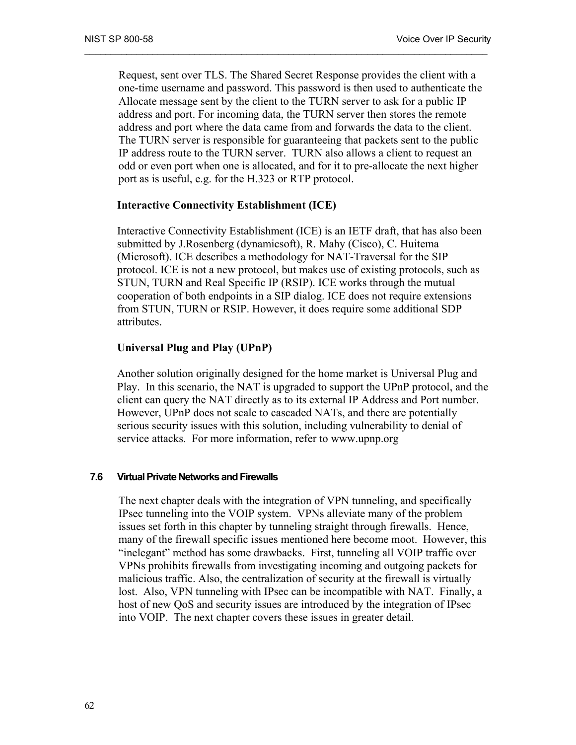Request, sent over TLS. The Shared Secret Response provides the client with a one-time username and password. This password is then used to authenticate the Allocate message sent by the client to the TURN server to ask for a public IP address and port. For incoming data, the TURN server then stores the remote address and port where the data came from and forwards the data to the client. The TURN server is responsible for guaranteeing that packets sent to the public IP address route to the TURN server. TURN also allows a client to request an odd or even port when one is allocated, and for it to pre-allocate the next higher port as is useful, e.g. for the H.323 or RTP protocol.

**Interactive Connectivity Establishment (ICE)**

Interactive Connectivity Establishment (ICE) is an IETF draft, that has also been submitted by J.Rosenberg (dynamicsoft), R. Mahy (Cisco), C. Huitema (Microsoft). ICE describes a methodology for NAT-Traversal for the SIP protocol. ICE is not a new protocol, but makes use of existing protocols, such as STUN, TURN and Real Specific IP (RSIP). ICE works through the mutual cooperation of both endpoints in a SIP dialog. ICE does not require extensions from STUN, TURN or RSIP. However, it does require some additional SDP attributes.

**Universal Plug and Play (UPnP)**

Another solution originally designed for the home market is Universal Plug and Play. In this scenario, the NAT is upgraded to support the UPnP protocol, and the client can query the NAT directly as to its external IP Address and Port number. However, UPnP does not scale to cascaded NATs, and there are potentially serious security issues with this solution, including vulnerability to denial of service attacks. For more information, refer to www.upnp.org

### 7.6 Virtual Private Networks and Firewalls

The next chapter deals with the integration of VPN tunneling, and specifically IPsec tunneling into the VOIP system. VPNs alleviate many of the problem issues set forth in this chapter by tunneling straight through firewalls. Hence, many of the firewall specific issues mentioned here become moot. However, this "inelegant" method has some drawbacks. First, tunneling all VOIP traffic over VPNs prohibits firewalls from investigating incoming and outgoing packets for malicious traffic. Also, the centralization of security at the firewall is virtually lost. Also, VPN tunneling with IPsec can be incompatible with NAT. Finally, a host of new QoS and security issues are introduced by the integration of IPsec into VOIP. The next chapter covers these issues in greater detail.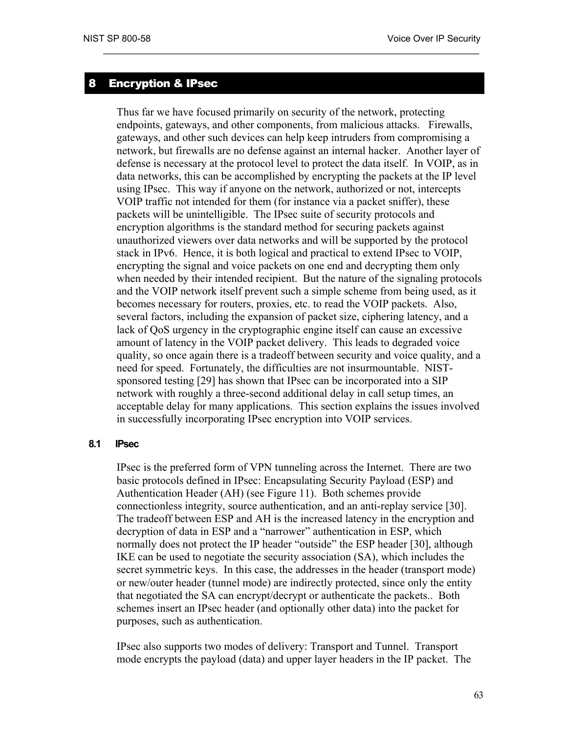# 8 Encryption & IPsec

Thus far we have focused primarily on security of the network, protecting endpoints, gateways, and other components, from malicious attacks. Firewalls, gateways, and other such devices can help keep intruders from compromising a network, but firewalls are no defense against an internal hacker. Another layer of defense is necessary at the protocol level to protect the data itself. In VOIP, as in data networks, this can be accomplished by encrypting the packets at the IP level using IPsec. This way if anyone on the network, authorized or not, intercepts VOIP traffic not intended for them (for instance via a packet sniffer), these packets will be unintelligible. The IPsec suite of security protocols and encryption algorithms is the standard method for securing packets against unauthorized viewers over data networks and will be supported by the protocol stack in IPv6. Hence, it is both logical and practical to extend IPsec to VOIP, encrypting the signal and voice packets on one end and decrypting them only when needed by their intended recipient. But the nature of the signaling protocols and the VOIP network itself prevent such a simple scheme from being used, as it becomes necessary for routers, proxies, etc. to read the VOIP packets. Also, several factors, including the expansion of packet size, ciphering latency, and a lack of QoS urgency in the cryptographic engine itself can cause an excessive amount of latency in the VOIP packet delivery. This leads to degraded voice quality, so once again there is a tradeoff between security and voice quality, and a need for speed. Fortunately, the difficulties are not insurmountable. NIST-sponsored testing [29] has shown that IPsec can be incorporated into a SIP network with roughly a three-second additional delay in call setup times, an acceptable delay for many applications. This section explains the issues involved in successfully incorporating IPsec encryption into VOIP services.

## 8.1 IPsec

IPsec is the preferred form of VPN tunneling across the Internet. There are two basic protocols defined in IPsec: Encapsulating Security Payload (ESP) and Authentication Header (AH) (see Figure 11). Both schemes provide connectionless integrity, source authentication, and an anti-replay service [30]. The tradeoff between ESP and AH is the increased latency in the encryption and decryption of data in ESP and a "narrower" authentication in ESP, which normally does not protect the IP header "outside" the ESP header [30], although IKE can be used to negotiate the security association (SA), which includes the secret symmetric keys. In this case, the addresses in the header (transport mode) or new/outer header (tunnel mode) are indirectly protected, since only the entity that negotiated the SA can encrypt/decrypt or authenticate the packets.. Both schemes insert an IPsec header (and optionally other data) into the packet for purposes, such as authentication.

IPsec also supports two modes of delivery: Transport and Tunnel. Transport mode encrypts the payload (data) and upper layer headers in the IP packet. The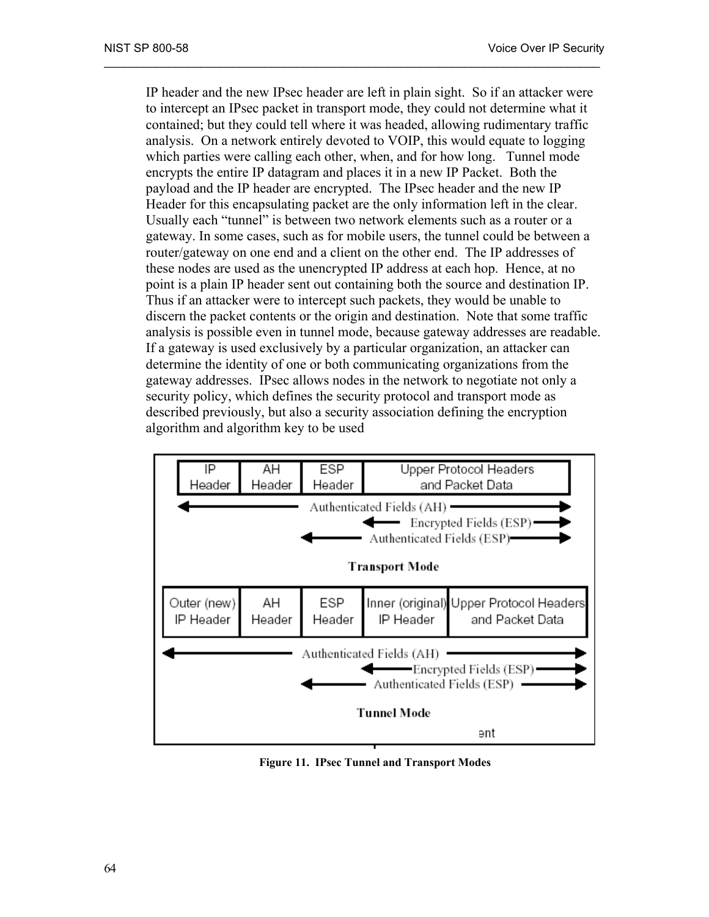IP header and the new IPsec header are left in plain sight. So if an attacker were to intercept an IPsec packet in transport mode, they could not determine what it contained; but they could tell where it was headed, allowing rudimentary traffic analysis. On a network entirely devoted to VOIP, this would equate to logging which parties were calling each other, when, and for how long. Tunnel mode encrypts the entire IP datagram and places it in a new IP Packet. Both the payload and the IP header are encrypted. The IPsec header and the new IP Header for this encapsulating packet are the only information left in the clear. Usually each "tunnel" is between two network elements such as a router or a gateway. In some cases, such as for mobile users, the tunnel could be between a router/gateway on one end and a client on the other end. The IP addresses of these nodes are used as the unencrypted IP address at each hop. Hence, at no point is a plain IP header sent out containing both the source and destination IP. Thus if an attacker were to intercept such packets, they would be unable to discern the packet contents or the origin and destination. Note that some traffic analysis is possible even in tunnel mode, because gateway addresses are readable. If a gateway is used exclusively by a particular organization, an attacker can determine the identity of one or both communicating organizations from the gateway addresses. IPsec allows nodes in the network to negotiate not only a security policy, which defines the security protocol and transport mode as described previously, but also a security association defining the encryption algorithm and algorithm key to be used

**Figure 11. IPsec Tunnel and Transport Modes**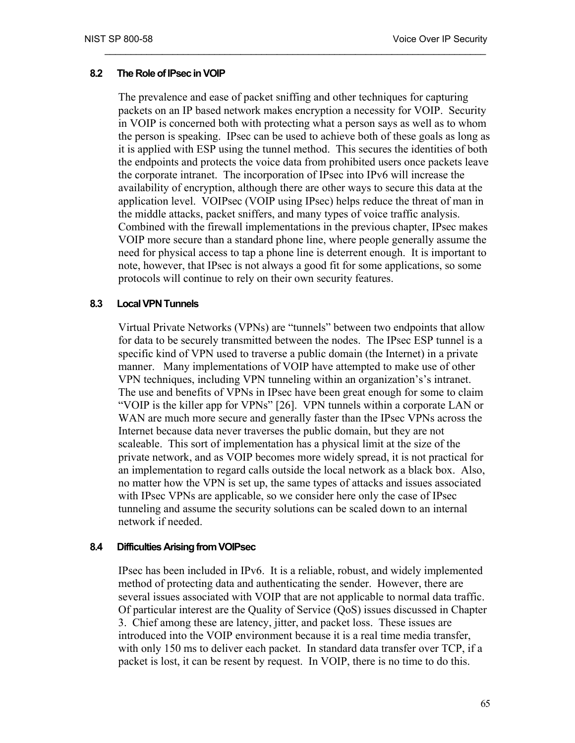### 8.2 The Role of IPsec in VOIP

The prevalence and ease of packet sniffing and other techniques for capturing packets on an IP based network makes encryption a necessity for VOIP. Security in VOIP is concerned both with protecting what a person says as well as to whom the person is speaking. IPsec can be used to achieve both of these goals as long as it is applied with ESP using the tunnel method. This secures the identities of both the endpoints and protects the voice data from prohibited users once packets leave the corporate intranet. The incorporation of IPsec into IPv6 will increase the availability of encryption, although there are other ways to secure this data at the application level. VOIPsec (VOIP using IPsec) helps reduce the threat of man in the middle attacks, packet sniffers, and many types of voice traffic analysis. Combined with the firewall implementations in the previous chapter, IPsec makes VOIP more secure than a standard phone line, where people generally assume the need for physical access to tap a phone line is deterrent enough. It is important to note, however, that IPsec is not always a good fit for some applications, so some protocols will continue to rely on their own security features.

### 8.3 Local VPN Tunnels

Virtual Private Networks (VPNs) are "tunnels" between two endpoints that allow for data to be securely transmitted between the nodes. The IPsec ESP tunnel is a specific kind of VPN used to traverse a public domain (the Internet) in a private manner. Many implementations of VOIP have attempted to make use of other VPN techniques, including VPN tunneling within an organization's's intranet. The use and benefits of VPNs in IPsec have been great enough for some to claim "VOIP is the killer app for VPNs" [26]. VPN tunnels within a corporate LAN or WAN are much more secure and generally faster than the IPsec VPNs across the Internet because data never traverses the public domain, but they are not scaleable. This sort of implementation has a physical limit at the size of the private network, and as VOIP becomes more widely spread, it is not practical for an implementation to regard calls outside the local network as a black box. Also, no matter how the VPN is set up, the same types of attacks and issues associated with IPsec VPNs are applicable, so we consider here only the case of IPsec tunneling and assume the security solutions can be scaled down to an internal network if needed.

### 8.4 Difficulties Arising from VOIPsec

IPsec has been included in IPv6. It is a reliable, robust, and widely implemented method of protecting data and authenticating the sender. However, there are several issues associated with VOIP that are not applicable to normal data traffic. Of particular interest are the Quality of Service (QoS) issues discussed in Chapter 3. Chief among these are latency, jitter, and packet loss. These issues are introduced into the VOIP environment because it is a real time media transfer, with only 150 ms to deliver each packet. In standard data transfer over TCP, if a packet is lost, it can be resent by request. In VOIP, there is no time to do this.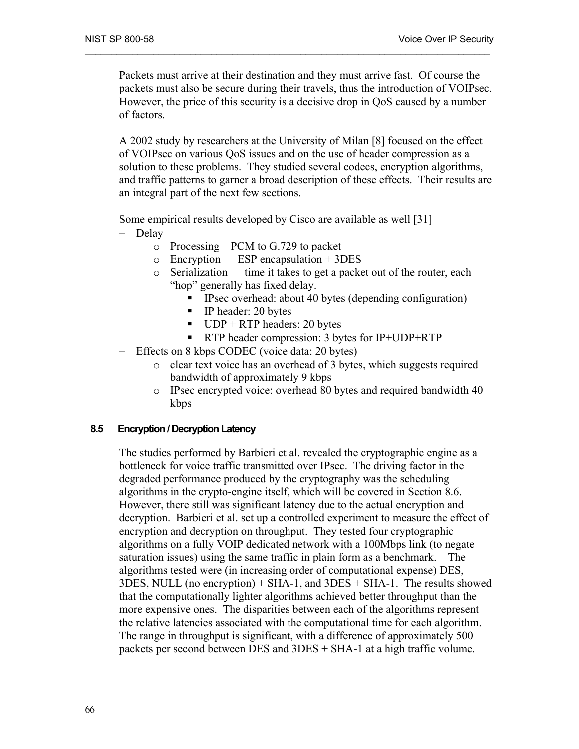Packets must arrive at their destination and they must arrive fast. Of course the packets must also be secure during their travels, thus the introduction of VOIPsec. However, the price of this security is a decisive drop in QoS caused by a number of factors.

A 2002 study by researchers at the University of Milan [8] focused on the effect of VOIPsec on various QoS issues and on the use of header compression as a solution to these problems. They studied several codecs, encryption algorithms, and traffic patterns to garner a broad description of these effects. Their results are an integral part of the next few sections.

Some empirical results developed by Cisco are available as well [31]

- Delay
  - Processing—PCM to G.729 to packet
  - Encryption — ESP encapsulation + 3DES
  - Serialization — time it takes to get a packet out of the router, each “hop” generally has fixed delay.
    - IPsec overhead: about 40 bytes (depending configuration)
    - IP header: 20 bytes
    - UDP + RTP headers: 20 bytes
    - RTP header compression: 3 bytes for IP+UDP+RTP
- Effects on 8 kbps CODEC (voice data: 20 bytes)
  - clear text voice has an overhead of 3 bytes, which suggests required bandwidth of approximately 9 kbps
  - IPsec encrypted voice: overhead 80 bytes and required bandwidth 40 kbps

### 8.5 Encryption / Decryption Latency

The studies performed by Barbieri et al. revealed the cryptographic engine as a bottleneck for voice traffic transmitted over IPsec. The driving factor in the degraded performance produced by the cryptography was the scheduling algorithms in the crypto-engine itself, which will be covered in Section 8.6. However, there still was significant latency due to the actual encryption and decryption. Barbieri et al. set up a controlled experiment to measure the effect of encryption and decryption on throughput. They tested four cryptographic algorithms on a fully VOIP dedicated network with a 100Mbps link (to negate saturation issues) using the same traffic in plain form as a benchmark. The algorithms tested were (in increasing order of computational expense) DES, 3DES, NULL (no encryption) + SHA-1, and 3DES + SHA-1. The results showed that the computationally lighter algorithms achieved better throughput than the more expensive ones. The disparities between each of the algorithms represent the relative latencies associated with the computational time for each algorithm. The range in throughput is significant, with a difference of approximately 500 packets per second between DES and 3DES + SHA-1 at a high traffic volume.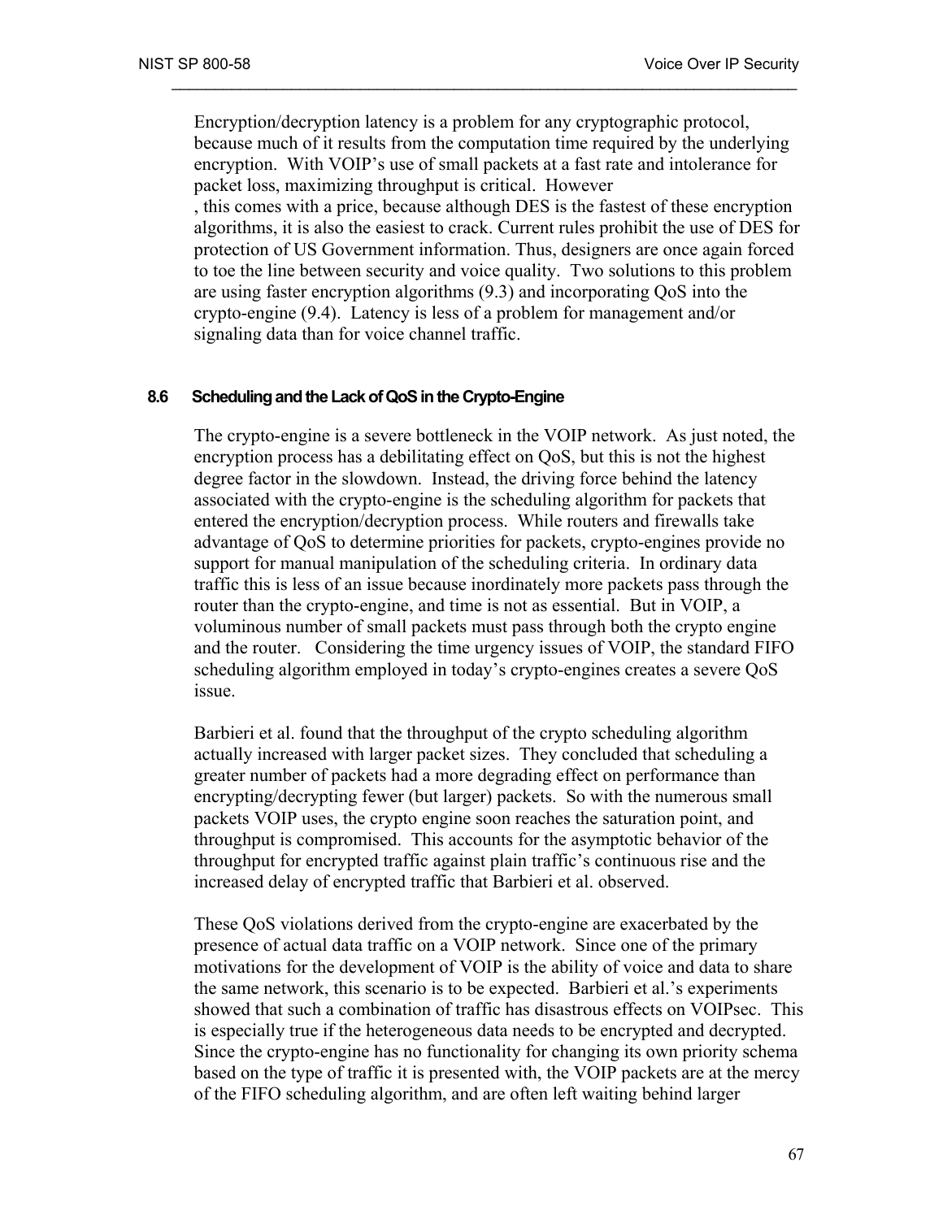Encryption/decryption latency is a problem for any cryptographic protocol, because much of it results from the computation time required by the underlying encryption. With VOIP's use of small packets at a fast rate and intolerance for packet loss, maximizing throughput is critical. However , this comes with a price, because although DES is the fastest of these encryption algorithms, it is also the easiest to crack. Current rules prohibit the use of DES for protection of US Government information. Thus, designers are once again forced to toe the line between security and voice quality. Two solutions to this problem are using faster encryption algorithms (9.3) and incorporating QoS into the crypto-engine (9.4). Latency is less of a problem for management and/or signaling data than for voice channel traffic.

### 8.6 Scheduling and the Lack of QoS in the Crypto-Engine

The crypto-engine is a severe bottleneck in the VOIP network. As just noted, the encryption process has a debilitating effect on QoS, but this is not the highest degree factor in the slowdown. Instead, the driving force behind the latency associated with the crypto-engine is the scheduling algorithm for packets that entered the encryption/decryption process. While routers and firewalls take advantage of QoS to determine priorities for packets, crypto-engines provide no support for manual manipulation of the scheduling criteria. In ordinary data traffic this is less of an issue because inordinately more packets pass through the router than the crypto-engine, and time is not as essential. But in VOIP, a voluminous number of small packets must pass through both the crypto engine and the router. Considering the time urgency issues of VOIP, the standard FIFO scheduling algorithm employed in today's crypto-engines creates a severe QoS issue.

Barbieri et al. found that the throughput of the crypto scheduling algorithm actually increased with larger packet sizes. They concluded that scheduling a greater number of packets had a more degrading effect on performance than encrypting/decrypting fewer (but larger) packets. So with the numerous small packets VOIP uses, the crypto engine soon reaches the saturation point, and throughput is compromised. This accounts for the asymptotic behavior of the throughput for encrypted traffic against plain traffic's continuous rise and the increased delay of encrypted traffic that Barbieri et al. observed.

These QoS violations derived from the crypto-engine are exacerbated by the presence of actual data traffic on a VOIP network. Since one of the primary motivations for the development of VOIP is the ability of voice and data to share the same network, this scenario is to be expected. Barbieri et al.'s experiments showed that such a combination of traffic has disastrous effects on VOIPsec. This is especially true if the heterogeneous data needs to be encrypted and decrypted. Since the crypto-engine has no functionality for changing its own priority schema based on the type of traffic it is presented with, the VOIP packets are at the mercy of the FIFO scheduling algorithm, and are often left waiting behind larger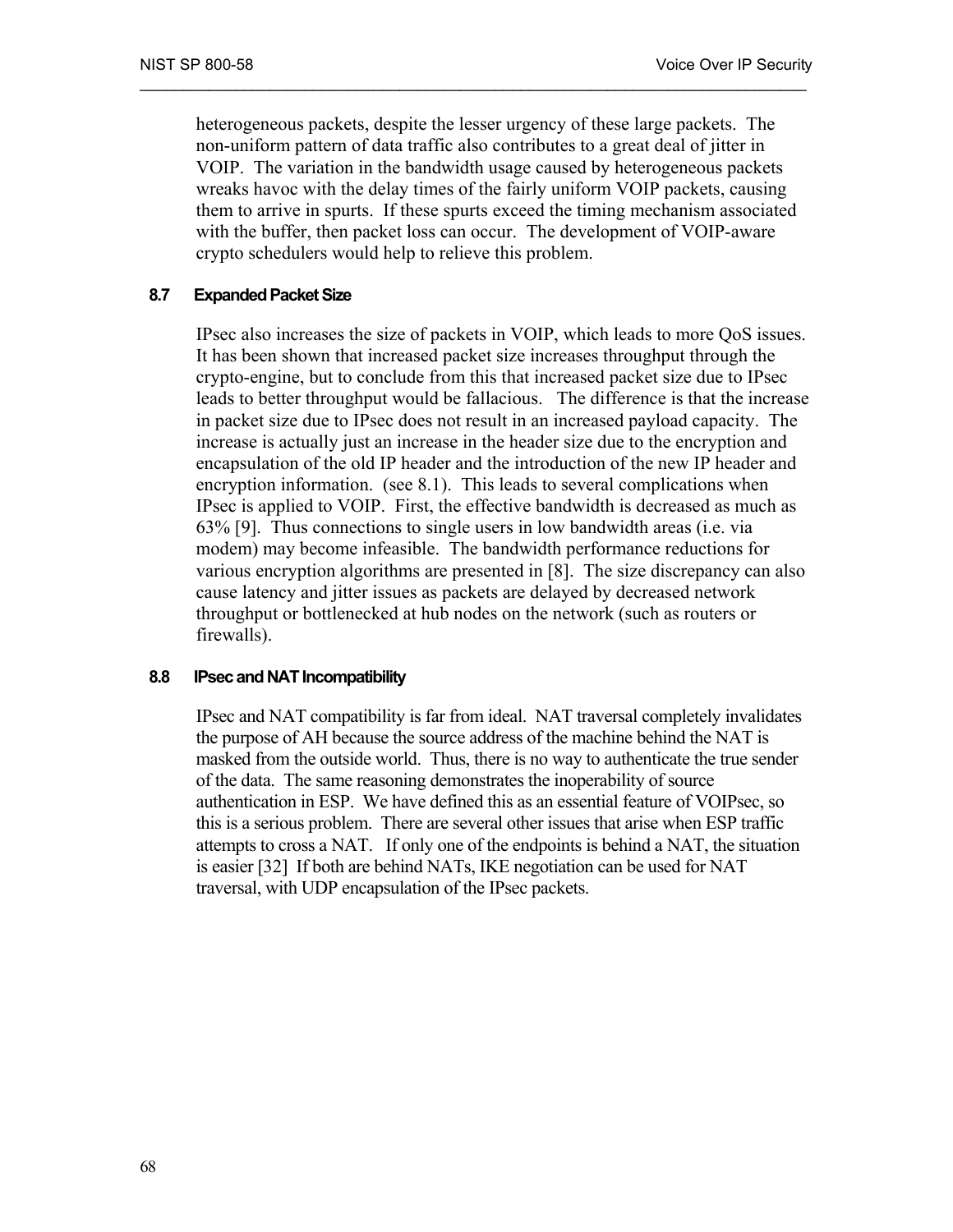heterogeneous packets, despite the lesser urgency of these large packets. The non-uniform pattern of data traffic also contributes to a great deal of jitter in VOIP. The variation in the bandwidth usage caused by heterogeneous packets wreaks havoc with the delay times of the fairly uniform VOIP packets, causing them to arrive in spurts. If these spurts exceed the timing mechanism associated with the buffer, then packet loss can occur. The development of VOIP-aware crypto schedulers would help to relieve this problem.

### 8.7 Expanded Packet Size

IPsec also increases the size of packets in VOIP, which leads to more QoS issues. It has been shown that increased packet size increases throughput through the crypto-engine, but to conclude from this that increased packet size due to IPsec leads to better throughput would be fallacious. The difference is that the increase in packet size due to IPsec does not result in an increased payload capacity. The increase is actually just an increase in the header size due to the encryption and encapsulation of the old IP header and the introduction of the new IP header and encryption information. (see 8.1). This leads to several complications when IPsec is applied to VOIP. First, the effective bandwidth is decreased as much as 63% [9]. Thus connections to single users in low bandwidth areas (i.e. via modem) may become infeasible. The bandwidth performance reductions for various encryption algorithms are presented in [8]. The size discrepancy can also cause latency and jitter issues as packets are delayed by decreased network throughput or bottlenecked at hub nodes on the network (such as routers or firewalls).

### 8.8 IPsec and NAT Incompatibility

IPsec and NAT compatibility is far from ideal. NAT traversal completely invalidates the purpose of AH because the source address of the machine behind the NAT is masked from the outside world. Thus, there is no way to authenticate the true sender of the data. The same reasoning demonstrates the inoperability of source authentication in ESP. We have defined this as an essential feature of VOIPsec, so this is a serious problem. There are several other issues that arise when ESP traffic attempts to cross a NAT. If only one of the endpoints is behind a NAT, the situation is easier [32] If both are behind NATs, IKE negotiation can be used for NAT traversal, with UDP encapsulation of the IPsec packets.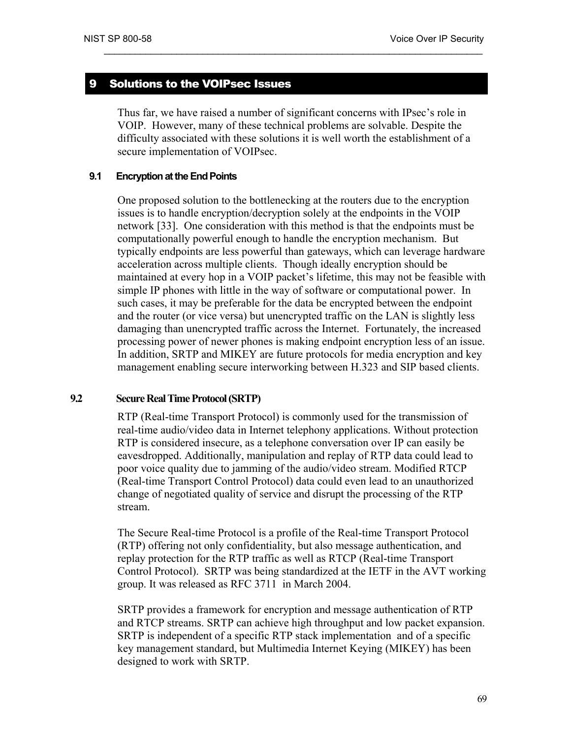# 9 Solutions to the VOIPsec Issues

Thus far, we have raised a number of significant concerns with IPsec's role in VOIP. However, many of these technical problems are solvable. Despite the difficulty associated with these solutions it is well worth the establishment of a secure implementation of VOIPsec.

## 9.1 Encryption at the End Points

One proposed solution to the bottlenecking at the routers due to the encryption issues is to handle encryption/decryption solely at the endpoints in the VOIP network [33]. One consideration with this method is that the endpoints must be computationally powerful enough to handle the encryption mechanism. But typically endpoints are less powerful than gateways, which can leverage hardware acceleration across multiple clients. Though ideally encryption should be maintained at every hop in a VOIP packet's lifetime, this may not be feasible with simple IP phones with little in the way of software or computational power. In such cases, it may be preferable for the data be encrypted between the endpoint and the router (or vice versa) but unencrypted traffic on the LAN is slightly less damaging than unencrypted traffic across the Internet. Fortunately, the increased processing power of newer phones is making endpoint encryption less of an issue. In addition, SRTP and MIKEY are future protocols for media encryption and key management enabling secure interworking between H.323 and SIP based clients.

## 9.2 Secure Real Time Protocol (SRTP)

RTP (Real-time Transport Protocol) is commonly used for the transmission of real-time audio/video data in Internet telephony applications. Without protection RTP is considered insecure, as a telephone conversation over IP can easily be eavesdropped. Additionally, manipulation and replay of RTP data could lead to poor voice quality due to jamming of the audio/video stream. Modified RTCP (Real-time Transport Control Protocol) data could even lead to an unauthorized change of negotiated quality of service and disrupt the processing of the RTP stream.

The Secure Real-time Protocol is a profile of the Real-time Transport Protocol (RTP) offering not only confidentiality, but also message authentication, and replay protection for the RTP traffic as well as RTCP (Real-time Transport Control Protocol). SRTP was being standardized at the IETF in the AVT working group. It was released as RFC 3711 in March 2004.

SRTP provides a framework for encryption and message authentication of RTP and RTCP streams. SRTP can achieve high throughput and low packet expansion. SRTP is independent of a specific RTP stack implementation and of a specific key management standard, but Multimedia Internet Keying (MIKEY) has been designed to work with SRTP.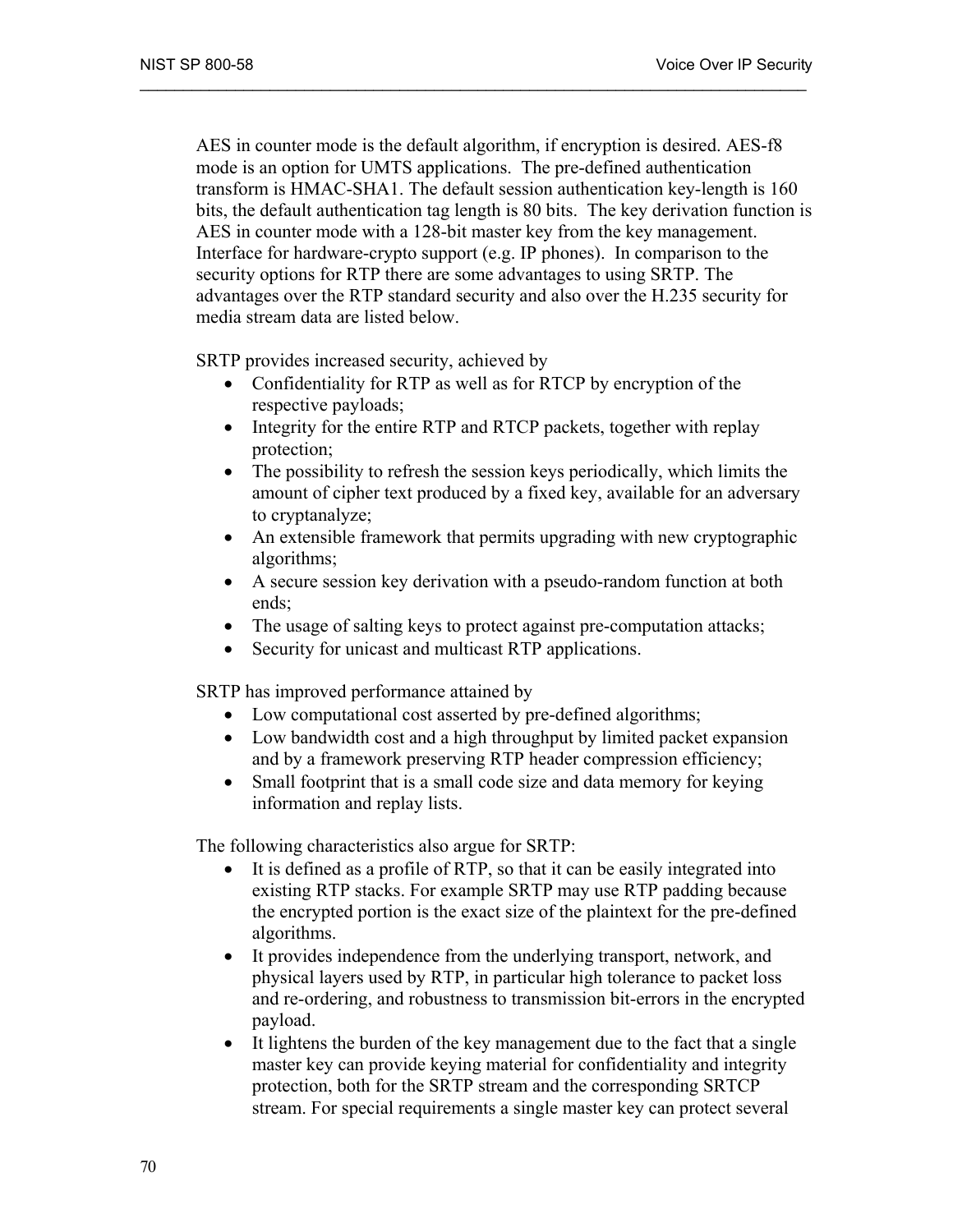AES in counter mode is the default algorithm, if encryption is desired. AES-f8 mode is an option for UMTS applications. The pre-defined authentication transform is HMAC-SHA1. The default session authentication key-length is 160 bits, the default authentication tag length is 80 bits. The key derivation function is AES in counter mode with a 128-bit master key from the key management. Interface for hardware-crypto support (e.g. IP phones). In comparison to the security options for RTP there are some advantages to using SRTP. The advantages over the RTP standard security and also over the H.235 security for media stream data are listed below.

SRTP provides increased security, achieved by

- Confidentiality for RTP as well as for RTCP by encryption of the respective payloads;
- Integrity for the entire RTP and RTCP packets, together with replay protection;
- The possibility to refresh the session keys periodically, which limits the amount of cipher text produced by a fixed key, available for an adversary to cryptanalyze;
- An extensible framework that permits upgrading with new cryptographic algorithms;
- A secure session key derivation with a pseudo-random function at both ends;
- The usage of salting keys to protect against pre-computation attacks;
- Security for unicast and multicast RTP applications.

SRTP has improved performance attained by

- Low computational cost asserted by pre-defined algorithms;
- Low bandwidth cost and a high throughput by limited packet expansion and by a framework preserving RTP header compression efficiency;
- Small footprint that is a small code size and data memory for keying information and replay lists.

The following characteristics also argue for SRTP:

- It is defined as a profile of RTP, so that it can be easily integrated into existing RTP stacks. For example SRTP may use RTP padding because the encrypted portion is the exact size of the plaintext for the pre-defined algorithms.
- It provides independence from the underlying transport, network, and physical layers used by RTP, in particular high tolerance to packet loss and re-ordering, and robustness to transmission bit-errors in the encrypted payload.
- It lightens the burden of the key management due to the fact that a single master key can provide keying material for confidentiality and integrity protection, both for the SRTP stream and the corresponding SRTCP stream. For special requirements a single master key can protect several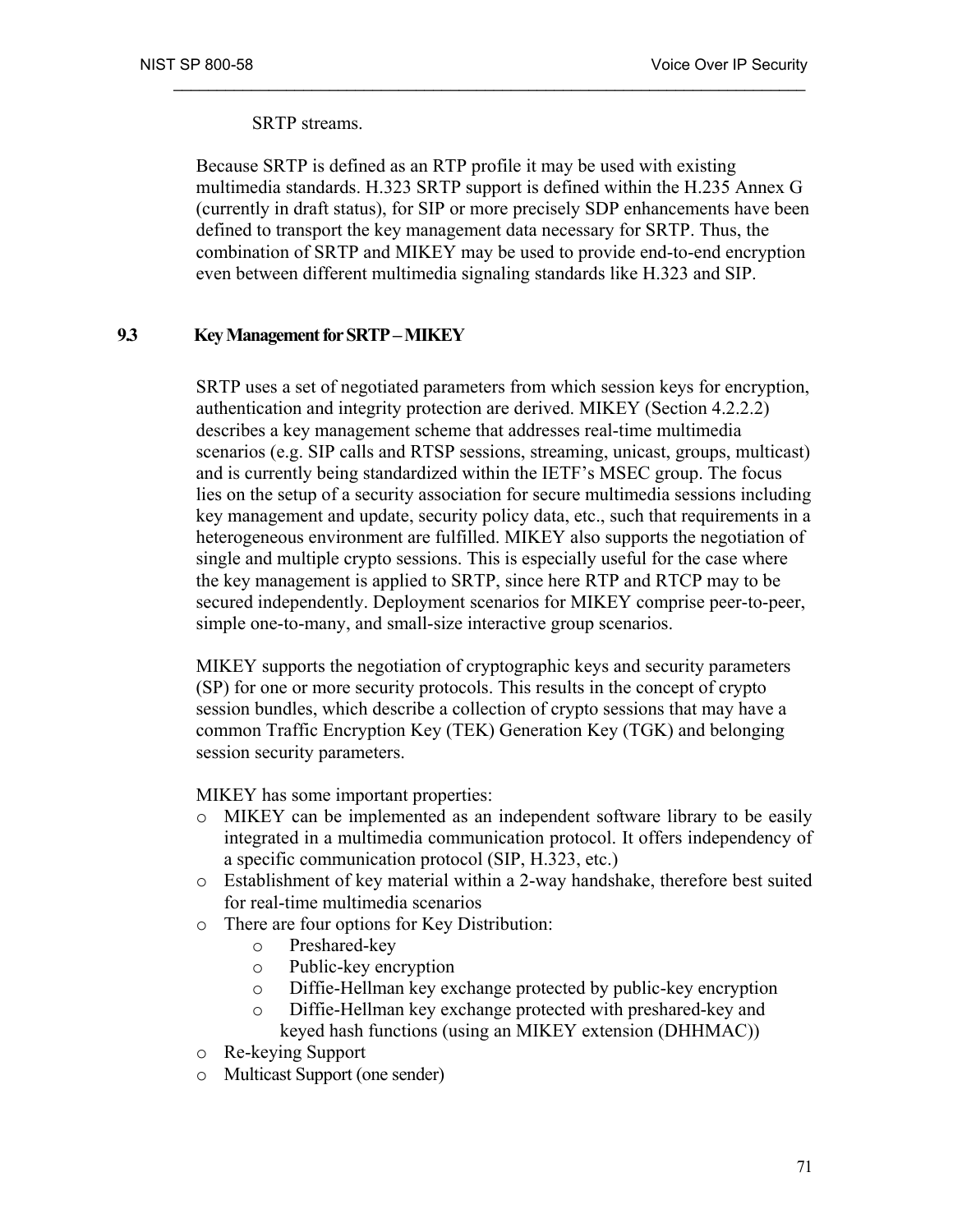SRTP streams.

Because SRTP is defined as an RTP profile it may be used with existing multimedia standards. H.323 SRTP support is defined within the H.235 Annex G (currently in draft status), for SIP or more precisely SDP enhancements have been defined to transport the key management data necessary for SRTP. Thus, the combination of SRTP and MIKEY may be used to provide end-to-end encryption even between different multimedia signaling standards like H.323 and SIP.

## 9.3 Key Management for SRTP – MIKEY

SRTP uses a set of negotiated parameters from which session keys for encryption, authentication and integrity protection are derived. MIKEY (Section 4.2.2.2) describes a key management scheme that addresses real-time multimedia scenarios (e.g. SIP calls and RTSP sessions, streaming, unicast, groups, multicast) and is currently being standardized within the IETF's MSEC group. The focus lies on the setup of a security association for secure multimedia sessions including key management and update, security policy data, etc., such that requirements in a heterogeneous environment are fulfilled. MIKEY also supports the negotiation of single and multiple crypto sessions. This is especially useful for the case where the key management is applied to SRTP, since here RTP and RTCP may to be secured independently. Deployment scenarios for MIKEY comprise peer-to-peer, simple one-to-many, and small-size interactive group scenarios.

MIKEY supports the negotiation of cryptographic keys and security parameters (SP) for one or more security protocols. This results in the concept of crypto session bundles, which describe a collection of crypto sessions that may have a common Traffic Encryption Key (TEK) Generation Key (TGK) and belonging session security parameters.

MIKEY has some important properties:

- MIKEY can be implemented as an independent software library to be easily integrated in a multimedia communication protocol. It offers independency of a specific communication protocol (SIP, H.323, etc.)
- Establishment of key material within a 2-way handshake, therefore best suited for real-time multimedia scenarios
- There are four options for Key Distribution:
  - Preshared-key
  - Public-key encryption
  - Diffie-Hellman key exchange protected by public-key encryption
  - Diffie-Hellman key exchange protected with preshared-key and keyed hash functions (using an MIKEY extension (DHHMAC))
- Re-keying Support
- Multicast Support (one sender)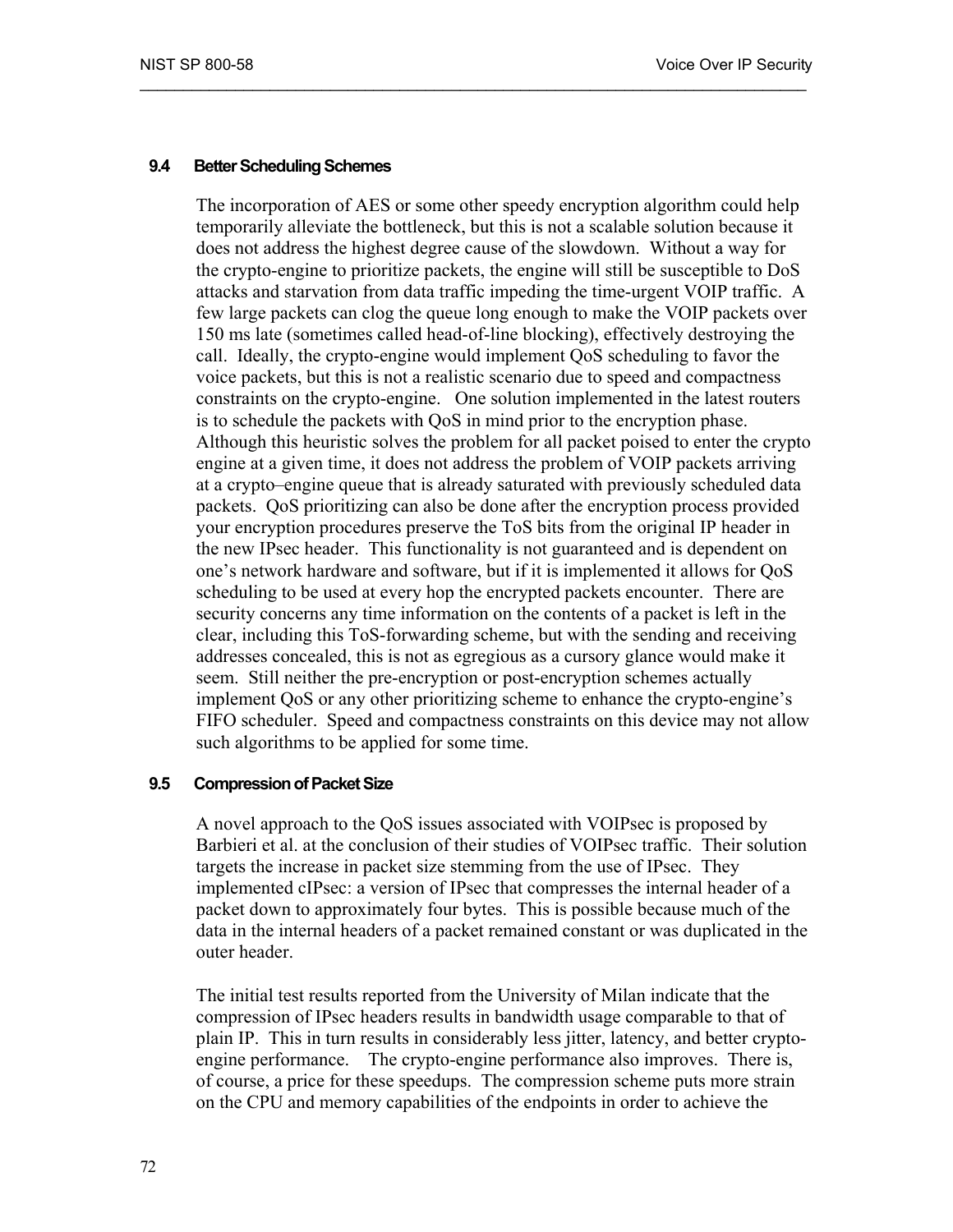### 9.4 Better Scheduling Schemes

The incorporation of AES or some other speedy encryption algorithm could help temporarily alleviate the bottleneck, but this is not a scalable solution because it does not address the highest degree cause of the slowdown. Without a way for the crypto-engine to prioritize packets, the engine will still be susceptible to DoS attacks and starvation from data traffic impeding the time-urgent VOIP traffic. A few large packets can clog the queue long enough to make the VOIP packets over 150 ms late (sometimes called head-of-line blocking), effectively destroying the call. Ideally, the crypto-engine would implement QoS scheduling to favor the voice packets, but this is not a realistic scenario due to speed and compactness constraints on the crypto-engine. One solution implemented in the latest routers is to schedule the packets with QoS in mind prior to the encryption phase. Although this heuristic solves the problem for all packet poised to enter the crypto engine at a given time, it does not address the problem of VOIP packets arriving at a crypto–engine queue that is already saturated with previously scheduled data packets. QoS prioritizing can also be done after the encryption process provided your encryption procedures preserve the ToS bits from the original IP header in the new IPsec header. This functionality is not guaranteed and is dependent on one's network hardware and software, but if it is implemented it allows for QoS scheduling to be used at every hop the encrypted packets encounter. There are security concerns any time information on the contents of a packet is left in the clear, including this ToS-forwarding scheme, but with the sending and receiving addresses concealed, this is not as egregious as a cursory glance would make it seem. Still neither the pre-encryption or post-encryption schemes actually implement QoS or any other prioritizing scheme to enhance the crypto-engine's FIFO scheduler. Speed and compactness constraints on this device may not allow such algorithms to be applied for some time.

### 9.5 Compression of Packet Size

A novel approach to the QoS issues associated with VOIPsec is proposed by Barbieri et al. at the conclusion of their studies of VOIPsec traffic. Their solution targets the increase in packet size stemming from the use of IPsec. They implemented cIPsec: a version of IPsec that compresses the internal header of a packet down to approximately four bytes. This is possible because much of the data in the internal headers of a packet remained constant or was duplicated in the outer header.

The initial test results reported from the University of Milan indicate that the compression of IPsec headers results in bandwidth usage comparable to that of plain IP. This in turn results in considerably less jitter, latency, and better crypto-engine performance. The crypto-engine performance also improves. There is, of course, a price for these speedups. The compression scheme puts more strain on the CPU and memory capabilities of the endpoints in order to achieve the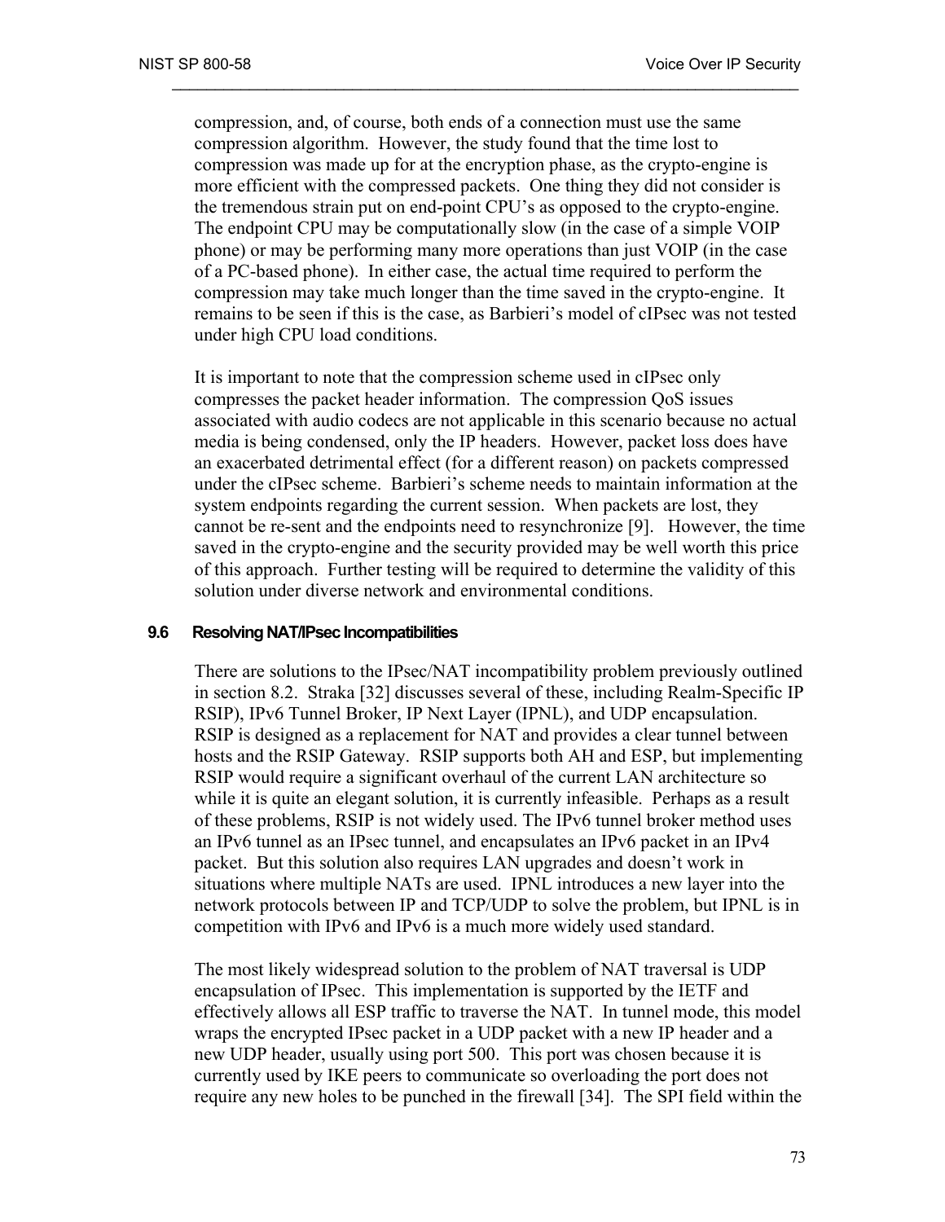compression, and, of course, both ends of a connection must use the same compression algorithm. However, the study found that the time lost to compression was made up for at the encryption phase, as the crypto-engine is more efficient with the compressed packets. One thing they did not consider is the tremendous strain put on end-point CPU's as opposed to the crypto-engine. The endpoint CPU may be computationally slow (in the case of a simple VOIP phone) or may be performing many more operations than just VOIP (in the case of a PC-based phone). In either case, the actual time required to perform the compression may take much longer than the time saved in the crypto-engine. It remains to be seen if this is the case, as Barbieri's model of cIPsec was not tested under high CPU load conditions.

It is important to note that the compression scheme used in cIPsec only compresses the packet header information. The compression QoS issues associated with audio codecs are not applicable in this scenario because no actual media is being condensed, only the IP headers. However, packet loss does have an exacerbated detrimental effect (for a different reason) on packets compressed under the cIPsec scheme. Barbieri's scheme needs to maintain information at the system endpoints regarding the current session. When packets are lost, they cannot be re-sent and the endpoints need to resynchronize [9]. However, the time saved in the crypto-engine and the security provided may be well worth this price of this approach. Further testing will be required to determine the validity of this solution under diverse network and environmental conditions.

### 9.6 Resolving NAT/IPsec Incompatibilities

There are solutions to the IPsec/NAT incompatibility problem previously outlined in section 8.2. Straka [32] discusses several of these, including Realm-Specific IP RSIP), IPv6 Tunnel Broker, IP Next Layer (IPNL), and UDP encapsulation. RSIP is designed as a replacement for NAT and provides a clear tunnel between hosts and the RSIP Gateway. RSIP supports both AH and ESP, but implementing RSIP would require a significant overhaul of the current LAN architecture so while it is quite an elegant solution, it is currently infeasible. Perhaps as a result of these problems, RSIP is not widely used. The IPv6 tunnel broker method uses an IPv6 tunnel as an IPsec tunnel, and encapsulates an IPv6 packet in an IPv4 packet. But this solution also requires LAN upgrades and doesn't work in situations where multiple NATs are used. IPNL introduces a new layer into the network protocols between IP and TCP/UDP to solve the problem, but IPNL is in competition with IPv6 and IPv6 is a much more widely used standard.

The most likely widespread solution to the problem of NAT traversal is UDP encapsulation of IPsec. This implementation is supported by the IETF and effectively allows all ESP traffic to traverse the NAT. In tunnel mode, this model wraps the encrypted IPsec packet in a UDP packet with a new IP header and a new UDP header, usually using port 500. This port was chosen because it is currently used by IKE peers to communicate so overloading the port does not require any new holes to be punched in the firewall [34]. The SPI field within the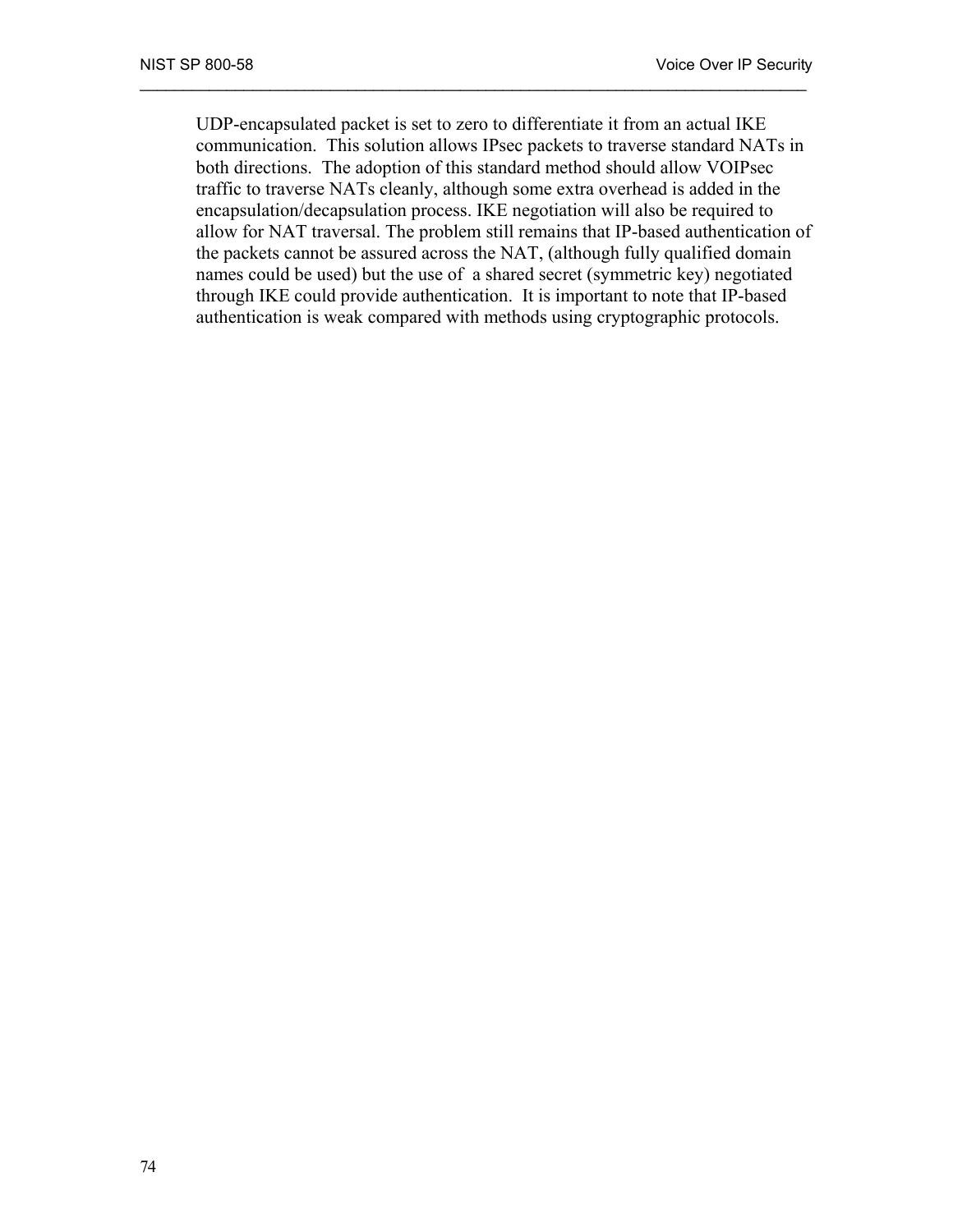UDP-encapsulated packet is set to zero to differentiate it from an actual IKE communication. This solution allows IPsec packets to traverse standard NATs in both directions. The adoption of this standard method should allow VOIPsec traffic to traverse NATs cleanly, although some extra overhead is added in the encapsulation/decapsulation process. IKE negotiation will also be required to allow for NAT traversal. The problem still remains that IP-based authentication of the packets cannot be assured across the NAT, (although fully qualified domain names could be used) but the use of a shared secret (symmetric key) negotiated through IKE could provide authentication. It is important to note that IP-based authentication is weak compared with methods using cryptographic protocols.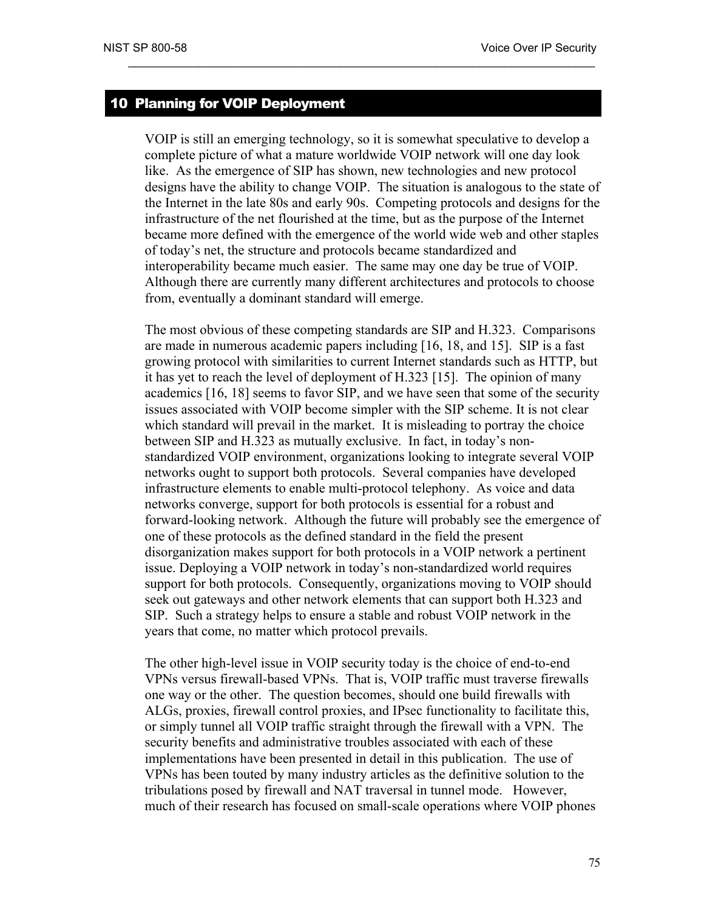# 10 Planning for VOIP Deployment

VOIP is still an emerging technology, so it is somewhat speculative to develop a complete picture of what a mature worldwide VOIP network will one day look like. As the emergence of SIP has shown, new technologies and new protocol designs have the ability to change VOIP. The situation is analogous to the state of the Internet in the late 80s and early 90s. Competing protocols and designs for the infrastructure of the net flourished at the time, but as the purpose of the Internet became more defined with the emergence of the world wide web and other staples of today's net, the structure and protocols became standardized and interoperability became much easier. The same may one day be true of VOIP. Although there are currently many different architectures and protocols to choose from, eventually a dominant standard will emerge.

The most obvious of these competing standards are SIP and H.323. Comparisons are made in numerous academic papers including [16, 18, and 15]. SIP is a fast growing protocol with similarities to current Internet standards such as HTTP, but it has yet to reach the level of deployment of H.323 [15]. The opinion of many academics [16, 18] seems to favor SIP, and we have seen that some of the security issues associated with VOIP become simpler with the SIP scheme. It is not clear which standard will prevail in the market. It is misleading to portray the choice between SIP and H.323 as mutually exclusive. In fact, in today's non-standardized VOIP environment, organizations looking to integrate several VOIP networks ought to support both protocols. Several companies have developed infrastructure elements to enable multi-protocol telephony. As voice and data networks converge, support for both protocols is essential for a robust and forward-looking network. Although the future will probably see the emergence of one of these protocols as the defined standard in the field the present disorganization makes support for both protocols in a VOIP network a pertinent issue. Deploying a VOIP network in today's non-standardized world requires support for both protocols. Consequently, organizations moving to VOIP should seek out gateways and other network elements that can support both H.323 and SIP. Such a strategy helps to ensure a stable and robust VOIP network in the years that come, no matter which protocol prevails.

The other high-level issue in VOIP security today is the choice of end-to-end VPNs versus firewall-based VPNs. That is, VOIP traffic must traverse firewalls one way or the other. The question becomes, should one build firewalls with ALGs, proxies, firewall control proxies, and IPsec functionality to facilitate this, or simply tunnel all VOIP traffic straight through the firewall with a VPN. The security benefits and administrative troubles associated with each of these implementations have been presented in detail in this publication. The use of VPNs has been touted by many industry articles as the definitive solution to the tribulations posed by firewall and NAT traversal in tunnel mode. However, much of their research has focused on small-scale operations where VOIP phones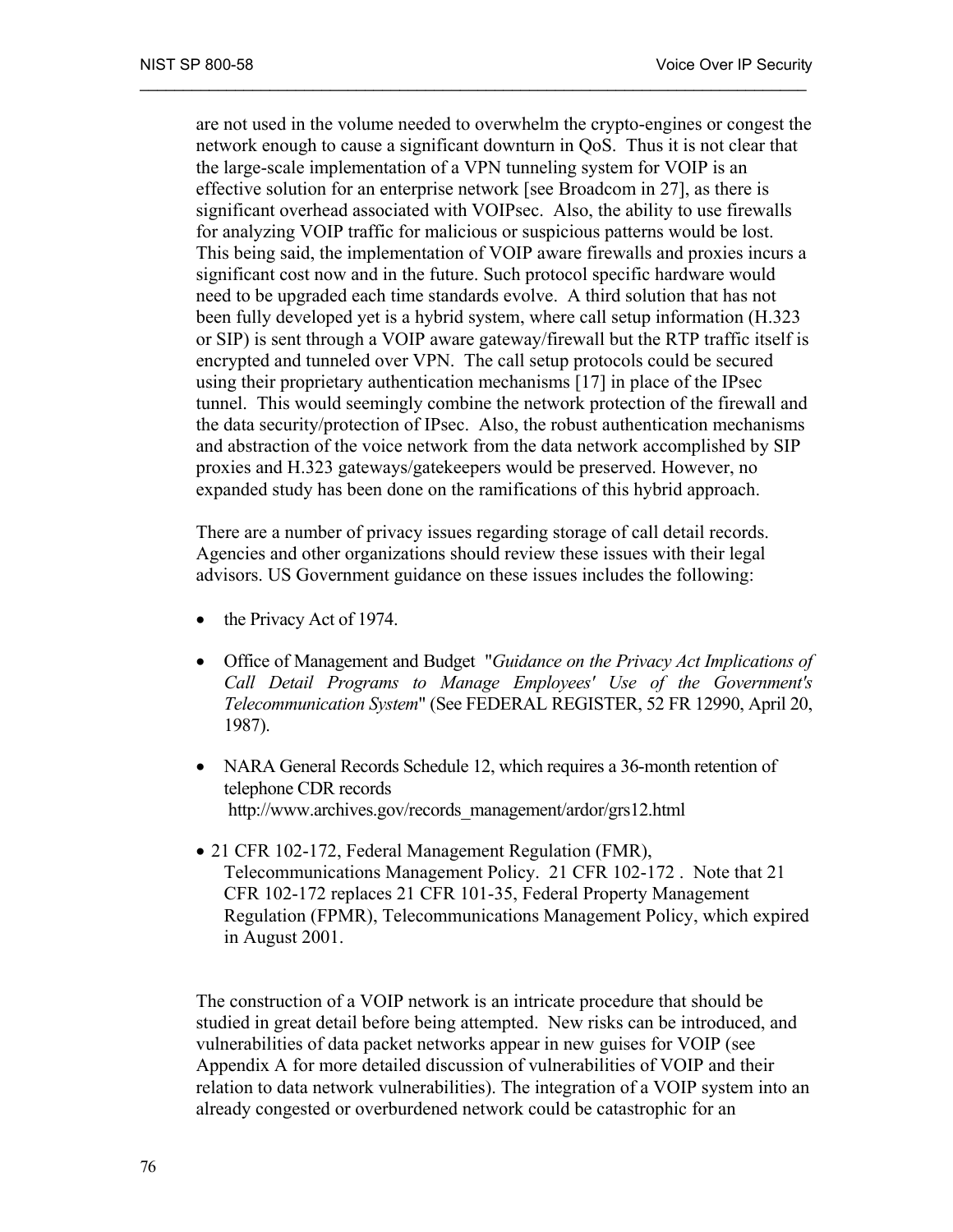are not used in the volume needed to overwhelm the crypto-engines or congest the network enough to cause a significant downturn in QoS. Thus it is not clear that the large-scale implementation of a VPN tunneling system for VOIP is an effective solution for an enterprise network [see Broadcom in 27], as there is significant overhead associated with VOIPsec. Also, the ability to use firewalls for analyzing VOIP traffic for malicious or suspicious patterns would be lost. This being said, the implementation of VOIP aware firewalls and proxies incurs a significant cost now and in the future. Such protocol specific hardware would need to be upgraded each time standards evolve. A third solution that has not been fully developed yet is a hybrid system, where call setup information (H.323 or SIP) is sent through a VOIP aware gateway/firewall but the RTP traffic itself is encrypted and tunneled over VPN. The call setup protocols could be secured using their proprietary authentication mechanisms [17] in place of the IPsec tunnel. This would seemingly combine the network protection of the firewall and the data security/protection of IPsec. Also, the robust authentication mechanisms and abstraction of the voice network from the data network accomplished by SIP proxies and H.323 gateways/gatekeepers would be preserved. However, no expanded study has been done on the ramifications of this hybrid approach.

There are a number of privacy issues regarding storage of call detail records. Agencies and other organizations should review these issues with their legal advisors. US Government guidance on these issues includes the following:

- the Privacy Act of 1974.
- Office of Management and Budget "*Guidance on the Privacy Act Implications of Call Detail Programs to Manage Employees' Use of the Government's Telecommunication System*" (See FEDERAL REGISTER, 52 FR 12990, April 20, 1987).
- NARA General Records Schedule 12, which requires a 36-month retention of telephone CDR records http://www.archives.gov/records_management/ardor/grs12.html
- 21 CFR 102-172, Federal Management Regulation (FMR), Telecommunications Management Policy. 21 CFR 102-172 . Note that 21 CFR 102-172 replaces 21 CFR 101-35, Federal Property Management Regulation (FPMR), Telecommunications Management Policy, which expired in August 2001.

The construction of a VOIP network is an intricate procedure that should be studied in great detail before being attempted. New risks can be introduced, and vulnerabilities of data packet networks appear in new guises for VOIP (see Appendix A for more detailed discussion of vulnerabilities of VOIP and their relation to data network vulnerabilities). The integration of a VOIP system into an already congested or overburdened network could be catastrophic for an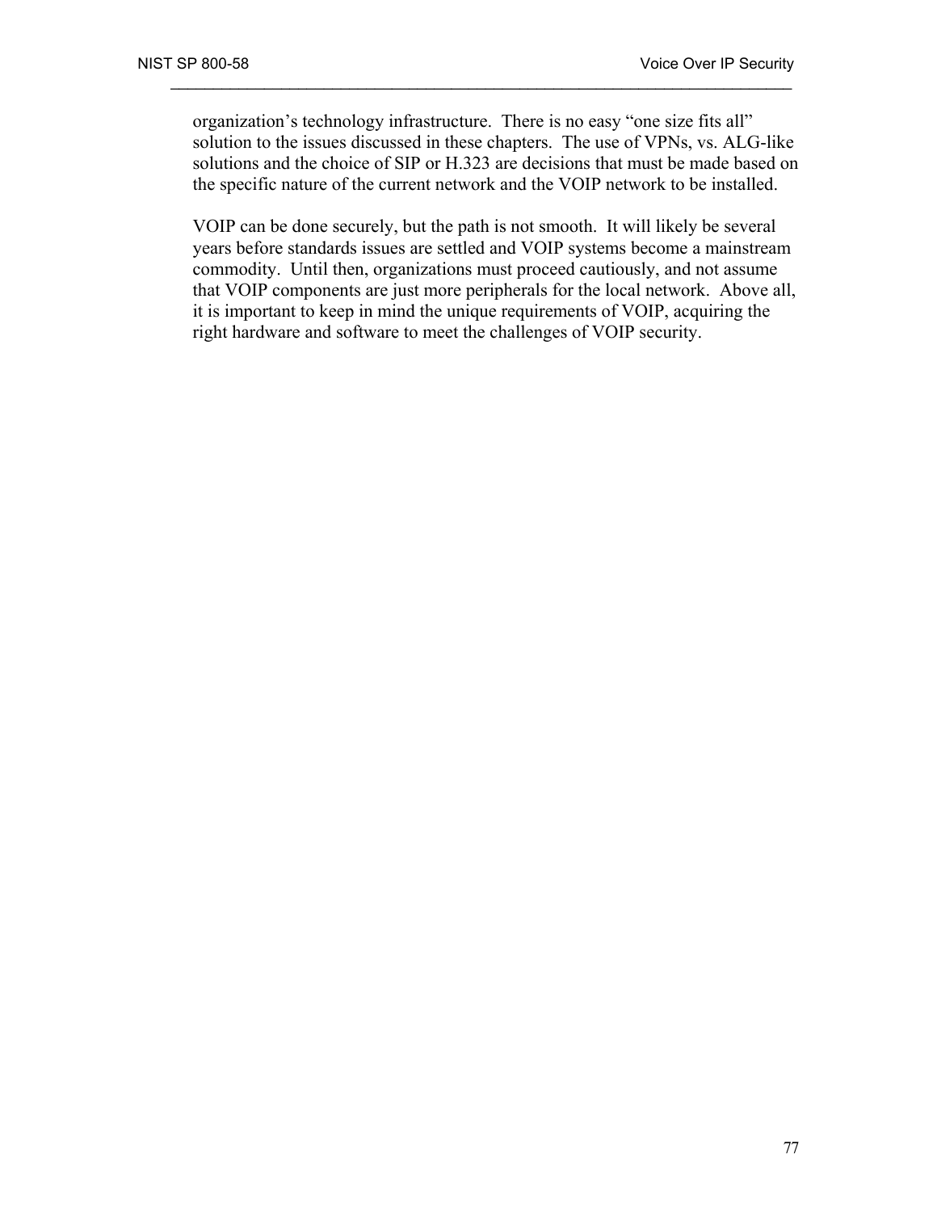organization’s technology infrastructure. There is no easy “one size fits all” solution to the issues discussed in these chapters. The use of VPNs, vs. ALG-like solutions and the choice of SIP or H.323 are decisions that must be made based on the specific nature of the current network and the VOIP network to be installed.

VOIP can be done securely, but the path is not smooth. It will likely be several years before standards issues are settled and VOIP systems become a mainstream commodity. Until then, organizations must proceed cautiously, and not assume that VOIP components are just more peripherals for the local network. Above all, it is important to keep in mind the unique requirements of VOIP, acquiring the right hardware and software to meet the challenges of VOIP security.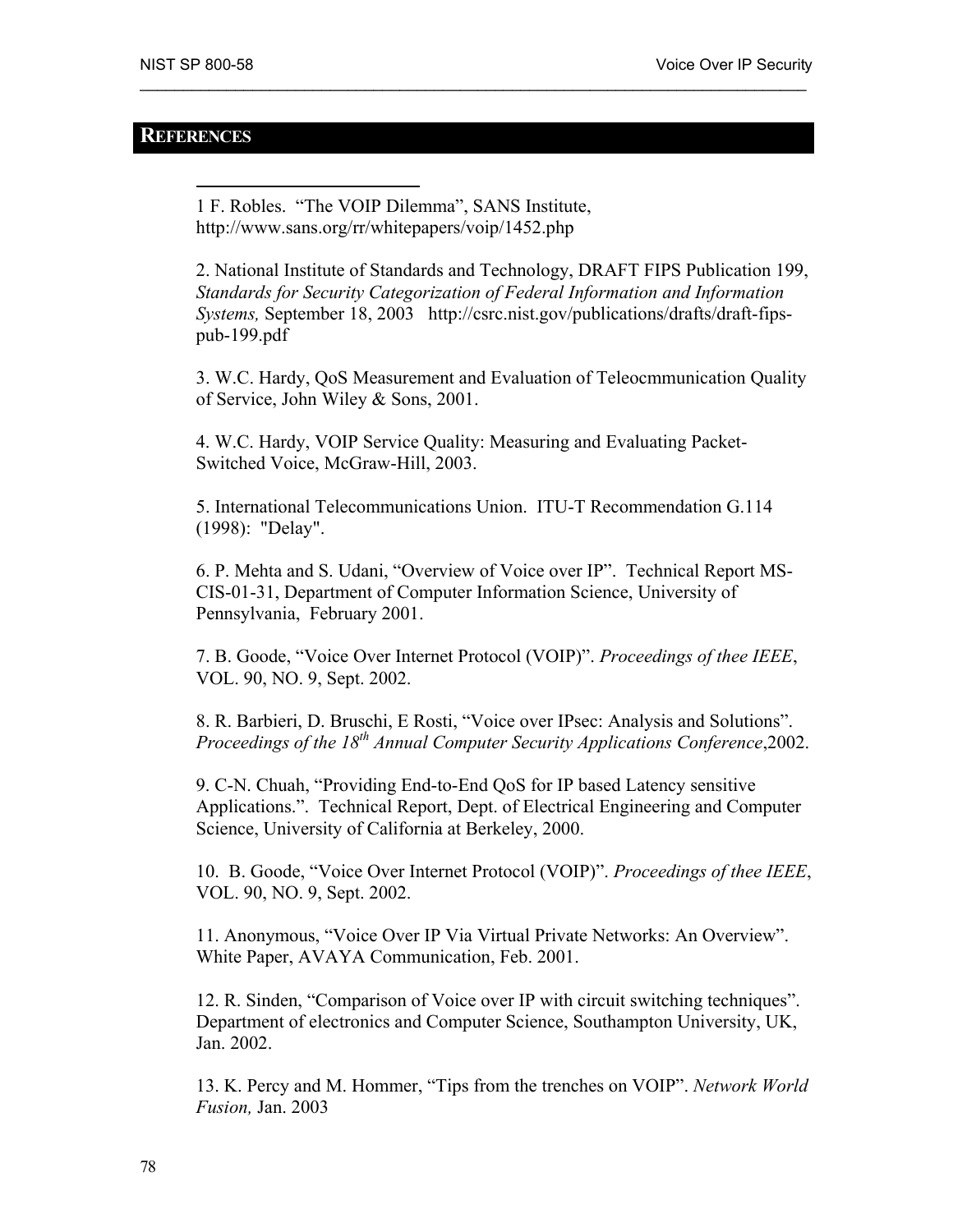## REFERENCES

1 F. Robles. "The VOIP Dilemma", SANS Institute, http://www.sans.org/rr/whitepapers/voip/1452.php

2. National Institute of Standards and Technology, DRAFT FIPS Publication 199, *Standards for Security Categorization of Federal Information and Information Systems,* September 18, 2003 http://csrc.nist.gov/publications/drafts/draft-fips-pub-199.pdf

3. W.C. Hardy, QoS Measurement and Evaluation of Teleocmmunication Quality of Service, John Wiley & Sons, 2001.

4. W.C. Hardy, VOIP Service Quality: Measuring and Evaluating Packet-Switched Voice, McGraw-Hill, 2003.

5. International Telecommunications Union. ITU-T Recommendation G.114 (1998): "Delay".

6. P. Mehta and S. Udani, "Overview of Voice over IP". Technical Report MS-CIS-01-31, Department of Computer Information Science, University of Pennsylvania, February 2001.

7. B. Goode, "Voice Over Internet Protocol (VOIP)". *Proceedings of thee IEEE*, VOL. 90, NO. 9, Sept. 2002.

8. R. Barbieri, D. Bruschi, E Rosti, "Voice over IPsec: Analysis and Solutions". *Proceedings of the 18th Annual Computer Security Applications Conference*,2002.

9. C-N. Chuah, "Providing End-to-End QoS for IP based Latency sensitive Applications.". Technical Report, Dept. of Electrical Engineering and Computer Science, University of California at Berkeley, 2000.

10. B. Goode, "Voice Over Internet Protocol (VOIP)". *Proceedings of thee IEEE*, VOL. 90, NO. 9, Sept. 2002.

11. Anonymous, "Voice Over IP Via Virtual Private Networks: An Overview". White Paper, AVAYA Communication, Feb. 2001.

12. R. Sinden, "Comparison of Voice over IP with circuit switching techniques". Department of electronics and Computer Science, Southampton University, UK, Jan. 2002.

13. K. Percy and M. Hommer, "Tips from the trenches on VOIP". *Network World Fusion,* Jan. 2003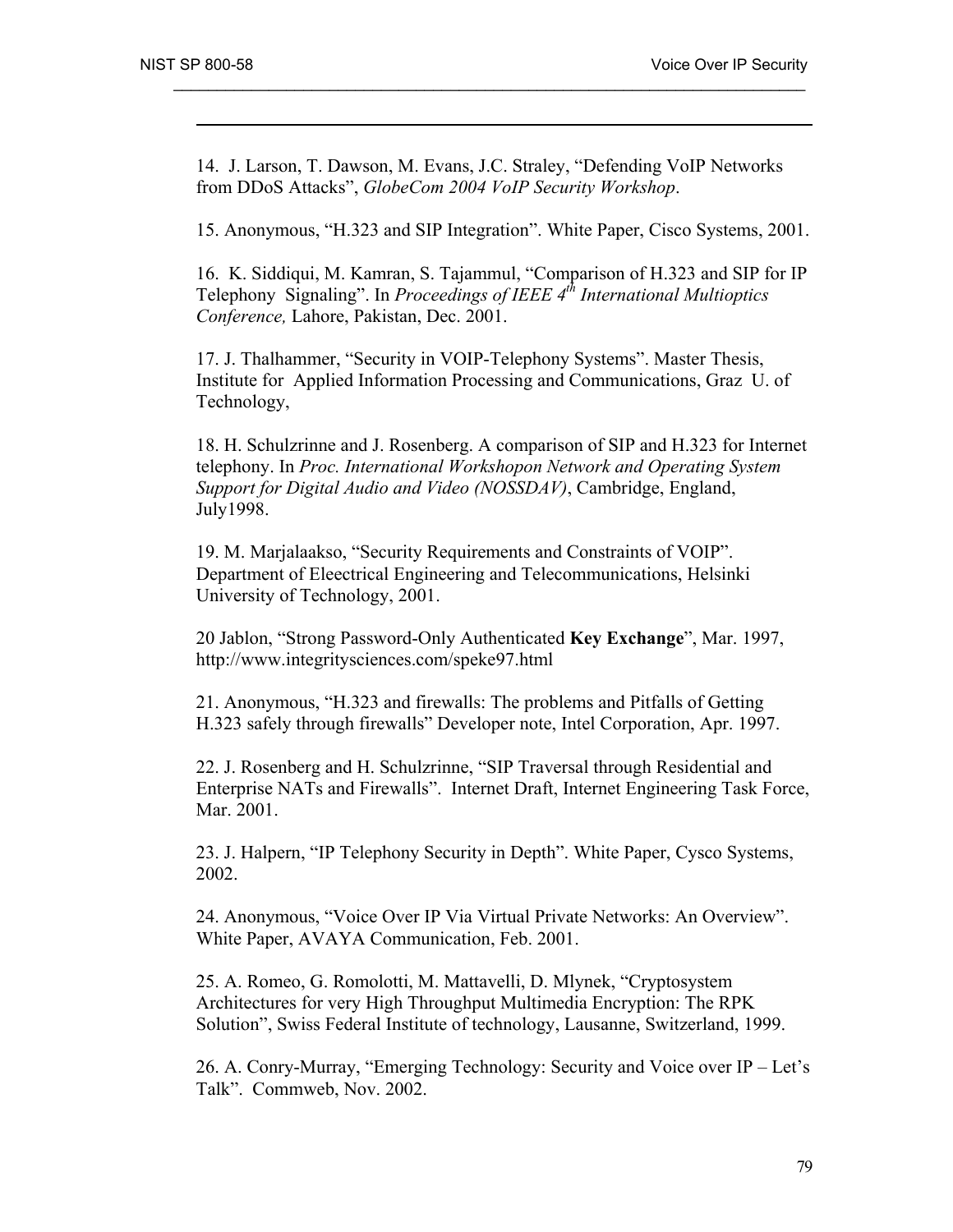14. J. Larson, T. Dawson, M. Evans, J.C. Straley, "Defending VoIP Networks from DDoS Attacks", *GlobeCom 2004 VoIP Security Workshop*.

15. Anonymous, "H.323 and SIP Integration". White Paper, Cisco Systems, 2001.

16. K. Siddiqui, M. Kamran, S. Tajammul, "Comparison of H.323 and SIP for IP Telephony Signaling". In *Proceedings of IEEE 4th International Multioptics Conference,* Lahore, Pakistan, Dec. 2001.

17. J. Thalhammer, "Security in VOIP-Telephony Systems". Master Thesis, Institute for Applied Information Processing and Communications, Graz U. of Technology,

18. H. Schulzrinne and J. Rosenberg. A comparison of SIP and H.323 for Internet telephony. In *Proc. International Workshopon Network and Operating System Support for Digital Audio and Video (NOSSDAV)*, Cambridge, England, July1998.

19. M. Marjalaakso, "Security Requirements and Constraints of VOIP". Department of Eleectrical Engineering and Telecommunications, Helsinki University of Technology, 2001.

20 Jablon, "Strong Password-Only Authenticated **Key Exchange**", Mar. 1997, http://www.integritysciences.com/speke97.html

21. Anonymous, "H.323 and firewalls: The problems and Pitfalls of Getting H.323 safely through firewalls" Developer note, Intel Corporation, Apr. 1997.

22. J. Rosenberg and H. Schulzrinne, "SIP Traversal through Residential and Enterprise NATs and Firewalls". Internet Draft, Internet Engineering Task Force, Mar. 2001.

23. J. Halpern, "IP Telephony Security in Depth". White Paper, Cysco Systems, 2002.

24. Anonymous, "Voice Over IP Via Virtual Private Networks: An Overview". White Paper, AVAYA Communication, Feb. 2001.

25. A. Romeo, G. Romolotti, M. Mattavelli, D. Mlynek, "Cryptosystem Architectures for very High Throughput Multimedia Encryption: The RPK Solution", Swiss Federal Institute of technology, Lausanne, Switzerland, 1999.

26. A. Conry-Murray, "Emerging Technology: Security and Voice over IP – Let's Talk". Commweb, Nov. 2002.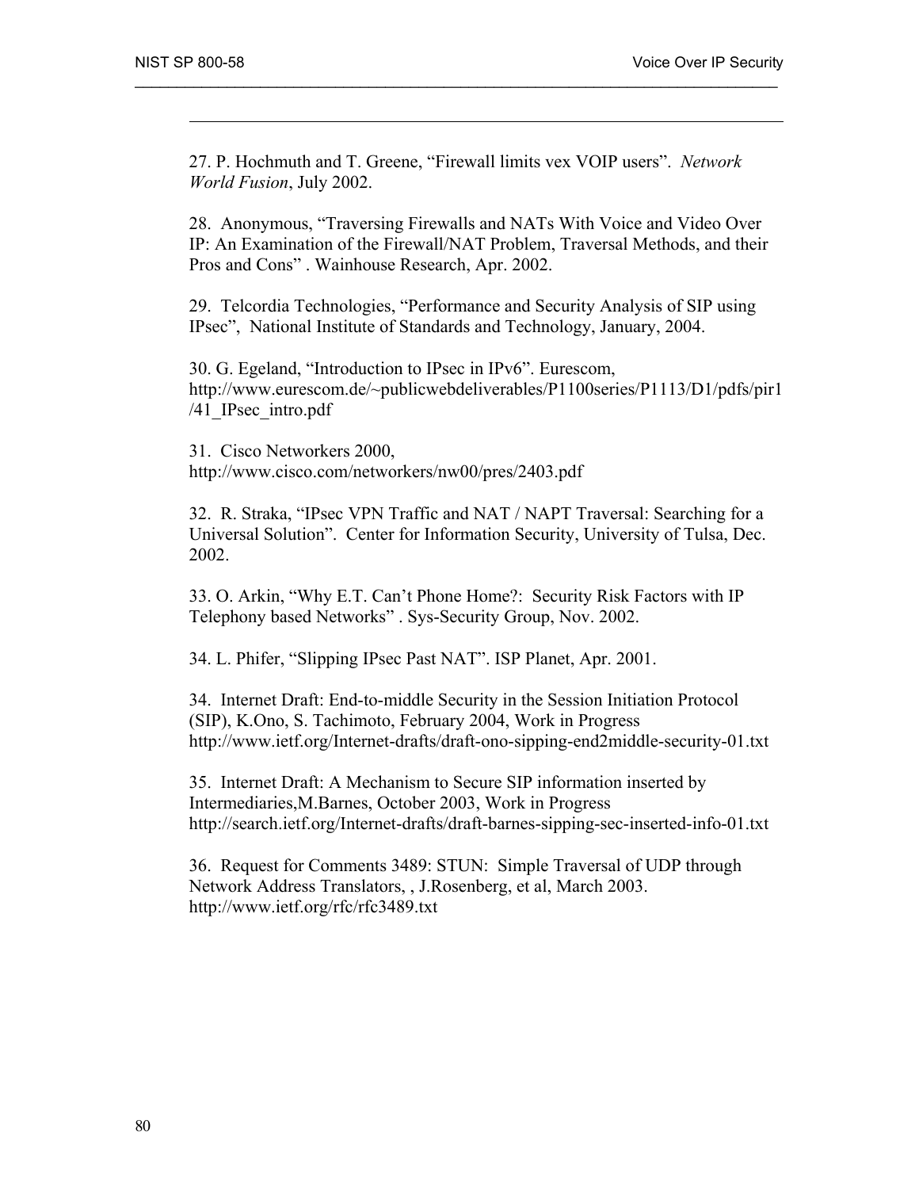27. P. Hochmuth and T. Greene, "Firewall limits vex VOIP users". *Network World Fusion*, July 2002.

28. Anonymous, "Traversing Firewalls and NATs With Voice and Video Over IP: An Examination of the Firewall/NAT Problem, Traversal Methods, and their Pros and Cons" . Wainhouse Research, Apr. 2002.

29. Telcordia Technologies, "Performance and Security Analysis of SIP using IPsec", National Institute of Standards and Technology, January, 2004.

30. G. Egeland, "Introduction to IPsec in IPv6". Eurescom, http://www.eurescom.de/~publicwebdeliverables/P1100series/P1113/D1/pdfs/pir1/41_IPsec_intro.pdf

31. Cisco Networkers 2000, http://www.cisco.com/networkers/nw00/pres/2403.pdf

32. R. Straka, "IPsec VPN Traffic and NAT / NAPT Traversal: Searching for a Universal Solution". Center for Information Security, University of Tulsa, Dec. 2002.

33. O. Arkin, "Why E.T. Can't Phone Home?: Security Risk Factors with IP Telephony based Networks" . Sys-Security Group, Nov. 2002.

34. L. Phifer, "Slipping IPsec Past NAT". ISP Planet, Apr. 2001.

34. Internet Draft: End-to-middle Security in the Session Initiation Protocol (SIP), K.Ono, S. Tachimoto, February 2004, Work in Progress http://www.ietf.org/Internet-drafts/draft-ono-sipping-end2middle-security-01.txt

35. Internet Draft: A Mechanism to Secure SIP information inserted by Intermediaries,M.Barnes, October 2003, Work in Progress http://search.ietf.org/Internet-drafts/draft-barnes-sipping-sec-inserted-info-01.txt

36. Request for Comments 3489: STUN: Simple Traversal of UDP through Network Address Translators, , J.Rosenberg, et al, March 2003. http://www.ietf.org/rfc/rfc3489.txt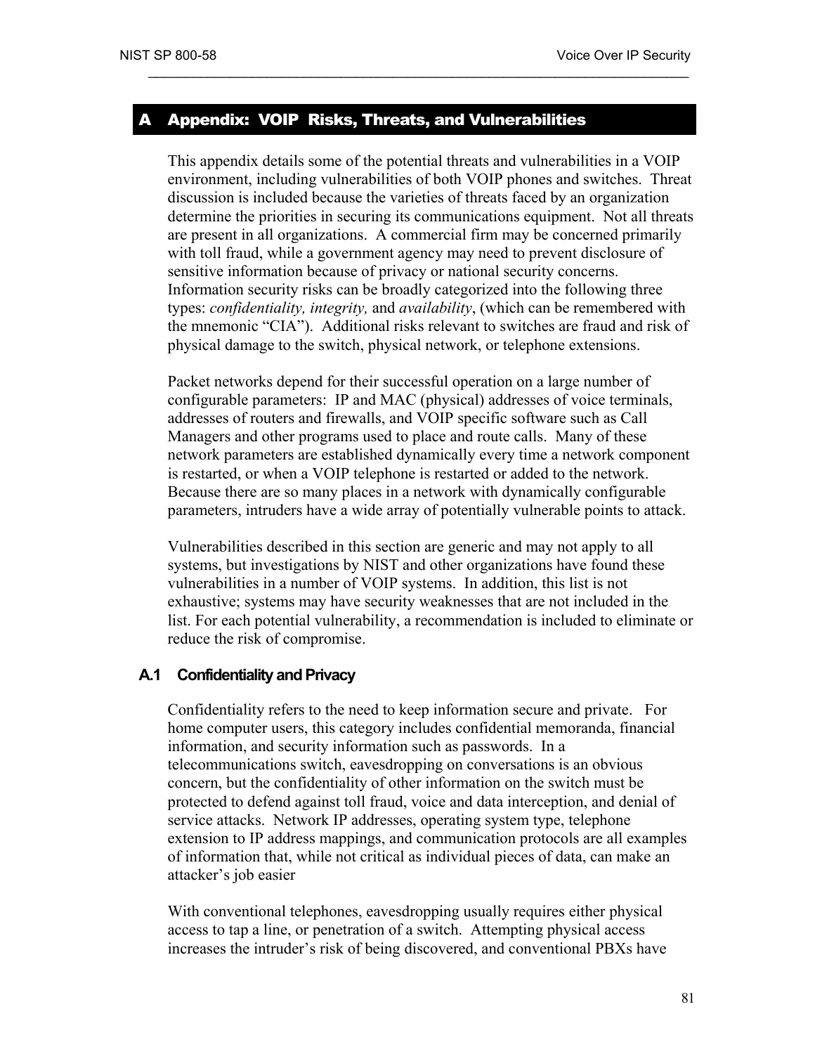# A Appendix: VOIP Risks, Threats, and Vulnerabilities

This appendix details some of the potential threats and vulnerabilities in a VOIP environment, including vulnerabilities of both VOIP phones and switches. Threat discussion is included because the varieties of threats faced by an organization determine the priorities in securing its communications equipment. Not all threats are present in all organizations. A commercial firm may be concerned primarily with toll fraud, while a government agency may need to prevent disclosure of sensitive information because of privacy or national security concerns. Information security risks can be broadly categorized into the following three types: *confidentiality, integrity,* and *availability*, (which can be remembered with the mnemonic "CIA"). Additional risks relevant to switches are fraud and risk of physical damage to the switch, physical network, or telephone extensions.

Packet networks depend for their successful operation on a large number of configurable parameters: IP and MAC (physical) addresses of voice terminals, addresses of routers and firewalls, and VOIP specific software such as Call Managers and other programs used to place and route calls. Many of these network parameters are established dynamically every time a network component is restarted, or when a VOIP telephone is restarted or added to the network. Because there are so many places in a network with dynamically configurable parameters, intruders have a wide array of potentially vulnerable points to attack.

Vulnerabilities described in this section are generic and may not apply to all systems, but investigations by NIST and other organizations have found these vulnerabilities in a number of VOIP systems. In addition, this list is not exhaustive; systems may have security weaknesses that are not included in the list. For each potential vulnerability, a recommendation is included to eliminate or reduce the risk of compromise.

## A.1 Confidentiality and Privacy

Confidentiality refers to the need to keep information secure and private. For home computer users, this category includes confidential memoranda, financial information, and security information such as passwords. In a telecommunications switch, eavesdropping on conversations is an obvious concern, but the confidentiality of other information on the switch must be protected to defend against toll fraud, voice and data interception, and denial of service attacks. Network IP addresses, operating system type, telephone extension to IP address mappings, and communication protocols are all examples of information that, while not critical as individual pieces of data, can make an attacker's job easier

With conventional telephones, eavesdropping usually requires either physical access to tap a line, or penetration of a switch. Attempting physical access increases the intruder's risk of being discovered, and conventional PBXs have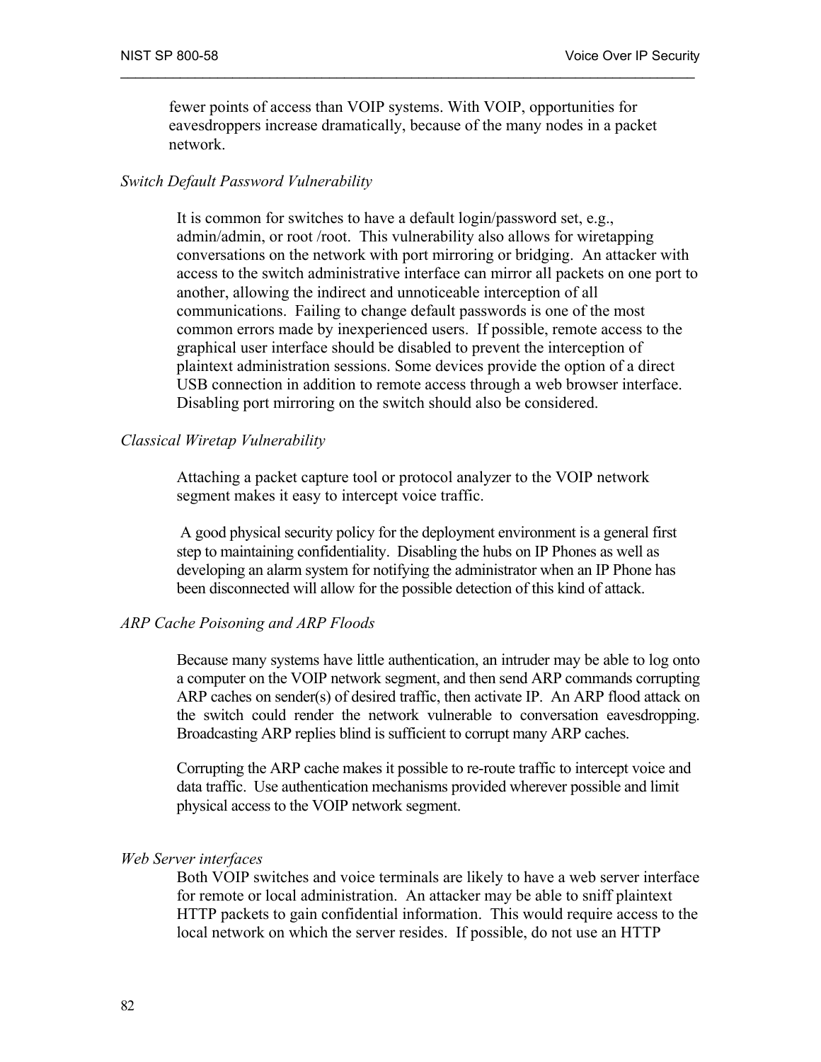fewer points of access than VOIP systems. With VOIP, opportunities for eavesdroppers increase dramatically, because of the many nodes in a packet network.

*Switch Default Password Vulnerability*

It is common for switches to have a default login/password set, e.g., admin/admin, or root /root. This vulnerability also allows for wiretapping conversations on the network with port mirroring or bridging. An attacker with access to the switch administrative interface can mirror all packets on one port to another, allowing the indirect and unnoticeable interception of all communications. Failing to change default passwords is one of the most common errors made by inexperienced users. If possible, remote access to the graphical user interface should be disabled to prevent the interception of plaintext administration sessions. Some devices provide the option of a direct USB connection in addition to remote access through a web browser interface. Disabling port mirroring on the switch should also be considered.

*Classical Wiretap Vulnerability*

Attaching a packet capture tool or protocol analyzer to the VOIP network segment makes it easy to intercept voice traffic.

A good physical security policy for the deployment environment is a general first step to maintaining confidentiality. Disabling the hubs on IP Phones as well as developing an alarm system for notifying the administrator when an IP Phone has been disconnected will allow for the possible detection of this kind of attack.

*ARP Cache Poisoning and ARP Floods*

Because many systems have little authentication, an intruder may be able to log onto a computer on the VOIP network segment, and then send ARP commands corrupting ARP caches on sender(s) of desired traffic, then activate IP. An ARP flood attack on the switch could render the network vulnerable to conversation eavesdropping. Broadcasting ARP replies blind is sufficient to corrupt many ARP caches.

Corrupting the ARP cache makes it possible to re-route traffic to intercept voice and data traffic. Use authentication mechanisms provided wherever possible and limit physical access to the VOIP network segment.

*Web Server interfaces*

Both VOIP switches and voice terminals are likely to have a web server interface for remote or local administration. An attacker may be able to sniff plaintext HTTP packets to gain confidential information. This would require access to the local network on which the server resides. If possible, do not use an HTTP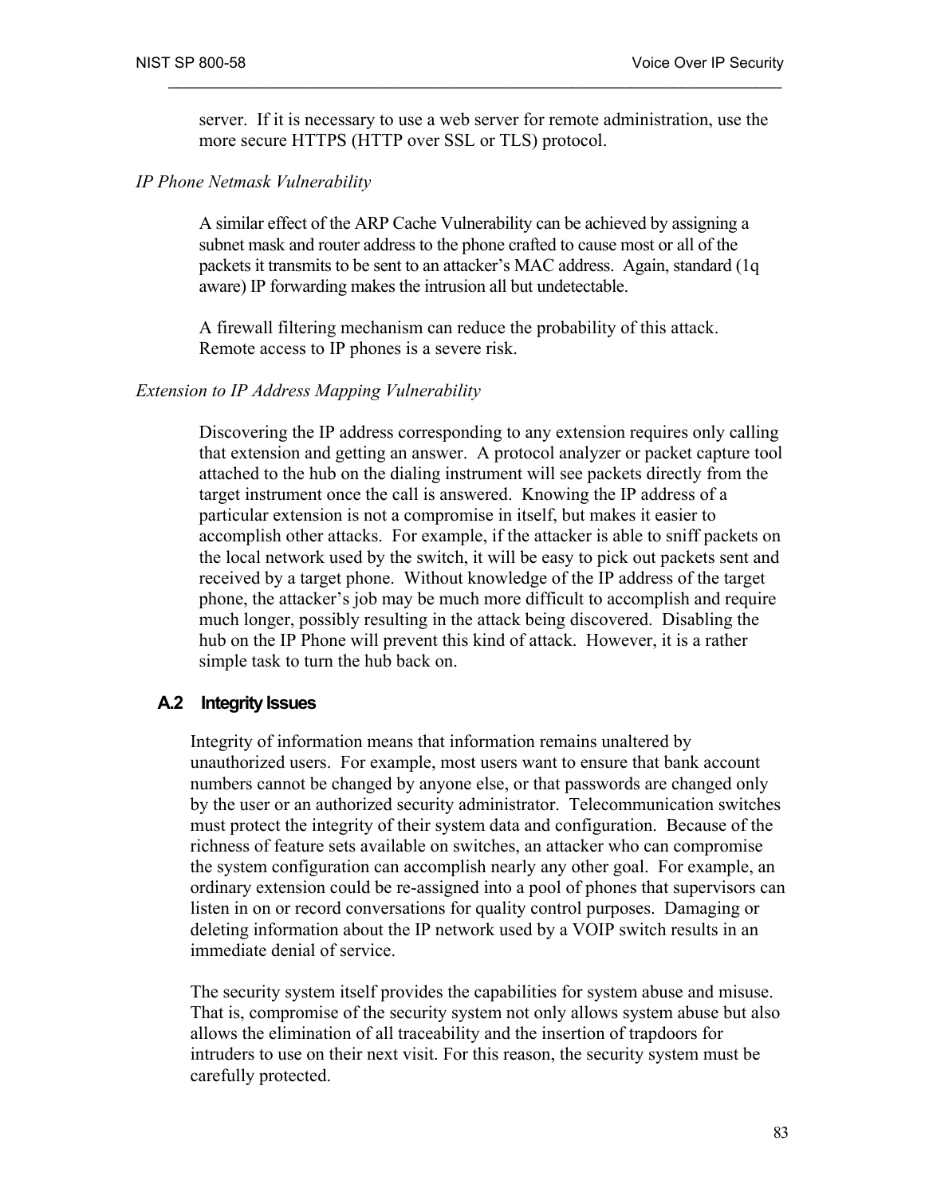server. If it is necessary to use a web server for remote administration, use the more secure HTTPS (HTTP over SSL or TLS) protocol.

*IP Phone Netmask Vulnerability*

A similar effect of the ARP Cache Vulnerability can be achieved by assigning a subnet mask and router address to the phone crafted to cause most or all of the packets it transmits to be sent to an attacker's MAC address. Again, standard (1q aware) IP forwarding makes the intrusion all but undetectable.

A firewall filtering mechanism can reduce the probability of this attack. Remote access to IP phones is a severe risk.

*Extension to IP Address Mapping Vulnerability*

Discovering the IP address corresponding to any extension requires only calling that extension and getting an answer. A protocol analyzer or packet capture tool attached to the hub on the dialing instrument will see packets directly from the target instrument once the call is answered. Knowing the IP address of a particular extension is not a compromise in itself, but makes it easier to accomplish other attacks. For example, if the attacker is able to sniff packets on the local network used by the switch, it will be easy to pick out packets sent and received by a target phone. Without knowledge of the IP address of the target phone, the attacker's job may be much more difficult to accomplish and require much longer, possibly resulting in the attack being discovered. Disabling the hub on the IP Phone will prevent this kind of attack. However, it is a rather simple task to turn the hub back on.

## A.2 Integrity Issues

Integrity of information means that information remains unaltered by unauthorized users. For example, most users want to ensure that bank account numbers cannot be changed by anyone else, or that passwords are changed only by the user or an authorized security administrator. Telecommunication switches must protect the integrity of their system data and configuration. Because of the richness of feature sets available on switches, an attacker who can compromise the system configuration can accomplish nearly any other goal. For example, an ordinary extension could be re-assigned into a pool of phones that supervisors can listen in on or record conversations for quality control purposes. Damaging or deleting information about the IP network used by a VOIP switch results in an immediate denial of service.

The security system itself provides the capabilities for system abuse and misuse. That is, compromise of the security system not only allows system abuse but also allows the elimination of all traceability and the insertion of trapdoors for intruders to use on their next visit. For this reason, the security system must be carefully protected.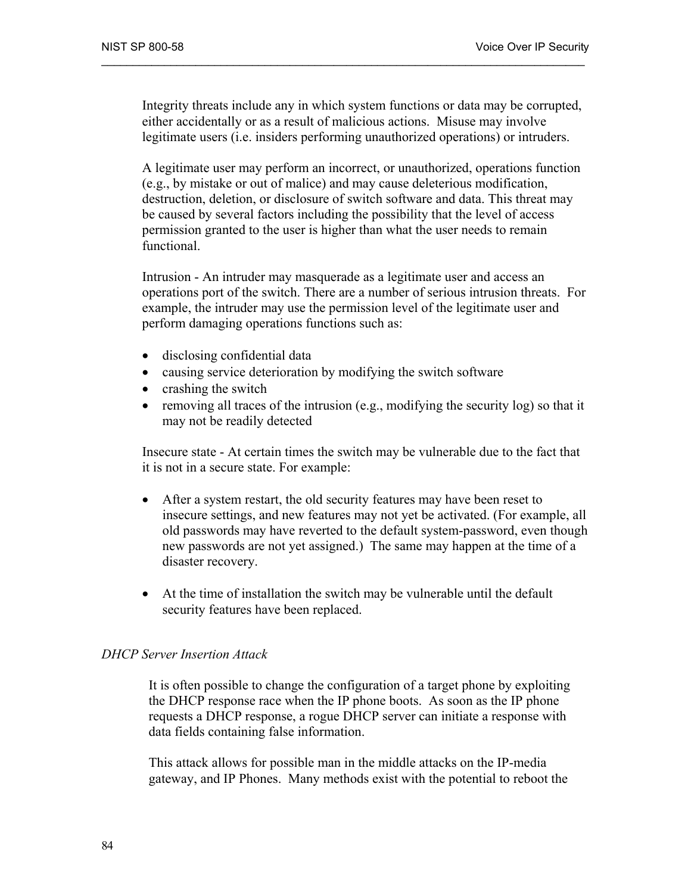Integrity threats include any in which system functions or data may be corrupted, either accidentally or as a result of malicious actions. Misuse may involve legitimate users (i.e. insiders performing unauthorized operations) or intruders.

A legitimate user may perform an incorrect, or unauthorized, operations function (e.g., by mistake or out of malice) and may cause deleterious modification, destruction, deletion, or disclosure of switch software and data. This threat may be caused by several factors including the possibility that the level of access permission granted to the user is higher than what the user needs to remain functional.

Intrusion - An intruder may masquerade as a legitimate user and access an operations port of the switch. There are a number of serious intrusion threats. For example, the intruder may use the permission level of the legitimate user and perform damaging operations functions such as:

- disclosing confidential data
- causing service deterioration by modifying the switch software
- crashing the switch
- removing all traces of the intrusion (e.g., modifying the security log) so that it may not be readily detected

Insecure state - At certain times the switch may be vulnerable due to the fact that it is not in a secure state. For example:

- After a system restart, the old security features may have been reset to insecure settings, and new features may not yet be activated. (For example, all old passwords may have reverted to the default system-password, even though new passwords are not yet assigned.) The same may happen at the time of a disaster recovery.

- At the time of installation the switch may be vulnerable until the default security features have been replaced.

*DHCP Server Insertion Attack*

It is often possible to change the configuration of a target phone by exploiting the DHCP response race when the IP phone boots. As soon as the IP phone requests a DHCP response, a rogue DHCP server can initiate a response with data fields containing false information.

This attack allows for possible man in the middle attacks on the IP-media gateway, and IP Phones. Many methods exist with the potential to reboot the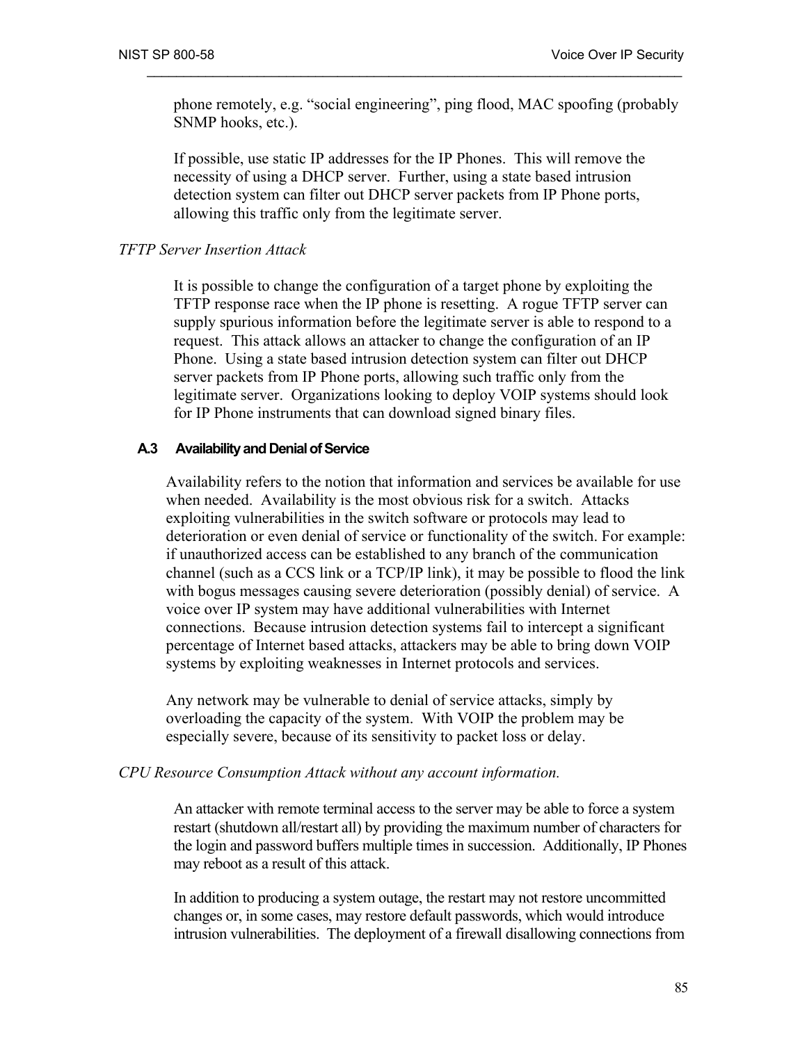phone remotely, e.g. "social engineering", ping flood, MAC spoofing (probably SNMP hooks, etc.).

If possible, use static IP addresses for the IP Phones. This will remove the necessity of using a DHCP server. Further, using a state based intrusion detection system can filter out DHCP server packets from IP Phone ports, allowing this traffic only from the legitimate server.

*TFTP Server Insertion Attack*

It is possible to change the configuration of a target phone by exploiting the TFTP response race when the IP phone is resetting. A rogue TFTP server can supply spurious information before the legitimate server is able to respond to a request. This attack allows an attacker to change the configuration of an IP Phone. Using a state based intrusion detection system can filter out DHCP server packets from IP Phone ports, allowing such traffic only from the legitimate server. Organizations looking to deploy VOIP systems should look for IP Phone instruments that can download signed binary files.

### A.3 Availability and Denial of Service

Availability refers to the notion that information and services be available for use when needed. Availability is the most obvious risk for a switch. Attacks exploiting vulnerabilities in the switch software or protocols may lead to deterioration or even denial of service or functionality of the switch. For example: if unauthorized access can be established to any branch of the communication channel (such as a CCS link or a TCP/IP link), it may be possible to flood the link with bogus messages causing severe deterioration (possibly denial) of service. A voice over IP system may have additional vulnerabilities with Internet connections. Because intrusion detection systems fail to intercept a significant percentage of Internet based attacks, attackers may be able to bring down VOIP systems by exploiting weaknesses in Internet protocols and services.

Any network may be vulnerable to denial of service attacks, simply by overloading the capacity of the system. With VOIP the problem may be especially severe, because of its sensitivity to packet loss or delay.

*CPU Resource Consumption Attack without any account information.*

An attacker with remote terminal access to the server may be able to force a system restart (shutdown all/restart all) by providing the maximum number of characters for the login and password buffers multiple times in succession. Additionally, IP Phones may reboot as a result of this attack.

In addition to producing a system outage, the restart may not restore uncommitted changes or, in some cases, may restore default passwords, which would introduce intrusion vulnerabilities. The deployment of a firewall disallowing connections from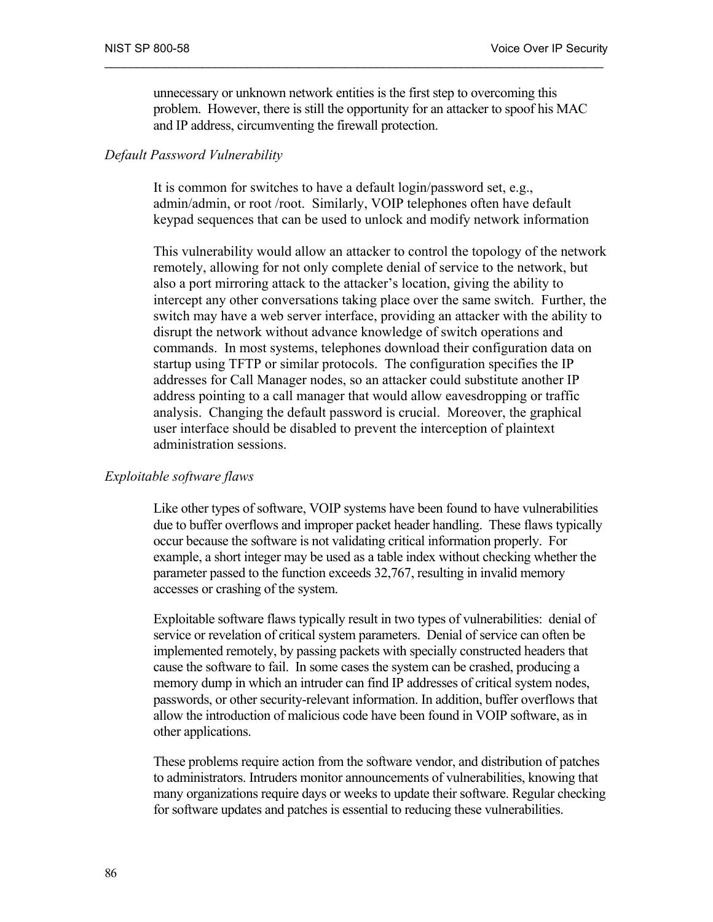unnecessary or unknown network entities is the first step to overcoming this problem. However, there is still the opportunity for an attacker to spoof his MAC and IP address, circumventing the firewall protection.

*Default Password Vulnerability*

It is common for switches to have a default login/password set, e.g., admin/admin, or root /root. Similarly, VOIP telephones often have default keypad sequences that can be used to unlock and modify network information

This vulnerability would allow an attacker to control the topology of the network remotely, allowing for not only complete denial of service to the network, but also a port mirroring attack to the attacker's location, giving the ability to intercept any other conversations taking place over the same switch. Further, the switch may have a web server interface, providing an attacker with the ability to disrupt the network without advance knowledge of switch operations and commands. In most systems, telephones download their configuration data on startup using TFTP or similar protocols. The configuration specifies the IP addresses for Call Manager nodes, so an attacker could substitute another IP address pointing to a call manager that would allow eavesdropping or traffic analysis. Changing the default password is crucial. Moreover, the graphical user interface should be disabled to prevent the interception of plaintext administration sessions.

*Exploitable software flaws*

Like other types of software, VOIP systems have been found to have vulnerabilities due to buffer overflows and improper packet header handling. These flaws typically occur because the software is not validating critical information properly. For example, a short integer may be used as a table index without checking whether the parameter passed to the function exceeds 32,767, resulting in invalid memory accesses or crashing of the system.

Exploitable software flaws typically result in two types of vulnerabilities: denial of service or revelation of critical system parameters. Denial of service can often be implemented remotely, by passing packets with specially constructed headers that cause the software to fail. In some cases the system can be crashed, producing a memory dump in which an intruder can find IP addresses of critical system nodes, passwords, or other security-relevant information. In addition, buffer overflows that allow the introduction of malicious code have been found in VOIP software, as in other applications.

These problems require action from the software vendor, and distribution of patches to administrators. Intruders monitor announcements of vulnerabilities, knowing that many organizations require days or weeks to update their software. Regular checking for software updates and patches is essential to reducing these vulnerabilities.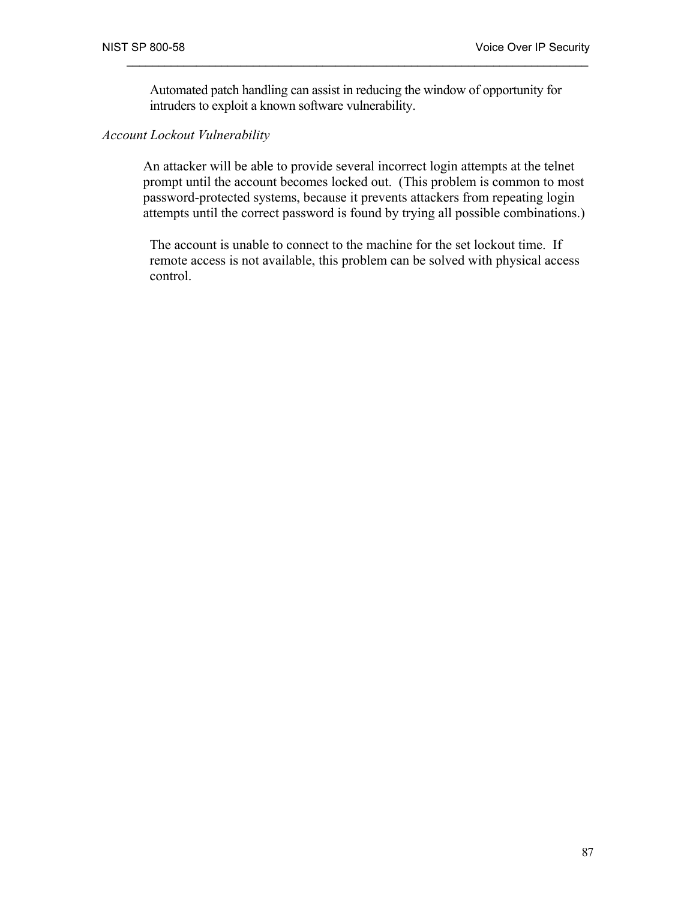Automated patch handling can assist in reducing the window of opportunity for intruders to exploit a known software vulnerability.

*Account Lockout Vulnerability*

An attacker will be able to provide several incorrect login attempts at the telnet prompt until the account becomes locked out. (This problem is common to most password-protected systems, because it prevents attackers from repeating login attempts until the correct password is found by trying all possible combinations.)

The account is unable to connect to the machine for the set lockout time. If remote access is not available, this problem can be solved with physical access control.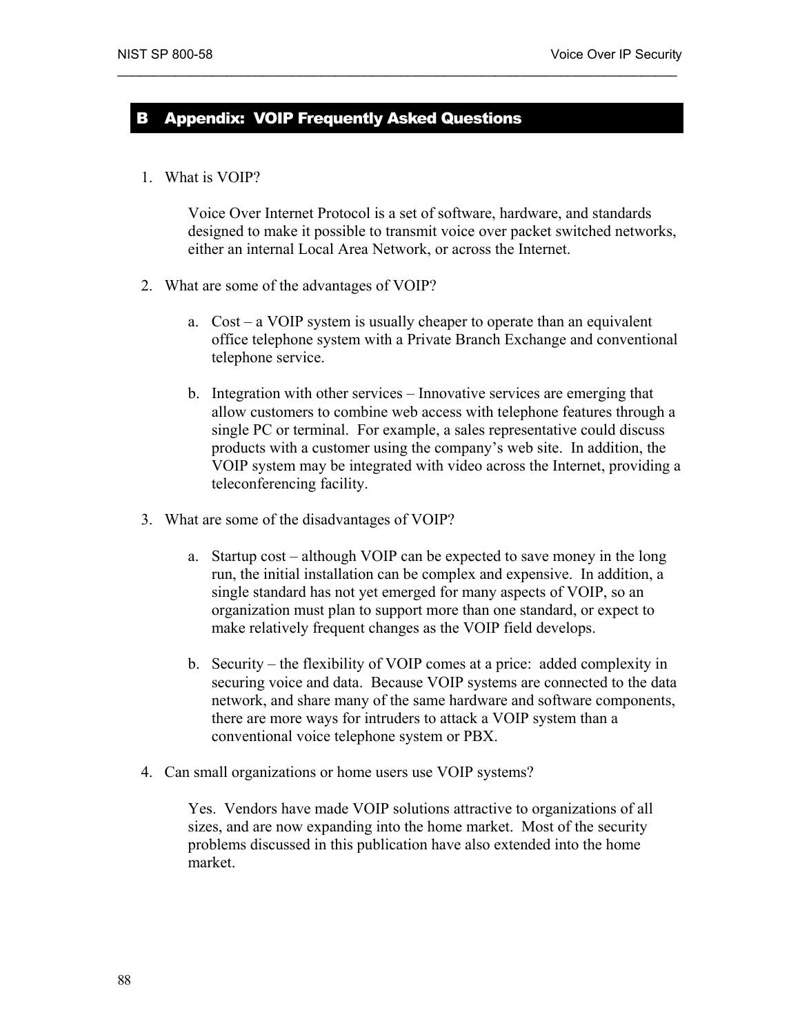# B Appendix: VOIP Frequently Asked Questions

1. What is VOIP?

   Voice Over Internet Protocol is a set of software, hardware, and standards designed to make it possible to transmit voice over packet switched networks, either an internal Local Area Network, or across the Internet.

2. What are some of the advantages of VOIP?

   a. Cost – a VOIP system is usually cheaper to operate than an equivalent office telephone system with a Private Branch Exchange and conventional telephone service.

   b. Integration with other services – Innovative services are emerging that allow customers to combine web access with telephone features through a single PC or terminal. For example, a sales representative could discuss products with a customer using the company's web site. In addition, the VOIP system may be integrated with video across the Internet, providing a teleconferencing facility.

3. What are some of the disadvantages of VOIP?

   a. Startup cost – although VOIP can be expected to save money in the long run, the initial installation can be complex and expensive. In addition, a single standard has not yet emerged for many aspects of VOIP, so an organization must plan to support more than one standard, or expect to make relatively frequent changes as the VOIP field develops.

   b. Security – the flexibility of VOIP comes at a price: added complexity in securing voice and data. Because VOIP systems are connected to the data network, and share many of the same hardware and software components, there are more ways for intruders to attack a VOIP system than a conventional voice telephone system or PBX.

4. Can small organizations or home users use VOIP systems?

   Yes. Vendors have made VOIP solutions attractive to organizations of all sizes, and are now expanding into the home market. Most of the security problems discussed in this publication have also extended into the home market.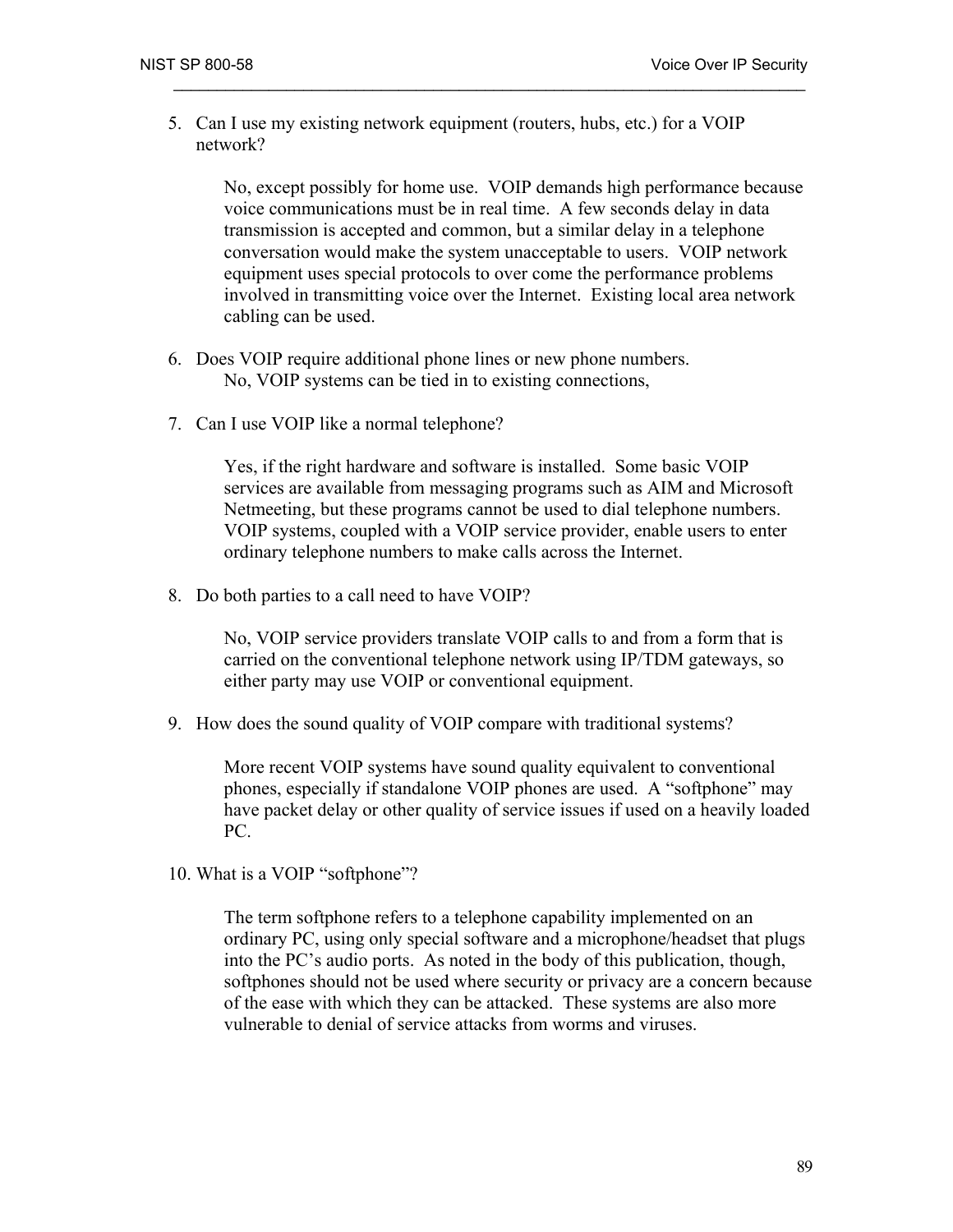5. Can I use my existing network equipment (routers, hubs, etc.) for a VOIP network?

   No, except possibly for home use. VOIP demands high performance because voice communications must be in real time. A few seconds delay in data transmission is accepted and common, but a similar delay in a telephone conversation would make the system unacceptable to users. VOIP network equipment uses special protocols to over come the performance problems involved in transmitting voice over the Internet. Existing local area network cabling can be used.

6. Does VOIP require additional phone lines or new phone numbers.
   No, VOIP systems can be tied in to existing connections,

7. Can I use VOIP like a normal telephone?

   Yes, if the right hardware and software is installed. Some basic VOIP services are available from messaging programs such as AIM and Microsoft Netmeeting, but these programs cannot be used to dial telephone numbers. VOIP systems, coupled with a VOIP service provider, enable users to enter ordinary telephone numbers to make calls across the Internet.

8. Do both parties to a call need to have VOIP?

   No, VOIP service providers translate VOIP calls to and from a form that is carried on the conventional telephone network using IP/TDM gateways, so either party may use VOIP or conventional equipment.

9. How does the sound quality of VOIP compare with traditional systems?

   More recent VOIP systems have sound quality equivalent to conventional phones, especially if standalone VOIP phones are used. A "softphone" may have packet delay or other quality of service issues if used on a heavily loaded PC.

10. What is a VOIP "softphone"?

    The term softphone refers to a telephone capability implemented on an ordinary PC, using only special software and a microphone/headset that plugs into the PC's audio ports. As noted in the body of this publication, though, softphones should not be used where security or privacy are a concern because of the ease with which they can be attacked. These systems are also more vulnerable to denial of service attacks from worms and viruses.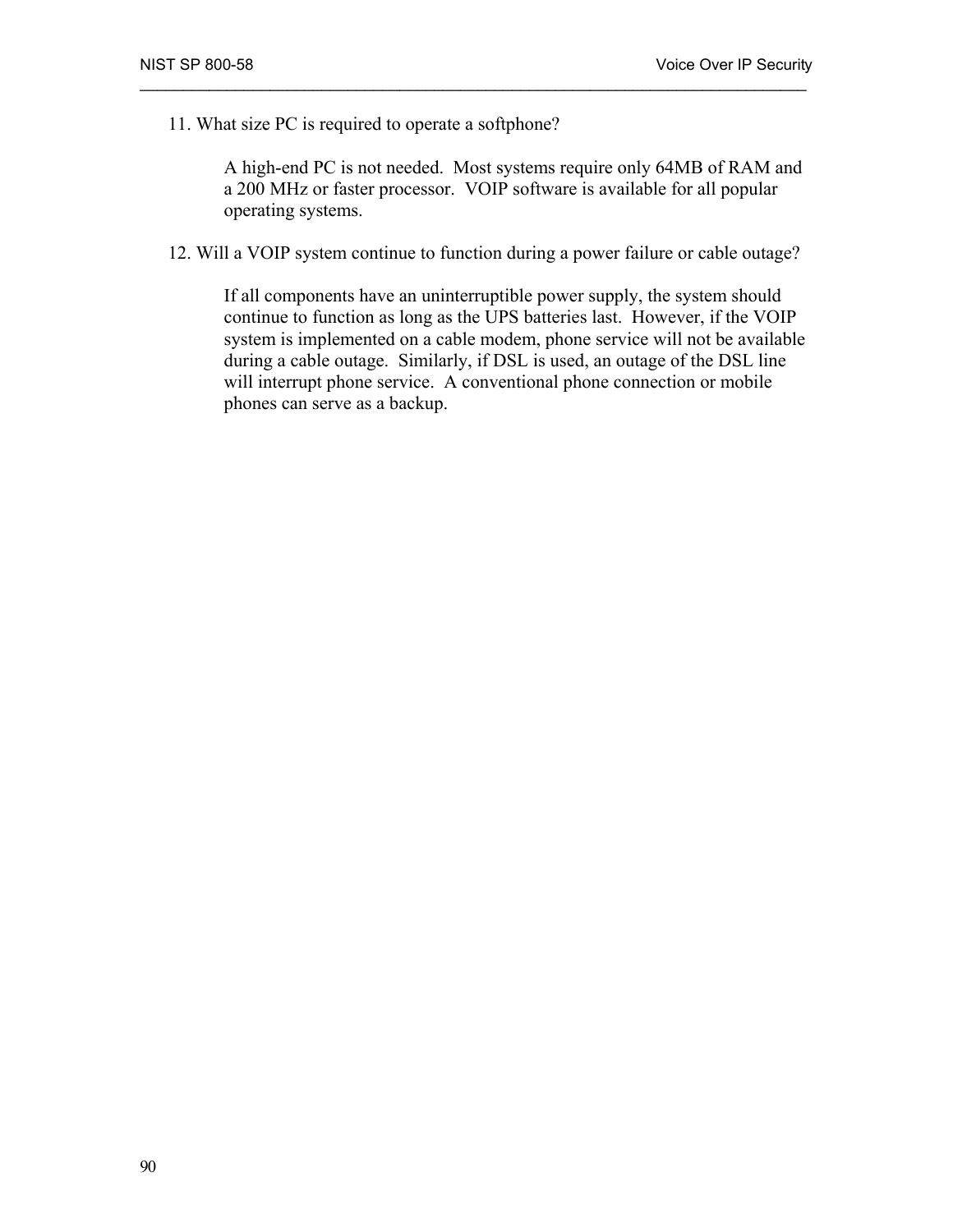11. What size PC is required to operate a softphone?

    A high-end PC is not needed. Most systems require only 64MB of RAM and a 200 MHz or faster processor. VOIP software is available for all popular operating systems.

12. Will a VOIP system continue to function during a power failure or cable outage?

    If all components have an uninterruptible power supply, the system should continue to function as long as the UPS batteries last. However, if the VOIP system is implemented on a cable modem, phone service will not be available during a cable outage. Similarly, if DSL is used, an outage of the DSL line will interrupt phone service. A conventional phone connection or mobile phones can serve as a backup.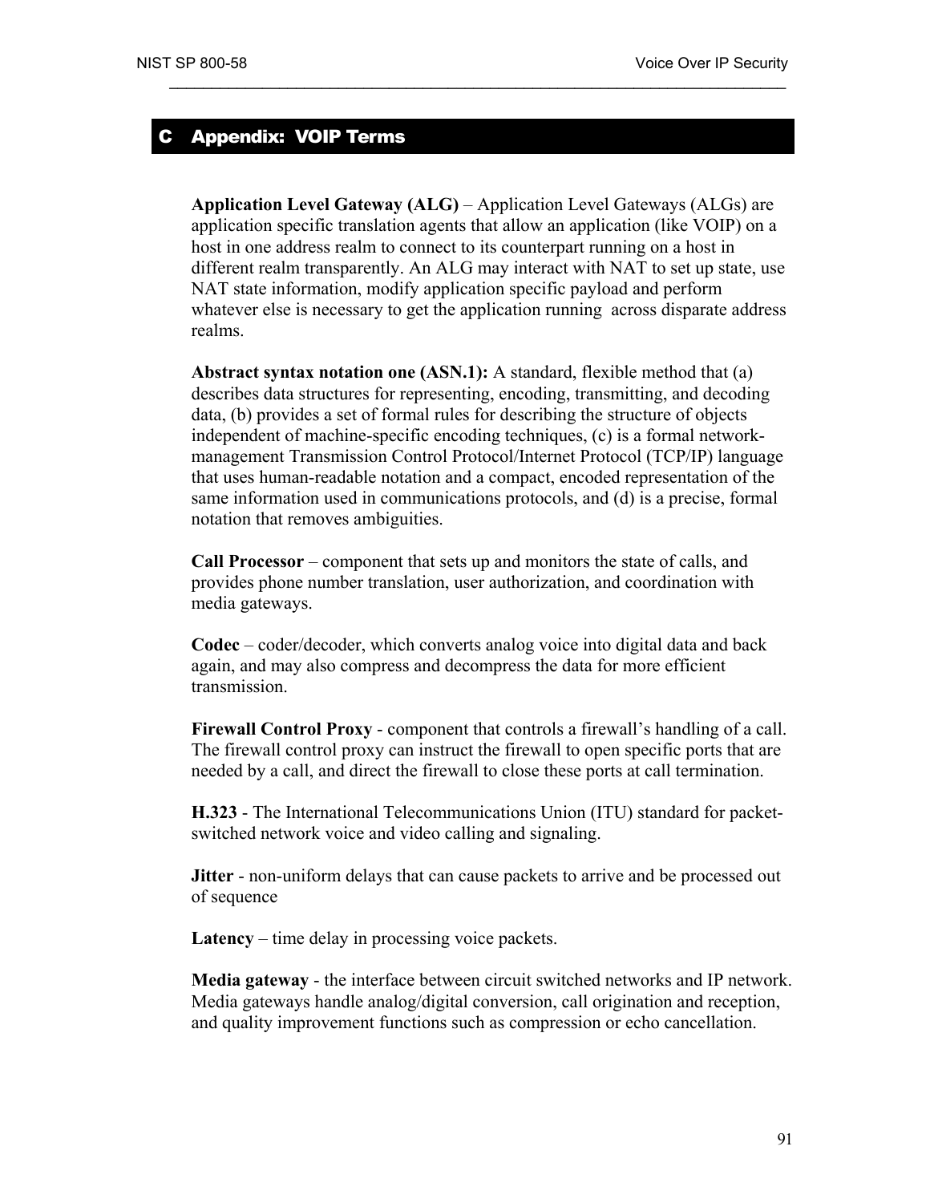# C Appendix: VOIP Terms

**Application Level Gateway (ALG)** – Application Level Gateways (ALGs) are application specific translation agents that allow an application (like VOIP) on a host in one address realm to connect to its counterpart running on a host in different realm transparently. An ALG may interact with NAT to set up state, use NAT state information, modify application specific payload and perform whatever else is necessary to get the application running across disparate address realms.

**Abstract syntax notation one (ASN.1):** A standard, flexible method that (a) describes data structures for representing, encoding, transmitting, and decoding data, (b) provides a set of formal rules for describing the structure of objects independent of machine-specific encoding techniques, (c) is a formal network-management Transmission Control Protocol/Internet Protocol (TCP/IP) language that uses human-readable notation and a compact, encoded representation of the same information used in communications protocols, and (d) is a precise, formal notation that removes ambiguities.

**Call Processor** – component that sets up and monitors the state of calls, and provides phone number translation, user authorization, and coordination with media gateways.

**Codec** – coder/decoder, which converts analog voice into digital data and back again, and may also compress and decompress the data for more efficient transmission.

**Firewall Control Proxy** - component that controls a firewall's handling of a call. The firewall control proxy can instruct the firewall to open specific ports that are needed by a call, and direct the firewall to close these ports at call termination.

**H.323** - The International Telecommunications Union (ITU) standard for packet-switched network voice and video calling and signaling.

**Jitter** - non-uniform delays that can cause packets to arrive and be processed out of sequence

**Latency** – time delay in processing voice packets.

**Media gateway** - the interface between circuit switched networks and IP network. Media gateways handle analog/digital conversion, call origination and reception, and quality improvement functions such as compression or echo cancellation.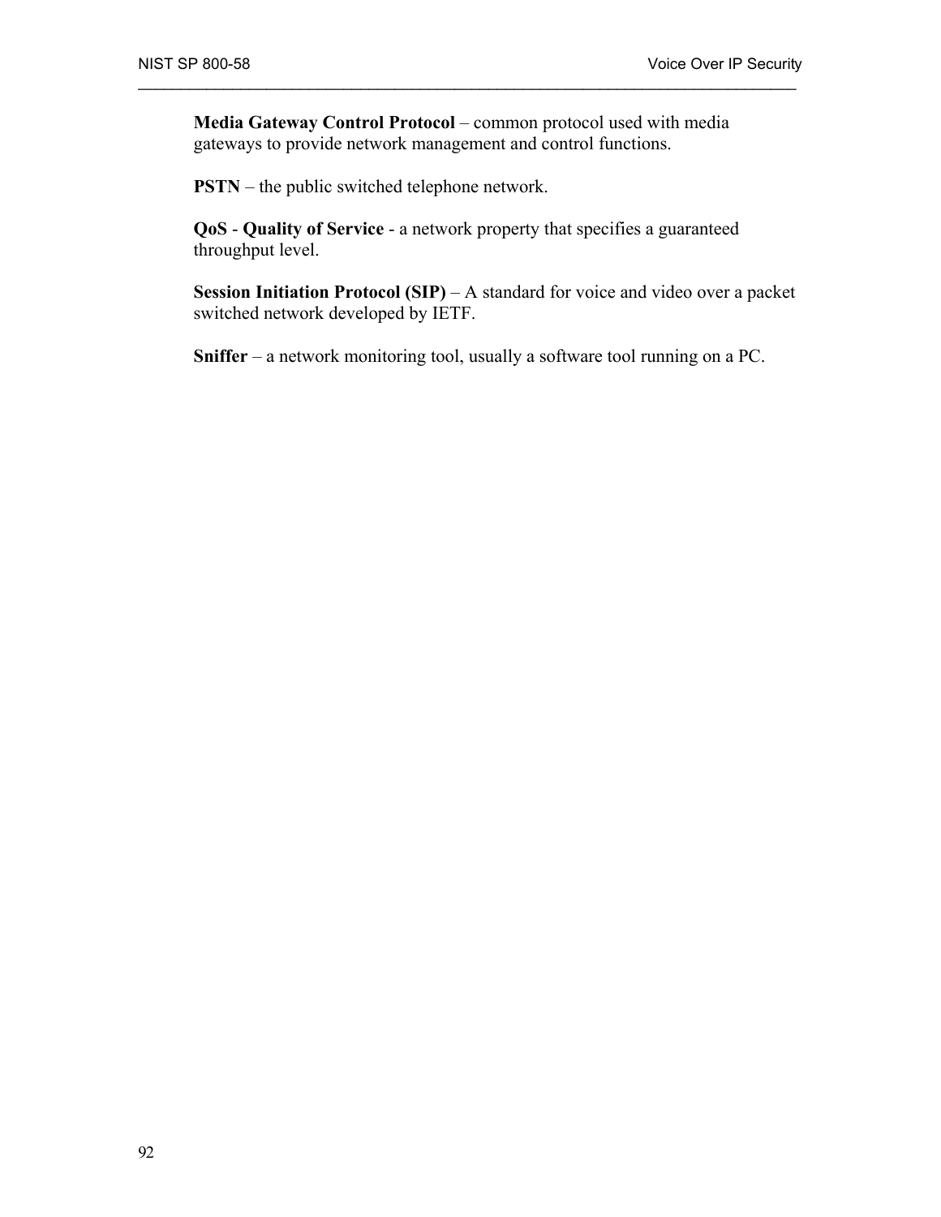**Media Gateway Control Protocol** – common protocol used with media gateways to provide network management and control functions.

**PSTN** – the public switched telephone network.

**QoS** - **Quality of Service** - a network property that specifies a guaranteed throughput level.

**Session Initiation Protocol (SIP)** – A standard for voice and video over a packet switched network developed by IETF.

**Sniffer** – a network monitoring tool, usually a software tool running on a PC.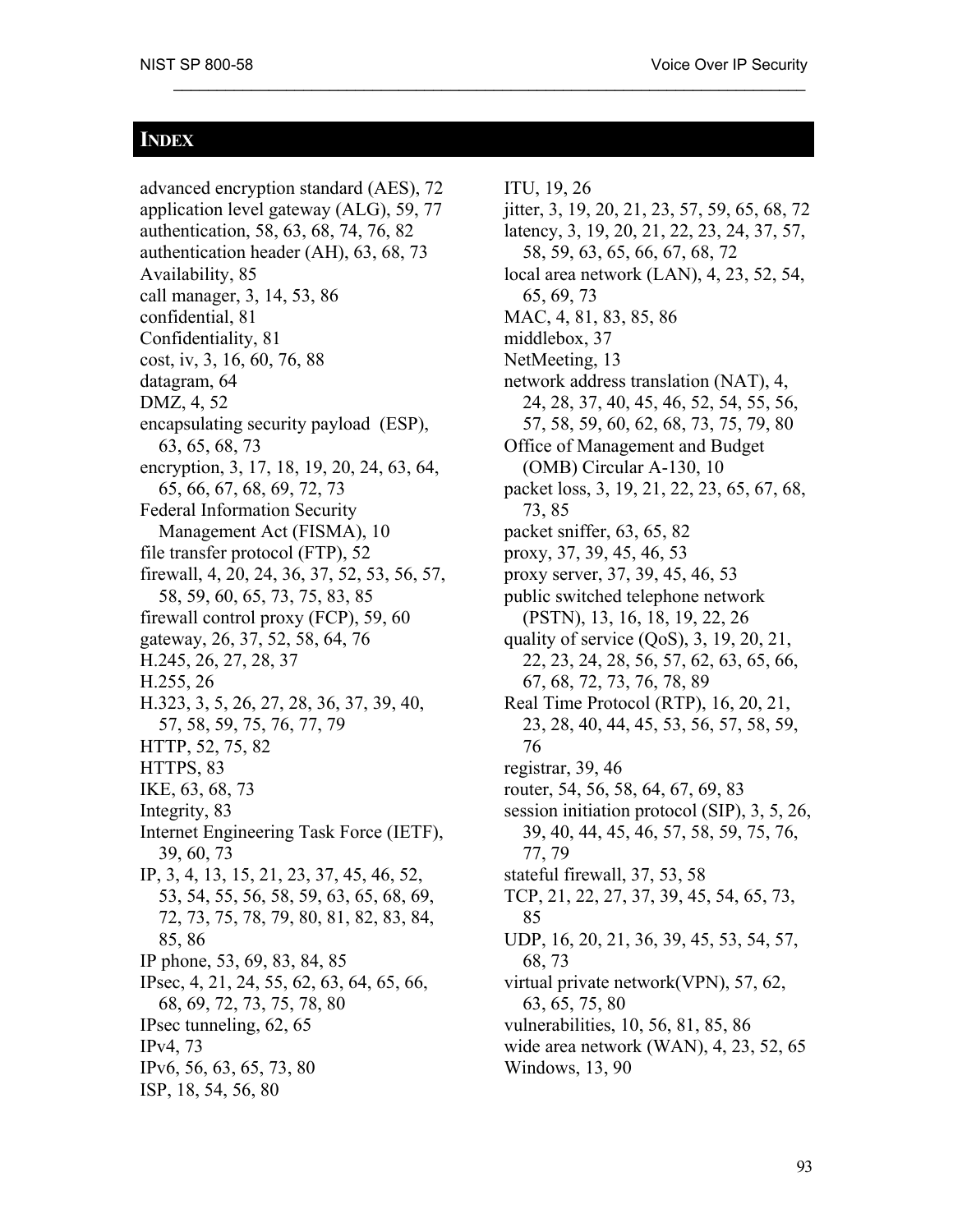# INDEX

advanced encryption standard (AES), 72
application level gateway (ALG), 59, 77
authentication, 58, 63, 68, 74, 76, 82
authentication header (AH), 63, 68, 73
Availability, 85
call manager, 3, 14, 53, 86
confidential, 81
Confidentiality, 81
cost, iv, 3, 16, 60, 76, 88
datagram, 64
DMZ, 4, 52
encapsulating security payload (ESP), 63, 65, 68, 73
encryption, 3, 17, 18, 19, 20, 24, 63, 64, 65, 66, 67, 68, 69, 72, 73
Federal Information Security Management Act (FISMA), 10
file transfer protocol (FTP), 52
firewall, 4, 20, 24, 36, 37, 52, 53, 56, 57, 58, 59, 60, 65, 73, 75, 83, 85
firewall control proxy (FCP), 59, 60
gateway, 26, 37, 52, 58, 64, 76
H.245, 26, 27, 28, 37
H.255, 26
H.323, 3, 5, 26, 27, 28, 36, 37, 39, 40, 57, 58, 59, 75, 76, 77, 79
HTTP, 52, 75, 82
HTTPS, 83
IKE, 63, 68, 73
Integrity, 83
Internet Engineering Task Force (IETF), 39, 60, 73
IP, 3, 4, 13, 15, 21, 23, 37, 45, 46, 52, 53, 54, 55, 56, 58, 59, 63, 65, 68, 69, 72, 73, 75, 78, 79, 80, 81, 82, 83, 84, 85, 86
IP phone, 53, 69, 83, 84, 85
IPsec, 4, 21, 24, 55, 62, 63, 64, 65, 66, 68, 69, 72, 73, 75, 78, 80
IPsec tunneling, 62, 65
IPv4, 73
IPv6, 56, 63, 65, 73, 80
ISP, 18, 54, 56, 80
ITU, 19, 26
jitter, 3, 19, 20, 21, 23, 57, 59, 65, 68, 72
latency, 3, 19, 20, 21, 22, 23, 24, 37, 57, 58, 59, 63, 65, 66, 67, 68, 72
local area network (LAN), 4, 23, 52, 54, 65, 69, 73
MAC, 4, 81, 83, 85, 86
middlebox, 37
NetMeeting, 13
network address translation (NAT), 4, 24, 28, 37, 40, 45, 46, 52, 54, 55, 56, 57, 58, 59, 60, 62, 68, 73, 75, 79, 80
Office of Management and Budget (OMB) Circular A-130, 10
packet loss, 3, 19, 21, 22, 23, 65, 67, 68, 73, 85
packet sniffer, 63, 65, 82
proxy, 37, 39, 45, 46, 53
proxy server, 37, 39, 45, 46, 53
public switched telephone network (PSTN), 13, 16, 18, 19, 22, 26
quality of service (QoS), 3, 19, 20, 21, 22, 23, 24, 28, 56, 57, 62, 63, 65, 66, 67, 68, 72, 73, 76, 78, 89
Real Time Protocol (RTP), 16, 20, 21, 23, 28, 40, 44, 45, 53, 56, 57, 58, 59, 76
registrar, 39, 46
router, 54, 56, 58, 64, 67, 69, 83
session initiation protocol (SIP), 3, 5, 26, 39, 40, 44, 45, 46, 57, 58, 59, 75, 76, 77, 79
stateful firewall, 37, 53, 58
TCP, 21, 22, 27, 37, 39, 45, 54, 65, 73, 85
UDP, 16, 20, 21, 36, 39, 45, 53, 54, 57, 68, 73
virtual private network(VPN), 57, 62, 63, 65, 75, 80
vulnerabilities, 10, 56, 81, 85, 86
wide area network (WAN), 4, 23, 52, 65
Windows, 13, 90